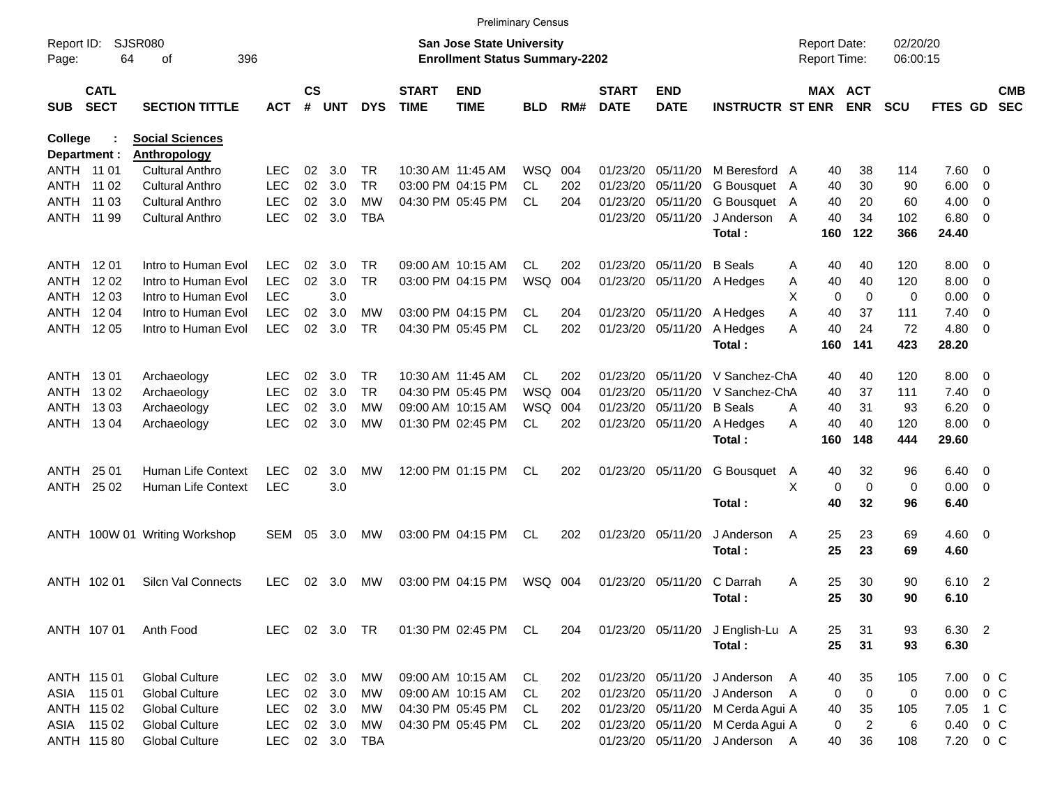Preliminary Census

Report ID: SJSR080

**San Jose State University**
**Enrollment Status Summary-2202**

Report Date: 02/20/20
Report Time: 06:00:15

**College : Social Sciences**
**Department : Anthropology**

| SUB | CATL SECT | SECTION TITTLE | ACT | CS # | UNT | DYS | START TIME | END TIME | BLD | RM# | START DATE | END DATE | INSTRUCTR | ST | MAX ENR | ACT ENR | SCU | FTES | GD | CMB SEC |
|---|---|---|---|---|---|---|---|---|---|---|---|---|---|---|---|---|---|---|---|---|
| ANTH | 11 01 | Cultural Anthro | LEC | 02 | 3.0 | TR | 10:30 AM | 11:45 AM | WSQ | 004 | 01/23/20 | 05/11/20 | M Beresford | A | 40 | 38 | 114 | 7.60 | 0 | |
| ANTH | 11 02 | Cultural Anthro | LEC | 02 | 3.0 | TR | 03:00 PM | 04:15 PM | CL | 202 | 01/23/20 | 05/11/20 | G Bousquet | A | 40 | 30 | 90 | 6.00 | 0 | |
| ANTH | 11 03 | Cultural Anthro | LEC | 02 | 3.0 | MW | 04:30 PM | 05:45 PM | CL | 204 | 01/23/20 | 05/11/20 | G Bousquet | A | 40 | 20 | 60 | 4.00 | 0 | |
| ANTH | 11 99 | Cultural Anthro | LEC | 02 | 3.0 | TBA | | | | | 01/23/20 | 05/11/20 | J Anderson | A | 40 | 34 | 102 | 6.80 | 0 | |
| | | | | | | | | | | | | | **Total :** | | **160** | **122** | **366** | **24.40** | | |
| ANTH | 12 01 | Intro to Human Evol | LEC | 02 | 3.0 | TR | 09:00 AM | 10:15 AM | CL | 202 | 01/23/20 | 05/11/20 | B Seals | A | 40 | 40 | 120 | 8.00 | 0 | |
| ANTH | 12 02 | Intro to Human Evol | LEC | 02 | 3.0 | TR | 03:00 PM | 04:15 PM | WSQ | 004 | 01/23/20 | 05/11/20 | A Hedges | A | 40 | 40 | 120 | 8.00 | 0 | |
| ANTH | 12 03 | Intro to Human Evol | LEC | | 3.0 | | | | | | | | | X | 0 | 0 | 0 | 0.00 | 0 | |
| ANTH | 12 04 | Intro to Human Evol | LEC | 02 | 3.0 | MW | 03:00 PM | 04:15 PM | CL | 204 | 01/23/20 | 05/11/20 | A Hedges | A | 40 | 37 | 111 | 7.40 | 0 | |
| ANTH | 12 05 | Intro to Human Evol | LEC | 02 | 3.0 | TR | 04:30 PM | 05:45 PM | CL | 202 | 01/23/20 | 05/11/20 | A Hedges | A | 40 | 24 | 72 | 4.80 | 0 | |
| | | | | | | | | | | | | | **Total :** | | **160** | **141** | **423** | **28.20** | | |
| ANTH | 13 01 | Archaeology | LEC | 02 | 3.0 | TR | 10:30 AM | 11:45 AM | CL | 202 | 01/23/20 | 05/11/20 | V Sanchez-Ch | A | 40 | 40 | 120 | 8.00 | 0 | |
| ANTH | 13 02 | Archaeology | LEC | 02 | 3.0 | TR | 04:30 PM | 05:45 PM | WSQ | 004 | 01/23/20 | 05/11/20 | V Sanchez-Ch | A | 40 | 37 | 111 | 7.40 | 0 | |
| ANTH | 13 03 | Archaeology | LEC | 02 | 3.0 | MW | 09:00 AM | 10:15 AM | WSQ | 004 | 01/23/20 | 05/11/20 | B Seals | A | 40 | 31 | 93 | 6.20 | 0 | |
| ANTH | 13 04 | Archaeology | LEC | 02 | 3.0 | MW | 01:30 PM | 02:45 PM | CL | 202 | 01/23/20 | 05/11/20 | A Hedges | A | 40 | 40 | 120 | 8.00 | 0 | |
| | | | | | | | | | | | | | **Total :** | | **160** | **148** | **444** | **29.60** | | |
| ANTH | 25 01 | Human Life Context | LEC | 02 | 3.0 | MW | 12:00 PM | 01:15 PM | CL | 202 | 01/23/20 | 05/11/20 | G Bousquet | A | 40 | 32 | 96 | 6.40 | 0 | |
| ANTH | 25 02 | Human Life Context | LEC | | 3.0 | | | | | | | | | X | 0 | 0 | 0 | 0.00 | 0 | |
| | | | | | | | | | | | | | **Total :** | | **40** | **32** | **96** | **6.40** | | |
| ANTH | 100W 01 | Writing Workshop | SEM | 05 | 3.0 | MW | 03:00 PM | 04:15 PM | CL | 202 | 01/23/20 | 05/11/20 | J Anderson | A | 25 | 23 | 69 | 4.60 | 0 | |
| | | | | | | | | | | | | | **Total :** | | **25** | **23** | **69** | **4.60** | | |
| ANTH | 102 01 | Silcn Val Connects | LEC | 02 | 3.0 | MW | 03:00 PM | 04:15 PM | WSQ | 004 | 01/23/20 | 05/11/20 | C Darrah | A | 25 | 30 | 90 | 6.10 | 2 | |
| | | | | | | | | | | | | | **Total :** | | **25** | **30** | **90** | **6.10** | | |
| ANTH | 107 01 | Anth Food | LEC | 02 | 3.0 | TR | 01:30 PM | 02:45 PM | CL | 204 | 01/23/20 | 05/11/20 | J English-Lu | A | 25 | 31 | 93 | 6.30 | 2 | |
| | | | | | | | | | | | | | **Total :** | | **25** | **31** | **93** | **6.30** | | |
| ANTH | 115 01 | Global Culture | LEC | 02 | 3.0 | MW | 09:00 AM | 10:15 AM | CL | 202 | 01/23/20 | 05/11/20 | J Anderson | A | 40 | 35 | 105 | 7.00 | 0 | C |
| ASIA | 115 01 | Global Culture | LEC | 02 | 3.0 | MW | 09:00 AM | 10:15 AM | CL | 202 | 01/23/20 | 05/11/20 | J Anderson | A | 0 | 0 | 0 | 0.00 | 0 | C |
| ANTH | 115 02 | Global Culture | LEC | 02 | 3.0 | MW | 04:30 PM | 05:45 PM | CL | 202 | 01/23/20 | 05/11/20 | M Cerda Agui | A | 40 | 35 | 105 | 7.05 | 1 | C |
| ASIA | 115 02 | Global Culture | LEC | 02 | 3.0 | MW | 04:30 PM | 05:45 PM | CL | 202 | 01/23/20 | 05/11/20 | M Cerda Agui | A | 0 | 2 | 6 | 0.40 | 0 | C |
| ANTH | 115 80 | Global Culture | LEC | 02 | 3.0 | TBA | | | | | 01/23/20 | 05/11/20 | J Anderson | A | 40 | 36 | 108 | 7.20 | 0 | C |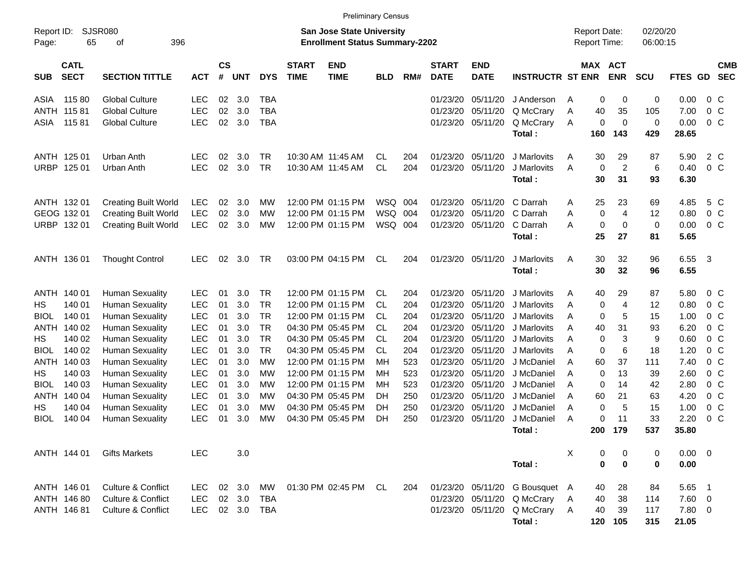Preliminary Census

Report ID: SJSR080

**San Jose State University**
**Enrollment Status Summary-2202**

Report Date: 02/20/20
Report Time: 06:00:15

| SUB | CATL SECT | SECTION TITTLE | ACT | CS # | UNT | DYS | START TIME | END TIME | BLD | RM# | START DATE | END DATE | INSTRUCTR | ST | MAX ENR | ACT ENR | SCU | FTES | GD | CMB SEC |
|---|---|---|---|---|---|---|---|---|---|---|---|---|---|---|---|---|---|---|---|---|
| ASIA | 115 80 | Global Culture | LEC | 02 | 3.0 | TBA | | | | | 01/23/20 | 05/11/20 | J Anderson | A | 0 | 0 | 0 | 0.00 | 0 | C |
| ANTH | 115 81 | Global Culture | LEC | 02 | 3.0 | TBA | | | | | 01/23/20 | 05/11/20 | Q McCrary | A | 40 | 35 | 105 | 7.00 | 0 | C |
| ASIA | 115 81 | Global Culture | LEC | 02 | 3.0 | TBA | | | | | 01/23/20 | 05/11/20 | Q McCrary | A | 0 | 0 | 0 | 0.00 | 0 | C |
| | | | | | | | | | | | | | **Total :** | | **160** | **143** | **429** | **28.65** | | |
| ANTH | 125 01 | Urban Anth | LEC | 02 | 3.0 | TR | 10:30 AM | 11:45 AM | CL | 204 | 01/23/20 | 05/11/20 | J Marlovits | A | 30 | 29 | 87 | 5.90 | 2 | C |
| URBP | 125 01 | Urban Anth | LEC | 02 | 3.0 | TR | 10:30 AM | 11:45 AM | CL | 204 | 01/23/20 | 05/11/20 | J Marlovits | A | 0 | 2 | 6 | 0.40 | 0 | C |
| | | | | | | | | | | | | | **Total :** | | **30** | **31** | **93** | **6.30** | | |
| ANTH | 132 01 | Creating Built World | LEC | 02 | 3.0 | MW | 12:00 PM | 01:15 PM | WSQ | 004 | 01/23/20 | 05/11/20 | C Darrah | A | 25 | 23 | 69 | 4.85 | 5 | C |
| GEOG | 132 01 | Creating Built World | LEC | 02 | 3.0 | MW | 12:00 PM | 01:15 PM | WSQ | 004 | 01/23/20 | 05/11/20 | C Darrah | A | 0 | 4 | 12 | 0.80 | 0 | C |
| URBP | 132 01 | Creating Built World | LEC | 02 | 3.0 | MW | 12:00 PM | 01:15 PM | WSQ | 004 | 01/23/20 | 05/11/20 | C Darrah | A | 0 | 0 | 0 | 0.00 | 0 | C |
| | | | | | | | | | | | | | **Total :** | | **25** | **27** | **81** | **5.65** | | |
| ANTH | 136 01 | Thought Control | LEC | 02 | 3.0 | TR | 03:00 PM | 04:15 PM | CL | 204 | 01/23/20 | 05/11/20 | J Marlovits | A | 30 | 32 | 96 | 6.55 | 3 | |
| | | | | | | | | | | | | | **Total :** | | **30** | **32** | **96** | **6.55** | | |
| ANTH | 140 01 | Human Sexuality | LEC | 01 | 3.0 | TR | 12:00 PM | 01:15 PM | CL | 204 | 01/23/20 | 05/11/20 | J Marlovits | A | 40 | 29 | 87 | 5.80 | 0 | C |
| HS | 140 01 | Human Sexuality | LEC | 01 | 3.0 | TR | 12:00 PM | 01:15 PM | CL | 204 | 01/23/20 | 05/11/20 | J Marlovits | A | 0 | 4 | 12 | 0.80 | 0 | C |
| BIOL | 140 01 | Human Sexuality | LEC | 01 | 3.0 | TR | 12:00 PM | 01:15 PM | CL | 204 | 01/23/20 | 05/11/20 | J Marlovits | A | 0 | 5 | 15 | 1.00 | 0 | C |
| ANTH | 140 02 | Human Sexuality | LEC | 01 | 3.0 | TR | 04:30 PM | 05:45 PM | CL | 204 | 01/23/20 | 05/11/20 | J Marlovits | A | 40 | 31 | 93 | 6.20 | 0 | C |
| HS | 140 02 | Human Sexuality | LEC | 01 | 3.0 | TR | 04:30 PM | 05:45 PM | CL | 204 | 01/23/20 | 05/11/20 | J Marlovits | A | 0 | 3 | 9 | 0.60 | 0 | C |
| BIOL | 140 02 | Human Sexuality | LEC | 01 | 3.0 | TR | 04:30 PM | 05:45 PM | CL | 204 | 01/23/20 | 05/11/20 | J Marlovits | A | 0 | 6 | 18 | 1.20 | 0 | C |
| ANTH | 140 03 | Human Sexuality | LEC | 01 | 3.0 | MW | 12:00 PM | 01:15 PM | MH | 523 | 01/23/20 | 05/11/20 | J McDaniel | A | 60 | 37 | 111 | 7.40 | 0 | C |
| HS | 140 03 | Human Sexuality | LEC | 01 | 3.0 | MW | 12:00 PM | 01:15 PM | MH | 523 | 01/23/20 | 05/11/20 | J McDaniel | A | 0 | 13 | 39 | 2.60 | 0 | C |
| BIOL | 140 03 | Human Sexuality | LEC | 01 | 3.0 | MW | 12:00 PM | 01:15 PM | MH | 523 | 01/23/20 | 05/11/20 | J McDaniel | A | 0 | 14 | 42 | 2.80 | 0 | C |
| ANTH | 140 04 | Human Sexuality | LEC | 01 | 3.0 | MW | 04:30 PM | 05:45 PM | DH | 250 | 01/23/20 | 05/11/20 | J McDaniel | A | 60 | 21 | 63 | 4.20 | 0 | C |
| HS | 140 04 | Human Sexuality | LEC | 01 | 3.0 | MW | 04:30 PM | 05:45 PM | DH | 250 | 01/23/20 | 05/11/20 | J McDaniel | A | 0 | 5 | 15 | 1.00 | 0 | C |
| BIOL | 140 04 | Human Sexuality | LEC | 01 | 3.0 | MW | 04:30 PM | 05:45 PM | DH | 250 | 01/23/20 | 05/11/20 | J McDaniel | A | 0 | 11 | 33 | 2.20 | 0 | C |
| | | | | | | | | | | | | | **Total :** | | **200** | **179** | **537** | **35.80** | | |
| ANTH | 144 01 | Gifts Markets | LEC | | 3.0 | | | | | | | | | X | 0 | 0 | 0 | 0.00 | 0 | |
| | | | | | | | | | | | | | **Total :** | | **0** | **0** | **0** | **0.00** | | |
| ANTH | 146 01 | Culture & Conflict | LEC | 02 | 3.0 | MW | 01:30 PM | 02:45 PM | CL | 204 | 01/23/20 | 05/11/20 | G Bousquet | A | 40 | 28 | 84 | 5.65 | 1 | |
| ANTH | 146 80 | Culture & Conflict | LEC | 02 | 3.0 | TBA | | | | | 01/23/20 | 05/11/20 | Q McCrary | A | 40 | 38 | 114 | 7.60 | 0 | |
| ANTH | 146 81 | Culture & Conflict | LEC | 02 | 3.0 | TBA | | | | | 01/23/20 | 05/11/20 | Q McCrary | A | 40 | 39 | 117 | 7.80 | 0 | |
| | | | | | | | | | | | | | **Total :** | | **120** | **105** | **315** | **21.05** | | |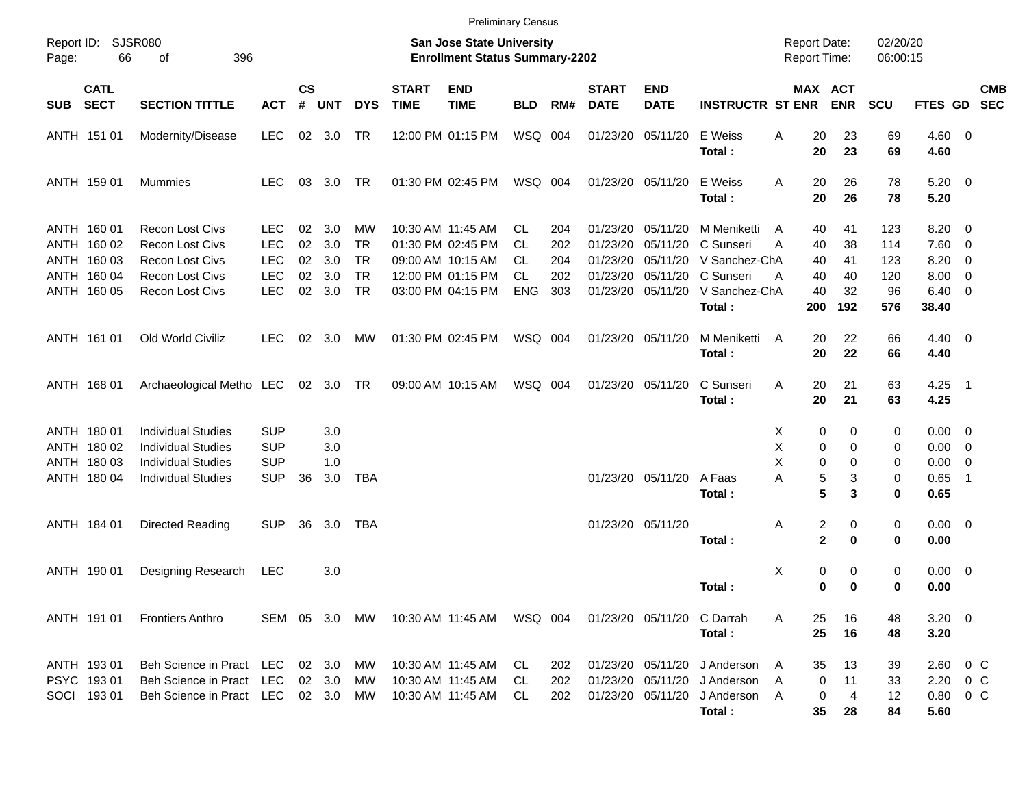Preliminary Census

Report ID: SJSR080
Page: 66 of 396

**San Jose State University**
**Enrollment Status Summary-2202**

Report Date: 02/20/20
Report Time: 06:00:15

| SUB | CATL SECT | SECTION TITTLE | ACT | CS # | UNT | DYS | START TIME | END TIME | BLD | RM# | START DATE | END DATE | INSTRUCTR | ST | MAX ENR | ACT ENR | SCU | FTES | GD | CMB SEC |
|---|---|---|---|---|---|---|---|---|---|---|---|---|---|---|---|---|---|---|---|---|
| ANTH | 151 01 | Modernity/Disease | LEC | 02 | 3.0 | TR | 12:00 PM | 01:15 PM | WSQ | 004 | 01/23/20 | 05/11/20 | E Weiss | A | 20 | 23 | 69 | 4.60 | 0 | |
| | | | | | | | | | | | | | **Total :** | | **20** | **23** | **69** | **4.60** | | |
| ANTH | 159 01 | Mummies | LEC | 03 | 3.0 | TR | 01:30 PM | 02:45 PM | WSQ | 004 | 01/23/20 | 05/11/20 | E Weiss | A | 20 | 26 | 78 | 5.20 | 0 | |
| | | | | | | | | | | | | | **Total :** | | **20** | **26** | **78** | **5.20** | | |
| ANTH | 160 01 | Recon Lost Civs | LEC | 02 | 3.0 | MW | 10:30 AM | 11:45 AM | CL | 204 | 01/23/20 | 05/11/20 | M Meniketti | A | 40 | 41 | 123 | 8.20 | 0 | |
| ANTH | 160 02 | Recon Lost Civs | LEC | 02 | 3.0 | TR | 01:30 PM | 02:45 PM | CL | 202 | 01/23/20 | 05/11/20 | C Sunseri | A | 40 | 38 | 114 | 7.60 | 0 | |
| ANTH | 160 03 | Recon Lost Civs | LEC | 02 | 3.0 | TR | 09:00 AM | 10:15 AM | CL | 204 | 01/23/20 | 05/11/20 | V Sanchez-Ch | A | 40 | 41 | 123 | 8.20 | 0 | |
| ANTH | 160 04 | Recon Lost Civs | LEC | 02 | 3.0 | TR | 12:00 PM | 01:15 PM | CL | 202 | 01/23/20 | 05/11/20 | C Sunseri | A | 40 | 40 | 120 | 8.00 | 0 | |
| ANTH | 160 05 | Recon Lost Civs | LEC | 02 | 3.0 | TR | 03:00 PM | 04:15 PM | ENG | 303 | 01/23/20 | 05/11/20 | V Sanchez-Ch | A | 40 | 32 | 96 | 6.40 | 0 | |
| | | | | | | | | | | | | | **Total :** | | **200** | **192** | **576** | **38.40** | | |
| ANTH | 161 01 | Old World Civiliz | LEC | 02 | 3.0 | MW | 01:30 PM | 02:45 PM | WSQ | 004 | 01/23/20 | 05/11/20 | M Meniketti | A | 20 | 22 | 66 | 4.40 | 0 | |
| | | | | | | | | | | | | | **Total :** | | **20** | **22** | **66** | **4.40** | | |
| ANTH | 168 01 | Archaeological Metho | LEC | 02 | 3.0 | TR | 09:00 AM | 10:15 AM | WSQ | 004 | 01/23/20 | 05/11/20 | C Sunseri | A | 20 | 21 | 63 | 4.25 | 1 | |
| | | | | | | | | | | | | | **Total :** | | **20** | **21** | **63** | **4.25** | | |
| ANTH | 180 01 | Individual Studies | SUP | | 3.0 | | | | | | | | | X | 0 | 0 | 0 | 0.00 | 0 | |
| ANTH | 180 02 | Individual Studies | SUP | | 3.0 | | | | | | | | | X | 0 | 0 | 0 | 0.00 | 0 | |
| ANTH | 180 03 | Individual Studies | SUP | | 1.0 | | | | | | | | | X | 0 | 0 | 0 | 0.00 | 0 | |
| ANTH | 180 04 | Individual Studies | SUP | 36 | 3.0 | TBA | | | | | 01/23/20 | 05/11/20 | A Faas | A | 5 | 3 | 0 | 0.65 | 1 | |
| | | | | | | | | | | | | | **Total :** | | **5** | **3** | **0** | **0.65** | | |
| ANTH | 184 01 | Directed Reading | SUP | 36 | 3.0 | TBA | | | | | 01/23/20 | 05/11/20 | | A | 2 | 0 | 0 | 0.00 | 0 | |
| | | | | | | | | | | | | | **Total :** | | **2** | **0** | **0** | **0.00** | | |
| ANTH | 190 01 | Designing Research | LEC | | 3.0 | | | | | | | | | X | 0 | 0 | 0 | 0.00 | 0 | |
| | | | | | | | | | | | | | **Total :** | | **0** | **0** | **0** | **0.00** | | |
| ANTH | 191 01 | Frontiers Anthro | SEM | 05 | 3.0 | MW | 10:30 AM | 11:45 AM | WSQ | 004 | 01/23/20 | 05/11/20 | C Darrah | A | 25 | 16 | 48 | 3.20 | 0 | |
| | | | | | | | | | | | | | **Total :** | | **25** | **16** | **48** | **3.20** | | |
| ANTH | 193 01 | Beh Science in Pract | LEC | 02 | 3.0 | MW | 10:30 AM | 11:45 AM | CL | 202 | 01/23/20 | 05/11/20 | J Anderson | A | 35 | 13 | 39 | 2.60 | 0 | C |
| PSYC | 193 01 | Beh Science in Pract | LEC | 02 | 3.0 | MW | 10:30 AM | 11:45 AM | CL | 202 | 01/23/20 | 05/11/20 | J Anderson | A | 0 | 11 | 33 | 2.20 | 0 | C |
| SOCI | 193 01 | Beh Science in Pract | LEC | 02 | 3.0 | MW | 10:30 AM | 11:45 AM | CL | 202 | 01/23/20 | 05/11/20 | J Anderson | A | 0 | 4 | 12 | 0.80 | 0 | C |
| | | | | | | | | | | | | | **Total :** | | **35** | **28** | **84** | **5.60** | | |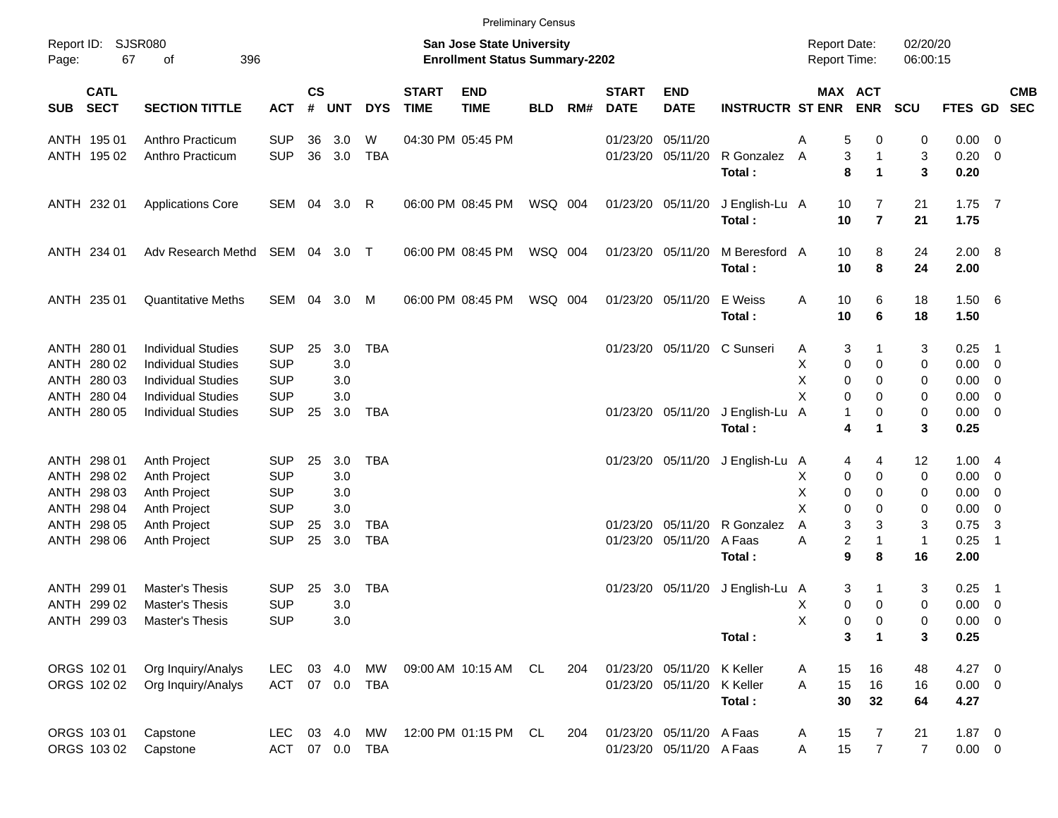Preliminary Census

Report ID: SJSR080

**San Jose State University**
**Enrollment Status Summary-2202**

Report Date: 02/20/20
Report Time: 06:00:15

| SUB | CATL SECT | SECTION TITTLE | ACT | CS # | UNT | DYS | START TIME | END TIME | BLD | RM# | START DATE | END DATE | INSTRUCTR | ST | MAX ENR | ACT ENR | SCU | FTES | GD | CMB SEC |
|---|---|---|---|---|---|---|---|---|---|---|---|---|---|---|---|---|---|---|---|---|
| ANTH | 195 01 | Anthro Practicum | SUP | 36 | 3.0 | W | 04:30 PM | 05:45 PM | | | 01/23/20 | 05/11/20 | | A | 5 | 0 | 0 | 0.00 | 0 | |
| ANTH | 195 02 | Anthro Practicum | SUP | 36 | 3.0 | TBA | | | | | 01/23/20 | 05/11/20 | R Gonzalez | A | 3 | 1 | 3 | 0.20 | 0 | |
| | | | | | | | | | | | | | **Total :** | | **8** | **1** | **3** | **0.20** | | |
| ANTH | 232 01 | Applications Core | SEM | 04 | 3.0 | R | 06:00 PM | 08:45 PM | WSQ | 004 | 01/23/20 | 05/11/20 | J English-Lu | A | 10 | 7 | 21 | 1.75 | 7 | |
| | | | | | | | | | | | | | **Total :** | | **10** | **7** | **21** | **1.75** | | |
| ANTH | 234 01 | Adv Research Methd | SEM | 04 | 3.0 | T | 06:00 PM | 08:45 PM | WSQ | 004 | 01/23/20 | 05/11/20 | M Beresford | A | 10 | 8 | 24 | 2.00 | 8 | |
| | | | | | | | | | | | | | **Total :** | | **10** | **8** | **24** | **2.00** | | |
| ANTH | 235 01 | Quantitative Meths | SEM | 04 | 3.0 | M | 06:00 PM | 08:45 PM | WSQ | 004 | 01/23/20 | 05/11/20 | E Weiss | A | 10 | 6 | 18 | 1.50 | 6 | |
| | | | | | | | | | | | | | **Total :** | | **10** | **6** | **18** | **1.50** | | |
| ANTH | 280 01 | Individual Studies | SUP | 25 | 3.0 | TBA | | | | | 01/23/20 | 05/11/20 | C Sunseri | A | 3 | 1 | 3 | 0.25 | 1 | |
| ANTH | 280 02 | Individual Studies | SUP | | 3.0 | | | | | | | | | X | 0 | 0 | 0 | 0.00 | 0 | |
| ANTH | 280 03 | Individual Studies | SUP | | 3.0 | | | | | | | | | X | 0 | 0 | 0 | 0.00 | 0 | |
| ANTH | 280 04 | Individual Studies | SUP | | 3.0 | | | | | | | | | X | 0 | 0 | 0 | 0.00 | 0 | |
| ANTH | 280 05 | Individual Studies | SUP | 25 | 3.0 | TBA | | | | | 01/23/20 | 05/11/20 | J English-Lu | A | 1 | 0 | 0 | 0.00 | 0 | |
| | | | | | | | | | | | | | **Total :** | | **4** | **1** | **3** | **0.25** | | |
| ANTH | 298 01 | Anth Project | SUP | 25 | 3.0 | TBA | | | | | 01/23/20 | 05/11/20 | J English-Lu | A | 4 | 4 | 12 | 1.00 | 4 | |
| ANTH | 298 02 | Anth Project | SUP | | 3.0 | | | | | | | | | X | 0 | 0 | 0 | 0.00 | 0 | |
| ANTH | 298 03 | Anth Project | SUP | | 3.0 | | | | | | | | | X | 0 | 0 | 0 | 0.00 | 0 | |
| ANTH | 298 04 | Anth Project | SUP | | 3.0 | | | | | | | | | X | 0 | 0 | 0 | 0.00 | 0 | |
| ANTH | 298 05 | Anth Project | SUP | 25 | 3.0 | TBA | | | | | 01/23/20 | 05/11/20 | R Gonzalez | A | 3 | 3 | 3 | 0.75 | 3 | |
| ANTH | 298 06 | Anth Project | SUP | 25 | 3.0 | TBA | | | | | 01/23/20 | 05/11/20 | A Faas | A | 2 | 1 | 1 | 0.25 | 1 | |
| | | | | | | | | | | | | | **Total :** | | **9** | **8** | **16** | **2.00** | | |
| ANTH | 299 01 | Master's Thesis | SUP | 25 | 3.0 | TBA | | | | | 01/23/20 | 05/11/20 | J English-Lu | A | 3 | 1 | 3 | 0.25 | 1 | |
| ANTH | 299 02 | Master's Thesis | SUP | | 3.0 | | | | | | | | | X | 0 | 0 | 0 | 0.00 | 0 | |
| ANTH | 299 03 | Master's Thesis | SUP | | 3.0 | | | | | | | | | X | 0 | 0 | 0 | 0.00 | 0 | |
| | | | | | | | | | | | | | **Total :** | | **3** | **1** | **3** | **0.25** | | |
| ORGS | 102 01 | Org Inquiry/Analys | LEC | 03 | 4.0 | MW | 09:00 AM | 10:15 AM | CL | 204 | 01/23/20 | 05/11/20 | K Keller | A | 15 | 16 | 48 | 4.27 | 0 | |
| ORGS | 102 02 | Org Inquiry/Analys | ACT | 07 | 0.0 | TBA | | | | | 01/23/20 | 05/11/20 | K Keller | A | 15 | 16 | 16 | 0.00 | 0 | |
| | | | | | | | | | | | | | **Total :** | | **30** | **32** | **64** | **4.27** | | |
| ORGS | 103 01 | Capstone | LEC | 03 | 4.0 | MW | 12:00 PM | 01:15 PM | CL | 204 | 01/23/20 | 05/11/20 | A Faas | A | 15 | 7 | 21 | 1.87 | 0 | |
| ORGS | 103 02 | Capstone | ACT | 07 | 0.0 | TBA | | | | | 01/23/20 | 05/11/20 | A Faas | A | 15 | 7 | 7 | 0.00 | 0 | |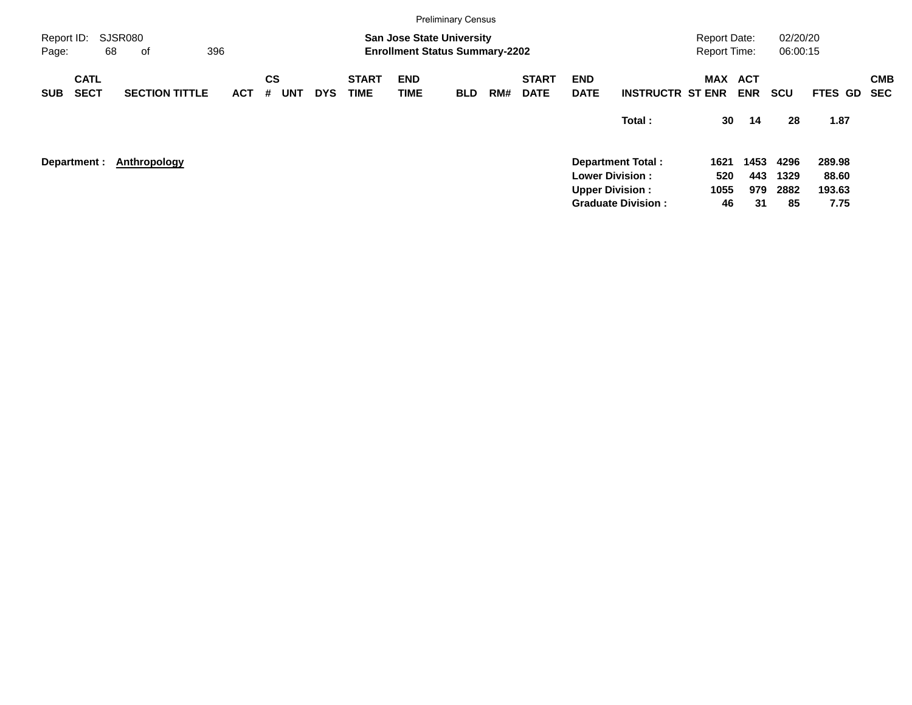Preliminary Census

Report ID: SJSR080

**San Jose State University**
**Enrollment Status Summary-2202**

Report Date: 02/20/20
Report Time: 06:00:15

| SUB | CATL SECT | SECTION TITTLE | ACT | CS # | UNT | DYS | START TIME | END TIME | BLD | RM# | START DATE | END DATE | INSTRUCTR | MAX ST ENR | ACT ENR | SCU | FTES | GD | CMB SEC |
|---|---|---|---|---|---|---|---|---|---|---|---|---|---|---|---|---|---|---|---|
| | | | | | | | | | | | | | **Total :** | **30** | **14** | **28** | **1.87** | | |

**Department :** **Anthropology**

| | MAX ST ENR | ACT ENR | SCU | FTES |
|---|---|---|---|---|
| **Department Total :** | **1621** | **1453** | **4296** | **289.98** |
| **Lower Division :** | **520** | **443** | **1329** | **88.60** |
| **Upper Division :** | **1055** | **979** | **2882** | **193.63** |
| **Graduate Division :** | **46** | **31** | **85** | **7.75** |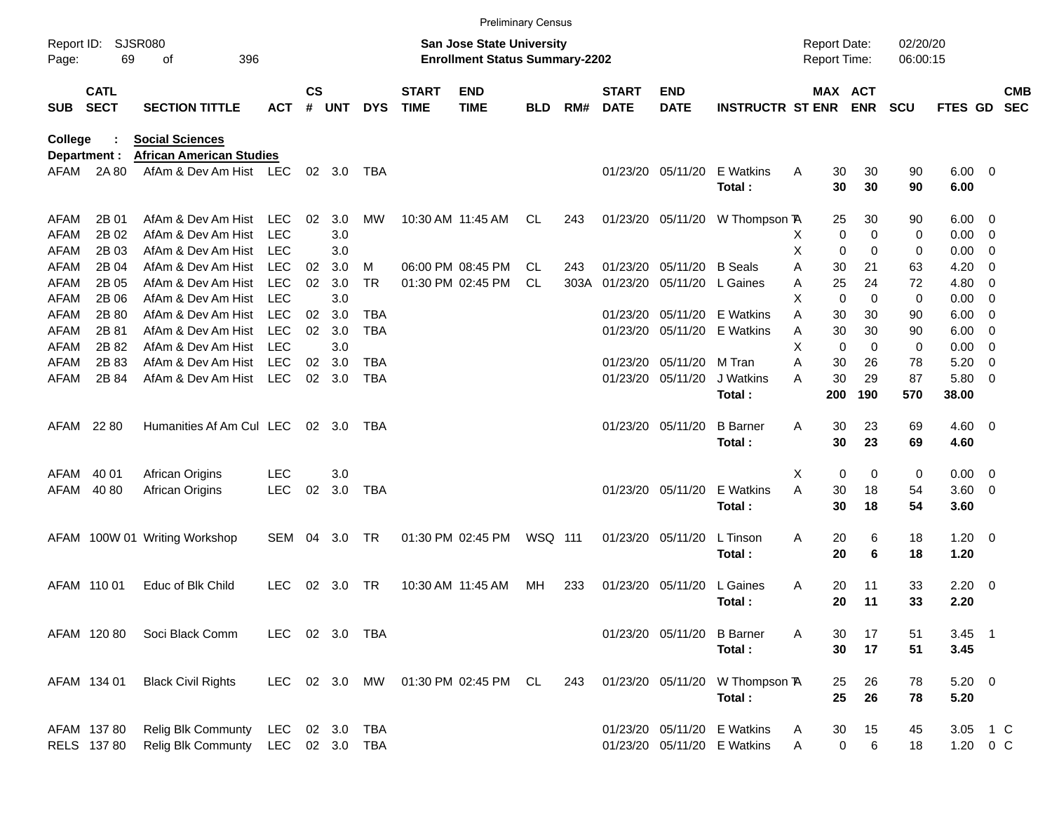Preliminary Census

Report ID: SJSR080
Page: 69 of 396

**San Jose State University**
**Enrollment Status Summary-2202**

Report Date: 02/20/20
Report Time: 06:00:15

| SUB | CATL SECT | SECTION TITTLE | ACT | CS # | UNT | DYS | START TIME | END TIME | BLD | RM# | START DATE | END DATE | INSTRUCTR | ST | MAX ENR | ACT ENR | SCU | FTES | GD | CMB SEC |
|---|---|---|---|---|---|---|---|---|---|---|---|---|---|---|---|---|---|---|---|---|
| **College** | **:** | **Social Sciences** | | | | | | | | | | | | | | | | | | |
| **Department :** | | **African American Studies** | | | | | | | | | | | | | | | | | | |
| AFAM | 2A 80 | AfAm & Dev Am Hist | LEC | 02 | 3.0 | TBA | | | | | 01/23/20 | 05/11/20 | E Watkins | A | 30 | 30 | 90 | 6.00 | 0 | |
| | | | | | | | | | | | | | **Total :** | | **30** | **30** | **90** | **6.00** | | |
| AFAM | 2B 01 | AfAm & Dev Am Hist | LEC | 02 | 3.0 | MW | 10:30 AM | 11:45 AM | CL | 243 | 01/23/20 | 05/11/20 | W Thompson T | A | 25 | 30 | 90 | 6.00 | 0 | |
| AFAM | 2B 02 | AfAm & Dev Am Hist | LEC | | 3.0 | | | | | | | | | X | 0 | 0 | 0 | 0.00 | 0 | |
| AFAM | 2B 03 | AfAm & Dev Am Hist | LEC | | 3.0 | | | | | | | | | X | 0 | 0 | 0 | 0.00 | 0 | |
| AFAM | 2B 04 | AfAm & Dev Am Hist | LEC | 02 | 3.0 | M | 06:00 PM | 08:45 PM | CL | 243 | 01/23/20 | 05/11/20 | B Seals | A | 30 | 21 | 63 | 4.20 | 0 | |
| AFAM | 2B 05 | AfAm & Dev Am Hist | LEC | 02 | 3.0 | TR | 01:30 PM | 02:45 PM | CL | 303A | 01/23/20 | 05/11/20 | L Gaines | A | 25 | 24 | 72 | 4.80 | 0 | |
| AFAM | 2B 06 | AfAm & Dev Am Hist | LEC | | 3.0 | | | | | | | | | X | 0 | 0 | 0 | 0.00 | 0 | |
| AFAM | 2B 80 | AfAm & Dev Am Hist | LEC | 02 | 3.0 | TBA | | | | | 01/23/20 | 05/11/20 | E Watkins | A | 30 | 30 | 90 | 6.00 | 0 | |
| AFAM | 2B 81 | AfAm & Dev Am Hist | LEC | 02 | 3.0 | TBA | | | | | 01/23/20 | 05/11/20 | E Watkins | A | 30 | 30 | 90 | 6.00 | 0 | |
| AFAM | 2B 82 | AfAm & Dev Am Hist | LEC | | 3.0 | | | | | | | | | X | 0 | 0 | 0 | 0.00 | 0 | |
| AFAM | 2B 83 | AfAm & Dev Am Hist | LEC | 02 | 3.0 | TBA | | | | | 01/23/20 | 05/11/20 | M Tran | A | 30 | 26 | 78 | 5.20 | 0 | |
| AFAM | 2B 84 | AfAm & Dev Am Hist | LEC | 02 | 3.0 | TBA | | | | | 01/23/20 | 05/11/20 | J Watkins | A | 30 | 29 | 87 | 5.80 | 0 | |
| | | | | | | | | | | | | | **Total :** | | **200** | **190** | **570** | **38.00** | | |
| AFAM | 22 80 | Humanities Af Am Cul | LEC | 02 | 3.0 | TBA | | | | | 01/23/20 | 05/11/20 | B Barner | A | 30 | 23 | 69 | 4.60 | 0 | |
| | | | | | | | | | | | | | **Total :** | | **30** | **23** | **69** | **4.60** | | |
| AFAM | 40 01 | African Origins | LEC | | 3.0 | | | | | | | | | X | 0 | 0 | 0 | 0.00 | 0 | |
| AFAM | 40 80 | African Origins | LEC | 02 | 3.0 | TBA | | | | | 01/23/20 | 05/11/20 | E Watkins | A | 30 | 18 | 54 | 3.60 | 0 | |
| | | | | | | | | | | | | | **Total :** | | **30** | **18** | **54** | **3.60** | | |
| AFAM | 100W 01 | Writing Workshop | SEM | 04 | 3.0 | TR | 01:30 PM | 02:45 PM | WSQ | 111 | 01/23/20 | 05/11/20 | L Tinson | A | 20 | 6 | 18 | 1.20 | 0 | |
| | | | | | | | | | | | | | **Total :** | | **20** | **6** | **18** | **1.20** | | |
| AFAM | 110 01 | Educ of Blk Child | LEC | 02 | 3.0 | TR | 10:30 AM | 11:45 AM | MH | 233 | 01/23/20 | 05/11/20 | L Gaines | A | 20 | 11 | 33 | 2.20 | 0 | |
| | | | | | | | | | | | | | **Total :** | | **20** | **11** | **33** | **2.20** | | |
| AFAM | 120 80 | Soci Black Comm | LEC | 02 | 3.0 | TBA | | | | | 01/23/20 | 05/11/20 | B Barner | A | 30 | 17 | 51 | 3.45 | 1 | |
| | | | | | | | | | | | | | **Total :** | | **30** | **17** | **51** | **3.45** | | |
| AFAM | 134 01 | Black Civil Rights | LEC | 02 | 3.0 | MW | 01:30 PM | 02:45 PM | CL | 243 | 01/23/20 | 05/11/20 | W Thompson T | A | 25 | 26 | 78 | 5.20 | 0 | |
| | | | | | | | | | | | | | **Total :** | | **25** | **26** | **78** | **5.20** | | |
| AFAM | 137 80 | Relig Blk Communty | LEC | 02 | 3.0 | TBA | | | | | 01/23/20 | 05/11/20 | E Watkins | A | 30 | 15 | 45 | 3.05 | 1 | C |
| RELS | 137 80 | Relig Blk Communty | LEC | 02 | 3.0 | TBA | | | | | 01/23/20 | 05/11/20 | E Watkins | A | 0 | 6 | 18 | 1.20 | 0 | C |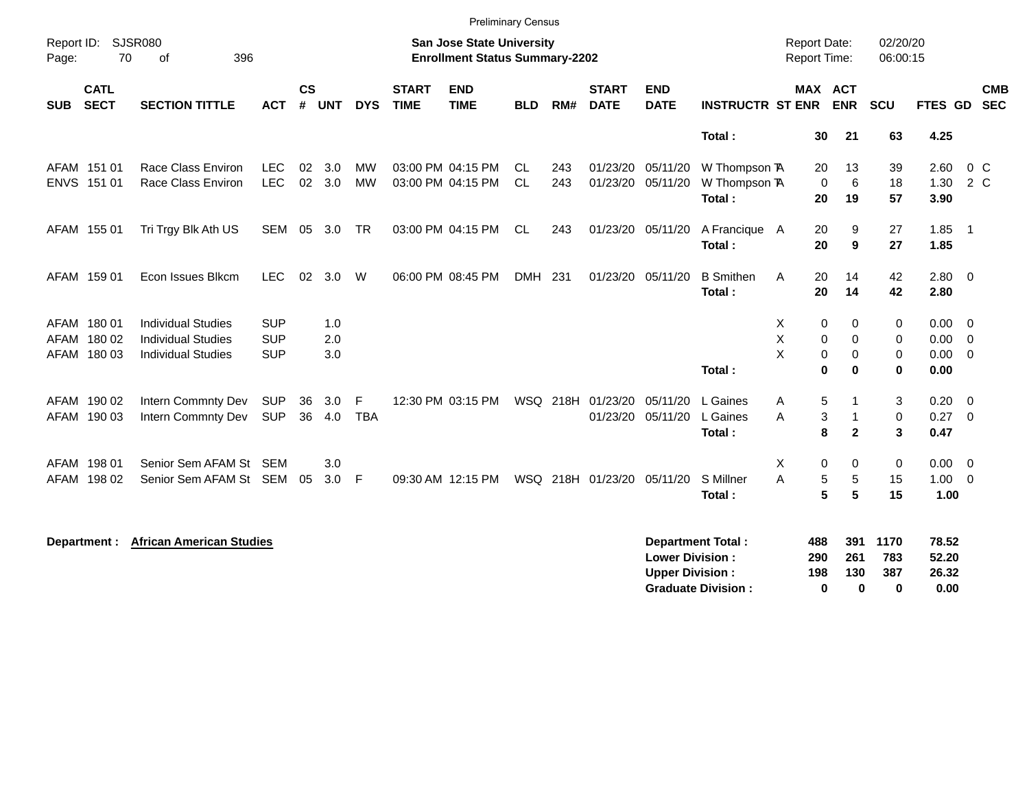Preliminary Census

Report ID: SJSR080

**San Jose State University**
**Enrollment Status Summary-2202**

Report Date: 02/20/20
Report Time: 06:00:15

| SUB | CATL SECT | SECTION TITTLE | ACT | CS # | UNT | DYS | START TIME | END TIME | BLD | RM# | START DATE | END DATE | INSTRUCTR | ST | MAX ENR | ACT ENR | SCU | FTES | GD | CMB SEC |
|---|---|---|---|---|---|---|---|---|---|---|---|---|---|---|---|---|---|---|---|---|
| | | | | | | | | | | | | | **Total :** | | **30** | **21** | **63** | **4.25** | | |
| AFAM | 151 01 | Race Class Environ | LEC | 02 | 3.0 | MW | 03:00 PM | 04:15 PM | CL | 243 | 01/23/20 | 05/11/20 | W Thompson T | A | 20 | 13 | 39 | 2.60 | 0 | C |
| ENVS | 151 01 | Race Class Environ | LEC | 02 | 3.0 | MW | 03:00 PM | 04:15 PM | CL | 243 | 01/23/20 | 05/11/20 | W Thompson T | A | 0 | 6 | 18 | 1.30 | 2 | C |
| | | | | | | | | | | | | | **Total :** | | **20** | **19** | **57** | **3.90** | | |
| AFAM | 155 01 | Tri Trgy Blk Ath US | SEM | 05 | 3.0 | TR | 03:00 PM | 04:15 PM | CL | 243 | 01/23/20 | 05/11/20 | A Francique | A | 20 | 9 | 27 | 1.85 | 1 | |
| | | | | | | | | | | | | | **Total :** | | **20** | **9** | **27** | **1.85** | | |
| AFAM | 159 01 | Econ Issues Blkcm | LEC | 02 | 3.0 | W | 06:00 PM | 08:45 PM | DMH | 231 | 01/23/20 | 05/11/20 | B Smithen | A | 20 | 14 | 42 | 2.80 | 0 | |
| | | | | | | | | | | | | | **Total :** | | **20** | **14** | **42** | **2.80** | | |
| AFAM | 180 01 | Individual Studies | SUP | | 1.0 | | | | | | | | | X | 0 | 0 | 0 | 0.00 | 0 | |
| AFAM | 180 02 | Individual Studies | SUP | | 2.0 | | | | | | | | | X | 0 | 0 | 0 | 0.00 | 0 | |
| AFAM | 180 03 | Individual Studies | SUP | | 3.0 | | | | | | | | | X | 0 | 0 | 0 | 0.00 | 0 | |
| | | | | | | | | | | | | | **Total :** | | **0** | **0** | **0** | **0.00** | | |
| AFAM | 190 02 | Intern Commnty Dev | SUP | 36 | 3.0 | F | 12:30 PM | 03:15 PM | WSQ | 218H | 01/23/20 | 05/11/20 | L Gaines | A | 5 | 1 | 3 | 0.20 | 0 | |
| AFAM | 190 03 | Intern Commnty Dev | SUP | 36 | 4.0 | TBA | | | | | 01/23/20 | 05/11/20 | L Gaines | A | 3 | 1 | 0 | 0.27 | 0 | |
| | | | | | | | | | | | | | **Total :** | | **8** | **2** | **3** | **0.47** | | |
| AFAM | 198 01 | Senior Sem AFAM St | SEM | | 3.0 | | | | | | | | | X | 0 | 0 | 0 | 0.00 | 0 | |
| AFAM | 198 02 | Senior Sem AFAM St | SEM | 05 | 3.0 | F | 09:30 AM | 12:15 PM | WSQ | 218H | 01/23/20 | 05/11/20 | S Millner | A | 5 | 5 | 15 | 1.00 | 0 | |
| | | | | | | | | | | | | | **Total :** | | **5** | **5** | **15** | **1.00** | | |

**Department : African American Studies**

| | MAX ENR | ACT ENR | SCU | FTES |
|---|---|---|---|---|
| **Department Total :** | **488** | **391** | **1170** | **78.52** |
| **Lower Division :** | **290** | **261** | **783** | **52.20** |
| **Upper Division :** | **198** | **130** | **387** | **26.32** |
| **Graduate Division :** | **0** | **0** | **0** | **0.00** |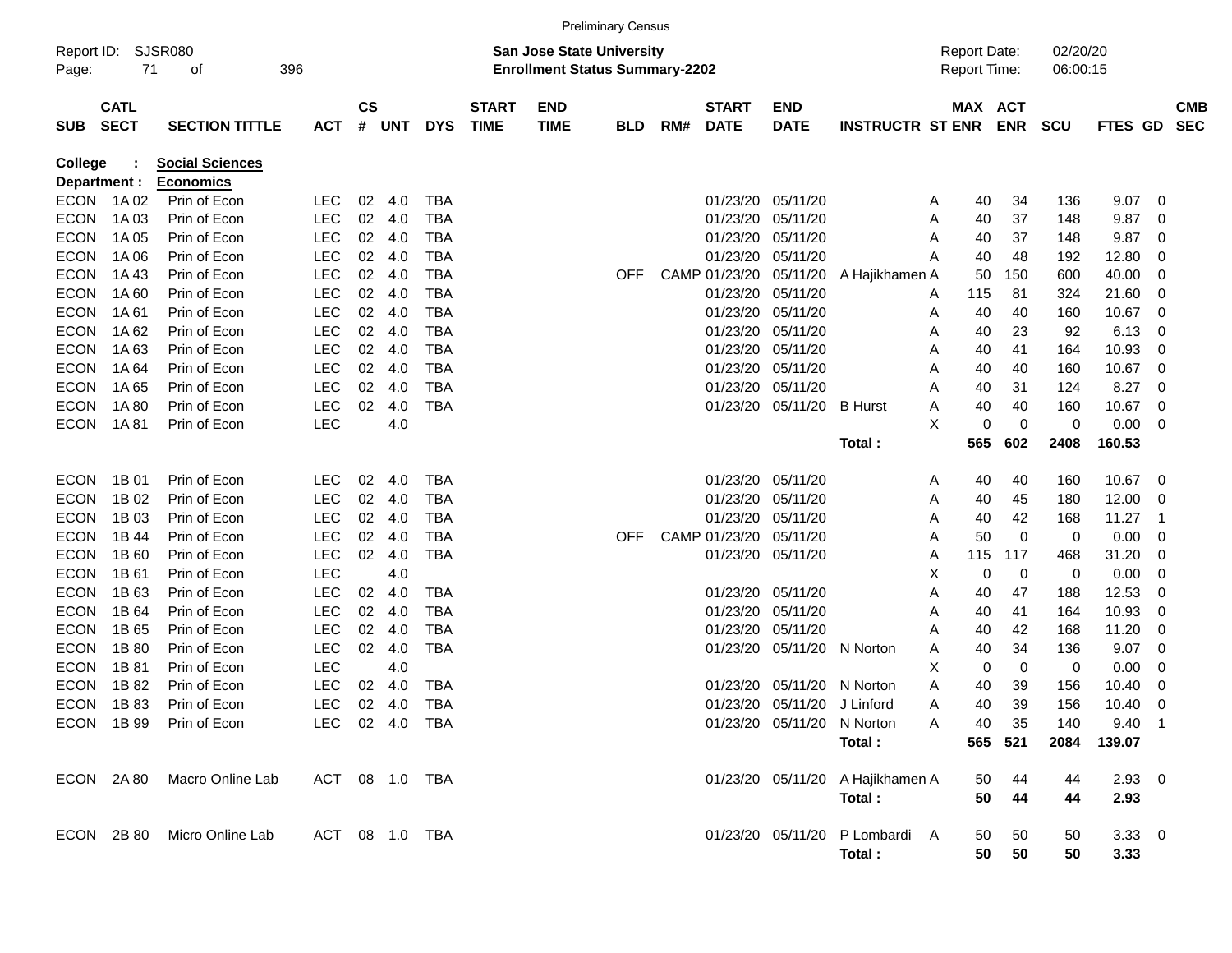Preliminary Census

Report ID: SJSR080
Page: 71 of 396

**San Jose State University**
**Enrollment Status Summary-2202**

Report Date: 02/20/20
Report Time: 06:00:15

**College : Social Sciences**
**Department : Economics**

| SUB | CATL SECT | SECTION TITTLE | ACT | CS # | UNT | DYS | START TIME | END TIME | BLD | RM# | START DATE | END DATE | INSTRUCTR | ST | MAX ENR | ACT ENR | SCU | FTES | GD | CMB SEC |
|---|---|---|---|---|---|---|---|---|---|---|---|---|---|---|---|---|---|---|---|---|
| ECON | 1A 02 | Prin of Econ | LEC | 02 | 4.0 | TBA | | | | | 01/23/20 | 05/11/20 | | A | 40 | 34 | 136 | 9.07 | 0 | |
| ECON | 1A 03 | Prin of Econ | LEC | 02 | 4.0 | TBA | | | | | 01/23/20 | 05/11/20 | | A | 40 | 37 | 148 | 9.87 | 0 | |
| ECON | 1A 05 | Prin of Econ | LEC | 02 | 4.0 | TBA | | | | | 01/23/20 | 05/11/20 | | A | 40 | 37 | 148 | 9.87 | 0 | |
| ECON | 1A 06 | Prin of Econ | LEC | 02 | 4.0 | TBA | | | | | 01/23/20 | 05/11/20 | | A | 40 | 48 | 192 | 12.80 | 0 | |
| ECON | 1A 43 | Prin of Econ | LEC | 02 | 4.0 | TBA | | | OFF | CAMP | 01/23/20 | 05/11/20 | A Hajikhamen | A | 50 | 150 | 600 | 40.00 | 0 | |
| ECON | 1A 60 | Prin of Econ | LEC | 02 | 4.0 | TBA | | | | | 01/23/20 | 05/11/20 | | A | 115 | 81 | 324 | 21.60 | 0 | |
| ECON | 1A 61 | Prin of Econ | LEC | 02 | 4.0 | TBA | | | | | 01/23/20 | 05/11/20 | | A | 40 | 40 | 160 | 10.67 | 0 | |
| ECON | 1A 62 | Prin of Econ | LEC | 02 | 4.0 | TBA | | | | | 01/23/20 | 05/11/20 | | A | 40 | 23 | 92 | 6.13 | 0 | |
| ECON | 1A 63 | Prin of Econ | LEC | 02 | 4.0 | TBA | | | | | 01/23/20 | 05/11/20 | | A | 40 | 41 | 164 | 10.93 | 0 | |
| ECON | 1A 64 | Prin of Econ | LEC | 02 | 4.0 | TBA | | | | | 01/23/20 | 05/11/20 | | A | 40 | 40 | 160 | 10.67 | 0 | |
| ECON | 1A 65 | Prin of Econ | LEC | 02 | 4.0 | TBA | | | | | 01/23/20 | 05/11/20 | | A | 40 | 31 | 124 | 8.27 | 0 | |
| ECON | 1A 80 | Prin of Econ | LEC | 02 | 4.0 | TBA | | | | | 01/23/20 | 05/11/20 | B Hurst | A | 40 | 40 | 160 | 10.67 | 0 | |
| ECON | 1A 81 | Prin of Econ | LEC | | 4.0 | | | | | | | | | X | 0 | 0 | 0 | 0.00 | 0 | |
| | | | | | | | | | | | | | **Total :** | | **565** | **602** | **2408** | **160.53** | | |
| ECON | 1B 01 | Prin of Econ | LEC | 02 | 4.0 | TBA | | | | | 01/23/20 | 05/11/20 | | A | 40 | 40 | 160 | 10.67 | 0 | |
| ECON | 1B 02 | Prin of Econ | LEC | 02 | 4.0 | TBA | | | | | 01/23/20 | 05/11/20 | | A | 40 | 45 | 180 | 12.00 | 0 | |
| ECON | 1B 03 | Prin of Econ | LEC | 02 | 4.0 | TBA | | | | | 01/23/20 | 05/11/20 | | A | 40 | 42 | 168 | 11.27 | 1 | |
| ECON | 1B 44 | Prin of Econ | LEC | 02 | 4.0 | TBA | | | OFF | CAMP | 01/23/20 | 05/11/20 | | A | 50 | 0 | 0 | 0.00 | 0 | |
| ECON | 1B 60 | Prin of Econ | LEC | 02 | 4.0 | TBA | | | | | 01/23/20 | 05/11/20 | | A | 115 | 117 | 468 | 31.20 | 0 | |
| ECON | 1B 61 | Prin of Econ | LEC | | 4.0 | | | | | | | | | X | 0 | 0 | 0 | 0.00 | 0 | |
| ECON | 1B 63 | Prin of Econ | LEC | 02 | 4.0 | TBA | | | | | 01/23/20 | 05/11/20 | | A | 40 | 47 | 188 | 12.53 | 0 | |
| ECON | 1B 64 | Prin of Econ | LEC | 02 | 4.0 | TBA | | | | | 01/23/20 | 05/11/20 | | A | 40 | 41 | 164 | 10.93 | 0 | |
| ECON | 1B 65 | Prin of Econ | LEC | 02 | 4.0 | TBA | | | | | 01/23/20 | 05/11/20 | | A | 40 | 42 | 168 | 11.20 | 0 | |
| ECON | 1B 80 | Prin of Econ | LEC | 02 | 4.0 | TBA | | | | | 01/23/20 | 05/11/20 | N Norton | A | 40 | 34 | 136 | 9.07 | 0 | |
| ECON | 1B 81 | Prin of Econ | LEC | | 4.0 | | | | | | | | | X | 0 | 0 | 0 | 0.00 | 0 | |
| ECON | 1B 82 | Prin of Econ | LEC | 02 | 4.0 | TBA | | | | | 01/23/20 | 05/11/20 | N Norton | A | 40 | 39 | 156 | 10.40 | 0 | |
| ECON | 1B 83 | Prin of Econ | LEC | 02 | 4.0 | TBA | | | | | 01/23/20 | 05/11/20 | J Linford | A | 40 | 39 | 156 | 10.40 | 0 | |
| ECON | 1B 99 | Prin of Econ | LEC | 02 | 4.0 | TBA | | | | | 01/23/20 | 05/11/20 | N Norton | A | 40 | 35 | 140 | 9.40 | 1 | |
| | | | | | | | | | | | | | **Total :** | | **565** | **521** | **2084** | **139.07** | | |
| ECON | 2A 80 | Macro Online Lab | ACT | 08 | 1.0 | TBA | | | | | 01/23/20 | 05/11/20 | A Hajikhamen | A | 50 | 44 | 44 | 2.93 | 0 | |
| | | | | | | | | | | | | | **Total :** | | **50** | **44** | **44** | **2.93** | | |
| ECON | 2B 80 | Micro Online Lab | ACT | 08 | 1.0 | TBA | | | | | 01/23/20 | 05/11/20 | P Lombardi | A | 50 | 50 | 50 | 3.33 | 0 | |
| | | | | | | | | | | | | | **Total :** | | **50** | **50** | **50** | **3.33** | | |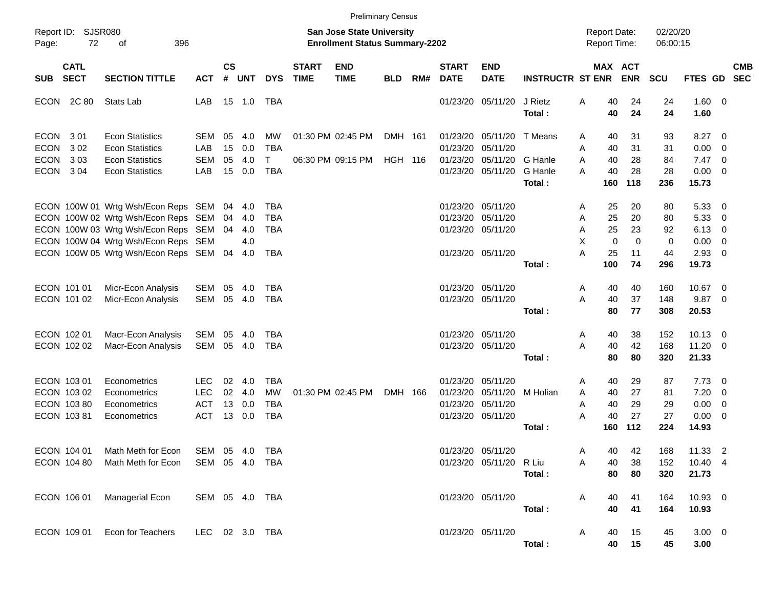Preliminary Census

Report ID: SJSR080

**San Jose State University**
**Enrollment Status Summary-2202**

Report Date: 02/20/20
Report Time: 06:00:15

| SUB | CATL SECT | SECTION TITTLE | ACT | CS # | UNT | DYS | START TIME | END TIME | BLD | RM# | START DATE | END DATE | INSTRUCTR | ST | MAX ENR | ACT ENR | SCU | FTES | GD | CMB SEC |
|---|---|---|---|---|---|---|---|---|---|---|---|---|---|---|---|---|---|---|---|---|
| ECON | 2C 80 | Stats Lab | LAB | 15 | 1.0 | TBA | | | | | 01/23/20 | 05/11/20 | J Rietz | A | 40 | 24 | 24 | 1.60 | 0 | |
| | | | | | | | | | | | | | **Total :** | | **40** | **24** | **24** | **1.60** | | |
| ECON | 3 01 | Econ Statistics | SEM | 05 | 4.0 | MW | 01:30 PM | 02:45 PM | DMH | 161 | 01/23/20 | 05/11/20 | T Means | A | 40 | 31 | 93 | 8.27 | 0 | |
| ECON | 3 02 | Econ Statistics | LAB | 15 | 0.0 | TBA | | | | | 01/23/20 | 05/11/20 | | A | 40 | 31 | 31 | 0.00 | 0 | |
| ECON | 3 03 | Econ Statistics | SEM | 05 | 4.0 | T | 06:30 PM | 09:15 PM | HGH | 116 | 01/23/20 | 05/11/20 | G Hanle | A | 40 | 28 | 84 | 7.47 | 0 | |
| ECON | 3 04 | Econ Statistics | LAB | 15 | 0.0 | TBA | | | | | 01/23/20 | 05/11/20 | G Hanle | A | 40 | 28 | 28 | 0.00 | 0 | |
| | | | | | | | | | | | | | **Total :** | | **160** | **118** | **236** | **15.73** | | |
| ECON | 100W 01 | Wrtg Wsh/Econ Reps | SEM | 04 | 4.0 | TBA | | | | | 01/23/20 | 05/11/20 | | A | 25 | 20 | 80 | 5.33 | 0 | |
| ECON | 100W 02 | Wrtg Wsh/Econ Reps | SEM | 04 | 4.0 | TBA | | | | | 01/23/20 | 05/11/20 | | A | 25 | 20 | 80 | 5.33 | 0 | |
| ECON | 100W 03 | Wrtg Wsh/Econ Reps | SEM | 04 | 4.0 | TBA | | | | | 01/23/20 | 05/11/20 | | A | 25 | 23 | 92 | 6.13 | 0 | |
| ECON | 100W 04 | Wrtg Wsh/Econ Reps | SEM | | 4.0 | | | | | | | | | X | 0 | 0 | 0 | 0.00 | 0 | |
| ECON | 100W 05 | Wrtg Wsh/Econ Reps | SEM | 04 | 4.0 | TBA | | | | | 01/23/20 | 05/11/20 | | A | 25 | 11 | 44 | 2.93 | 0 | |
| | | | | | | | | | | | | | **Total :** | | **100** | **74** | **296** | **19.73** | | |
| ECON | 101 01 | Micr-Econ Analysis | SEM | 05 | 4.0 | TBA | | | | | 01/23/20 | 05/11/20 | | A | 40 | 40 | 160 | 10.67 | 0 | |
| ECON | 101 02 | Micr-Econ Analysis | SEM | 05 | 4.0 | TBA | | | | | 01/23/20 | 05/11/20 | | A | 40 | 37 | 148 | 9.87 | 0 | |
| | | | | | | | | | | | | | **Total :** | | **80** | **77** | **308** | **20.53** | | |
| ECON | 102 01 | Macr-Econ Analysis | SEM | 05 | 4.0 | TBA | | | | | 01/23/20 | 05/11/20 | | A | 40 | 38 | 152 | 10.13 | 0 | |
| ECON | 102 02 | Macr-Econ Analysis | SEM | 05 | 4.0 | TBA | | | | | 01/23/20 | 05/11/20 | | A | 40 | 42 | 168 | 11.20 | 0 | |
| | | | | | | | | | | | | | **Total :** | | **80** | **80** | **320** | **21.33** | | |
| ECON | 103 01 | Econometrics | LEC | 02 | 4.0 | TBA | | | | | 01/23/20 | 05/11/20 | | A | 40 | 29 | 87 | 7.73 | 0 | |
| ECON | 103 02 | Econometrics | LEC | 02 | 4.0 | MW | 01:30 PM | 02:45 PM | DMH | 166 | 01/23/20 | 05/11/20 | M Holian | A | 40 | 27 | 81 | 7.20 | 0 | |
| ECON | 103 80 | Econometrics | ACT | 13 | 0.0 | TBA | | | | | 01/23/20 | 05/11/20 | | A | 40 | 29 | 29 | 0.00 | 0 | |
| ECON | 103 81 | Econometrics | ACT | 13 | 0.0 | TBA | | | | | 01/23/20 | 05/11/20 | | A | 40 | 27 | 27 | 0.00 | 0 | |
| | | | | | | | | | | | | | **Total :** | | **160** | **112** | **224** | **14.93** | | |
| ECON | 104 01 | Math Meth for Econ | SEM | 05 | 4.0 | TBA | | | | | 01/23/20 | 05/11/20 | | A | 40 | 42 | 168 | 11.33 | 2 | |
| ECON | 104 80 | Math Meth for Econ | SEM | 05 | 4.0 | TBA | | | | | 01/23/20 | 05/11/20 | R Liu | A | 40 | 38 | 152 | 10.40 | 4 | |
| | | | | | | | | | | | | | **Total :** | | **80** | **80** | **320** | **21.73** | | |
| ECON | 106 01 | Managerial Econ | SEM | 05 | 4.0 | TBA | | | | | 01/23/20 | 05/11/20 | | A | 40 | 41 | 164 | 10.93 | 0 | |
| | | | | | | | | | | | | | **Total :** | | **40** | **41** | **164** | **10.93** | | |
| ECON | 109 01 | Econ for Teachers | LEC | 02 | 3.0 | TBA | | | | | 01/23/20 | 05/11/20 | | A | 40 | 15 | 45 | 3.00 | 0 | |
| | | | | | | | | | | | | | **Total :** | | **40** | **15** | **45** | **3.00** | | |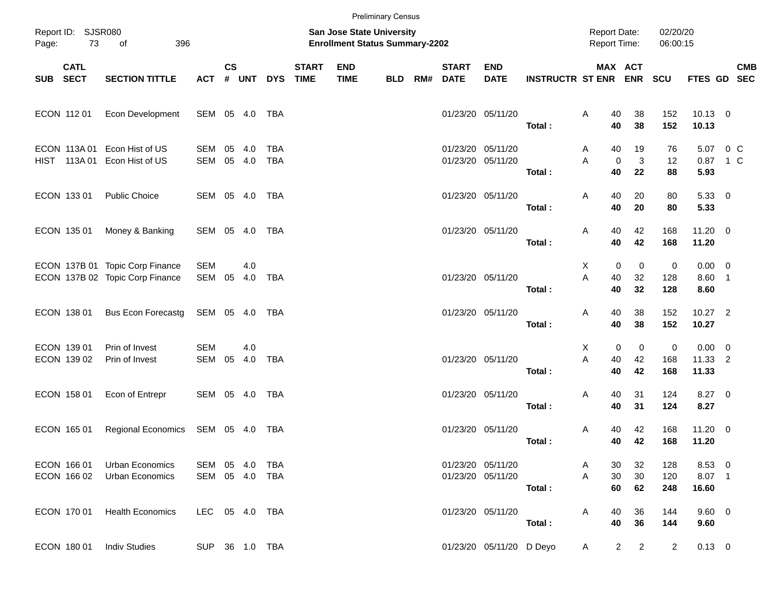Preliminary Census

Report ID: SJSR080

**San Jose State University**
**Enrollment Status Summary-2202**

Report Date: 02/20/20
Report Time: 06:00:15

| SUB | CATL SECT | SECTION TITTLE | ACT | CS # | UNT | DYS | START TIME | END TIME | BLD | RM# | START DATE | END DATE | INSTRUCTR | ST | MAX ENR | ACT ENR | SCU | FTES | GD | CMB SEC |
|---|---|---|---|---|---|---|---|---|---|---|---|---|---|---|---|---|---|---|---|---|
| ECON | 112 01 | Econ Development | SEM | 05 | 4.0 | TBA | | | | | 01/23/20 | 05/11/20 | | A | 40 | 38 | 152 | 10.13 | 0 | |
| | | | | | | | | | | | | | **Total :** | | **40** | **38** | **152** | **10.13** | | |
| ECON | 113A 01 | Econ Hist of US | SEM | 05 | 4.0 | TBA | | | | | 01/23/20 | 05/11/20 | | A | 40 | 19 | 76 | 5.07 | 0 | C |
| HIST | 113A 01 | Econ Hist of US | SEM | 05 | 4.0 | TBA | | | | | 01/23/20 | 05/11/20 | | A | 0 | 3 | 12 | 0.87 | 1 | C |
| | | | | | | | | | | | | | **Total :** | | **40** | **22** | **88** | **5.93** | | |
| ECON | 133 01 | Public Choice | SEM | 05 | 4.0 | TBA | | | | | 01/23/20 | 05/11/20 | | A | 40 | 20 | 80 | 5.33 | 0 | |
| | | | | | | | | | | | | | **Total :** | | **40** | **20** | **80** | **5.33** | | |
| ECON | 135 01 | Money & Banking | SEM | 05 | 4.0 | TBA | | | | | 01/23/20 | 05/11/20 | | A | 40 | 42 | 168 | 11.20 | 0 | |
| | | | | | | | | | | | | | **Total :** | | **40** | **42** | **168** | **11.20** | | |
| ECON | 137B 01 | Topic Corp Finance | SEM | | 4.0 | | | | | | | | | X | 0 | 0 | 0 | 0.00 | 0 | |
| ECON | 137B 02 | Topic Corp Finance | SEM | 05 | 4.0 | TBA | | | | | 01/23/20 | 05/11/20 | | A | 40 | 32 | 128 | 8.60 | 1 | |
| | | | | | | | | | | | | | **Total :** | | **40** | **32** | **128** | **8.60** | | |
| ECON | 138 01 | Bus Econ Forecastg | SEM | 05 | 4.0 | TBA | | | | | 01/23/20 | 05/11/20 | | A | 40 | 38 | 152 | 10.27 | 2 | |
| | | | | | | | | | | | | | **Total :** | | **40** | **38** | **152** | **10.27** | | |
| ECON | 139 01 | Prin of Invest | SEM | | 4.0 | | | | | | | | | X | 0 | 0 | 0 | 0.00 | 0 | |
| ECON | 139 02 | Prin of Invest | SEM | 05 | 4.0 | TBA | | | | | 01/23/20 | 05/11/20 | | A | 40 | 42 | 168 | 11.33 | 2 | |
| | | | | | | | | | | | | | **Total :** | | **40** | **42** | **168** | **11.33** | | |
| ECON | 158 01 | Econ of Entrepr | SEM | 05 | 4.0 | TBA | | | | | 01/23/20 | 05/11/20 | | A | 40 | 31 | 124 | 8.27 | 0 | |
| | | | | | | | | | | | | | **Total :** | | **40** | **31** | **124** | **8.27** | | |
| ECON | 165 01 | Regional Economics | SEM | 05 | 4.0 | TBA | | | | | 01/23/20 | 05/11/20 | | A | 40 | 42 | 168 | 11.20 | 0 | |
| | | | | | | | | | | | | | **Total :** | | **40** | **42** | **168** | **11.20** | | |
| ECON | 166 01 | Urban Economics | SEM | 05 | 4.0 | TBA | | | | | 01/23/20 | 05/11/20 | | A | 30 | 32 | 128 | 8.53 | 0 | |
| ECON | 166 02 | Urban Economics | SEM | 05 | 4.0 | TBA | | | | | 01/23/20 | 05/11/20 | | A | 30 | 30 | 120 | 8.07 | 1 | |
| | | | | | | | | | | | | | **Total :** | | **60** | **62** | **248** | **16.60** | | |
| ECON | 170 01 | Health Economics | LEC | 05 | 4.0 | TBA | | | | | 01/23/20 | 05/11/20 | | A | 40 | 36 | 144 | 9.60 | 0 | |
| | | | | | | | | | | | | | **Total :** | | **40** | **36** | **144** | **9.60** | | |
| ECON | 180 01 | Indiv Studies | SUP | 36 | 1.0 | TBA | | | | | 01/23/20 | 05/11/20 | D Deyo | A | 2 | 2 | 2 | 0.13 | 0 | |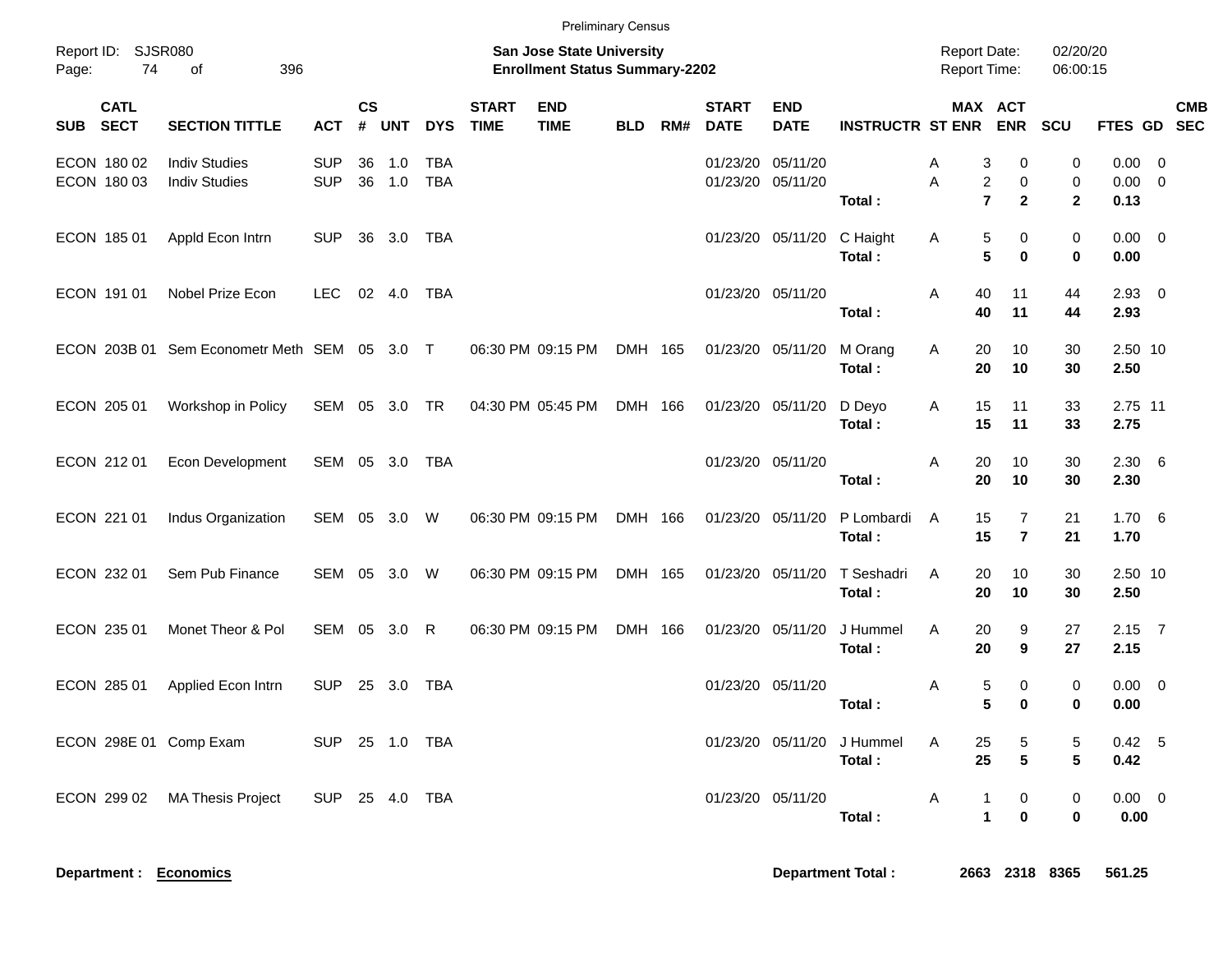Preliminary Census

Report ID: SJSR080

**San Jose State University**
**Enrollment Status Summary-2202**

Report Date: 02/20/20
Report Time: 06:00:15

| SUB | CATL SECT | SECTION TITTLE | ACT | CS # | UNT | DYS | START TIME | END TIME | BLD | RM# | START DATE | END DATE | INSTRUCTR | ST | MAX ENR | ACT ENR | SCU | FTES | GD | CMB SEC |
|---|---|---|---|---|---|---|---|---|---|---|---|---|---|---|---|---|---|---|---|---|
| ECON | 180 02 | Indiv Studies | SUP | 36 | 1.0 | TBA | | | | | 01/23/20 | 05/11/20 | | A | 3 | 0 | 0 | 0.00 | 0 | |
| ECON | 180 03 | Indiv Studies | SUP | 36 | 1.0 | TBA | | | | | 01/23/20 | 05/11/20 | | A | 2 | 0 | 0 | 0.00 | 0 | |
| | | | | | | | | | | | | | **Total :** | | **7** | **2** | **2** | **0.13** | | |
| ECON | 185 01 | Appld Econ Intrn | SUP | 36 | 3.0 | TBA | | | | | 01/23/20 | 05/11/20 | C Haight | A | 5 | 0 | 0 | 0.00 | 0 | |
| | | | | | | | | | | | | | **Total :** | | **5** | **0** | **0** | **0.00** | | |
| ECON | 191 01 | Nobel Prize Econ | LEC | 02 | 4.0 | TBA | | | | | 01/23/20 | 05/11/20 | | A | 40 | 11 | 44 | 2.93 | 0 | |
| | | | | | | | | | | | | | **Total :** | | **40** | **11** | **44** | **2.93** | | |
| ECON | 203B 01 | Sem Econometr Meth | SEM | 05 | 3.0 | T | 06:30 PM | 09:15 PM | DMH | 165 | 01/23/20 | 05/11/20 | M Orang | A | 20 | 10 | 30 | 2.50 | 10 | |
| | | | | | | | | | | | | | **Total :** | | **20** | **10** | **30** | **2.50** | | |
| ECON | 205 01 | Workshop in Policy | SEM | 05 | 3.0 | TR | 04:30 PM | 05:45 PM | DMH | 166 | 01/23/20 | 05/11/20 | D Deyo | A | 15 | 11 | 33 | 2.75 | 11 | |
| | | | | | | | | | | | | | **Total :** | | **15** | **11** | **33** | **2.75** | | |
| ECON | 212 01 | Econ Development | SEM | 05 | 3.0 | TBA | | | | | 01/23/20 | 05/11/20 | | A | 20 | 10 | 30 | 2.30 | 6 | |
| | | | | | | | | | | | | | **Total :** | | **20** | **10** | **30** | **2.30** | | |
| ECON | 221 01 | Indus Organization | SEM | 05 | 3.0 | W | 06:30 PM | 09:15 PM | DMH | 166 | 01/23/20 | 05/11/20 | P Lombardi | A | 15 | 7 | 21 | 1.70 | 6 | |
| | | | | | | | | | | | | | **Total :** | | **15** | **7** | **21** | **1.70** | | |
| ECON | 232 01 | Sem Pub Finance | SEM | 05 | 3.0 | W | 06:30 PM | 09:15 PM | DMH | 165 | 01/23/20 | 05/11/20 | T Seshadri | A | 20 | 10 | 30 | 2.50 | 10 | |
| | | | | | | | | | | | | | **Total :** | | **20** | **10** | **30** | **2.50** | | |
| ECON | 235 01 | Monet Theor & Pol | SEM | 05 | 3.0 | R | 06:30 PM | 09:15 PM | DMH | 166 | 01/23/20 | 05/11/20 | J Hummel | A | 20 | 9 | 27 | 2.15 | 7 | |
| | | | | | | | | | | | | | **Total :** | | **20** | **9** | **27** | **2.15** | | |
| ECON | 285 01 | Applied Econ Intrn | SUP | 25 | 3.0 | TBA | | | | | 01/23/20 | 05/11/20 | | A | 5 | 0 | 0 | 0.00 | 0 | |
| | | | | | | | | | | | | | **Total :** | | **5** | **0** | **0** | **0.00** | | |
| ECON | 298E 01 | Comp Exam | SUP | 25 | 1.0 | TBA | | | | | 01/23/20 | 05/11/20 | J Hummel | A | 25 | 5 | 5 | 0.42 | 5 | |
| | | | | | | | | | | | | | **Total :** | | **25** | **5** | **5** | **0.42** | | |
| ECON | 299 02 | MA Thesis Project | SUP | 25 | 4.0 | TBA | | | | | 01/23/20 | 05/11/20 | | A | 1 | 0 | 0 | 0.00 | 0 | |
| | | | | | | | | | | | | | **Total :** | | **1** | **0** | **0** | **0.00** | | |

**Department : Economics** **Department Total : 2663 2318 8365 561.25**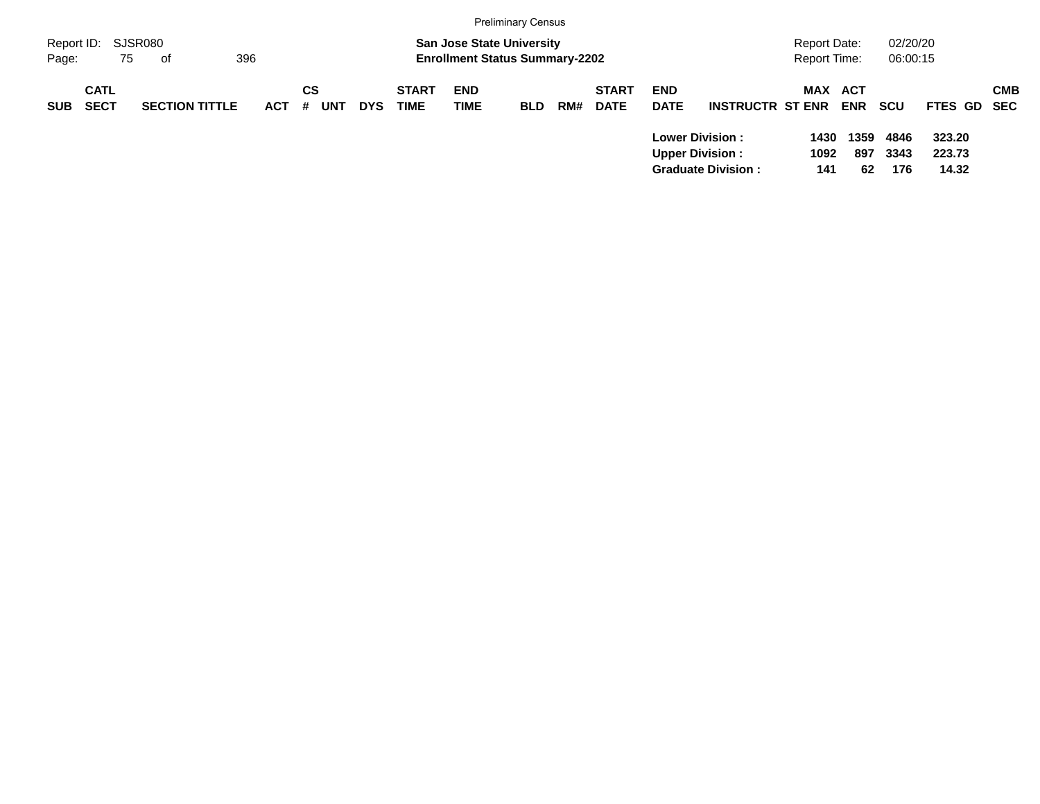Preliminary Census

Report ID: SJSR080

**San Jose State University**
**Enrollment Status Summary-2202**

Report Date: 02/20/20
Report Time: 06:00:15

| SUB | CATL SECT | SECTION TITTLE | ACT | CS # | UNT | DYS | START TIME | END TIME | BLD | RM# | START DATE | END DATE | INSTRUCTR | ST | MAX ENR | ACT ENR | SCU | FTES | GD | CMB SEC |
|---|---|---|---|---|---|---|---|---|---|---|---|---|---|---|---|---|---|---|---|---|
| | | | | | | | | | | | | **Lower Division :** | | | **1430** | **1359** | **4846** | **323.20** | | |
| | | | | | | | | | | | | **Upper Division :** | | | **1092** | **897** | **3343** | **223.73** | | |
| | | | | | | | | | | | | **Graduate Division :** | | | **141** | **62** | **176** | **14.32** | | |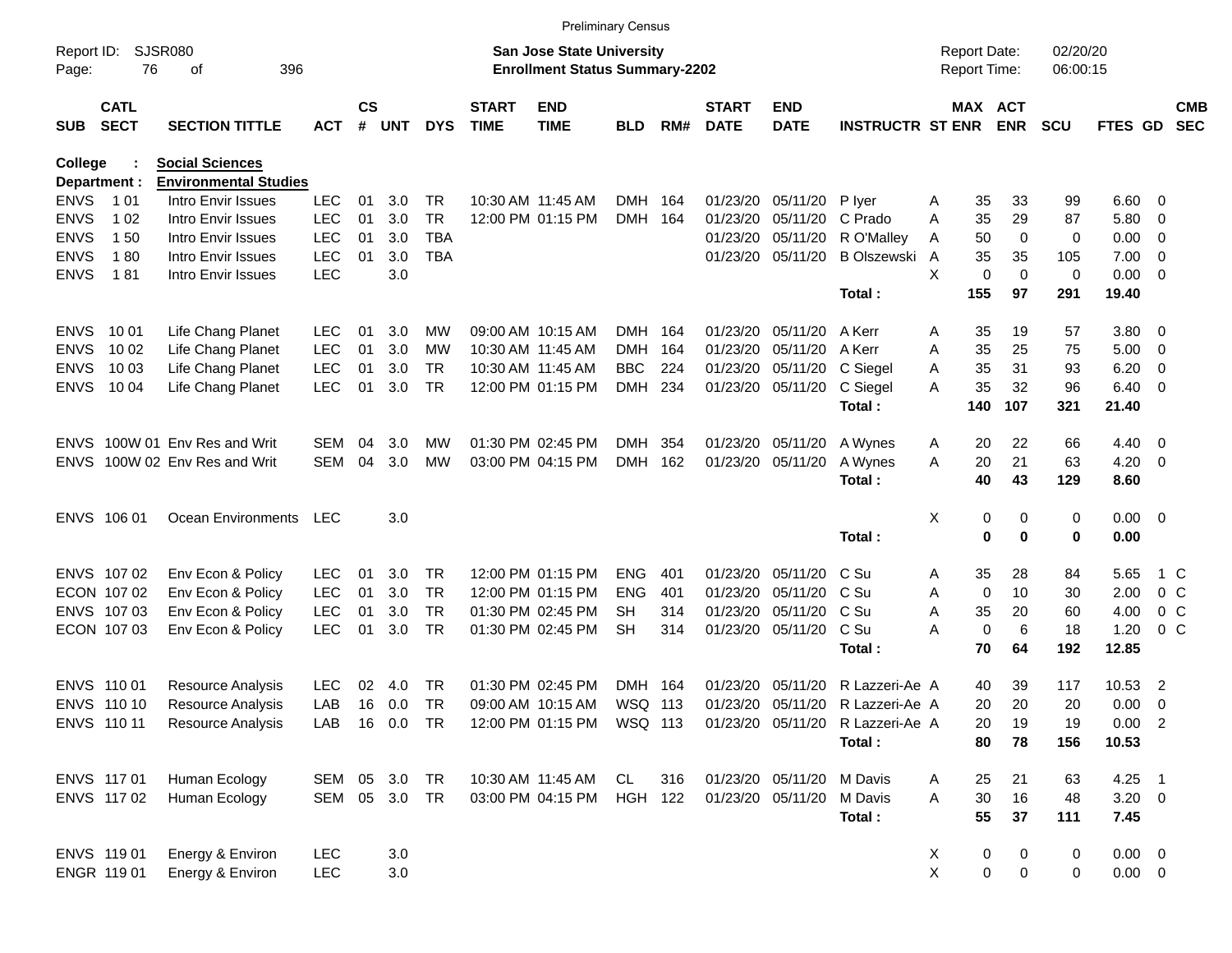Preliminary Census

Report ID: SJSR080 | San Jose State University | Report Date: 02/20/20
Enrollment Status Summary-2202 | Report Time: 06:00:15

| SUB | CATL SECT | SECTION TITTLE | ACT | CS # | UNT | DYS | START TIME | END TIME | BLD | RM# | START DATE | END DATE | INSTRUCTR | ST | MAX ENR | ACT ENR | SCU | FTES | GD | CMB SEC |
|---|---|---|---|---|---|---|---|---|---|---|---|---|---|---|---|---|---|---|---|---|
| **College :** | | **Social Sciences** | | | | | | | | | | | | | | | | | | |
| **Department :** | | **Environmental Studies** | | | | | | | | | | | | | | | | | | |
| ENVS | 1 01 | Intro Envir Issues | LEC | 01 | 3.0 | TR | 10:30 AM | 11:45 AM | DMH | 164 | 01/23/20 | 05/11/20 | P Iyer | A | 35 | 33 | 99 | 6.60 | 0 | |
| ENVS | 1 02 | Intro Envir Issues | LEC | 01 | 3.0 | TR | 12:00 PM | 01:15 PM | DMH | 164 | 01/23/20 | 05/11/20 | C Prado | A | 35 | 29 | 87 | 5.80 | 0 | |
| ENVS | 1 50 | Intro Envir Issues | LEC | 01 | 3.0 | TBA | | | | | 01/23/20 | 05/11/20 | R O'Malley | A | 50 | 0 | 0 | 0.00 | 0 | |
| ENVS | 1 80 | Intro Envir Issues | LEC | 01 | 3.0 | TBA | | | | | 01/23/20 | 05/11/20 | B Olszewski | A | 35 | 35 | 105 | 7.00 | 0 | |
| ENVS | 1 81 | Intro Envir Issues | LEC | | 3.0 | | | | | | | | | X | 0 | 0 | 0 | 0.00 | 0 | |
| | | | | | | | | | | | | | **Total :** | | **155** | **97** | **291** | **19.40** | | |
| ENVS | 10 01 | Life Chang Planet | LEC | 01 | 3.0 | MW | 09:00 AM | 10:15 AM | DMH | 164 | 01/23/20 | 05/11/20 | A Kerr | A | 35 | 19 | 57 | 3.80 | 0 | |
| ENVS | 10 02 | Life Chang Planet | LEC | 01 | 3.0 | MW | 10:30 AM | 11:45 AM | DMH | 164 | 01/23/20 | 05/11/20 | A Kerr | A | 35 | 25 | 75 | 5.00 | 0 | |
| ENVS | 10 03 | Life Chang Planet | LEC | 01 | 3.0 | TR | 10:30 AM | 11:45 AM | BBC | 224 | 01/23/20 | 05/11/20 | C Siegel | A | 35 | 31 | 93 | 6.20 | 0 | |
| ENVS | 10 04 | Life Chang Planet | LEC | 01 | 3.0 | TR | 12:00 PM | 01:15 PM | DMH | 234 | 01/23/20 | 05/11/20 | C Siegel | A | 35 | 32 | 96 | 6.40 | 0 | |
| | | | | | | | | | | | | | **Total :** | | **140** | **107** | **321** | **21.40** | | |
| ENVS | 100W 01 | Env Res and Writ | SEM | 04 | 3.0 | MW | 01:30 PM | 02:45 PM | DMH | 354 | 01/23/20 | 05/11/20 | A Wynes | A | 20 | 22 | 66 | 4.40 | 0 | |
| ENVS | 100W 02 | Env Res and Writ | SEM | 04 | 3.0 | MW | 03:00 PM | 04:15 PM | DMH | 162 | 01/23/20 | 05/11/20 | A Wynes | A | 20 | 21 | 63 | 4.20 | 0 | |
| | | | | | | | | | | | | | **Total :** | | **40** | **43** | **129** | **8.60** | | |
| ENVS | 106 01 | Ocean Environments | LEC | | 3.0 | | | | | | | | | X | 0 | 0 | 0 | 0.00 | 0 | |
| | | | | | | | | | | | | | **Total :** | | **0** | **0** | **0** | **0.00** | | |
| ENVS | 107 02 | Env Econ & Policy | LEC | 01 | 3.0 | TR | 12:00 PM | 01:15 PM | ENG | 401 | 01/23/20 | 05/11/20 | C Su | A | 35 | 28 | 84 | 5.65 | 1 | C |
| ECON | 107 02 | Env Econ & Policy | LEC | 01 | 3.0 | TR | 12:00 PM | 01:15 PM | ENG | 401 | 01/23/20 | 05/11/20 | C Su | A | 0 | 10 | 30 | 2.00 | 0 | C |
| ENVS | 107 03 | Env Econ & Policy | LEC | 01 | 3.0 | TR | 01:30 PM | 02:45 PM | SH | 314 | 01/23/20 | 05/11/20 | C Su | A | 35 | 20 | 60 | 4.00 | 0 | C |
| ECON | 107 03 | Env Econ & Policy | LEC | 01 | 3.0 | TR | 01:30 PM | 02:45 PM | SH | 314 | 01/23/20 | 05/11/20 | C Su | A | 0 | 6 | 18 | 1.20 | 0 | C |
| | | | | | | | | | | | | | **Total :** | | **70** | **64** | **192** | **12.85** | | |
| ENVS | 110 01 | Resource Analysis | LEC | 02 | 4.0 | TR | 01:30 PM | 02:45 PM | DMH | 164 | 01/23/20 | 05/11/20 | R Lazzeri-Ae | A | 40 | 39 | 117 | 10.53 | 2 | |
| ENVS | 110 10 | Resource Analysis | LAB | 16 | 0.0 | TR | 09:00 AM | 10:15 AM | WSQ | 113 | 01/23/20 | 05/11/20 | R Lazzeri-Ae | A | 20 | 20 | 20 | 0.00 | 0 | |
| ENVS | 110 11 | Resource Analysis | LAB | 16 | 0.0 | TR | 12:00 PM | 01:15 PM | WSQ | 113 | 01/23/20 | 05/11/20 | R Lazzeri-Ae | A | 20 | 19 | 19 | 0.00 | 2 | |
| | | | | | | | | | | | | | **Total :** | | **80** | **78** | **156** | **10.53** | | |
| ENVS | 117 01 | Human Ecology | SEM | 05 | 3.0 | TR | 10:30 AM | 11:45 AM | CL | 316 | 01/23/20 | 05/11/20 | M Davis | A | 25 | 21 | 63 | 4.25 | 1 | |
| ENVS | 117 02 | Human Ecology | SEM | 05 | 3.0 | TR | 03:00 PM | 04:15 PM | HGH | 122 | 01/23/20 | 05/11/20 | M Davis | A | 30 | 16 | 48 | 3.20 | 0 | |
| | | | | | | | | | | | | | **Total :** | | **55** | **37** | **111** | **7.45** | | |
| ENVS | 119 01 | Energy & Environ | LEC | | 3.0 | | | | | | | | | X | 0 | 0 | 0 | 0.00 | 0 | |
| ENGR | 119 01 | Energy & Environ | LEC | | 3.0 | | | | | | | | | X | 0 | 0 | 0 | 0.00 | 0 | |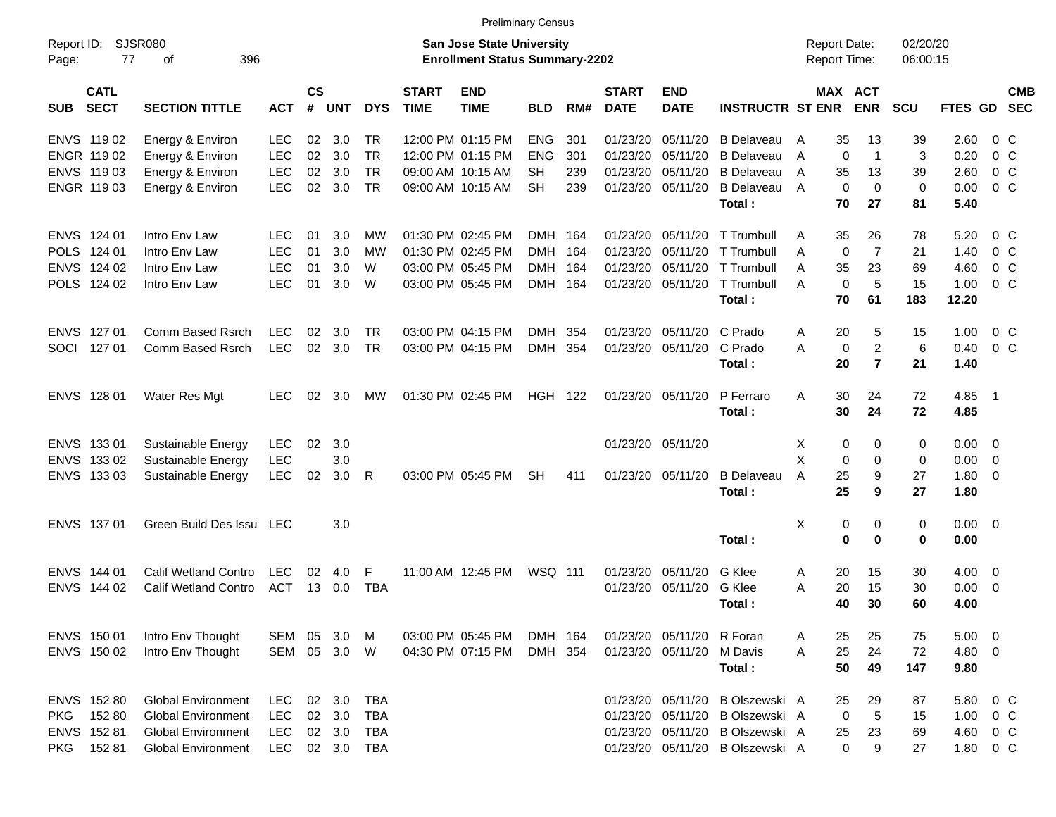Preliminary Census

Report ID: SJSR080

**San Jose State University**
**Enrollment Status Summary-2202**

Report Date: 02/20/20
Report Time: 06:00:15

| SUB | CATL SECT | SECTION TITTLE | ACT | CS # | UNT | DYS | START TIME | END TIME | BLD | RM# | START DATE | END DATE | INSTRUCTR | ST | MAX ENR | ACT ENR | SCU | FTES | GD | CMB SEC |
|---|---|---|---|---|---|---|---|---|---|---|---|---|---|---|---|---|---|---|---|---|
| ENVS | 119 02 | Energy & Environ | LEC | 02 | 3.0 | TR | 12:00 PM | 01:15 PM | ENG | 301 | 01/23/20 | 05/11/20 | B Delaveau | A | 35 | 13 | 39 | 2.60 | 0 | C |
| ENGR | 119 02 | Energy & Environ | LEC | 02 | 3.0 | TR | 12:00 PM | 01:15 PM | ENG | 301 | 01/23/20 | 05/11/20 | B Delaveau | A | 0 | 1 | 3 | 0.20 | 0 | C |
| ENVS | 119 03 | Energy & Environ | LEC | 02 | 3.0 | TR | 09:00 AM | 10:15 AM | SH | 239 | 01/23/20 | 05/11/20 | B Delaveau | A | 35 | 13 | 39 | 2.60 | 0 | C |
| ENGR | 119 03 | Energy & Environ | LEC | 02 | 3.0 | TR | 09:00 AM | 10:15 AM | SH | 239 | 01/23/20 | 05/11/20 | B Delaveau | A | 0 | 0 | 0 | 0.00 | 0 | C |
| | | | | | | | | | | | | | **Total :** | | **70** | **27** | **81** | **5.40** | | |
| ENVS | 124 01 | Intro Env Law | LEC | 01 | 3.0 | MW | 01:30 PM | 02:45 PM | DMH | 164 | 01/23/20 | 05/11/20 | T Trumbull | A | 35 | 26 | 78 | 5.20 | 0 | C |
| POLS | 124 01 | Intro Env Law | LEC | 01 | 3.0 | MW | 01:30 PM | 02:45 PM | DMH | 164 | 01/23/20 | 05/11/20 | T Trumbull | A | 0 | 7 | 21 | 1.40 | 0 | C |
| ENVS | 124 02 | Intro Env Law | LEC | 01 | 3.0 | W | 03:00 PM | 05:45 PM | DMH | 164 | 01/23/20 | 05/11/20 | T Trumbull | A | 35 | 23 | 69 | 4.60 | 0 | C |
| POLS | 124 02 | Intro Env Law | LEC | 01 | 3.0 | W | 03:00 PM | 05:45 PM | DMH | 164 | 01/23/20 | 05/11/20 | T Trumbull | A | 0 | 5 | 15 | 1.00 | 0 | C |
| | | | | | | | | | | | | | **Total :** | | **70** | **61** | **183** | **12.20** | | |
| ENVS | 127 01 | Comm Based Rsrch | LEC | 02 | 3.0 | TR | 03:00 PM | 04:15 PM | DMH | 354 | 01/23/20 | 05/11/20 | C Prado | A | 20 | 5 | 15 | 1.00 | 0 | C |
| SOCI | 127 01 | Comm Based Rsrch | LEC | 02 | 3.0 | TR | 03:00 PM | 04:15 PM | DMH | 354 | 01/23/20 | 05/11/20 | C Prado | A | 0 | 2 | 6 | 0.40 | 0 | C |
| | | | | | | | | | | | | | **Total :** | | **20** | **7** | **21** | **1.40** | | |
| ENVS | 128 01 | Water Res Mgt | LEC | 02 | 3.0 | MW | 01:30 PM | 02:45 PM | HGH | 122 | 01/23/20 | 05/11/20 | P Ferraro | A | 30 | 24 | 72 | 4.85 | 1 | |
| | | | | | | | | | | | | | **Total :** | | **30** | **24** | **72** | **4.85** | | |
| ENVS | 133 01 | Sustainable Energy | LEC | 02 | 3.0 | | | | | | 01/23/20 | 05/11/20 | | X | 0 | 0 | 0 | 0.00 | 0 | |
| ENVS | 133 02 | Sustainable Energy | LEC | | 3.0 | | | | | | | | | X | 0 | 0 | 0 | 0.00 | 0 | |
| ENVS | 133 03 | Sustainable Energy | LEC | 02 | 3.0 | R | 03:00 PM | 05:45 PM | SH | 411 | 01/23/20 | 05/11/20 | B Delaveau | A | 25 | 9 | 27 | 1.80 | 0 | |
| | | | | | | | | | | | | | **Total :** | | **25** | **9** | **27** | **1.80** | | |
| ENVS | 137 01 | Green Build Des Issu | LEC | | 3.0 | | | | | | | | | X | 0 | 0 | 0 | 0.00 | 0 | |
| | | | | | | | | | | | | | **Total :** | | **0** | **0** | **0** | **0.00** | | |
| ENVS | 144 01 | Calif Wetland Contro | LEC | 02 | 4.0 | F | 11:00 AM | 12:45 PM | WSQ | 111 | 01/23/20 | 05/11/20 | G Klee | A | 20 | 15 | 30 | 4.00 | 0 | |
| ENVS | 144 02 | Calif Wetland Contro | ACT | 13 | 0.0 | TBA | | | | | 01/23/20 | 05/11/20 | G Klee | A | 20 | 15 | 30 | 0.00 | 0 | |
| | | | | | | | | | | | | | **Total :** | | **40** | **30** | **60** | **4.00** | | |
| ENVS | 150 01 | Intro Env Thought | SEM | 05 | 3.0 | M | 03:00 PM | 05:45 PM | DMH | 164 | 01/23/20 | 05/11/20 | R Foran | A | 25 | 25 | 75 | 5.00 | 0 | |
| ENVS | 150 02 | Intro Env Thought | SEM | 05 | 3.0 | W | 04:30 PM | 07:15 PM | DMH | 354 | 01/23/20 | 05/11/20 | M Davis | A | 25 | 24 | 72 | 4.80 | 0 | |
| | | | | | | | | | | | | | **Total :** | | **50** | **49** | **147** | **9.80** | | |
| ENVS | 152 80 | Global Environment | LEC | 02 | 3.0 | TBA | | | | | 01/23/20 | 05/11/20 | B Olszewski | A | 25 | 29 | 87 | 5.80 | 0 | C |
| PKG | 152 80 | Global Environment | LEC | 02 | 3.0 | TBA | | | | | 01/23/20 | 05/11/20 | B Olszewski | A | 0 | 5 | 15 | 1.00 | 0 | C |
| ENVS | 152 81 | Global Environment | LEC | 02 | 3.0 | TBA | | | | | 01/23/20 | 05/11/20 | B Olszewski | A | 25 | 23 | 69 | 4.60 | 0 | C |
| PKG | 152 81 | Global Environment | LEC | 02 | 3.0 | TBA | | | | | 01/23/20 | 05/11/20 | B Olszewski | A | 0 | 9 | 27 | 1.80 | 0 | C |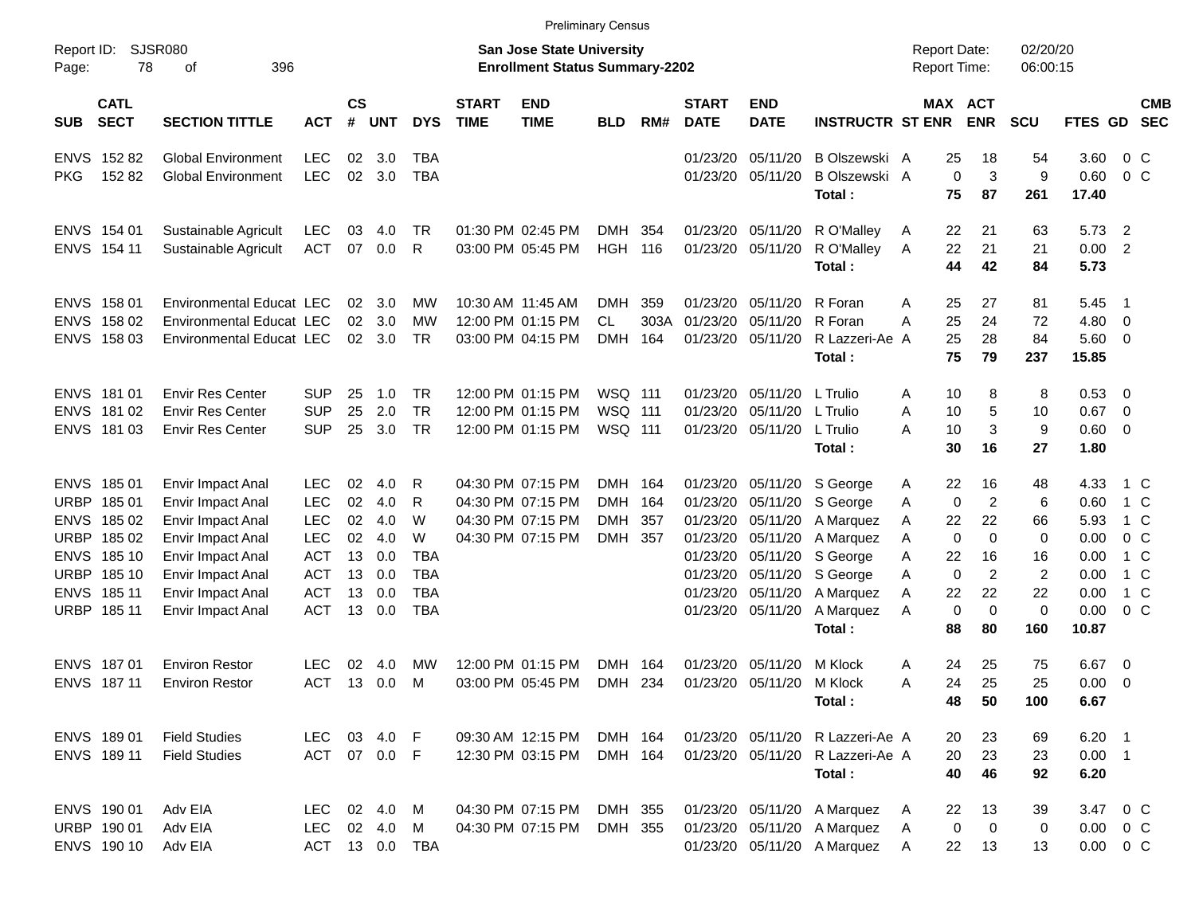| SUB | CATL SECT | SECTION TITTLE | ACT | CS # | UNT | DYS | START TIME | END TIME | BLD | RM# | START DATE | END DATE | INSTRUCTR | ST | MAX ENR | ACT ENR | SCU | FTES | GD | CMB SEC |
|---|---|---|---|---|---|---|---|---|---|---|---|---|---|---|---|---|---|---|---|---|
| ENVS | 152 82 | Global Environment | LEC | 02 | 3.0 | TBA | | | | | 01/23/20 | 05/11/20 | B Olszewski | A | 25 | 18 | 54 | 3.60 | 0 | C |
| PKG | 152 82 | Global Environment | LEC | 02 | 3.0 | TBA | | | | | 01/23/20 | 05/11/20 | B Olszewski | A | 0 | 3 | 9 | 0.60 | 0 | C |
| | | | | | | | | | | | | | **Total :** | | **75** | **87** | **261** | **17.40** | | |
| ENVS | 154 01 | Sustainable Agricult | LEC | 03 | 4.0 | TR | 01:30 PM | 02:45 PM | DMH | 354 | 01/23/20 | 05/11/20 | R O'Malley | A | 22 | 21 | 63 | 5.73 | 2 | |
| ENVS | 154 11 | Sustainable Agricult | ACT | 07 | 0.0 | R | 03:00 PM | 05:45 PM | HGH | 116 | 01/23/20 | 05/11/20 | R O'Malley | A | 22 | 21 | 21 | 0.00 | 2 | |
| | | | | | | | | | | | | | **Total :** | | **44** | **42** | **84** | **5.73** | | |
| ENVS | 158 01 | Environmental Educat | LEC | 02 | 3.0 | MW | 10:30 AM | 11:45 AM | DMH | 359 | 01/23/20 | 05/11/20 | R Foran | A | 25 | 27 | 81 | 5.45 | 1 | |
| ENVS | 158 02 | Environmental Educat | LEC | 02 | 3.0 | MW | 12:00 PM | 01:15 PM | CL | 303A | 01/23/20 | 05/11/20 | R Foran | A | 25 | 24 | 72 | 4.80 | 0 | |
| ENVS | 158 03 | Environmental Educat | LEC | 02 | 3.0 | TR | 03:00 PM | 04:15 PM | DMH | 164 | 01/23/20 | 05/11/20 | R Lazzeri-Ae | A | 25 | 28 | 84 | 5.60 | 0 | |
| | | | | | | | | | | | | | **Total :** | | **75** | **79** | **237** | **15.85** | | |
| ENVS | 181 01 | Envir Res Center | SUP | 25 | 1.0 | TR | 12:00 PM | 01:15 PM | WSQ | 111 | 01/23/20 | 05/11/20 | L Trulio | A | 10 | 8 | 8 | 0.53 | 0 | |
| ENVS | 181 02 | Envir Res Center | SUP | 25 | 2.0 | TR | 12:00 PM | 01:15 PM | WSQ | 111 | 01/23/20 | 05/11/20 | L Trulio | A | 10 | 5 | 10 | 0.67 | 0 | |
| ENVS | 181 03 | Envir Res Center | SUP | 25 | 3.0 | TR | 12:00 PM | 01:15 PM | WSQ | 111 | 01/23/20 | 05/11/20 | L Trulio | A | 10 | 3 | 9 | 0.60 | 0 | |
| | | | | | | | | | | | | | **Total :** | | **30** | **16** | **27** | **1.80** | | |
| ENVS | 185 01 | Envir Impact Anal | LEC | 02 | 4.0 | R | 04:30 PM | 07:15 PM | DMH | 164 | 01/23/20 | 05/11/20 | S George | A | 22 | 16 | 48 | 4.33 | 1 | C |
| URBP | 185 01 | Envir Impact Anal | LEC | 02 | 4.0 | R | 04:30 PM | 07:15 PM | DMH | 164 | 01/23/20 | 05/11/20 | S George | A | 0 | 2 | 6 | 0.60 | 1 | C |
| ENVS | 185 02 | Envir Impact Anal | LEC | 02 | 4.0 | W | 04:30 PM | 07:15 PM | DMH | 357 | 01/23/20 | 05/11/20 | A Marquez | A | 22 | 22 | 66 | 5.93 | 1 | C |
| URBP | 185 02 | Envir Impact Anal | LEC | 02 | 4.0 | W | 04:30 PM | 07:15 PM | DMH | 357 | 01/23/20 | 05/11/20 | A Marquez | A | 0 | 0 | 0 | 0.00 | 0 | C |
| ENVS | 185 10 | Envir Impact Anal | ACT | 13 | 0.0 | TBA | | | | | 01/23/20 | 05/11/20 | S George | A | 22 | 16 | 16 | 0.00 | 1 | C |
| URBP | 185 10 | Envir Impact Anal | ACT | 13 | 0.0 | TBA | | | | | 01/23/20 | 05/11/20 | S George | A | 0 | 2 | 2 | 0.00 | 1 | C |
| ENVS | 185 11 | Envir Impact Anal | ACT | 13 | 0.0 | TBA | | | | | 01/23/20 | 05/11/20 | A Marquez | A | 22 | 22 | 22 | 0.00 | 1 | C |
| URBP | 185 11 | Envir Impact Anal | ACT | 13 | 0.0 | TBA | | | | | 01/23/20 | 05/11/20 | A Marquez | A | 0 | 0 | 0 | 0.00 | 0 | C |
| | | | | | | | | | | | | | **Total :** | | **88** | **80** | **160** | **10.87** | | |
| ENVS | 187 01 | Environ Restor | LEC | 02 | 4.0 | MW | 12:00 PM | 01:15 PM | DMH | 164 | 01/23/20 | 05/11/20 | M Klock | A | 24 | 25 | 75 | 6.67 | 0 | |
| ENVS | 187 11 | Environ Restor | ACT | 13 | 0.0 | M | 03:00 PM | 05:45 PM | DMH | 234 | 01/23/20 | 05/11/20 | M Klock | A | 24 | 25 | 25 | 0.00 | 0 | |
| | | | | | | | | | | | | | **Total :** | | **48** | **50** | **100** | **6.67** | | |
| ENVS | 189 01 | Field Studies | LEC | 03 | 4.0 | F | 09:30 AM | 12:15 PM | DMH | 164 | 01/23/20 | 05/11/20 | R Lazzeri-Ae | A | 20 | 23 | 69 | 6.20 | 1 | |
| ENVS | 189 11 | Field Studies | ACT | 07 | 0.0 | F | 12:30 PM | 03:15 PM | DMH | 164 | 01/23/20 | 05/11/20 | R Lazzeri-Ae | A | 20 | 23 | 23 | 0.00 | 1 | |
| | | | | | | | | | | | | | **Total :** | | **40** | **46** | **92** | **6.20** | | |
| ENVS | 190 01 | Adv EIA | LEC | 02 | 4.0 | M | 04:30 PM | 07:15 PM | DMH | 355 | 01/23/20 | 05/11/20 | A Marquez | A | 22 | 13 | 39 | 3.47 | 0 | C |
| URBP | 190 01 | Adv EIA | LEC | 02 | 4.0 | M | 04:30 PM | 07:15 PM | DMH | 355 | 01/23/20 | 05/11/20 | A Marquez | A | 0 | 0 | 0 | 0.00 | 0 | C |
| ENVS | 190 10 | Adv EIA | ACT | 13 | 0.0 | TBA | | | | | 01/23/20 | 05/11/20 | A Marquez | A | 22 | 13 | 13 | 0.00 | 0 | C |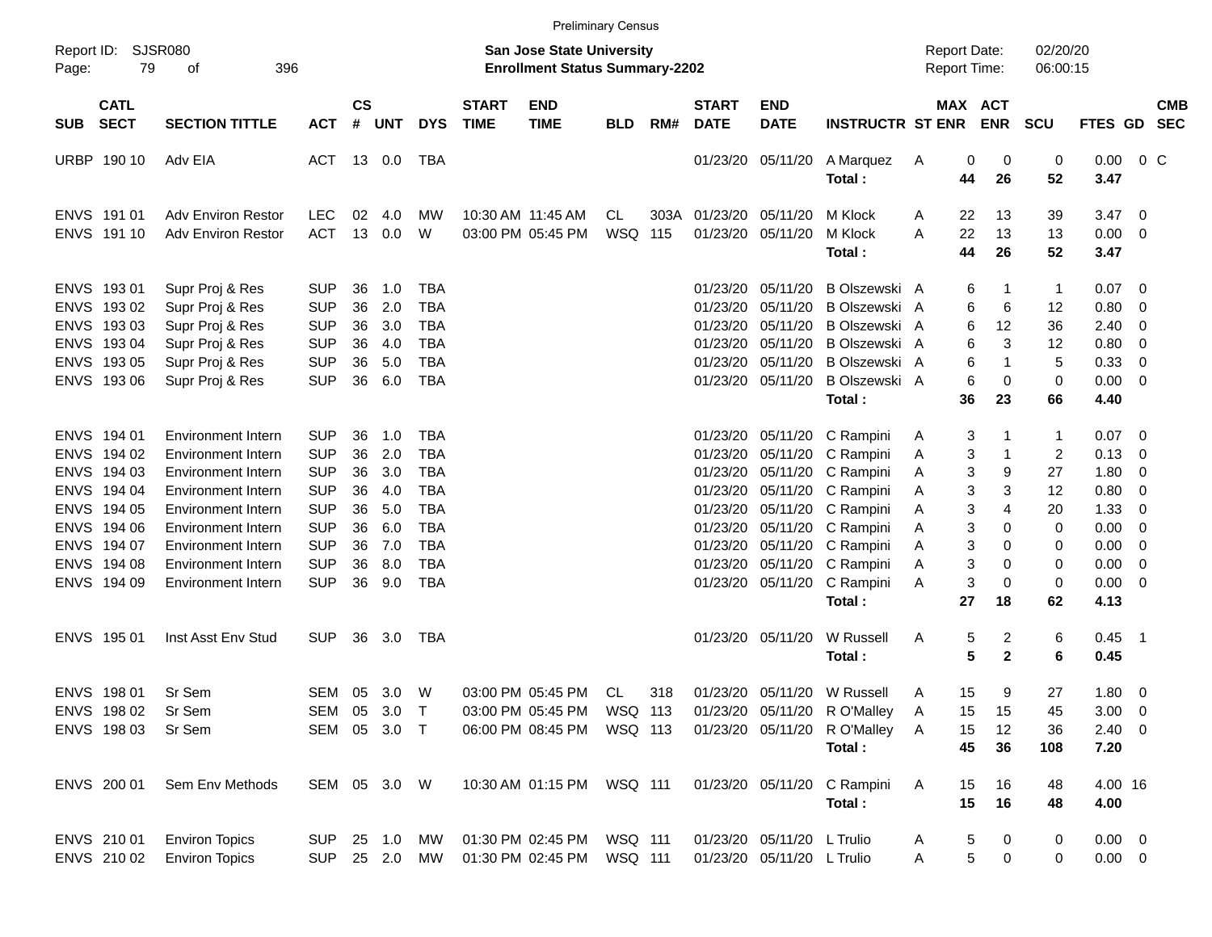Preliminary Census

Report ID: SJSR080

**San Jose State University**
**Enrollment Status Summary-2202**

Report Date: 02/20/20
Report Time: 06:00:15

| SUB | CATL SECT | SECTION TITTLE | ACT | CS # | UNT | DYS | START TIME | END TIME | BLD | RM# | START DATE | END DATE | INSTRUCTR | ST | MAX ENR | ACT ENR | SCU | FTES | GD | CMB SEC |
|---|---|---|---|---|---|---|---|---|---|---|---|---|---|---|---|---|---|---|---|---|
| URBP | 190 10 | Adv EIA | ACT | 13 | 0.0 | TBA | | | | | 01/23/20 | 05/11/20 | A Marquez | A | 0 | 0 | 0 | 0.00 | 0 | C |
| | | | | | | | | | | | | | **Total :** | | **44** | **26** | **52** | **3.47** | | |
| ENVS | 191 01 | Adv Environ Restor | LEC | 02 | 4.0 | MW | 10:30 AM | 11:45 AM | CL | 303A | 01/23/20 | 05/11/20 | M Klock | A | 22 | 13 | 39 | 3.47 | 0 | |
| ENVS | 191 10 | Adv Environ Restor | ACT | 13 | 0.0 | W | 03:00 PM | 05:45 PM | WSQ | 115 | 01/23/20 | 05/11/20 | M Klock | A | 22 | 13 | 13 | 0.00 | 0 | |
| | | | | | | | | | | | | | **Total :** | | **44** | **26** | **52** | **3.47** | | |
| ENVS | 193 01 | Supr Proj & Res | SUP | 36 | 1.0 | TBA | | | | | 01/23/20 | 05/11/20 | B Olszewski | A | 6 | 1 | 1 | 0.07 | 0 | |
| ENVS | 193 02 | Supr Proj & Res | SUP | 36 | 2.0 | TBA | | | | | 01/23/20 | 05/11/20 | B Olszewski | A | 6 | 6 | 12 | 0.80 | 0 | |
| ENVS | 193 03 | Supr Proj & Res | SUP | 36 | 3.0 | TBA | | | | | 01/23/20 | 05/11/20 | B Olszewski | A | 6 | 12 | 36 | 2.40 | 0 | |
| ENVS | 193 04 | Supr Proj & Res | SUP | 36 | 4.0 | TBA | | | | | 01/23/20 | 05/11/20 | B Olszewski | A | 6 | 3 | 12 | 0.80 | 0 | |
| ENVS | 193 05 | Supr Proj & Res | SUP | 36 | 5.0 | TBA | | | | | 01/23/20 | 05/11/20 | B Olszewski | A | 6 | 1 | 5 | 0.33 | 0 | |
| ENVS | 193 06 | Supr Proj & Res | SUP | 36 | 6.0 | TBA | | | | | 01/23/20 | 05/11/20 | B Olszewski | A | 6 | 0 | 0 | 0.00 | 0 | |
| | | | | | | | | | | | | | **Total :** | | **36** | **23** | **66** | **4.40** | | |
| ENVS | 194 01 | Environment Intern | SUP | 36 | 1.0 | TBA | | | | | 01/23/20 | 05/11/20 | C Rampini | A | 3 | 1 | 1 | 0.07 | 0 | |
| ENVS | 194 02 | Environment Intern | SUP | 36 | 2.0 | TBA | | | | | 01/23/20 | 05/11/20 | C Rampini | A | 3 | 1 | 2 | 0.13 | 0 | |
| ENVS | 194 03 | Environment Intern | SUP | 36 | 3.0 | TBA | | | | | 01/23/20 | 05/11/20 | C Rampini | A | 3 | 9 | 27 | 1.80 | 0 | |
| ENVS | 194 04 | Environment Intern | SUP | 36 | 4.0 | TBA | | | | | 01/23/20 | 05/11/20 | C Rampini | A | 3 | 3 | 12 | 0.80 | 0 | |
| ENVS | 194 05 | Environment Intern | SUP | 36 | 5.0 | TBA | | | | | 01/23/20 | 05/11/20 | C Rampini | A | 3 | 4 | 20 | 1.33 | 0 | |
| ENVS | 194 06 | Environment Intern | SUP | 36 | 6.0 | TBA | | | | | 01/23/20 | 05/11/20 | C Rampini | A | 3 | 0 | 0 | 0.00 | 0 | |
| ENVS | 194 07 | Environment Intern | SUP | 36 | 7.0 | TBA | | | | | 01/23/20 | 05/11/20 | C Rampini | A | 3 | 0 | 0 | 0.00 | 0 | |
| ENVS | 194 08 | Environment Intern | SUP | 36 | 8.0 | TBA | | | | | 01/23/20 | 05/11/20 | C Rampini | A | 3 | 0 | 0 | 0.00 | 0 | |
| ENVS | 194 09 | Environment Intern | SUP | 36 | 9.0 | TBA | | | | | 01/23/20 | 05/11/20 | C Rampini | A | 3 | 0 | 0 | 0.00 | 0 | |
| | | | | | | | | | | | | | **Total :** | | **27** | **18** | **62** | **4.13** | | |
| ENVS | 195 01 | Inst Asst Env Stud | SUP | 36 | 3.0 | TBA | | | | | 01/23/20 | 05/11/20 | W Russell | A | 5 | 2 | 6 | 0.45 | 1 | |
| | | | | | | | | | | | | | **Total :** | | **5** | **2** | **6** | **0.45** | | |
| ENVS | 198 01 | Sr Sem | SEM | 05 | 3.0 | W | 03:00 PM | 05:45 PM | CL | 318 | 01/23/20 | 05/11/20 | W Russell | A | 15 | 9 | 27 | 1.80 | 0 | |
| ENVS | 198 02 | Sr Sem | SEM | 05 | 3.0 | T | 03:00 PM | 05:45 PM | WSQ | 113 | 01/23/20 | 05/11/20 | R O'Malley | A | 15 | 15 | 45 | 3.00 | 0 | |
| ENVS | 198 03 | Sr Sem | SEM | 05 | 3.0 | T | 06:00 PM | 08:45 PM | WSQ | 113 | 01/23/20 | 05/11/20 | R O'Malley | A | 15 | 12 | 36 | 2.40 | 0 | |
| | | | | | | | | | | | | | **Total :** | | **45** | **36** | **108** | **7.20** | | |
| ENVS | 200 01 | Sem Env Methods | SEM | 05 | 3.0 | W | 10:30 AM | 01:15 PM | WSQ | 111 | 01/23/20 | 05/11/20 | C Rampini | A | 15 | 16 | 48 | 4.00 | 16 | |
| | | | | | | | | | | | | | **Total :** | | **15** | **16** | **48** | **4.00** | | |
| ENVS | 210 01 | Environ Topics | SUP | 25 | 1.0 | MW | 01:30 PM | 02:45 PM | WSQ | 111 | 01/23/20 | 05/11/20 | L Trulio | A | 5 | 0 | 0 | 0.00 | 0 | |
| ENVS | 210 02 | Environ Topics | SUP | 25 | 2.0 | MW | 01:30 PM | 02:45 PM | WSQ | 111 | 01/23/20 | 05/11/20 | L Trulio | A | 5 | 0 | 0 | 0.00 | 0 | |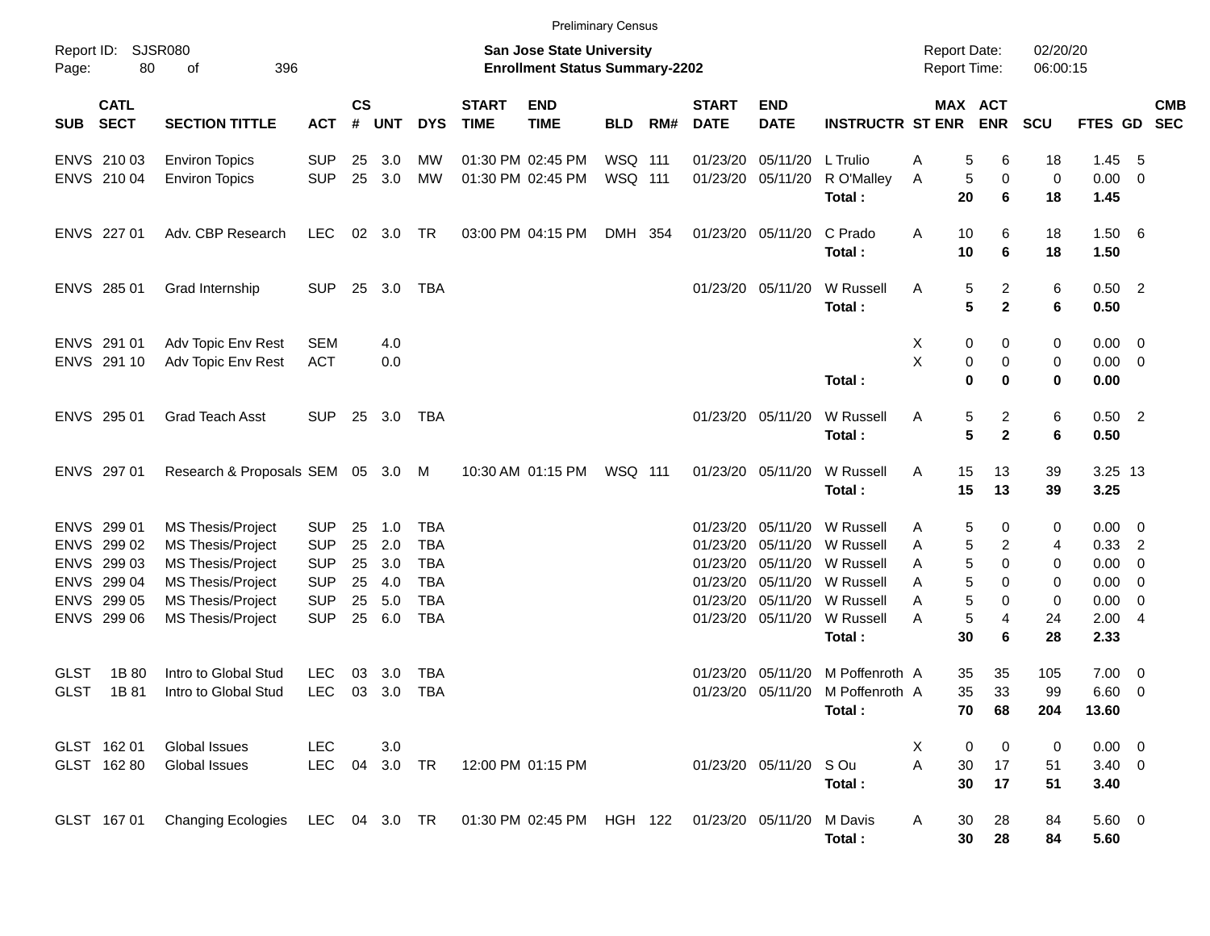Preliminary Census

Report ID: SJSR080

**San Jose State University**
**Enrollment Status Summary-2202**

Report Date: 02/20/20
Report Time: 06:00:15

| SUB | CATL SECT | SECTION TITTLE | ACT | CS # | UNT | DYS | START TIME | END TIME | BLD | RM# | START DATE | END DATE | INSTRUCTR | ST | MAX ENR | ACT ENR | SCU | FTES | GD | CMB SEC |
|---|---|---|---|---|---|---|---|---|---|---|---|---|---|---|---|---|---|---|---|---|
| ENVS | 210 03 | Environ Topics | SUP | 25 | 3.0 | MW | 01:30 PM | 02:45 PM | WSQ | 111 | 01/23/20 | 05/11/20 | L Trulio | A | 5 | 6 | 18 | 1.45 | 5 | |
| ENVS | 210 04 | Environ Topics | SUP | 25 | 3.0 | MW | 01:30 PM | 02:45 PM | WSQ | 111 | 01/23/20 | 05/11/20 | R O'Malley | A | 5 | 0 | 0 | 0.00 | 0 | |
| | | | | | | | | | | | | | **Total :** | | **20** | **6** | **18** | **1.45** | | |
| ENVS | 227 01 | Adv. CBP Research | LEC | 02 | 3.0 | TR | 03:00 PM | 04:15 PM | DMH | 354 | 01/23/20 | 05/11/20 | C Prado | A | 10 | 6 | 18 | 1.50 | 6 | |
| | | | | | | | | | | | | | **Total :** | | **10** | **6** | **18** | **1.50** | | |
| ENVS | 285 01 | Grad Internship | SUP | 25 | 3.0 | TBA | | | | | 01/23/20 | 05/11/20 | W Russell | A | 5 | 2 | 6 | 0.50 | 2 | |
| | | | | | | | | | | | | | **Total :** | | **5** | **2** | **6** | **0.50** | | |
| ENVS | 291 01 | Adv Topic Env Rest | SEM | | 4.0 | | | | | | | | | X | 0 | 0 | 0 | 0.00 | 0 | |
| ENVS | 291 10 | Adv Topic Env Rest | ACT | | 0.0 | | | | | | | | | X | 0 | 0 | 0 | 0.00 | 0 | |
| | | | | | | | | | | | | | **Total :** | | **0** | **0** | **0** | **0.00** | | |
| ENVS | 295 01 | Grad Teach Asst | SUP | 25 | 3.0 | TBA | | | | | 01/23/20 | 05/11/20 | W Russell | A | 5 | 2 | 6 | 0.50 | 2 | |
| | | | | | | | | | | | | | **Total :** | | **5** | **2** | **6** | **0.50** | | |
| ENVS | 297 01 | Research & Proposals | SEM | 05 | 3.0 | M | 10:30 AM | 01:15 PM | WSQ | 111 | 01/23/20 | 05/11/20 | W Russell | A | 15 | 13 | 39 | 3.25 | 13 | |
| | | | | | | | | | | | | | **Total :** | | **15** | **13** | **39** | **3.25** | | |
| ENVS | 299 01 | MS Thesis/Project | SUP | 25 | 1.0 | TBA | | | | | 01/23/20 | 05/11/20 | W Russell | A | 5 | 0 | 0 | 0.00 | 0 | |
| ENVS | 299 02 | MS Thesis/Project | SUP | 25 | 2.0 | TBA | | | | | 01/23/20 | 05/11/20 | W Russell | A | 5 | 2 | 4 | 0.33 | 2 | |
| ENVS | 299 03 | MS Thesis/Project | SUP | 25 | 3.0 | TBA | | | | | 01/23/20 | 05/11/20 | W Russell | A | 5 | 0 | 0 | 0.00 | 0 | |
| ENVS | 299 04 | MS Thesis/Project | SUP | 25 | 4.0 | TBA | | | | | 01/23/20 | 05/11/20 | W Russell | A | 5 | 0 | 0 | 0.00 | 0 | |
| ENVS | 299 05 | MS Thesis/Project | SUP | 25 | 5.0 | TBA | | | | | 01/23/20 | 05/11/20 | W Russell | A | 5 | 0 | 0 | 0.00 | 0 | |
| ENVS | 299 06 | MS Thesis/Project | SUP | 25 | 6.0 | TBA | | | | | 01/23/20 | 05/11/20 | W Russell | A | 5 | 4 | 24 | 2.00 | 4 | |
| | | | | | | | | | | | | | **Total :** | | **30** | **6** | **28** | **2.33** | | |
| GLST | 1B 80 | Intro to Global Stud | LEC | 03 | 3.0 | TBA | | | | | 01/23/20 | 05/11/20 | M Poffenroth | A | 35 | 35 | 105 | 7.00 | 0 | |
| GLST | 1B 81 | Intro to Global Stud | LEC | 03 | 3.0 | TBA | | | | | 01/23/20 | 05/11/20 | M Poffenroth | A | 35 | 33 | 99 | 6.60 | 0 | |
| | | | | | | | | | | | | | **Total :** | | **70** | **68** | **204** | **13.60** | | |
| GLST | 162 01 | Global Issues | LEC | | 3.0 | | | | | | | | | X | 0 | 0 | 0 | 0.00 | 0 | |
| GLST | 162 80 | Global Issues | LEC | 04 | 3.0 | TR | 12:00 PM | 01:15 PM | | | 01/23/20 | 05/11/20 | S Ou | A | 30 | 17 | 51 | 3.40 | 0 | |
| | | | | | | | | | | | | | **Total :** | | **30** | **17** | **51** | **3.40** | | |
| GLST | 167 01 | Changing Ecologies | LEC | 04 | 3.0 | TR | 01:30 PM | 02:45 PM | HGH | 122 | 01/23/20 | 05/11/20 | M Davis | A | 30 | 28 | 84 | 5.60 | 0 | |
| | | | | | | | | | | | | | **Total :** | | **30** | **28** | **84** | **5.60** | | |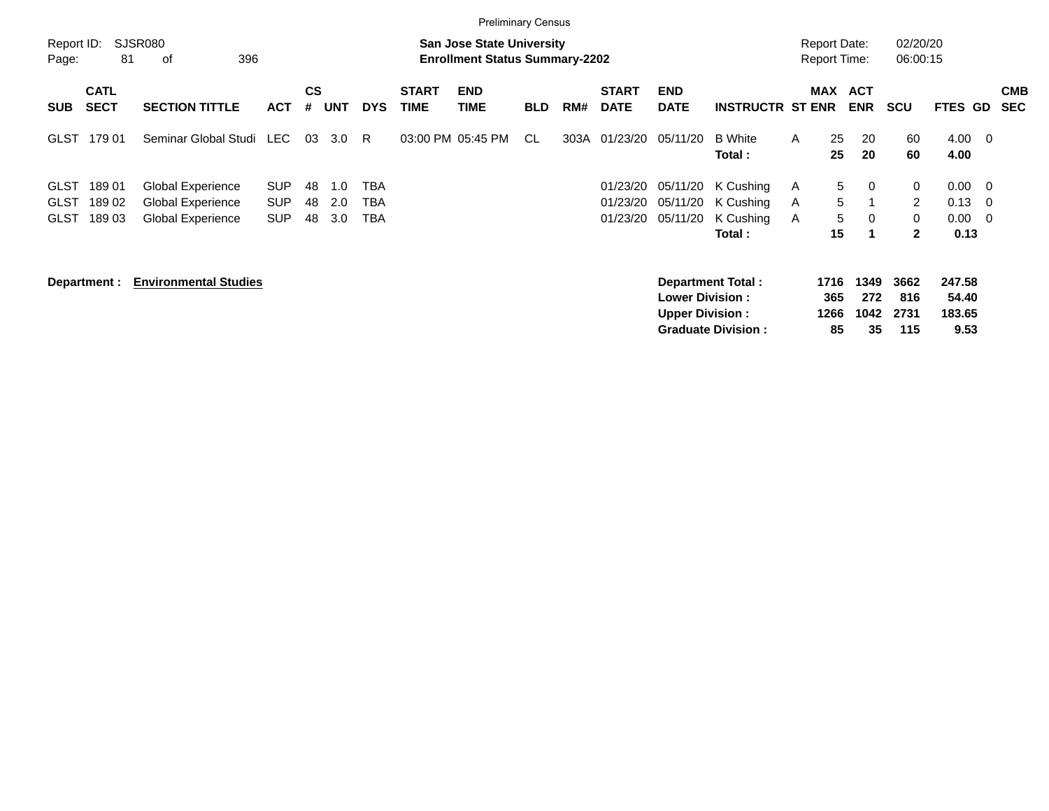Preliminary Census

Report ID: SJSR080

**San Jose State University**
**Enrollment Status Summary-2202**

Report Date: 02/20/20
Report Time: 06:00:15

| SUB | CATL SECT | SECTION TITTLE | ACT | CS # | UNT | DYS | START TIME | END TIME | BLD | RM# | START DATE | END DATE | INSTRUCTR | ST | MAX ENR | ACT ENR | SCU | FTES | GD | CMB SEC |
|---|---|---|---|---|---|---|---|---|---|---|---|---|---|---|---|---|---|---|---|---|
| GLST | 179 01 | Seminar Global Studi | LEC | 03 | 3.0 | R | 03:00 PM | 05:45 PM | CL | 303A | 01/23/20 | 05/11/20 | B White | A | 25 | 20 | 60 | 4.00 | 0 | |
| | | | | | | | | | | | | | **Total :** | | **25** | **20** | **60** | **4.00** | | |
| GLST | 189 01 | Global Experience | SUP | 48 | 1.0 | TBA | | | | | 01/23/20 | 05/11/20 | K Cushing | A | 5 | 0 | 0 | 0.00 | 0 | |
| GLST | 189 02 | Global Experience | SUP | 48 | 2.0 | TBA | | | | | 01/23/20 | 05/11/20 | K Cushing | A | 5 | 1 | 2 | 0.13 | 0 | |
| GLST | 189 03 | Global Experience | SUP | 48 | 3.0 | TBA | | | | | 01/23/20 | 05/11/20 | K Cushing | A | 5 | 0 | 0 | 0.00 | 0 | |
| | | | | | | | | | | | | | **Total :** | | **15** | **1** | **2** | **0.13** | | |

**Department : Environmental Studies**

| | MAX ENR | ACT ENR | SCU | FTES |
|---|---|---|---|---|
| **Department Total :** | **1716** | **1349** | **3662** | **247.58** |
| **Lower Division :** | **365** | **272** | **816** | **54.40** |
| **Upper Division :** | **1266** | **1042** | **2731** | **183.65** |
| **Graduate Division :** | **85** | **35** | **115** | **9.53** |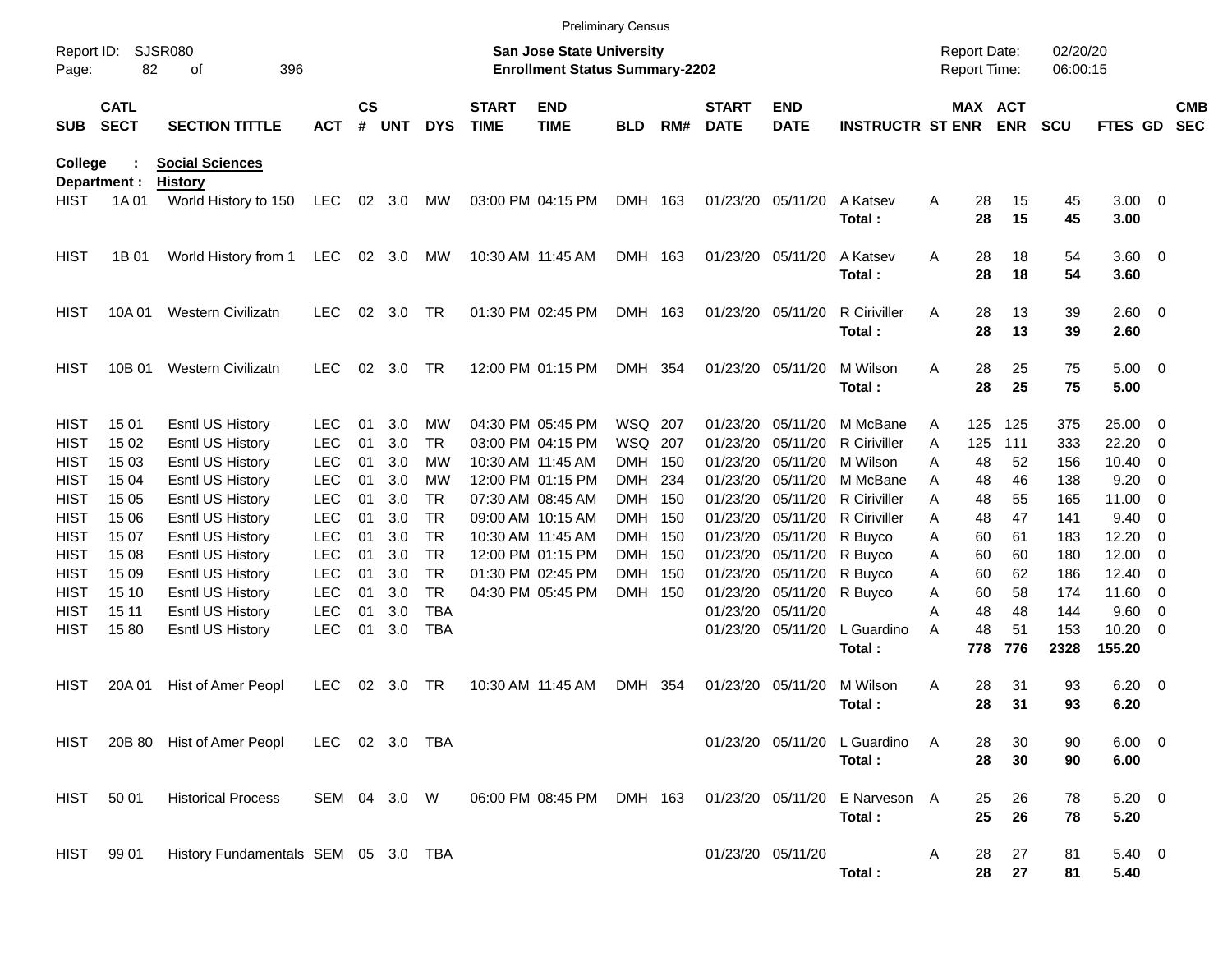Preliminary Census

Report ID: SJSR080
Page: 82 of 396

**San Jose State University**
**Enrollment Status Summary-2202**

Report Date: 02/20/20
Report Time: 06:00:15

**College : Social Sciences**
**Department : History**

| SUB | CATL SECT | SECTION TITTLE | ACT | CS # | UNT | DYS | START TIME | END TIME | BLD | RM# | START DATE | END DATE | INSTRUCTR | ST | MAX ENR | ACT ENR | SCU | FTES | GD | CMB SEC |
|---|---|---|---|---|---|---|---|---|---|---|---|---|---|---|---|---|---|---|---|---|
| HIST | 1A 01 | World History to 150 | LEC | 02 | 3.0 | MW | 03:00 PM | 04:15 PM | DMH | 163 | 01/23/20 | 05/11/20 | A Katsev | A | 28 | 15 | 45 | 3.00 | 0 | |
| | | | | | | | | | | | | | **Total :** | | **28** | **15** | **45** | **3.00** | | |
| HIST | 1B 01 | World History from 1 | LEC | 02 | 3.0 | MW | 10:30 AM | 11:45 AM | DMH | 163 | 01/23/20 | 05/11/20 | A Katsev | A | 28 | 18 | 54 | 3.60 | 0 | |
| | | | | | | | | | | | | | **Total :** | | **28** | **18** | **54** | **3.60** | | |
| HIST | 10A 01 | Western Civilizatn | LEC | 02 | 3.0 | TR | 01:30 PM | 02:45 PM | DMH | 163 | 01/23/20 | 05/11/20 | R Ciriviller | A | 28 | 13 | 39 | 2.60 | 0 | |
| | | | | | | | | | | | | | **Total :** | | **28** | **13** | **39** | **2.60** | | |
| HIST | 10B 01 | Western Civilizatn | LEC | 02 | 3.0 | TR | 12:00 PM | 01:15 PM | DMH | 354 | 01/23/20 | 05/11/20 | M Wilson | A | 28 | 25 | 75 | 5.00 | 0 | |
| | | | | | | | | | | | | | **Total :** | | **28** | **25** | **75** | **5.00** | | |
| HIST | 15 01 | Esntl US History | LEC | 01 | 3.0 | MW | 04:30 PM | 05:45 PM | WSQ | 207 | 01/23/20 | 05/11/20 | M McBane | A | 125 | 125 | 375 | 25.00 | 0 | |
| HIST | 15 02 | Esntl US History | LEC | 01 | 3.0 | TR | 03:00 PM | 04:15 PM | WSQ | 207 | 01/23/20 | 05/11/20 | R Ciriviller | A | 125 | 111 | 333 | 22.20 | 0 | |
| HIST | 15 03 | Esntl US History | LEC | 01 | 3.0 | MW | 10:30 AM | 11:45 AM | DMH | 150 | 01/23/20 | 05/11/20 | M Wilson | A | 48 | 52 | 156 | 10.40 | 0 | |
| HIST | 15 04 | Esntl US History | LEC | 01 | 3.0 | MW | 12:00 PM | 01:15 PM | DMH | 234 | 01/23/20 | 05/11/20 | M McBane | A | 48 | 46 | 138 | 9.20 | 0 | |
| HIST | 15 05 | Esntl US History | LEC | 01 | 3.0 | TR | 07:30 AM | 08:45 AM | DMH | 150 | 01/23/20 | 05/11/20 | R Ciriviller | A | 48 | 55 | 165 | 11.00 | 0 | |
| HIST | 15 06 | Esntl US History | LEC | 01 | 3.0 | TR | 09:00 AM | 10:15 AM | DMH | 150 | 01/23/20 | 05/11/20 | R Ciriviller | A | 48 | 47 | 141 | 9.40 | 0 | |
| HIST | 15 07 | Esntl US History | LEC | 01 | 3.0 | TR | 10:30 AM | 11:45 AM | DMH | 150 | 01/23/20 | 05/11/20 | R Buyco | A | 60 | 61 | 183 | 12.20 | 0 | |
| HIST | 15 08 | Esntl US History | LEC | 01 | 3.0 | TR | 12:00 PM | 01:15 PM | DMH | 150 | 01/23/20 | 05/11/20 | R Buyco | A | 60 | 60 | 180 | 12.00 | 0 | |
| HIST | 15 09 | Esntl US History | LEC | 01 | 3.0 | TR | 01:30 PM | 02:45 PM | DMH | 150 | 01/23/20 | 05/11/20 | R Buyco | A | 60 | 62 | 186 | 12.40 | 0 | |
| HIST | 15 10 | Esntl US History | LEC | 01 | 3.0 | TR | 04:30 PM | 05:45 PM | DMH | 150 | 01/23/20 | 05/11/20 | R Buyco | A | 60 | 58 | 174 | 11.60 | 0 | |
| HIST | 15 11 | Esntl US History | LEC | 01 | 3.0 | TBA | | | | | 01/23/20 | 05/11/20 | | A | 48 | 48 | 144 | 9.60 | 0 | |
| HIST | 15 80 | Esntl US History | LEC | 01 | 3.0 | TBA | | | | | 01/23/20 | 05/11/20 | L Guardino | A | 48 | 51 | 153 | 10.20 | 0 | |
| | | | | | | | | | | | | | **Total :** | | **778** | **776** | **2328** | **155.20** | | |
| HIST | 20A 01 | Hist of Amer Peopl | LEC | 02 | 3.0 | TR | 10:30 AM | 11:45 AM | DMH | 354 | 01/23/20 | 05/11/20 | M Wilson | A | 28 | 31 | 93 | 6.20 | 0 | |
| | | | | | | | | | | | | | **Total :** | | **28** | **31** | **93** | **6.20** | | |
| HIST | 20B 80 | Hist of Amer Peopl | LEC | 02 | 3.0 | TBA | | | | | 01/23/20 | 05/11/20 | L Guardino | A | 28 | 30 | 90 | 6.00 | 0 | |
| | | | | | | | | | | | | | **Total :** | | **28** | **30** | **90** | **6.00** | | |
| HIST | 50 01 | Historical Process | SEM | 04 | 3.0 | W | 06:00 PM | 08:45 PM | DMH | 163 | 01/23/20 | 05/11/20 | E Narveson | A | 25 | 26 | 78 | 5.20 | 0 | |
| | | | | | | | | | | | | | **Total :** | | **25** | **26** | **78** | **5.20** | | |
| HIST | 99 01 | History Fundamentals | SEM | 05 | 3.0 | TBA | | | | | 01/23/20 | 05/11/20 | | A | 28 | 27 | 81 | 5.40 | 0 | |
| | | | | | | | | | | | | | **Total :** | | **28** | **27** | **81** | **5.40** | | |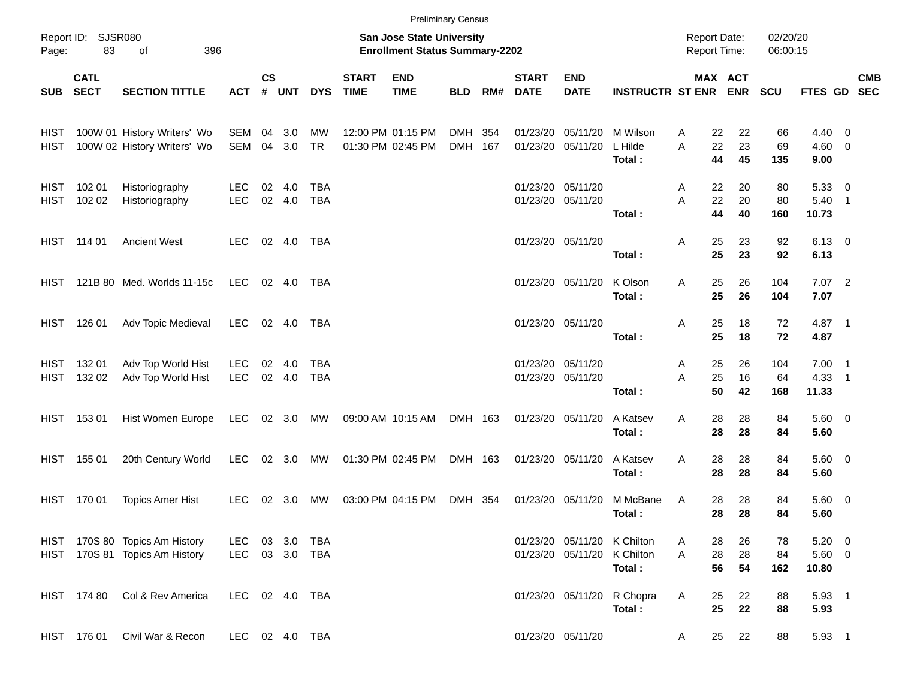Preliminary Census

Report ID: SJSR080
Page: 83 of 396

**San Jose State University**
**Enrollment Status Summary-2202**

Report Date: 02/20/20
Report Time: 06:00:15

| SUB | CATL SECT | SECTION TITTLE | ACT | CS # | UNT | DYS | START TIME | END TIME | BLD | RM# | START DATE | END DATE | INSTRUCTR | ST | MAX ENR | ACT ENR | SCU | FTES | GD | CMB SEC |
|---|---|---|---|---|---|---|---|---|---|---|---|---|---|---|---|---|---|---|---|---|
| HIST | 100W 01 | History Writers' Wo | SEM | 04 | 3.0 | MW | 12:00 PM | 01:15 PM | DMH | 354 | 01/23/20 | 05/11/20 | M Wilson | A | 22 | 22 | 66 | 4.40 | 0 | |
| HIST | 100W 02 | History Writers' Wo | SEM | 04 | 3.0 | TR | 01:30 PM | 02:45 PM | DMH | 167 | 01/23/20 | 05/11/20 | L Hilde | A | 22 | 23 | 69 | 4.60 | 0 | |
| | | | | | | | | | | | | | **Total :** | | **44** | **45** | **135** | **9.00** | | |
| HIST | 102 01 | Historiography | LEC | 02 | 4.0 | TBA | | | | | 01/23/20 | 05/11/20 | | A | 22 | 20 | 80 | 5.33 | 0 | |
| HIST | 102 02 | Historiography | LEC | 02 | 4.0 | TBA | | | | | 01/23/20 | 05/11/20 | | A | 22 | 20 | 80 | 5.40 | 1 | |
| | | | | | | | | | | | | | **Total :** | | **44** | **40** | **160** | **10.73** | | |
| HIST | 114 01 | Ancient West | LEC | 02 | 4.0 | TBA | | | | | 01/23/20 | 05/11/20 | | A | 25 | 23 | 92 | 6.13 | 0 | |
| | | | | | | | | | | | | | **Total :** | | **25** | **23** | **92** | **6.13** | | |
| HIST | 121B 80 | Med. Worlds 11-15c | LEC | 02 | 4.0 | TBA | | | | | 01/23/20 | 05/11/20 | K Olson | A | 25 | 26 | 104 | 7.07 | 2 | |
| | | | | | | | | | | | | | **Total :** | | **25** | **26** | **104** | **7.07** | | |
| HIST | 126 01 | Adv Topic Medieval | LEC | 02 | 4.0 | TBA | | | | | 01/23/20 | 05/11/20 | | A | 25 | 18 | 72 | 4.87 | 1 | |
| | | | | | | | | | | | | | **Total :** | | **25** | **18** | **72** | **4.87** | | |
| HIST | 132 01 | Adv Top World Hist | LEC | 02 | 4.0 | TBA | | | | | 01/23/20 | 05/11/20 | | A | 25 | 26 | 104 | 7.00 | 1 | |
| HIST | 132 02 | Adv Top World Hist | LEC | 02 | 4.0 | TBA | | | | | 01/23/20 | 05/11/20 | | A | 25 | 16 | 64 | 4.33 | 1 | |
| | | | | | | | | | | | | | **Total :** | | **50** | **42** | **168** | **11.33** | | |
| HIST | 153 01 | Hist Women Europe | LEC | 02 | 3.0 | MW | 09:00 AM | 10:15 AM | DMH | 163 | 01/23/20 | 05/11/20 | A Katsev | A | 28 | 28 | 84 | 5.60 | 0 | |
| | | | | | | | | | | | | | **Total :** | | **28** | **28** | **84** | **5.60** | | |
| HIST | 155 01 | 20th Century World | LEC | 02 | 3.0 | MW | 01:30 PM | 02:45 PM | DMH | 163 | 01/23/20 | 05/11/20 | A Katsev | A | 28 | 28 | 84 | 5.60 | 0 | |
| | | | | | | | | | | | | | **Total :** | | **28** | **28** | **84** | **5.60** | | |
| HIST | 170 01 | Topics Amer Hist | LEC | 02 | 3.0 | MW | 03:00 PM | 04:15 PM | DMH | 354 | 01/23/20 | 05/11/20 | M McBane | A | 28 | 28 | 84 | 5.60 | 0 | |
| | | | | | | | | | | | | | **Total :** | | **28** | **28** | **84** | **5.60** | | |
| HIST | 170S 80 | Topics Am History | LEC | 03 | 3.0 | TBA | | | | | 01/23/20 | 05/11/20 | K Chilton | A | 28 | 26 | 78 | 5.20 | 0 | |
| HIST | 170S 81 | Topics Am History | LEC | 03 | 3.0 | TBA | | | | | 01/23/20 | 05/11/20 | K Chilton | A | 28 | 28 | 84 | 5.60 | 0 | |
| | | | | | | | | | | | | | **Total :** | | **56** | **54** | **162** | **10.80** | | |
| HIST | 174 80 | Col & Rev America | LEC | 02 | 4.0 | TBA | | | | | 01/23/20 | 05/11/20 | R Chopra | A | 25 | 22 | 88 | 5.93 | 1 | |
| | | | | | | | | | | | | | **Total :** | | **25** | **22** | **88** | **5.93** | | |
| HIST | 176 01 | Civil War & Recon | LEC | 02 | 4.0 | TBA | | | | | 01/23/20 | 05/11/20 | | A | 25 | 22 | 88 | 5.93 | 1 | |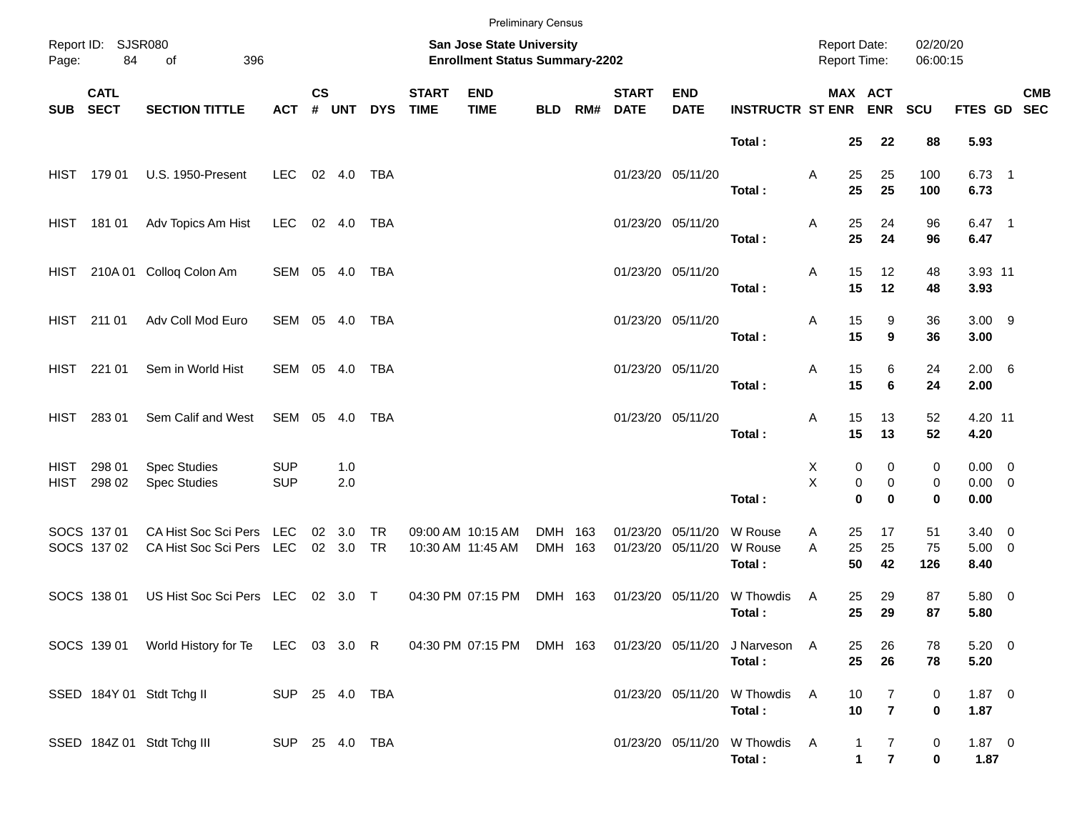Preliminary Census

Report ID: SJSR080
Page: 84 of 396

**San Jose State University**
**Enrollment Status Summary-2202**

Report Date: 02/20/20
Report Time: 06:00:15

| SUB | CATL SECT | SECTION TITTLE | ACT | CS # | UNT | DYS | START TIME | END TIME | BLD | RM# | START DATE | END DATE | INSTRUCTR | ST | MAX ENR | ACT ENR | SCU | FTES | GD | CMB SEC |
|---|---|---|---|---|---|---|---|---|---|---|---|---|---|---|---|---|---|---|---|---|
| | | | | | | | | | | | | | **Total :** | | **25** | **22** | **88** | **5.93** | | |
| HIST | 179 01 | U.S. 1950-Present | LEC | 02 | 4.0 | TBA | | | | | 01/23/20 | 05/11/20 | | A | 25 | 25 | 100 | 6.73 | 1 | |
| | | | | | | | | | | | | | **Total :** | | **25** | **25** | **100** | **6.73** | | |
| HIST | 181 01 | Adv Topics Am Hist | LEC | 02 | 4.0 | TBA | | | | | 01/23/20 | 05/11/20 | | A | 25 | 24 | 96 | 6.47 | 1 | |
| | | | | | | | | | | | | | **Total :** | | **25** | **24** | **96** | **6.47** | | |
| HIST | 210A 01 | Colloq Colon Am | SEM | 05 | 4.0 | TBA | | | | | 01/23/20 | 05/11/20 | | A | 15 | 12 | 48 | 3.93 | 11 | |
| | | | | | | | | | | | | | **Total :** | | **15** | **12** | **48** | **3.93** | | |
| HIST | 211 01 | Adv Coll Mod Euro | SEM | 05 | 4.0 | TBA | | | | | 01/23/20 | 05/11/20 | | A | 15 | 9 | 36 | 3.00 | 9 | |
| | | | | | | | | | | | | | **Total :** | | **15** | **9** | **36** | **3.00** | | |
| HIST | 221 01 | Sem in World Hist | SEM | 05 | 4.0 | TBA | | | | | 01/23/20 | 05/11/20 | | A | 15 | 6 | 24 | 2.00 | 6 | |
| | | | | | | | | | | | | | **Total :** | | **15** | **6** | **24** | **2.00** | | |
| HIST | 283 01 | Sem Calif and West | SEM | 05 | 4.0 | TBA | | | | | 01/23/20 | 05/11/20 | | A | 15 | 13 | 52 | 4.20 | 11 | |
| | | | | | | | | | | | | | **Total :** | | **15** | **13** | **52** | **4.20** | | |
| HIST | 298 01 | Spec Studies | SUP | | 1.0 | | | | | | | | | X | 0 | 0 | 0 | 0.00 | 0 | |
| HIST | 298 02 | Spec Studies | SUP | | 2.0 | | | | | | | | | X | 0 | 0 | 0 | 0.00 | 0 | |
| | | | | | | | | | | | | | **Total :** | | **0** | **0** | **0** | **0.00** | | |
| SOCS | 137 01 | CA Hist Soc Sci Pers | LEC | 02 | 3.0 | TR | 09:00 AM | 10:15 AM | DMH | 163 | 01/23/20 | 05/11/20 | W Rouse | A | 25 | 17 | 51 | 3.40 | 0 | |
| SOCS | 137 02 | CA Hist Soc Sci Pers | LEC | 02 | 3.0 | TR | 10:30 AM | 11:45 AM | DMH | 163 | 01/23/20 | 05/11/20 | W Rouse | A | 25 | 25 | 75 | 5.00 | 0 | |
| | | | | | | | | | | | | | **Total :** | | **50** | **42** | **126** | **8.40** | | |
| SOCS | 138 01 | US Hist Soc Sci Pers | LEC | 02 | 3.0 | T | 04:30 PM | 07:15 PM | DMH | 163 | 01/23/20 | 05/11/20 | W Thowdis | A | 25 | 29 | 87 | 5.80 | 0 | |
| | | | | | | | | | | | | | **Total :** | | **25** | **29** | **87** | **5.80** | | |
| SOCS | 139 01 | World History for Te | LEC | 03 | 3.0 | R | 04:30 PM | 07:15 PM | DMH | 163 | 01/23/20 | 05/11/20 | J Narveson | A | 25 | 26 | 78 | 5.20 | 0 | |
| | | | | | | | | | | | | | **Total :** | | **25** | **26** | **78** | **5.20** | | |
| SSED | 184Y 01 | Stdt Tchg II | SUP | 25 | 4.0 | TBA | | | | | 01/23/20 | 05/11/20 | W Thowdis | A | 10 | 7 | 0 | 1.87 | 0 | |
| | | | | | | | | | | | | | **Total :** | | **10** | **7** | **0** | **1.87** | | |
| SSED | 184Z 01 | Stdt Tchg III | SUP | 25 | 4.0 | TBA | | | | | 01/23/20 | 05/11/20 | W Thowdis | A | 1 | 7 | 0 | 1.87 | 0 | |
| | | | | | | | | | | | | | **Total :** | | **1** | **7** | **0** | **1.87** | | |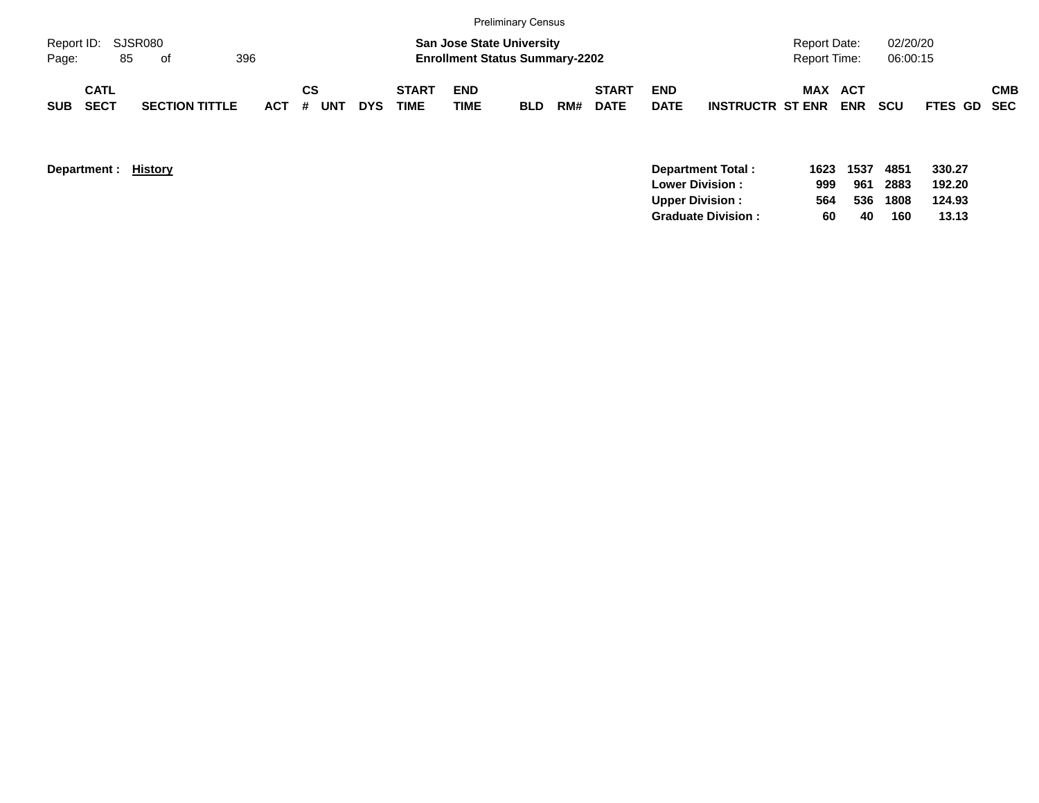Preliminary Census

Report ID: SJSR080

**San Jose State University**
**Enrollment Status Summary-2202**

Report Date: 02/20/20
Report Time: 06:00:15

| SUB | CATL SECT | SECTION TITTLE | ACT | CS # | UNT | DYS | START TIME | END TIME | BLD | RM# | START DATE | END DATE | INSTRUCTR | MAX ST ENR | ACT ENR | SCU | FTES | GD | CMB SEC |
|---|---|---|---|---|---|---|---|---|---|---|---|---|---|---|---|---|---|---|---|

**Department : History**

| | MAX ST ENR | ACT ENR | SCU | FTES |
|---|---|---|---|---|
| **Department Total :** | **1623** | **1537** | **4851** | **330.27** |
| **Lower Division :** | **999** | **961** | **2883** | **192.20** |
| **Upper Division :** | **564** | **536** | **1808** | **124.93** |
| **Graduate Division :** | **60** | **40** | **160** | **13.13** |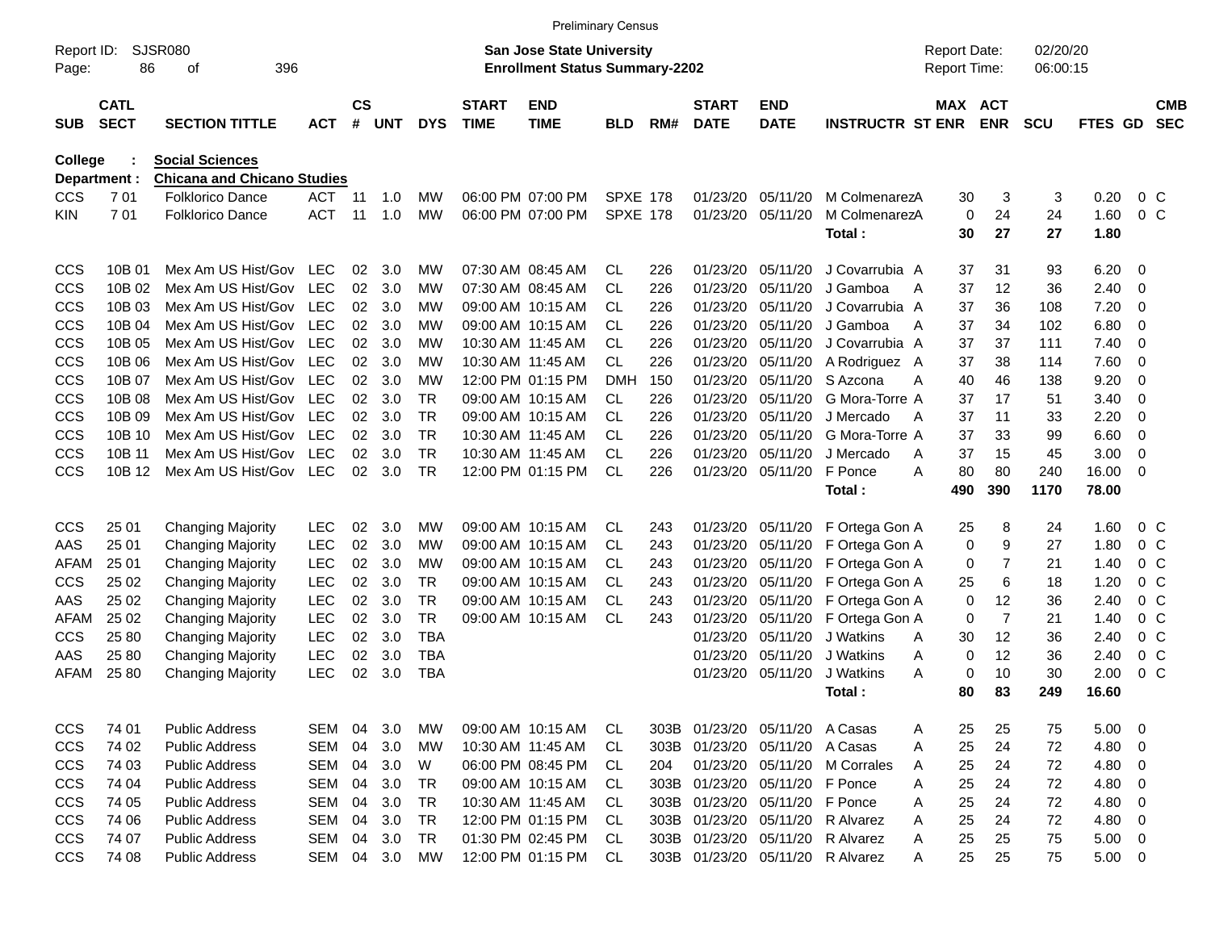Preliminary Census

Report ID: SJSR080

**San Jose State University**
**Enrollment Status Summary-2202**

Report Date: 02/20/20
Report Time: 06:00:15

College : **Social Sciences**
Department : **Chicana and Chicano Studies**

| SUB | CATL SECT | SECTION TITTLE | ACT | CS # | UNT | DYS | START TIME | END TIME | BLD | RM# | START DATE | END DATE | INSTRUCTR | ST | MAX ENR | ACT ENR | SCU | FTES | GD | CMB SEC |
|---|---|---|---|---|---|---|---|---|---|---|---|---|---|---|---|---|---|---|---|---|
| CCS | 7 01 | Folklorico Dance | ACT | 11 | 1.0 | MW | 06:00 PM | 07:00 PM | SPXE | 178 | 01/23/20 | 05/11/20 | M Colmenarez | A | 30 | 3 | 3 | 0.20 | 0 | C |
| KIN | 7 01 | Folklorico Dance | ACT | 11 | 1.0 | MW | 06:00 PM | 07:00 PM | SPXE | 178 | 01/23/20 | 05/11/20 | M Colmenarez | A | 0 | 24 | 24 | 1.60 | 0 | C |
| | | | | | | | | | | | | | **Total :** | | **30** | **27** | **27** | **1.80** | | |
| CCS | 10B 01 | Mex Am US Hist/Gov | LEC | 02 | 3.0 | MW | 07:30 AM | 08:45 AM | CL | 226 | 01/23/20 | 05/11/20 | J Covarrubia | A | 37 | 31 | 93 | 6.20 | 0 | |
| CCS | 10B 02 | Mex Am US Hist/Gov | LEC | 02 | 3.0 | MW | 07:30 AM | 08:45 AM | CL | 226 | 01/23/20 | 05/11/20 | J Gamboa | A | 37 | 12 | 36 | 2.40 | 0 | |
| CCS | 10B 03 | Mex Am US Hist/Gov | LEC | 02 | 3.0 | MW | 09:00 AM | 10:15 AM | CL | 226 | 01/23/20 | 05/11/20 | J Covarrubia | A | 37 | 36 | 108 | 7.20 | 0 | |
| CCS | 10B 04 | Mex Am US Hist/Gov | LEC | 02 | 3.0 | MW | 09:00 AM | 10:15 AM | CL | 226 | 01/23/20 | 05/11/20 | J Gamboa | A | 37 | 34 | 102 | 6.80 | 0 | |
| CCS | 10B 05 | Mex Am US Hist/Gov | LEC | 02 | 3.0 | MW | 10:30 AM | 11:45 AM | CL | 226 | 01/23/20 | 05/11/20 | J Covarrubia | A | 37 | 37 | 111 | 7.40 | 0 | |
| CCS | 10B 06 | Mex Am US Hist/Gov | LEC | 02 | 3.0 | MW | 10:30 AM | 11:45 AM | CL | 226 | 01/23/20 | 05/11/20 | A Rodriguez | A | 37 | 38 | 114 | 7.60 | 0 | |
| CCS | 10B 07 | Mex Am US Hist/Gov | LEC | 02 | 3.0 | MW | 12:00 PM | 01:15 PM | DMH | 150 | 01/23/20 | 05/11/20 | S Azcona | A | 40 | 46 | 138 | 9.20 | 0 | |
| CCS | 10B 08 | Mex Am US Hist/Gov | LEC | 02 | 3.0 | TR | 09:00 AM | 10:15 AM | CL | 226 | 01/23/20 | 05/11/20 | G Mora-Torre | A | 37 | 17 | 51 | 3.40 | 0 | |
| CCS | 10B 09 | Mex Am US Hist/Gov | LEC | 02 | 3.0 | TR | 09:00 AM | 10:15 AM | CL | 226 | 01/23/20 | 05/11/20 | J Mercado | A | 37 | 11 | 33 | 2.20 | 0 | |
| CCS | 10B 10 | Mex Am US Hist/Gov | LEC | 02 | 3.0 | TR | 10:30 AM | 11:45 AM | CL | 226 | 01/23/20 | 05/11/20 | G Mora-Torre | A | 37 | 33 | 99 | 6.60 | 0 | |
| CCS | 10B 11 | Mex Am US Hist/Gov | LEC | 02 | 3.0 | TR | 10:30 AM | 11:45 AM | CL | 226 | 01/23/20 | 05/11/20 | J Mercado | A | 37 | 15 | 45 | 3.00 | 0 | |
| CCS | 10B 12 | Mex Am US Hist/Gov | LEC | 02 | 3.0 | TR | 12:00 PM | 01:15 PM | CL | 226 | 01/23/20 | 05/11/20 | F Ponce | A | 80 | 80 | 240 | 16.00 | 0 | |
| | | | | | | | | | | | | | **Total :** | | **490** | **390** | **1170** | **78.00** | | |
| CCS | 25 01 | Changing Majority | LEC | 02 | 3.0 | MW | 09:00 AM | 10:15 AM | CL | 243 | 01/23/20 | 05/11/20 | F Ortega Gon | A | 25 | 8 | 24 | 1.60 | 0 | C |
| AAS | 25 01 | Changing Majority | LEC | 02 | 3.0 | MW | 09:00 AM | 10:15 AM | CL | 243 | 01/23/20 | 05/11/20 | F Ortega Gon | A | 0 | 9 | 27 | 1.80 | 0 | C |
| AFAM | 25 01 | Changing Majority | LEC | 02 | 3.0 | MW | 09:00 AM | 10:15 AM | CL | 243 | 01/23/20 | 05/11/20 | F Ortega Gon | A | 0 | 7 | 21 | 1.40 | 0 | C |
| CCS | 25 02 | Changing Majority | LEC | 02 | 3.0 | TR | 09:00 AM | 10:15 AM | CL | 243 | 01/23/20 | 05/11/20 | F Ortega Gon | A | 25 | 6 | 18 | 1.20 | 0 | C |
| AAS | 25 02 | Changing Majority | LEC | 02 | 3.0 | TR | 09:00 AM | 10:15 AM | CL | 243 | 01/23/20 | 05/11/20 | F Ortega Gon | A | 0 | 12 | 36 | 2.40 | 0 | C |
| AFAM | 25 02 | Changing Majority | LEC | 02 | 3.0 | TR | 09:00 AM | 10:15 AM | CL | 243 | 01/23/20 | 05/11/20 | F Ortega Gon | A | 0 | 7 | 21 | 1.40 | 0 | C |
| CCS | 25 80 | Changing Majority | LEC | 02 | 3.0 | TBA | | | | | 01/23/20 | 05/11/20 | J Watkins | A | 30 | 12 | 36 | 2.40 | 0 | C |
| AAS | 25 80 | Changing Majority | LEC | 02 | 3.0 | TBA | | | | | 01/23/20 | 05/11/20 | J Watkins | A | 0 | 12 | 36 | 2.40 | 0 | C |
| AFAM | 25 80 | Changing Majority | LEC | 02 | 3.0 | TBA | | | | | 01/23/20 | 05/11/20 | J Watkins | A | 0 | 10 | 30 | 2.00 | 0 | C |
| | | | | | | | | | | | | | **Total :** | | **80** | **83** | **249** | **16.60** | | |
| CCS | 74 01 | Public Address | SEM | 04 | 3.0 | MW | 09:00 AM | 10:15 AM | CL | 303B | 01/23/20 | 05/11/20 | A Casas | A | 25 | 25 | 75 | 5.00 | 0 | |
| CCS | 74 02 | Public Address | SEM | 04 | 3.0 | MW | 10:30 AM | 11:45 AM | CL | 303B | 01/23/20 | 05/11/20 | A Casas | A | 25 | 24 | 72 | 4.80 | 0 | |
| CCS | 74 03 | Public Address | SEM | 04 | 3.0 | W | 06:00 PM | 08:45 PM | CL | 204 | 01/23/20 | 05/11/20 | M Corrales | A | 25 | 24 | 72 | 4.80 | 0 | |
| CCS | 74 04 | Public Address | SEM | 04 | 3.0 | TR | 09:00 AM | 10:15 AM | CL | 303B | 01/23/20 | 05/11/20 | F Ponce | A | 25 | 24 | 72 | 4.80 | 0 | |
| CCS | 74 05 | Public Address | SEM | 04 | 3.0 | TR | 10:30 AM | 11:45 AM | CL | 303B | 01/23/20 | 05/11/20 | F Ponce | A | 25 | 24 | 72 | 4.80 | 0 | |
| CCS | 74 06 | Public Address | SEM | 04 | 3.0 | TR | 12:00 PM | 01:15 PM | CL | 303B | 01/23/20 | 05/11/20 | R Alvarez | A | 25 | 24 | 72 | 4.80 | 0 | |
| CCS | 74 07 | Public Address | SEM | 04 | 3.0 | TR | 01:30 PM | 02:45 PM | CL | 303B | 01/23/20 | 05/11/20 | R Alvarez | A | 25 | 25 | 75 | 5.00 | 0 | |
| CCS | 74 08 | Public Address | SEM | 04 | 3.0 | MW | 12:00 PM | 01:15 PM | CL | 303B | 01/23/20 | 05/11/20 | R Alvarez | A | 25 | 25 | 75 | 5.00 | 0 | |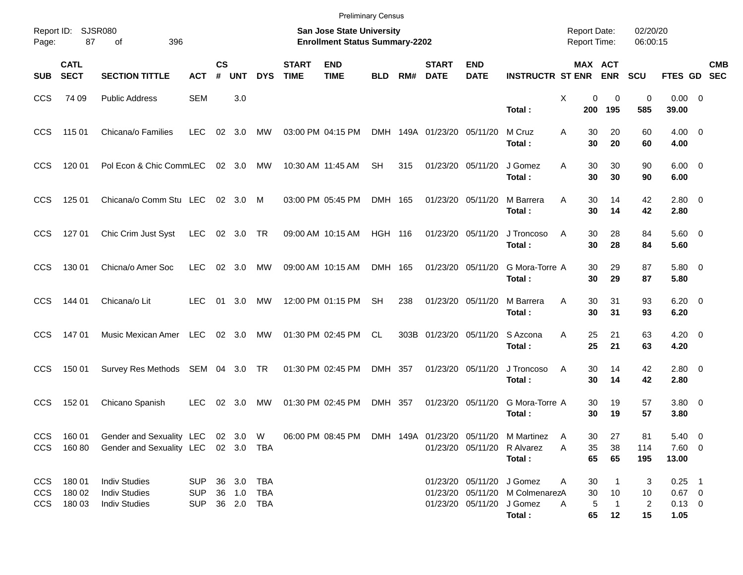Preliminary Census

Report ID: SJSR080
Page: 87 of 396

**San Jose State University**
**Enrollment Status Summary-2202**

Report Date: 02/20/20
Report Time: 06:00:15

| SUB | CATL SECT | SECTION TITTLE | ACT | CS # | UNT | DYS | START TIME | END TIME | BLD | RM# | START DATE | END DATE | INSTRUCTR | ST | MAX ENR | ACT ENR | SCU | FTES | GD | CMB SEC |
|---|---|---|---|---|---|---|---|---|---|---|---|---|---|---|---|---|---|---|---|---|
| CCS | 74 09 | Public Address | SEM | | 3.0 | | | | | | | | | X | 0 | 0 | 0 | 0.00 | 0 | |
| | | | | | | | | | | | | | Total : | | **200** | **195** | **585** | **39.00** | | |
| CCS | 115 01 | Chicana/o Families | LEC | 02 | 3.0 | MW | 03:00 PM | 04:15 PM | DMH | 149A | 01/23/20 | 05/11/20 | M Cruz | A | 30 | 20 | 60 | 4.00 | 0 | |
| | | | | | | | | | | | | | Total : | | **30** | **20** | **60** | **4.00** | | |
| CCS | 120 01 | Pol Econ & Chic Comm | LEC | 02 | 3.0 | MW | 10:30 AM | 11:45 AM | SH | 315 | 01/23/20 | 05/11/20 | J Gomez | A | 30 | 30 | 90 | 6.00 | 0 | |
| | | | | | | | | | | | | | Total : | | **30** | **30** | **90** | **6.00** | | |
| CCS | 125 01 | Chicana/o Comm Stu | LEC | 02 | 3.0 | M | 03:00 PM | 05:45 PM | DMH | 165 | 01/23/20 | 05/11/20 | M Barrera | A | 30 | 14 | 42 | 2.80 | 0 | |
| | | | | | | | | | | | | | Total : | | **30** | **14** | **42** | **2.80** | | |
| CCS | 127 01 | Chic Crim Just Syst | LEC | 02 | 3.0 | TR | 09:00 AM | 10:15 AM | HGH | 116 | 01/23/20 | 05/11/20 | J Troncoso | A | 30 | 28 | 84 | 5.60 | 0 | |
| | | | | | | | | | | | | | Total : | | **30** | **28** | **84** | **5.60** | | |
| CCS | 130 01 | Chicna/o Amer Soc | LEC | 02 | 3.0 | MW | 09:00 AM | 10:15 AM | DMH | 165 | 01/23/20 | 05/11/20 | G Mora-Torre | A | 30 | 29 | 87 | 5.80 | 0 | |
| | | | | | | | | | | | | | Total : | | **30** | **29** | **87** | **5.80** | | |
| CCS | 144 01 | Chicana/o Lit | LEC | 01 | 3.0 | MW | 12:00 PM | 01:15 PM | SH | 238 | 01/23/20 | 05/11/20 | M Barrera | A | 30 | 31 | 93 | 6.20 | 0 | |
| | | | | | | | | | | | | | Total : | | **30** | **31** | **93** | **6.20** | | |
| CCS | 147 01 | Music Mexican Amer | LEC | 02 | 3.0 | MW | 01:30 PM | 02:45 PM | CL | 303B | 01/23/20 | 05/11/20 | S Azcona | A | 25 | 21 | 63 | 4.20 | 0 | |
| | | | | | | | | | | | | | Total : | | **25** | **21** | **63** | **4.20** | | |
| CCS | 150 01 | Survey Res Methods | SEM | 04 | 3.0 | TR | 01:30 PM | 02:45 PM | DMH | 357 | 01/23/20 | 05/11/20 | J Troncoso | A | 30 | 14 | 42 | 2.80 | 0 | |
| | | | | | | | | | | | | | Total : | | **30** | **14** | **42** | **2.80** | | |
| CCS | 152 01 | Chicano Spanish | LEC | 02 | 3.0 | MW | 01:30 PM | 02:45 PM | DMH | 357 | 01/23/20 | 05/11/20 | G Mora-Torre | A | 30 | 19 | 57 | 3.80 | 0 | |
| | | | | | | | | | | | | | Total : | | **30** | **19** | **57** | **3.80** | | |
| CCS | 160 01 | Gender and Sexuality | LEC | 02 | 3.0 | W | 06:00 PM | 08:45 PM | DMH | 149A | 01/23/20 | 05/11/20 | M Martinez | A | 30 | 27 | 81 | 5.40 | 0 | |
| CCS | 160 80 | Gender and Sexuality | LEC | 02 | 3.0 | TBA | | | | | 01/23/20 | 05/11/20 | R Alvarez | A | 35 | 38 | 114 | 7.60 | 0 | |
| | | | | | | | | | | | | | Total : | | **65** | **65** | **195** | **13.00** | | |
| CCS | 180 01 | Indiv Studies | SUP | 36 | 3.0 | TBA | | | | | 01/23/20 | 05/11/20 | J Gomez | A | 30 | 1 | 3 | 0.25 | 1 | |
| CCS | 180 02 | Indiv Studies | SUP | 36 | 1.0 | TBA | | | | | 01/23/20 | 05/11/20 | M Colmenarez | A | 30 | 10 | 10 | 0.67 | 0 | |
| CCS | 180 03 | Indiv Studies | SUP | 36 | 2.0 | TBA | | | | | 01/23/20 | 05/11/20 | J Gomez | A | 5 | 1 | 2 | 0.13 | 0 | |
| | | | | | | | | | | | | | Total : | | **65** | **12** | **15** | **1.05** | | |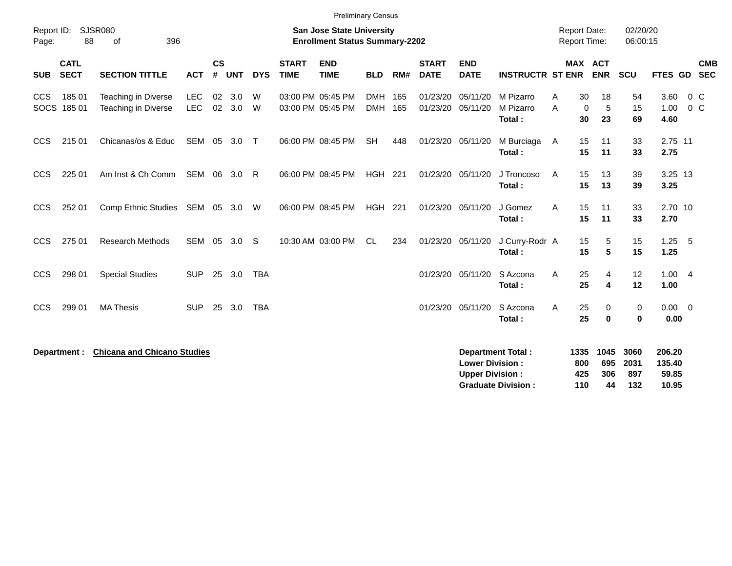Preliminary Census

Report ID: SJSR080

**San Jose State University**
**Enrollment Status Summary-2202**

Report Date: 02/20/20
Report Time: 06:00:15

| SUB | CATL SECT | SECTION TITTLE | ACT | CS # | UNT | DYS | START TIME | END TIME | BLD | RM# | START DATE | END DATE | INSTRUCTR | ST | MAX ENR | ACT ENR | SCU | FTES | GD | CMB SEC |
|---|---|---|---|---|---|---|---|---|---|---|---|---|---|---|---|---|---|---|---|---|
| CCS | 185 01 | Teaching in Diverse | LEC | 02 | 3.0 | W | 03:00 PM | 05:45 PM | DMH | 165 | 01/23/20 | 05/11/20 | M Pizarro | A | 30 | 18 | 54 | 3.60 | 0 | C |
| SOCS | 185 01 | Teaching in Diverse | LEC | 02 | 3.0 | W | 03:00 PM | 05:45 PM | DMH | 165 | 01/23/20 | 05/11/20 | M Pizarro | A | 0 | 5 | 15 | 1.00 | 0 | C |
| | | | | | | | | | | | | | **Total :** | | **30** | **23** | **69** | **4.60** | | |
| CCS | 215 01 | Chicanas/os & Educ | SEM | 05 | 3.0 | T | 06:00 PM | 08:45 PM | SH | 448 | 01/23/20 | 05/11/20 | M Burciaga | A | 15 | 11 | 33 | 2.75 | 11 | |
| | | | | | | | | | | | | | **Total :** | | **15** | **11** | **33** | **2.75** | | |
| CCS | 225 01 | Am Inst & Ch Comm | SEM | 06 | 3.0 | R | 06:00 PM | 08:45 PM | HGH | 221 | 01/23/20 | 05/11/20 | J Troncoso | A | 15 | 13 | 39 | 3.25 | 13 | |
| | | | | | | | | | | | | | **Total :** | | **15** | **13** | **39** | **3.25** | | |
| CCS | 252 01 | Comp Ethnic Studies | SEM | 05 | 3.0 | W | 06:00 PM | 08:45 PM | HGH | 221 | 01/23/20 | 05/11/20 | J Gomez | A | 15 | 11 | 33 | 2.70 | 10 | |
| | | | | | | | | | | | | | **Total :** | | **15** | **11** | **33** | **2.70** | | |
| CCS | 275 01 | Research Methods | SEM | 05 | 3.0 | S | 10:30 AM | 03:00 PM | CL | 234 | 01/23/20 | 05/11/20 | J Curry-Rodr | A | 15 | 5 | 15 | 1.25 | 5 | |
| | | | | | | | | | | | | | **Total :** | | **15** | **5** | **15** | **1.25** | | |
| CCS | 298 01 | Special Studies | SUP | 25 | 3.0 | TBA | | | | | 01/23/20 | 05/11/20 | S Azcona | A | 25 | 4 | 12 | 1.00 | 4 | |
| | | | | | | | | | | | | | **Total :** | | **25** | **4** | **12** | **1.00** | | |
| CCS | 299 01 | MA Thesis | SUP | 25 | 3.0 | TBA | | | | | 01/23/20 | 05/11/20 | S Azcona | A | 25 | 0 | 0 | 0.00 | 0 | |
| | | | | | | | | | | | | | **Total :** | | **25** | **0** | **0** | **0.00** | | |

**Department :** **Chicana and Chicano Studies**

| | MAX ENR | ACT ENR | SCU | FTES |
|---|---|---|---|---|
| **Department Total :** | **1335** | **1045** | **3060** | **206.20** |
| **Lower Division :** | **800** | **695** | **2031** | **135.40** |
| **Upper Division :** | **425** | **306** | **897** | **59.85** |
| **Graduate Division :** | **110** | **44** | **132** | **10.95** |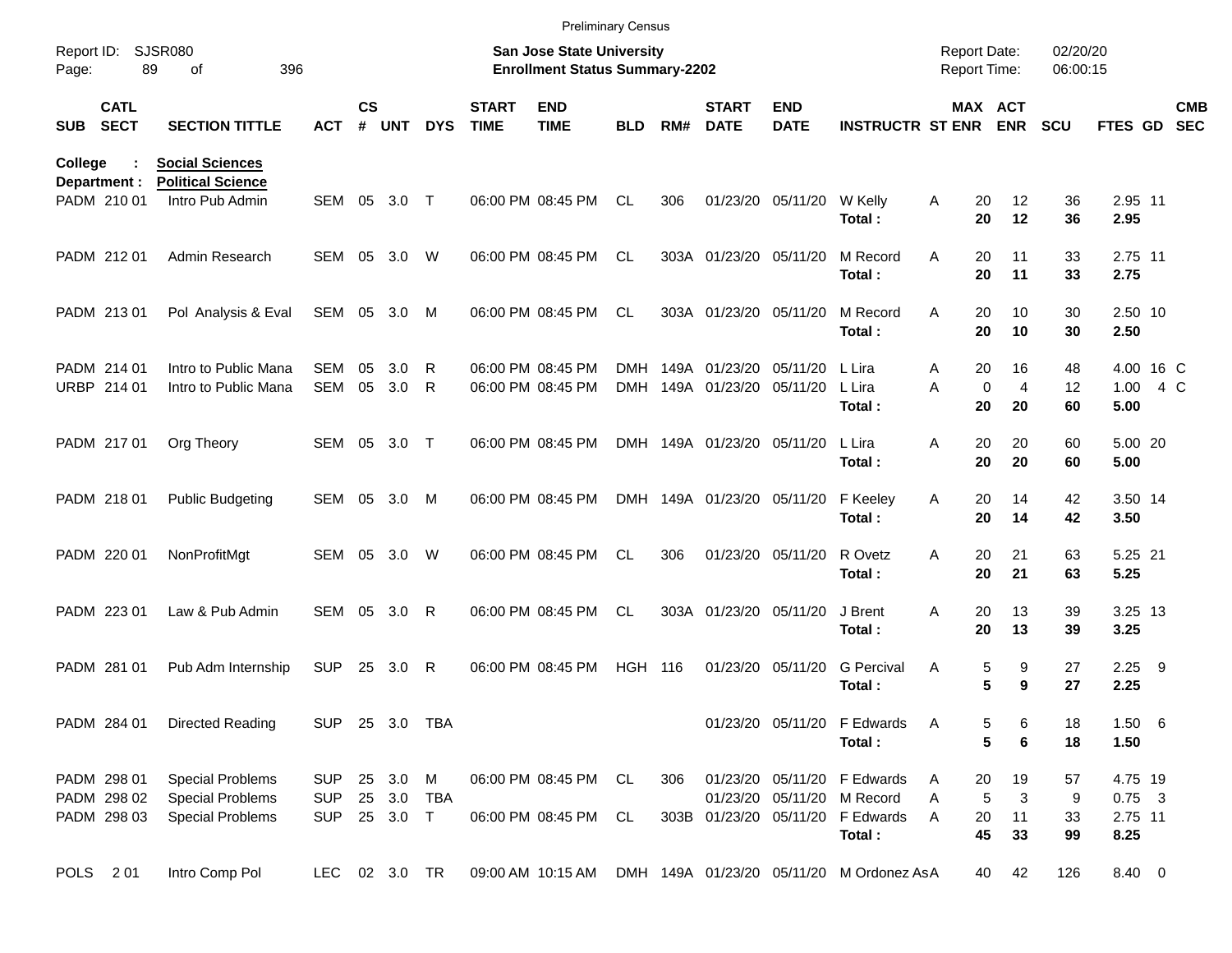Preliminary Census

Report ID: SJSR080
Page: 89 of 396

**San Jose State University**
**Enrollment Status Summary-2202**

Report Date: 02/20/20
Report Time: 06:00:15

**College : Social Sciences**
**Department : Political Science**

| SUB | CATL SECT | SECTION TITTLE | ACT | CS # | UNT | DYS | START TIME | END TIME | BLD | RM# | START DATE | END DATE | INSTRUCTR | ST | MAX ENR | ACT ENR | SCU | FTES | GD | CMB SEC |
|---|---|---|---|---|---|---|---|---|---|---|---|---|---|---|---|---|---|---|---|---|
| PADM | 210 01 | Intro Pub Admin | SEM | 05 | 3.0 | T | 06:00 PM | 08:45 PM | CL | 306 | 01/23/20 | 05/11/20 | W Kelly | A | 20 | 12 | 36 | 2.95 | 11 | |
| | | | | | | | | | | | | | **Total :** | | **20** | **12** | **36** | **2.95** | | |
| PADM | 212 01 | Admin Research | SEM | 05 | 3.0 | W | 06:00 PM | 08:45 PM | CL | 303A | 01/23/20 | 05/11/20 | M Record | A | 20 | 11 | 33 | 2.75 | 11 | |
| | | | | | | | | | | | | | **Total :** | | **20** | **11** | **33** | **2.75** | | |
| PADM | 213 01 | Pol Analysis & Eval | SEM | 05 | 3.0 | M | 06:00 PM | 08:45 PM | CL | 303A | 01/23/20 | 05/11/20 | M Record | A | 20 | 10 | 30 | 2.50 | 10 | |
| | | | | | | | | | | | | | **Total :** | | **20** | **10** | **30** | **2.50** | | |
| PADM | 214 01 | Intro to Public Mana | SEM | 05 | 3.0 | R | 06:00 PM | 08:45 PM | DMH | 149A | 01/23/20 | 05/11/20 | L Lira | A | 20 | 16 | 48 | 4.00 | 16 | C |
| URBP | 214 01 | Intro to Public Mana | SEM | 05 | 3.0 | R | 06:00 PM | 08:45 PM | DMH | 149A | 01/23/20 | 05/11/20 | L Lira | A | 0 | 4 | 12 | 1.00 | 4 | C |
| | | | | | | | | | | | | | **Total :** | | **20** | **20** | **60** | **5.00** | | |
| PADM | 217 01 | Org Theory | SEM | 05 | 3.0 | T | 06:00 PM | 08:45 PM | DMH | 149A | 01/23/20 | 05/11/20 | L Lira | A | 20 | 20 | 60 | 5.00 | 20 | |
| | | | | | | | | | | | | | **Total :** | | **20** | **20** | **60** | **5.00** | | |
| PADM | 218 01 | Public Budgeting | SEM | 05 | 3.0 | M | 06:00 PM | 08:45 PM | DMH | 149A | 01/23/20 | 05/11/20 | F Keeley | A | 20 | 14 | 42 | 3.50 | 14 | |
| | | | | | | | | | | | | | **Total :** | | **20** | **14** | **42** | **3.50** | | |
| PADM | 220 01 | NonProfitMgt | SEM | 05 | 3.0 | W | 06:00 PM | 08:45 PM | CL | 306 | 01/23/20 | 05/11/20 | R Ovetz | A | 20 | 21 | 63 | 5.25 | 21 | |
| | | | | | | | | | | | | | **Total :** | | **20** | **21** | **63** | **5.25** | | |
| PADM | 223 01 | Law & Pub Admin | SEM | 05 | 3.0 | R | 06:00 PM | 08:45 PM | CL | 303A | 01/23/20 | 05/11/20 | J Brent | A | 20 | 13 | 39 | 3.25 | 13 | |
| | | | | | | | | | | | | | **Total :** | | **20** | **13** | **39** | **3.25** | | |
| PADM | 281 01 | Pub Adm Internship | SUP | 25 | 3.0 | R | 06:00 PM | 08:45 PM | HGH | 116 | 01/23/20 | 05/11/20 | G Percival | A | 5 | 9 | 27 | 2.25 | 9 | |
| | | | | | | | | | | | | | **Total :** | | **5** | **9** | **27** | **2.25** | | |
| PADM | 284 01 | Directed Reading | SUP | 25 | 3.0 | TBA | | | | | 01/23/20 | 05/11/20 | F Edwards | A | 5 | 6 | 18 | 1.50 | 6 | |
| | | | | | | | | | | | | | **Total :** | | **5** | **6** | **18** | **1.50** | | |
| PADM | 298 01 | Special Problems | SUP | 25 | 3.0 | M | 06:00 PM | 08:45 PM | CL | 306 | 01/23/20 | 05/11/20 | F Edwards | A | 20 | 19 | 57 | 4.75 | 19 | |
| PADM | 298 02 | Special Problems | SUP | 25 | 3.0 | TBA | | | | | 01/23/20 | 05/11/20 | M Record | A | 5 | 3 | 9 | 0.75 | 3 | |
| PADM | 298 03 | Special Problems | SUP | 25 | 3.0 | T | 06:00 PM | 08:45 PM | CL | 303B | 01/23/20 | 05/11/20 | F Edwards | A | 20 | 11 | 33 | 2.75 | 11 | |
| | | | | | | | | | | | | | **Total :** | | **45** | **33** | **99** | **8.25** | | |
| POLS | 2 01 | Intro Comp Pol | LEC | 02 | 3.0 | TR | 09:00 AM | 10:15 AM | DMH | 149A | 01/23/20 | 05/11/20 | M Ordonez As | A | 40 | 42 | 126 | 8.40 | 0 | |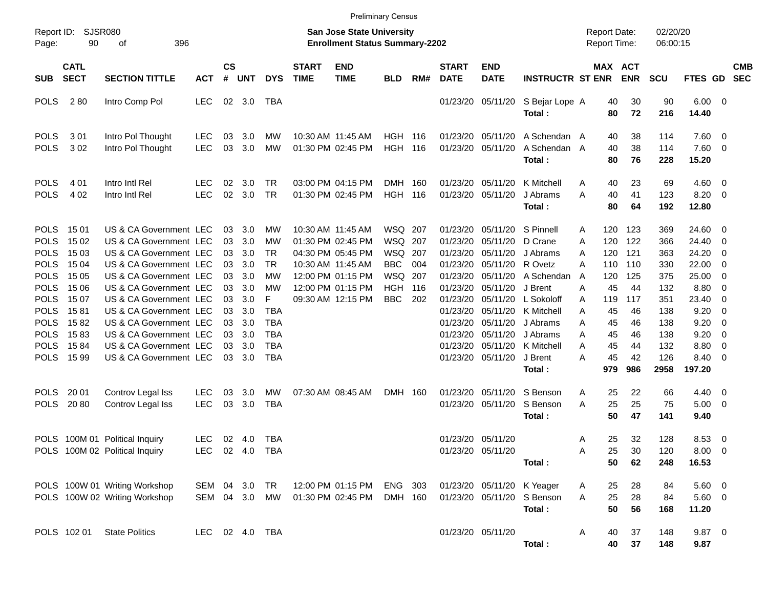Preliminary Census

Report ID: SJSR080
Page: 90 of 396

**San Jose State University**
**Enrollment Status Summary-2202**

Report Date: 02/20/20
Report Time: 06:00:15

| SUB | CATL SECT | SECTION TITTLE | ACT | CS # | UNT | DYS | START TIME | END TIME | BLD | RM# | START DATE | END DATE | INSTRUCTR | ST | MAX ENR | ACT ENR | SCU | FTES | GD | CMB SEC |
|---|---|---|---|---|---|---|---|---|---|---|---|---|---|---|---|---|---|---|---|---|
| POLS | 2 80 | Intro Comp Pol | LEC | 02 | 3.0 | TBA | | | | | 01/23/20 | 05/11/20 | S Bejar Lope | A | 40 | 30 | 90 | 6.00 | 0 | |
| | | | | | | | | | | | | | **Total :** | | **80** | **72** | **216** | **14.40** | | |
| POLS | 3 01 | Intro Pol Thought | LEC | 03 | 3.0 | MW | 10:30 AM | 11:45 AM | HGH | 116 | 01/23/20 | 05/11/20 | A Schendan | A | 40 | 38 | 114 | 7.60 | 0 | |
| POLS | 3 02 | Intro Pol Thought | LEC | 03 | 3.0 | MW | 01:30 PM | 02:45 PM | HGH | 116 | 01/23/20 | 05/11/20 | A Schendan | A | 40 | 38 | 114 | 7.60 | 0 | |
| | | | | | | | | | | | | | **Total :** | | **80** | **76** | **228** | **15.20** | | |
| POLS | 4 01 | Intro Intl Rel | LEC | 02 | 3.0 | TR | 03:00 PM | 04:15 PM | DMH | 160 | 01/23/20 | 05/11/20 | K Mitchell | A | 40 | 23 | 69 | 4.60 | 0 | |
| POLS | 4 02 | Intro Intl Rel | LEC | 02 | 3.0 | TR | 01:30 PM | 02:45 PM | HGH | 116 | 01/23/20 | 05/11/20 | J Abrams | A | 40 | 41 | 123 | 8.20 | 0 | |
| | | | | | | | | | | | | | **Total :** | | **80** | **64** | **192** | **12.80** | | |
| POLS | 15 01 | US & CA Government | LEC | 03 | 3.0 | MW | 10:30 AM | 11:45 AM | WSQ | 207 | 01/23/20 | 05/11/20 | S Pinnell | A | 120 | 123 | 369 | 24.60 | 0 | |
| POLS | 15 02 | US & CA Government | LEC | 03 | 3.0 | MW | 01:30 PM | 02:45 PM | WSQ | 207 | 01/23/20 | 05/11/20 | D Crane | A | 120 | 122 | 366 | 24.40 | 0 | |
| POLS | 15 03 | US & CA Government | LEC | 03 | 3.0 | TR | 04:30 PM | 05:45 PM | WSQ | 207 | 01/23/20 | 05/11/20 | J Abrams | A | 120 | 121 | 363 | 24.20 | 0 | |
| POLS | 15 04 | US & CA Government | LEC | 03 | 3.0 | TR | 10:30 AM | 11:45 AM | BBC | 004 | 01/23/20 | 05/11/20 | R Ovetz | A | 110 | 110 | 330 | 22.00 | 0 | |
| POLS | 15 05 | US & CA Government | LEC | 03 | 3.0 | MW | 12:00 PM | 01:15 PM | WSQ | 207 | 01/23/20 | 05/11/20 | A Schendan | A | 120 | 125 | 375 | 25.00 | 0 | |
| POLS | 15 06 | US & CA Government | LEC | 03 | 3.0 | MW | 12:00 PM | 01:15 PM | HGH | 116 | 01/23/20 | 05/11/20 | J Brent | A | 45 | 44 | 132 | 8.80 | 0 | |
| POLS | 15 07 | US & CA Government | LEC | 03 | 3.0 | F | 09:30 AM | 12:15 PM | BBC | 202 | 01/23/20 | 05/11/20 | L Sokoloff | A | 119 | 117 | 351 | 23.40 | 0 | |
| POLS | 15 81 | US & CA Government | LEC | 03 | 3.0 | TBA | | | | | 01/23/20 | 05/11/20 | K Mitchell | A | 45 | 46 | 138 | 9.20 | 0 | |
| POLS | 15 82 | US & CA Government | LEC | 03 | 3.0 | TBA | | | | | 01/23/20 | 05/11/20 | J Abrams | A | 45 | 46 | 138 | 9.20 | 0 | |
| POLS | 15 83 | US & CA Government | LEC | 03 | 3.0 | TBA | | | | | 01/23/20 | 05/11/20 | J Abrams | A | 45 | 46 | 138 | 9.20 | 0 | |
| POLS | 15 84 | US & CA Government | LEC | 03 | 3.0 | TBA | | | | | 01/23/20 | 05/11/20 | K Mitchell | A | 45 | 44 | 132 | 8.80 | 0 | |
| POLS | 15 99 | US & CA Government | LEC | 03 | 3.0 | TBA | | | | | 01/23/20 | 05/11/20 | J Brent | A | 45 | 42 | 126 | 8.40 | 0 | |
| | | | | | | | | | | | | | **Total :** | | **979** | **986** | **2958** | **197.20** | | |
| POLS | 20 01 | Controv Legal Iss | LEC | 03 | 3.0 | MW | 07:30 AM | 08:45 AM | DMH | 160 | 01/23/20 | 05/11/20 | S Benson | A | 25 | 22 | 66 | 4.40 | 0 | |
| POLS | 20 80 | Controv Legal Iss | LEC | 03 | 3.0 | TBA | | | | | 01/23/20 | 05/11/20 | S Benson | A | 25 | 25 | 75 | 5.00 | 0 | |
| | | | | | | | | | | | | | **Total :** | | **50** | **47** | **141** | **9.40** | | |
| POLS | 100M 01 | Political Inquiry | LEC | 02 | 4.0 | TBA | | | | | 01/23/20 | 05/11/20 | | A | 25 | 32 | 128 | 8.53 | 0 | |
| POLS | 100M 02 | Political Inquiry | LEC | 02 | 4.0 | TBA | | | | | 01/23/20 | 05/11/20 | | A | 25 | 30 | 120 | 8.00 | 0 | |
| | | | | | | | | | | | | | **Total :** | | **50** | **62** | **248** | **16.53** | | |
| POLS | 100W 01 | Writing Workshop | SEM | 04 | 3.0 | TR | 12:00 PM | 01:15 PM | ENG | 303 | 01/23/20 | 05/11/20 | K Yeager | A | 25 | 28 | 84 | 5.60 | 0 | |
| POLS | 100W 02 | Writing Workshop | SEM | 04 | 3.0 | MW | 01:30 PM | 02:45 PM | DMH | 160 | 01/23/20 | 05/11/20 | S Benson | A | 25 | 28 | 84 | 5.60 | 0 | |
| | | | | | | | | | | | | | **Total :** | | **50** | **56** | **168** | **11.20** | | |
| POLS | 102 01 | State Politics | LEC | 02 | 4.0 | TBA | | | | | 01/23/20 | 05/11/20 | | A | 40 | 37 | 148 | 9.87 | 0 | |
| | | | | | | | | | | | | | **Total :** | | **40** | **37** | **148** | **9.87** | | |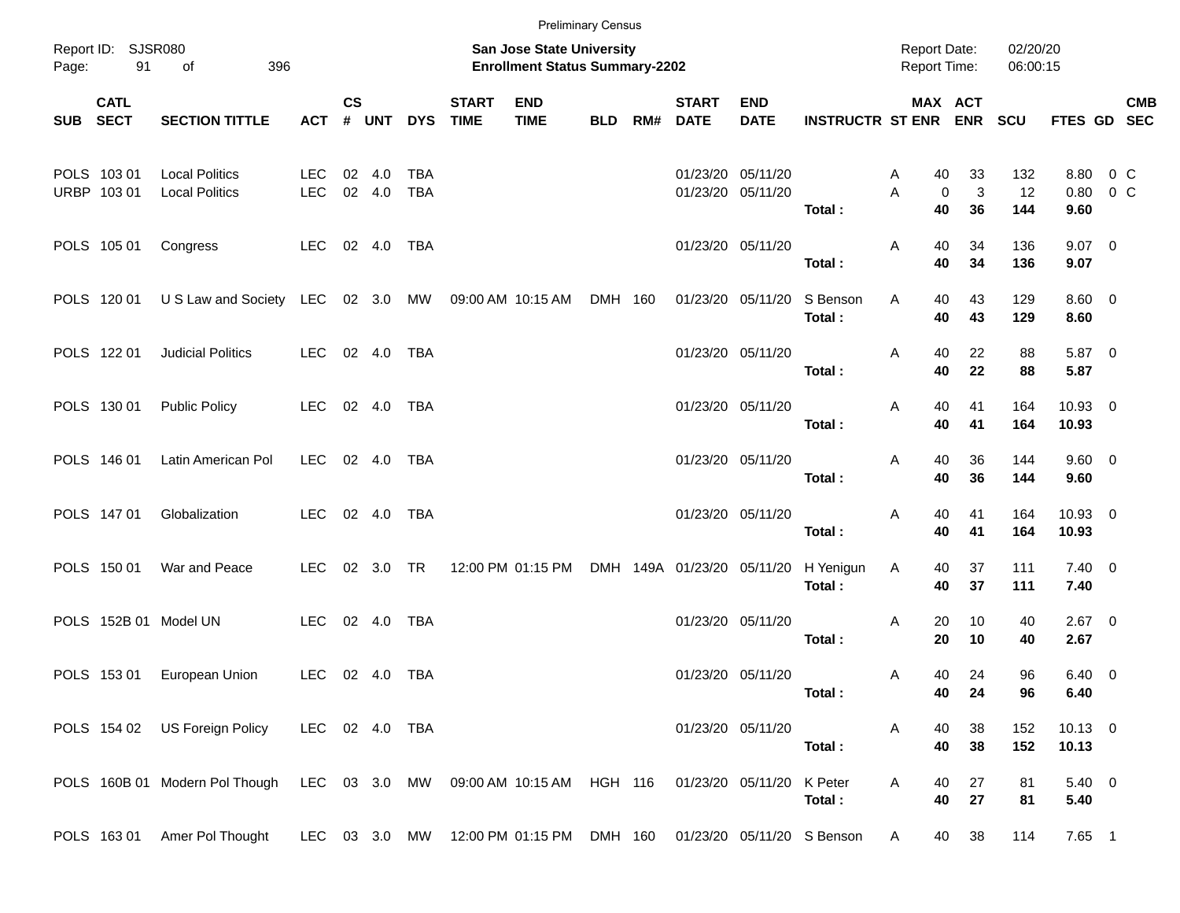Preliminary Census

Report ID: SJSR080

**San Jose State University**
**Enrollment Status Summary-2202**

Report Date: 02/20/20
Report Time: 06:00:15

| SUB | CATL SECT | SECTION TITTLE | ACT | CS # | UNT | DYS | START TIME | END TIME | BLD | RM# | START DATE | END DATE | INSTRUCTR | ST | MAX ENR | ACT ENR | SCU | FTES | GD | CMB SEC |
|---|---|---|---|---|---|---|---|---|---|---|---|---|---|---|---|---|---|---|---|---|
| POLS | 103 01 | Local Politics | LEC | 02 | 4.0 | TBA | | | | | 01/23/20 | 05/11/20 | | A | 40 | 33 | 132 | 8.80 | 0 | C |
| URBP | 103 01 | Local Politics | LEC | 02 | 4.0 | TBA | | | | | 01/23/20 | 05/11/20 | | A | 0 | 3 | 12 | 0.80 | 0 | C |
| | | | | | | | | | | | | | **Total :** | | **40** | **36** | **144** | **9.60** | | |
| POLS | 105 01 | Congress | LEC | 02 | 4.0 | TBA | | | | | 01/23/20 | 05/11/20 | | A | 40 | 34 | 136 | 9.07 | 0 | |
| | | | | | | | | | | | | | **Total :** | | **40** | **34** | **136** | **9.07** | | |
| POLS | 120 01 | U S Law and Society | LEC | 02 | 3.0 | MW | 09:00 AM | 10:15 AM | DMH | 160 | 01/23/20 | 05/11/20 | S Benson | A | 40 | 43 | 129 | 8.60 | 0 | |
| | | | | | | | | | | | | | **Total :** | | **40** | **43** | **129** | **8.60** | | |
| POLS | 122 01 | Judicial Politics | LEC | 02 | 4.0 | TBA | | | | | 01/23/20 | 05/11/20 | | A | 40 | 22 | 88 | 5.87 | 0 | |
| | | | | | | | | | | | | | **Total :** | | **40** | **22** | **88** | **5.87** | | |
| POLS | 130 01 | Public Policy | LEC | 02 | 4.0 | TBA | | | | | 01/23/20 | 05/11/20 | | A | 40 | 41 | 164 | 10.93 | 0 | |
| | | | | | | | | | | | | | **Total :** | | **40** | **41** | **164** | **10.93** | | |
| POLS | 146 01 | Latin American Pol | LEC | 02 | 4.0 | TBA | | | | | 01/23/20 | 05/11/20 | | A | 40 | 36 | 144 | 9.60 | 0 | |
| | | | | | | | | | | | | | **Total :** | | **40** | **36** | **144** | **9.60** | | |
| POLS | 147 01 | Globalization | LEC | 02 | 4.0 | TBA | | | | | 01/23/20 | 05/11/20 | | A | 40 | 41 | 164 | 10.93 | 0 | |
| | | | | | | | | | | | | | **Total :** | | **40** | **41** | **164** | **10.93** | | |
| POLS | 150 01 | War and Peace | LEC | 02 | 3.0 | TR | 12:00 PM | 01:15 PM | DMH | 149A | 01/23/20 | 05/11/20 | H Yenigun | A | 40 | 37 | 111 | 7.40 | 0 | |
| | | | | | | | | | | | | | **Total :** | | **40** | **37** | **111** | **7.40** | | |
| POLS | 152B 01 | Model UN | LEC | 02 | 4.0 | TBA | | | | | 01/23/20 | 05/11/20 | | A | 20 | 10 | 40 | 2.67 | 0 | |
| | | | | | | | | | | | | | **Total :** | | **20** | **10** | **40** | **2.67** | | |
| POLS | 153 01 | European Union | LEC | 02 | 4.0 | TBA | | | | | 01/23/20 | 05/11/20 | | A | 40 | 24 | 96 | 6.40 | 0 | |
| | | | | | | | | | | | | | **Total :** | | **40** | **24** | **96** | **6.40** | | |
| POLS | 154 02 | US Foreign Policy | LEC | 02 | 4.0 | TBA | | | | | 01/23/20 | 05/11/20 | | A | 40 | 38 | 152 | 10.13 | 0 | |
| | | | | | | | | | | | | | **Total :** | | **40** | **38** | **152** | **10.13** | | |
| POLS | 160B 01 | Modern Pol Though | LEC | 03 | 3.0 | MW | 09:00 AM | 10:15 AM | HGH | 116 | 01/23/20 | 05/11/20 | K Peter | A | 40 | 27 | 81 | 5.40 | 0 | |
| | | | | | | | | | | | | | **Total :** | | **40** | **27** | **81** | **5.40** | | |
| POLS | 163 01 | Amer Pol Thought | LEC | 03 | 3.0 | MW | 12:00 PM | 01:15 PM | DMH | 160 | 01/23/20 | 05/11/20 | S Benson | A | 40 | 38 | 114 | 7.65 | 1 | |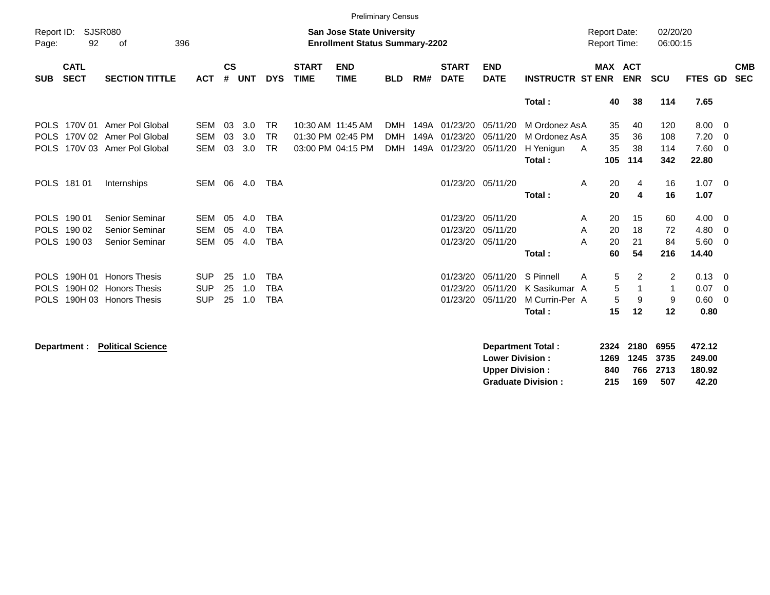Preliminary Census

Report ID: SJSR080

**San Jose State University**
**Enrollment Status Summary-2202**

Report Date: 02/20/20
Report Time: 06:00:15

| SUB | CATL SECT | SECTION TITTLE | ACT | CS # | UNT | DYS | START TIME | END TIME | BLD | RM# | START DATE | END DATE | INSTRUCTR | ST | MAX ENR | ACT ENR | SCU | FTES | GD | CMB SEC |
|---|---|---|---|---|---|---|---|---|---|---|---|---|---|---|---|---|---|---|---|---|
| | | | | | | | | | | | | | **Total :** | | **40** | **38** | **114** | **7.65** | | |
| POLS | 170V 01 | Amer Pol Global | SEM | 03 | 3.0 | TR | 10:30 AM | 11:45 AM | DMH | 149A | 01/23/20 | 05/11/20 | M Ordonez As | A | 35 | 40 | 120 | 8.00 | 0 | |
| POLS | 170V 02 | Amer Pol Global | SEM | 03 | 3.0 | TR | 01:30 PM | 02:45 PM | DMH | 149A | 01/23/20 | 05/11/20 | M Ordonez As | A | 35 | 36 | 108 | 7.20 | 0 | |
| POLS | 170V 03 | Amer Pol Global | SEM | 03 | 3.0 | TR | 03:00 PM | 04:15 PM | DMH | 149A | 01/23/20 | 05/11/20 | H Yenigun | A | 35 | 38 | 114 | 7.60 | 0 | |
| | | | | | | | | | | | | | **Total :** | | **105** | **114** | **342** | **22.80** | | |
| POLS | 181 01 | Internships | SEM | 06 | 4.0 | TBA | | | | | 01/23/20 | 05/11/20 | | A | 20 | 4 | 16 | 1.07 | 0 | |
| | | | | | | | | | | | | | **Total :** | | **20** | **4** | **16** | **1.07** | | |
| POLS | 190 01 | Senior Seminar | SEM | 05 | 4.0 | TBA | | | | | 01/23/20 | 05/11/20 | | A | 20 | 15 | 60 | 4.00 | 0 | |
| POLS | 190 02 | Senior Seminar | SEM | 05 | 4.0 | TBA | | | | | 01/23/20 | 05/11/20 | | A | 20 | 18 | 72 | 4.80 | 0 | |
| POLS | 190 03 | Senior Seminar | SEM | 05 | 4.0 | TBA | | | | | 01/23/20 | 05/11/20 | | A | 20 | 21 | 84 | 5.60 | 0 | |
| | | | | | | | | | | | | | **Total :** | | **60** | **54** | **216** | **14.40** | | |
| POLS | 190H 01 | Honors Thesis | SUP | 25 | 1.0 | TBA | | | | | 01/23/20 | 05/11/20 | S Pinnell | A | 5 | 2 | 2 | 0.13 | 0 | |
| POLS | 190H 02 | Honors Thesis | SUP | 25 | 1.0 | TBA | | | | | 01/23/20 | 05/11/20 | K Sasikumar | A | 5 | 1 | 1 | 0.07 | 0 | |
| POLS | 190H 03 | Honors Thesis | SUP | 25 | 1.0 | TBA | | | | | 01/23/20 | 05/11/20 | M Currin-Per | A | 5 | 9 | 9 | 0.60 | 0 | |
| | | | | | | | | | | | | | **Total :** | | **15** | **12** | **12** | **0.80** | | |

**Department : Political Science**

| | MAX ENR | ACT ENR | SCU | FTES |
|---|---|---|---|---|
| **Department Total :** | **2324** | **2180** | **6955** | **472.12** |
| **Lower Division :** | **1269** | **1245** | **3735** | **249.00** |
| **Upper Division :** | **840** | **766** | **2713** | **180.92** |
| **Graduate Division :** | **215** | **169** | **507** | **42.20** |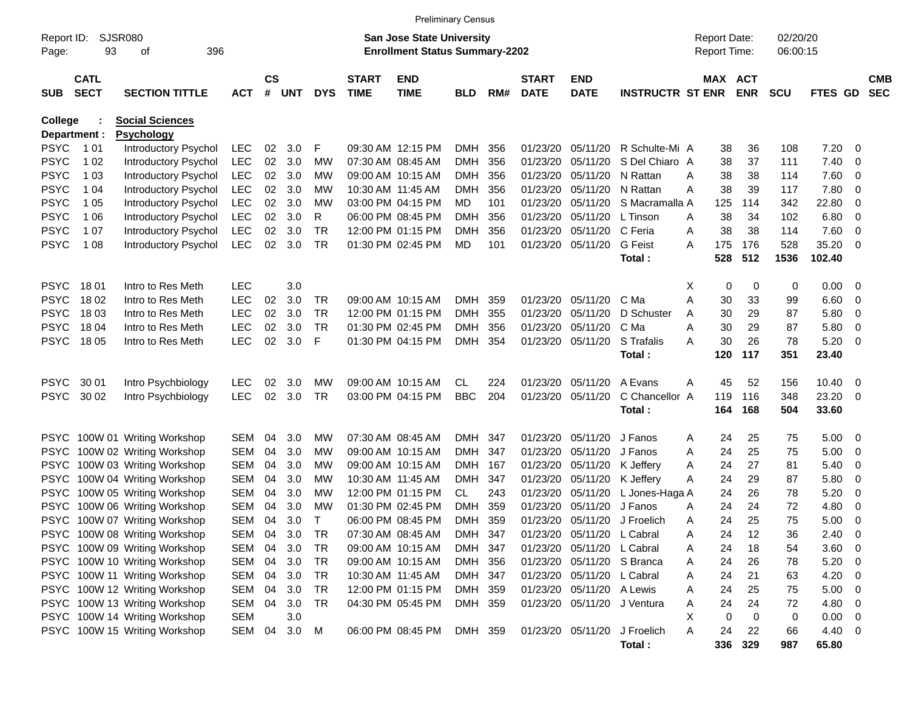Preliminary Census

Report ID: SJSR080 | **San Jose State University** | Report Date: 02/20/20
**Enrollment Status Summary-2202** | Report Time: 06:00:15

**College : Social Sciences**
**Department : Psychology**

| SUB | CATL SECT | SECTION TITTLE | ACT | CS # | UNT | DYS | START TIME | END TIME | BLD | RM# | START DATE | END DATE | INSTRUCTR | ST | MAX ENR | ACT ENR | SCU | FTES | GD | CMB SEC |
|---|---|---|---|---|---|---|---|---|---|---|---|---|---|---|---|---|---|---|---|---|
| PSYC | 1 01 | Introductory Psychol | LEC | 02 | 3.0 | F | 09:30 AM | 12:15 PM | DMH | 356 | 01/23/20 | 05/11/20 | R Schulte-Mi | A | 38 | 36 | 108 | 7.20 | 0 | |
| PSYC | 1 02 | Introductory Psychol | LEC | 02 | 3.0 | MW | 07:30 AM | 08:45 AM | DMH | 356 | 01/23/20 | 05/11/20 | S Del Chiaro | A | 38 | 37 | 111 | 7.40 | 0 | |
| PSYC | 1 03 | Introductory Psychol | LEC | 02 | 3.0 | MW | 09:00 AM | 10:15 AM | DMH | 356 | 01/23/20 | 05/11/20 | N Rattan | A | 38 | 38 | 114 | 7.60 | 0 | |
| PSYC | 1 04 | Introductory Psychol | LEC | 02 | 3.0 | MW | 10:30 AM | 11:45 AM | DMH | 356 | 01/23/20 | 05/11/20 | N Rattan | A | 38 | 39 | 117 | 7.80 | 0 | |
| PSYC | 1 05 | Introductory Psychol | LEC | 02 | 3.0 | MW | 03:00 PM | 04:15 PM | MD | 101 | 01/23/20 | 05/11/20 | S Macramalla | A | 125 | 114 | 342 | 22.80 | 0 | |
| PSYC | 1 06 | Introductory Psychol | LEC | 02 | 3.0 | R | 06:00 PM | 08:45 PM | DMH | 356 | 01/23/20 | 05/11/20 | L Tinson | A | 38 | 34 | 102 | 6.80 | 0 | |
| PSYC | 1 07 | Introductory Psychol | LEC | 02 | 3.0 | TR | 12:00 PM | 01:15 PM | DMH | 356 | 01/23/20 | 05/11/20 | C Feria | A | 38 | 38 | 114 | 7.60 | 0 | |
| PSYC | 1 08 | Introductory Psychol | LEC | 02 | 3.0 | TR | 01:30 PM | 02:45 PM | MD | 101 | 01/23/20 | 05/11/20 | G Feist | A | 175 | 176 | 528 | 35.20 | 0 | |
| | | | | | | | | | | | | | **Total :** | | **528** | **512** | **1536** | **102.40** | | |
| PSYC | 18 01 | Intro to Res Meth | LEC | | 3.0 | | | | | | | | | X | 0 | 0 | 0 | 0.00 | 0 | |
| PSYC | 18 02 | Intro to Res Meth | LEC | 02 | 3.0 | TR | 09:00 AM | 10:15 AM | DMH | 359 | 01/23/20 | 05/11/20 | C Ma | A | 30 | 33 | 99 | 6.60 | 0 | |
| PSYC | 18 03 | Intro to Res Meth | LEC | 02 | 3.0 | TR | 12:00 PM | 01:15 PM | DMH | 355 | 01/23/20 | 05/11/20 | D Schuster | A | 30 | 29 | 87 | 5.80 | 0 | |
| PSYC | 18 04 | Intro to Res Meth | LEC | 02 | 3.0 | TR | 01:30 PM | 02:45 PM | DMH | 356 | 01/23/20 | 05/11/20 | C Ma | A | 30 | 29 | 87 | 5.80 | 0 | |
| PSYC | 18 05 | Intro to Res Meth | LEC | 02 | 3.0 | F | 01:30 PM | 04:15 PM | DMH | 354 | 01/23/20 | 05/11/20 | S Trafalis | A | 30 | 26 | 78 | 5.20 | 0 | |
| | | | | | | | | | | | | | **Total :** | | **120** | **117** | **351** | **23.40** | | |
| PSYC | 30 01 | Intro Psychbiology | LEC | 02 | 3.0 | MW | 09:00 AM | 10:15 AM | CL | 224 | 01/23/20 | 05/11/20 | A Evans | A | 45 | 52 | 156 | 10.40 | 0 | |
| PSYC | 30 02 | Intro Psychbiology | LEC | 02 | 3.0 | TR | 03:00 PM | 04:15 PM | BBC | 204 | 01/23/20 | 05/11/20 | C Chancellor | A | 119 | 116 | 348 | 23.20 | 0 | |
| | | | | | | | | | | | | | **Total :** | | **164** | **168** | **504** | **33.60** | | |
| PSYC | 100W 01 | Writing Workshop | SEM | 04 | 3.0 | MW | 07:30 AM | 08:45 AM | DMH | 347 | 01/23/20 | 05/11/20 | J Fanos | A | 24 | 25 | 75 | 5.00 | 0 | |
| PSYC | 100W 02 | Writing Workshop | SEM | 04 | 3.0 | MW | 09:00 AM | 10:15 AM | DMH | 347 | 01/23/20 | 05/11/20 | J Fanos | A | 24 | 25 | 75 | 5.00 | 0 | |
| PSYC | 100W 03 | Writing Workshop | SEM | 04 | 3.0 | MW | 09:00 AM | 10:15 AM | DMH | 167 | 01/23/20 | 05/11/20 | K Jeffery | A | 24 | 27 | 81 | 5.40 | 0 | |
| PSYC | 100W 04 | Writing Workshop | SEM | 04 | 3.0 | MW | 10:30 AM | 11:45 AM | DMH | 347 | 01/23/20 | 05/11/20 | K Jeffery | A | 24 | 29 | 87 | 5.80 | 0 | |
| PSYC | 100W 05 | Writing Workshop | SEM | 04 | 3.0 | MW | 12:00 PM | 01:15 PM | CL | 243 | 01/23/20 | 05/11/20 | L Jones-Haga | A | 24 | 26 | 78 | 5.20 | 0 | |
| PSYC | 100W 06 | Writing Workshop | SEM | 04 | 3.0 | MW | 01:30 PM | 02:45 PM | DMH | 359 | 01/23/20 | 05/11/20 | J Fanos | A | 24 | 24 | 72 | 4.80 | 0 | |
| PSYC | 100W 07 | Writing Workshop | SEM | 04 | 3.0 | T | 06:00 PM | 08:45 PM | DMH | 359 | 01/23/20 | 05/11/20 | J Froelich | A | 24 | 25 | 75 | 5.00 | 0 | |
| PSYC | 100W 08 | Writing Workshop | SEM | 04 | 3.0 | TR | 07:30 AM | 08:45 AM | DMH | 347 | 01/23/20 | 05/11/20 | L Cabral | A | 24 | 12 | 36 | 2.40 | 0 | |
| PSYC | 100W 09 | Writing Workshop | SEM | 04 | 3.0 | TR | 09:00 AM | 10:15 AM | DMH | 347 | 01/23/20 | 05/11/20 | L Cabral | A | 24 | 18 | 54 | 3.60 | 0 | |
| PSYC | 100W 10 | Writing Workshop | SEM | 04 | 3.0 | TR | 09:00 AM | 10:15 AM | DMH | 356 | 01/23/20 | 05/11/20 | S Branca | A | 24 | 26 | 78 | 5.20 | 0 | |
| PSYC | 100W 11 | Writing Workshop | SEM | 04 | 3.0 | TR | 10:30 AM | 11:45 AM | DMH | 347 | 01/23/20 | 05/11/20 | L Cabral | A | 24 | 21 | 63 | 4.20 | 0 | |
| PSYC | 100W 12 | Writing Workshop | SEM | 04 | 3.0 | TR | 12:00 PM | 01:15 PM | DMH | 359 | 01/23/20 | 05/11/20 | A Lewis | A | 24 | 25 | 75 | 5.00 | 0 | |
| PSYC | 100W 13 | Writing Workshop | SEM | 04 | 3.0 | TR | 04:30 PM | 05:45 PM | DMH | 359 | 01/23/20 | 05/11/20 | J Ventura | A | 24 | 24 | 72 | 4.80 | 0 | |
| PSYC | 100W 14 | Writing Workshop | SEM | | 3.0 | | | | | | | | | X | 0 | 0 | 0 | 0.00 | 0 | |
| PSYC | 100W 15 | Writing Workshop | SEM | 04 | 3.0 | M | 06:00 PM | 08:45 PM | DMH | 359 | 01/23/20 | 05/11/20 | J Froelich | A | 24 | 22 | 66 | 4.40 | 0 | |
| | | | | | | | | | | | | | **Total :** | | **336** | **329** | **987** | **65.80** | | |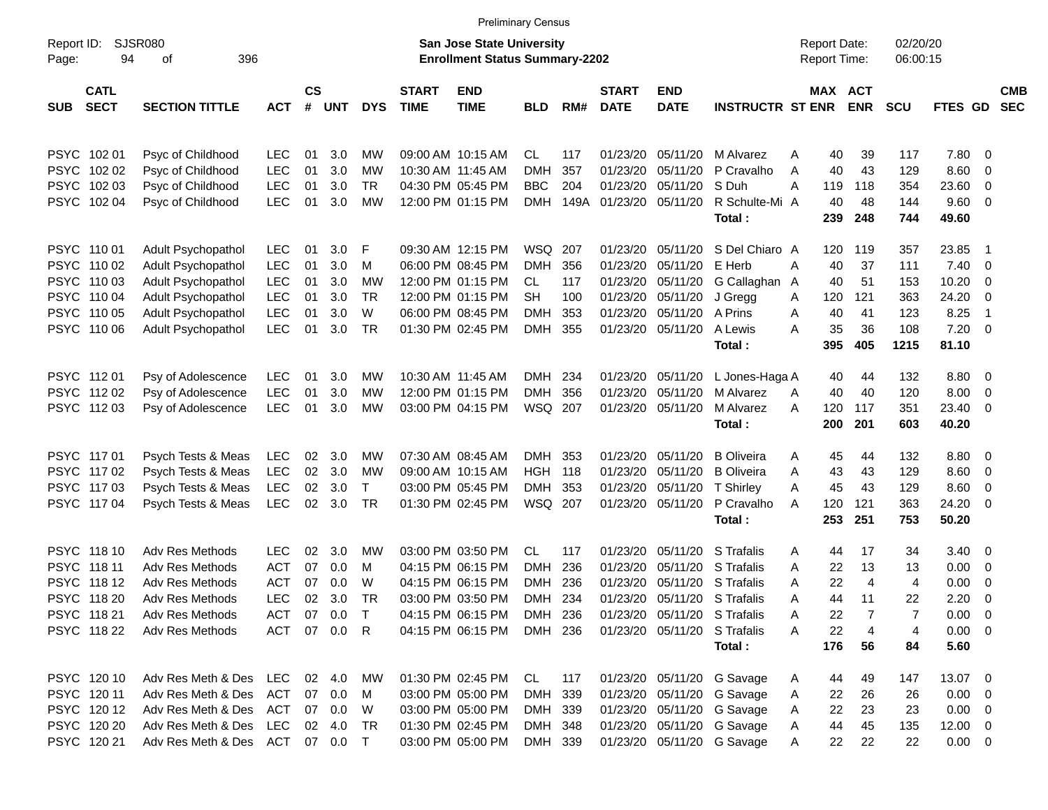Preliminary Census

Report ID: SJSR080

**San Jose State University**
**Enrollment Status Summary-2202**

Report Date: 02/20/20
Report Time: 06:00:15

| SUB | CATL SECT | SECTION TITTLE | ACT | CS # | UNT | DYS | START TIME | END TIME | BLD | RM# | START DATE | END DATE | INSTRUCTR | ST | MAX ENR | ACT ENR | SCU | FTES | GD | CMB SEC |
|---|---|---|---|---|---|---|---|---|---|---|---|---|---|---|---|---|---|---|---|---|
| PSYC | 102 01 | Psyc of Childhood | LEC | 01 | 3.0 | MW | 09:00 AM | 10:15 AM | CL | 117 | 01/23/20 | 05/11/20 | M Alvarez | A | 40 | 39 | 117 | 7.80 | 0 | |
| PSYC | 102 02 | Psyc of Childhood | LEC | 01 | 3.0 | MW | 10:30 AM | 11:45 AM | DMH | 357 | 01/23/20 | 05/11/20 | P Cravalho | A | 40 | 43 | 129 | 8.60 | 0 | |
| PSYC | 102 03 | Psyc of Childhood | LEC | 01 | 3.0 | TR | 04:30 PM | 05:45 PM | BBC | 204 | 01/23/20 | 05/11/20 | S Duh | A | 119 | 118 | 354 | 23.60 | 0 | |
| PSYC | 102 04 | Psyc of Childhood | LEC | 01 | 3.0 | MW | 12:00 PM | 01:15 PM | DMH | 149A | 01/23/20 | 05/11/20 | R Schulte-Mi | A | 40 | 48 | 144 | 9.60 | 0 | |
| | | | | | | | | | | | | | **Total :** | | **239** | **248** | **744** | **49.60** | | |
| PSYC | 110 01 | Adult Psychopathol | LEC | 01 | 3.0 | F | 09:30 AM | 12:15 PM | WSQ | 207 | 01/23/20 | 05/11/20 | S Del Chiaro | A | 120 | 119 | 357 | 23.85 | 1 | |
| PSYC | 110 02 | Adult Psychopathol | LEC | 01 | 3.0 | M | 06:00 PM | 08:45 PM | DMH | 356 | 01/23/20 | 05/11/20 | E Herb | A | 40 | 37 | 111 | 7.40 | 0 | |
| PSYC | 110 03 | Adult Psychopathol | LEC | 01 | 3.0 | MW | 12:00 PM | 01:15 PM | CL | 117 | 01/23/20 | 05/11/20 | G Callaghan | A | 40 | 51 | 153 | 10.20 | 0 | |
| PSYC | 110 04 | Adult Psychopathol | LEC | 01 | 3.0 | TR | 12:00 PM | 01:15 PM | SH | 100 | 01/23/20 | 05/11/20 | J Gregg | A | 120 | 121 | 363 | 24.20 | 0 | |
| PSYC | 110 05 | Adult Psychopathol | LEC | 01 | 3.0 | W | 06:00 PM | 08:45 PM | DMH | 353 | 01/23/20 | 05/11/20 | A Prins | A | 40 | 41 | 123 | 8.25 | 1 | |
| PSYC | 110 06 | Adult Psychopathol | LEC | 01 | 3.0 | TR | 01:30 PM | 02:45 PM | DMH | 355 | 01/23/20 | 05/11/20 | A Lewis | A | 35 | 36 | 108 | 7.20 | 0 | |
| | | | | | | | | | | | | | **Total :** | | **395** | **405** | **1215** | **81.10** | | |
| PSYC | 112 01 | Psy of Adolescence | LEC | 01 | 3.0 | MW | 10:30 AM | 11:45 AM | DMH | 234 | 01/23/20 | 05/11/20 | L Jones-Haga | A | 40 | 44 | 132 | 8.80 | 0 | |
| PSYC | 112 02 | Psy of Adolescence | LEC | 01 | 3.0 | MW | 12:00 PM | 01:15 PM | DMH | 356 | 01/23/20 | 05/11/20 | M Alvarez | A | 40 | 40 | 120 | 8.00 | 0 | |
| PSYC | 112 03 | Psy of Adolescence | LEC | 01 | 3.0 | MW | 03:00 PM | 04:15 PM | WSQ | 207 | 01/23/20 | 05/11/20 | M Alvarez | A | 120 | 117 | 351 | 23.40 | 0 | |
| | | | | | | | | | | | | | **Total :** | | **200** | **201** | **603** | **40.20** | | |
| PSYC | 117 01 | Psych Tests & Meas | LEC | 02 | 3.0 | MW | 07:30 AM | 08:45 AM | DMH | 353 | 01/23/20 | 05/11/20 | B Oliveira | A | 45 | 44 | 132 | 8.80 | 0 | |
| PSYC | 117 02 | Psych Tests & Meas | LEC | 02 | 3.0 | MW | 09:00 AM | 10:15 AM | HGH | 118 | 01/23/20 | 05/11/20 | B Oliveira | A | 43 | 43 | 129 | 8.60 | 0 | |
| PSYC | 117 03 | Psych Tests & Meas | LEC | 02 | 3.0 | T | 03:00 PM | 05:45 PM | DMH | 353 | 01/23/20 | 05/11/20 | T Shirley | A | 45 | 43 | 129 | 8.60 | 0 | |
| PSYC | 117 04 | Psych Tests & Meas | LEC | 02 | 3.0 | TR | 01:30 PM | 02:45 PM | WSQ | 207 | 01/23/20 | 05/11/20 | P Cravalho | A | 120 | 121 | 363 | 24.20 | 0 | |
| | | | | | | | | | | | | | **Total :** | | **253** | **251** | **753** | **50.20** | | |
| PSYC | 118 10 | Adv Res Methods | LEC | 02 | 3.0 | MW | 03:00 PM | 03:50 PM | CL | 117 | 01/23/20 | 05/11/20 | S Trafalis | A | 44 | 17 | 34 | 3.40 | 0 | |
| PSYC | 118 11 | Adv Res Methods | ACT | 07 | 0.0 | M | 04:15 PM | 06:15 PM | DMH | 236 | 01/23/20 | 05/11/20 | S Trafalis | A | 22 | 13 | 13 | 0.00 | 0 | |
| PSYC | 118 12 | Adv Res Methods | ACT | 07 | 0.0 | W | 04:15 PM | 06:15 PM | DMH | 236 | 01/23/20 | 05/11/20 | S Trafalis | A | 22 | 4 | 4 | 0.00 | 0 | |
| PSYC | 118 20 | Adv Res Methods | LEC | 02 | 3.0 | TR | 03:00 PM | 03:50 PM | DMH | 234 | 01/23/20 | 05/11/20 | S Trafalis | A | 44 | 11 | 22 | 2.20 | 0 | |
| PSYC | 118 21 | Adv Res Methods | ACT | 07 | 0.0 | T | 04:15 PM | 06:15 PM | DMH | 236 | 01/23/20 | 05/11/20 | S Trafalis | A | 22 | 7 | 7 | 0.00 | 0 | |
| PSYC | 118 22 | Adv Res Methods | ACT | 07 | 0.0 | R | 04:15 PM | 06:15 PM | DMH | 236 | 01/23/20 | 05/11/20 | S Trafalis | A | 22 | 4 | 4 | 0.00 | 0 | |
| | | | | | | | | | | | | | **Total :** | | **176** | **56** | **84** | **5.60** | | |
| PSYC | 120 10 | Adv Res Meth & Des | LEC | 02 | 4.0 | MW | 01:30 PM | 02:45 PM | CL | 117 | 01/23/20 | 05/11/20 | G Savage | A | 44 | 49 | 147 | 13.07 | 0 | |
| PSYC | 120 11 | Adv Res Meth & Des | ACT | 07 | 0.0 | M | 03:00 PM | 05:00 PM | DMH | 339 | 01/23/20 | 05/11/20 | G Savage | A | 22 | 26 | 26 | 0.00 | 0 | |
| PSYC | 120 12 | Adv Res Meth & Des | ACT | 07 | 0.0 | W | 03:00 PM | 05:00 PM | DMH | 339 | 01/23/20 | 05/11/20 | G Savage | A | 22 | 23 | 23 | 0.00 | 0 | |
| PSYC | 120 20 | Adv Res Meth & Des | LEC | 02 | 4.0 | TR | 01:30 PM | 02:45 PM | DMH | 348 | 01/23/20 | 05/11/20 | G Savage | A | 44 | 45 | 135 | 12.00 | 0 | |
| PSYC | 120 21 | Adv Res Meth & Des | ACT | 07 | 0.0 | T | 03:00 PM | 05:00 PM | DMH | 339 | 01/23/20 | 05/11/20 | G Savage | A | 22 | 22 | 22 | 0.00 | 0 | |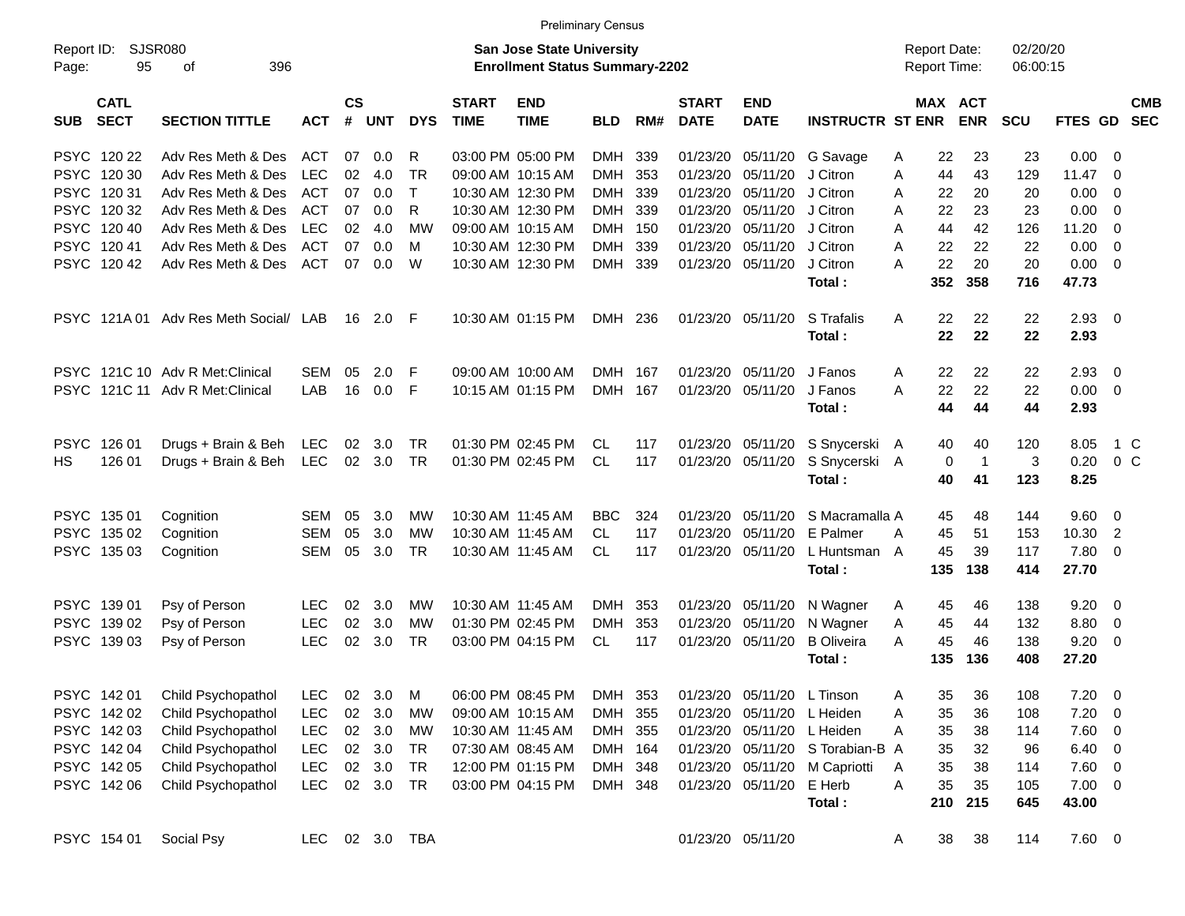Preliminary Census

Report ID: SJSR080

**San Jose State University**
**Enrollment Status Summary-2202**

Report Date: 02/20/20
Report Time: 06:00:15

| SUB | CATL SECT | SECTION TITTLE | ACT | CS # | UNT | DYS | START TIME | END TIME | BLD | RM# | START DATE | END DATE | INSTRUCTR | ST | MAX ENR | ACT ENR | SCU | FTES | GD | CMB SEC |
|---|---|---|---|---|---|---|---|---|---|---|---|---|---|---|---|---|---|---|---|---|
| PSYC | 120 22 | Adv Res Meth & Des | ACT | 07 | 0.0 | R | 03:00 PM | 05:00 PM | DMH | 339 | 01/23/20 | 05/11/20 | G Savage | A | 22 | 23 | 23 | 0.00 | 0 | |
| PSYC | 120 30 | Adv Res Meth & Des | LEC | 02 | 4.0 | TR | 09:00 AM | 10:15 AM | DMH | 353 | 01/23/20 | 05/11/20 | J Citron | A | 44 | 43 | 129 | 11.47 | 0 | |
| PSYC | 120 31 | Adv Res Meth & Des | ACT | 07 | 0.0 | T | 10:30 AM | 12:30 PM | DMH | 339 | 01/23/20 | 05/11/20 | J Citron | A | 22 | 20 | 20 | 0.00 | 0 | |
| PSYC | 120 32 | Adv Res Meth & Des | ACT | 07 | 0.0 | R | 10:30 AM | 12:30 PM | DMH | 339 | 01/23/20 | 05/11/20 | J Citron | A | 22 | 23 | 23 | 0.00 | 0 | |
| PSYC | 120 40 | Adv Res Meth & Des | LEC | 02 | 4.0 | MW | 09:00 AM | 10:15 AM | DMH | 150 | 01/23/20 | 05/11/20 | J Citron | A | 44 | 42 | 126 | 11.20 | 0 | |
| PSYC | 120 41 | Adv Res Meth & Des | ACT | 07 | 0.0 | M | 10:30 AM | 12:30 PM | DMH | 339 | 01/23/20 | 05/11/20 | J Citron | A | 22 | 22 | 22 | 0.00 | 0 | |
| PSYC | 120 42 | Adv Res Meth & Des | ACT | 07 | 0.0 | W | 10:30 AM | 12:30 PM | DMH | 339 | 01/23/20 | 05/11/20 | J Citron | A | 22 | 20 | 20 | 0.00 | 0 | |
| | | | | | | | | | | | | | **Total :** | | **352** | **358** | **716** | **47.73** | | |
| PSYC | 121A 01 | Adv Res Meth Social/ | LAB | 16 | 2.0 | F | 10:30 AM | 01:15 PM | DMH | 236 | 01/23/20 | 05/11/20 | S Trafalis | A | 22 | 22 | 22 | 2.93 | 0 | |
| | | | | | | | | | | | | | **Total :** | | **22** | **22** | **22** | **2.93** | | |
| PSYC | 121C 10 | Adv R Met:Clinical | SEM | 05 | 2.0 | F | 09:00 AM | 10:00 AM | DMH | 167 | 01/23/20 | 05/11/20 | J Fanos | A | 22 | 22 | 22 | 2.93 | 0 | |
| PSYC | 121C 11 | Adv R Met:Clinical | LAB | 16 | 0.0 | F | 10:15 AM | 01:15 PM | DMH | 167 | 01/23/20 | 05/11/20 | J Fanos | A | 22 | 22 | 22 | 0.00 | 0 | |
| | | | | | | | | | | | | | **Total :** | | **44** | **44** | **44** | **2.93** | | |
| PSYC | 126 01 | Drugs + Brain & Beh | LEC | 02 | 3.0 | TR | 01:30 PM | 02:45 PM | CL | 117 | 01/23/20 | 05/11/20 | S Snycerski | A | 40 | 40 | 120 | 8.05 | 1 | C |
| HS | 126 01 | Drugs + Brain & Beh | LEC | 02 | 3.0 | TR | 01:30 PM | 02:45 PM | CL | 117 | 01/23/20 | 05/11/20 | S Snycerski | A | 0 | 1 | 3 | 0.20 | 0 | C |
| | | | | | | | | | | | | | **Total :** | | **40** | **41** | **123** | **8.25** | | |
| PSYC | 135 01 | Cognition | SEM | 05 | 3.0 | MW | 10:30 AM | 11:45 AM | BBC | 324 | 01/23/20 | 05/11/20 | S Macramalla | A | 45 | 48 | 144 | 9.60 | 0 | |
| PSYC | 135 02 | Cognition | SEM | 05 | 3.0 | MW | 10:30 AM | 11:45 AM | CL | 117 | 01/23/20 | 05/11/20 | E Palmer | A | 45 | 51 | 153 | 10.30 | 2 | |
| PSYC | 135 03 | Cognition | SEM | 05 | 3.0 | TR | 10:30 AM | 11:45 AM | CL | 117 | 01/23/20 | 05/11/20 | L Huntsman | A | 45 | 39 | 117 | 7.80 | 0 | |
| | | | | | | | | | | | | | **Total :** | | **135** | **138** | **414** | **27.70** | | |
| PSYC | 139 01 | Psy of Person | LEC | 02 | 3.0 | MW | 10:30 AM | 11:45 AM | DMH | 353 | 01/23/20 | 05/11/20 | N Wagner | A | 45 | 46 | 138 | 9.20 | 0 | |
| PSYC | 139 02 | Psy of Person | LEC | 02 | 3.0 | MW | 01:30 PM | 02:45 PM | DMH | 353 | 01/23/20 | 05/11/20 | N Wagner | A | 45 | 44 | 132 | 8.80 | 0 | |
| PSYC | 139 03 | Psy of Person | LEC | 02 | 3.0 | TR | 03:00 PM | 04:15 PM | CL | 117 | 01/23/20 | 05/11/20 | B Oliveira | A | 45 | 46 | 138 | 9.20 | 0 | |
| | | | | | | | | | | | | | **Total :** | | **135** | **136** | **408** | **27.20** | | |
| PSYC | 142 01 | Child Psychopathol | LEC | 02 | 3.0 | M | 06:00 PM | 08:45 PM | DMH | 353 | 01/23/20 | 05/11/20 | L Tinson | A | 35 | 36 | 108 | 7.20 | 0 | |
| PSYC | 142 02 | Child Psychopathol | LEC | 02 | 3.0 | MW | 09:00 AM | 10:15 AM | DMH | 355 | 01/23/20 | 05/11/20 | L Heiden | A | 35 | 36 | 108 | 7.20 | 0 | |
| PSYC | 142 03 | Child Psychopathol | LEC | 02 | 3.0 | MW | 10:30 AM | 11:45 AM | DMH | 355 | 01/23/20 | 05/11/20 | L Heiden | A | 35 | 38 | 114 | 7.60 | 0 | |
| PSYC | 142 04 | Child Psychopathol | LEC | 02 | 3.0 | TR | 07:30 AM | 08:45 AM | DMH | 164 | 01/23/20 | 05/11/20 | S Torabian-B | A | 35 | 32 | 96 | 6.40 | 0 | |
| PSYC | 142 05 | Child Psychopathol | LEC | 02 | 3.0 | TR | 12:00 PM | 01:15 PM | DMH | 348 | 01/23/20 | 05/11/20 | M Capriotti | A | 35 | 38 | 114 | 7.60 | 0 | |
| PSYC | 142 06 | Child Psychopathol | LEC | 02 | 3.0 | TR | 03:00 PM | 04:15 PM | DMH | 348 | 01/23/20 | 05/11/20 | E Herb | A | 35 | 35 | 105 | 7.00 | 0 | |
| | | | | | | | | | | | | | **Total :** | | **210** | **215** | **645** | **43.00** | | |
| PSYC | 154 01 | Social Psy | LEC | 02 | 3.0 | TBA | | | | | 01/23/20 | 05/11/20 | | A | 38 | 38 | 114 | 7.60 | 0 | |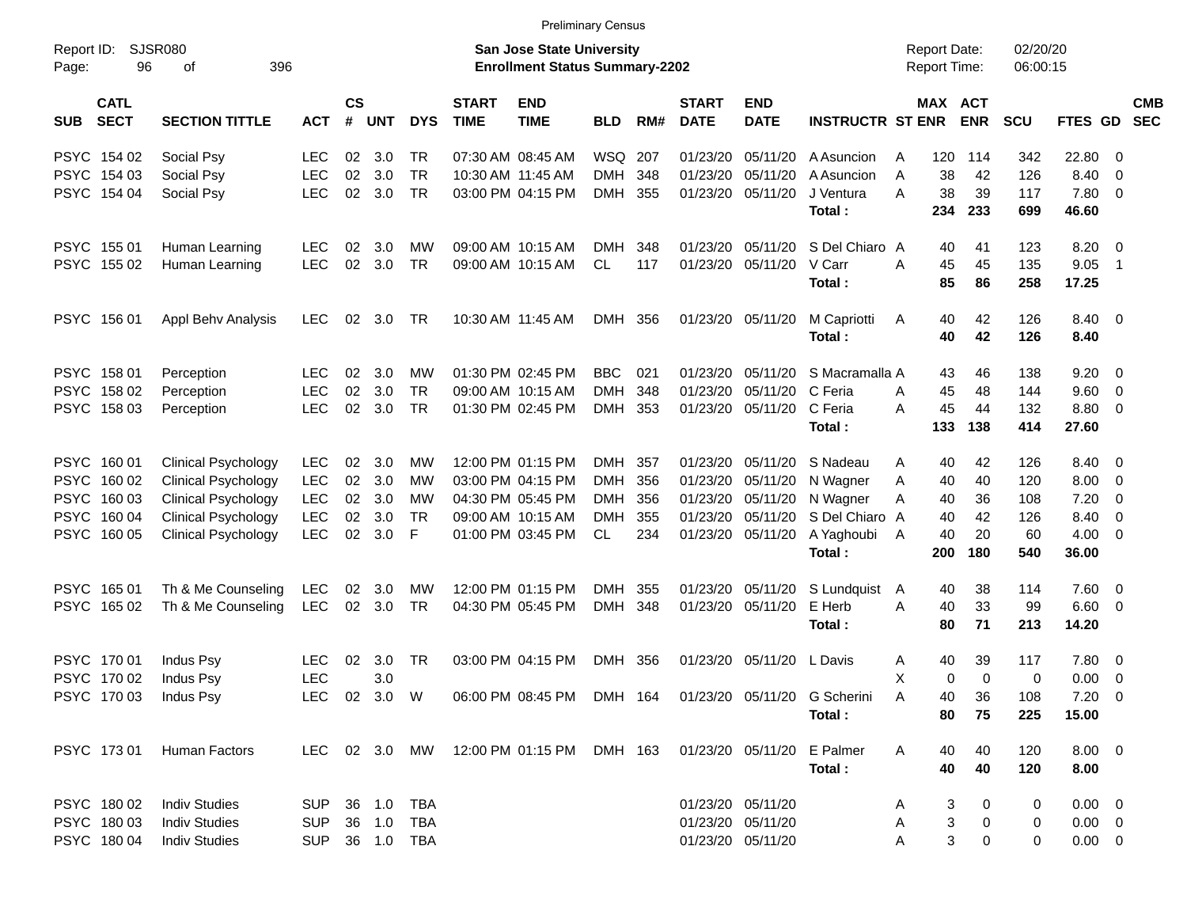Preliminary Census

Report ID: SJSR080
Page: 96 of 396

**San Jose State University**
**Enrollment Status Summary-2202**

Report Date: 02/20/20
Report Time: 06:00:15

| SUB | CATL SECT | SECTION TITTLE | ACT | CS # | UNT | DYS | START TIME | END TIME | BLD | RM# | START DATE | END DATE | INSTRUCTR | ST | MAX ENR | ACT ENR | SCU | FTES | GD | CMB SEC |
|---|---|---|---|---|---|---|---|---|---|---|---|---|---|---|---|---|---|---|---|---|
| PSYC | 154 02 | Social Psy | LEC | 02 | 3.0 | TR | 07:30 AM | 08:45 AM | WSQ | 207 | 01/23/20 | 05/11/20 | A Asuncion | A | 120 | 114 | 342 | 22.80 | 0 | |
| PSYC | 154 03 | Social Psy | LEC | 02 | 3.0 | TR | 10:30 AM | 11:45 AM | DMH | 348 | 01/23/20 | 05/11/20 | A Asuncion | A | 38 | 42 | 126 | 8.40 | 0 | |
| PSYC | 154 04 | Social Psy | LEC | 02 | 3.0 | TR | 03:00 PM | 04:15 PM | DMH | 355 | 01/23/20 | 05/11/20 | J Ventura | A | 38 | 39 | 117 | 7.80 | 0 | |
| | | | | | | | | | | | | | **Total :** | | **234** | **233** | **699** | **46.60** | | |
| PSYC | 155 01 | Human Learning | LEC | 02 | 3.0 | MW | 09:00 AM | 10:15 AM | DMH | 348 | 01/23/20 | 05/11/20 | S Del Chiaro | A | 40 | 41 | 123 | 8.20 | 0 | |
| PSYC | 155 02 | Human Learning | LEC | 02 | 3.0 | TR | 09:00 AM | 10:15 AM | CL | 117 | 01/23/20 | 05/11/20 | V Carr | A | 45 | 45 | 135 | 9.05 | 1 | |
| | | | | | | | | | | | | | **Total :** | | **85** | **86** | **258** | **17.25** | | |
| PSYC | 156 01 | Appl Behv Analysis | LEC | 02 | 3.0 | TR | 10:30 AM | 11:45 AM | DMH | 356 | 01/23/20 | 05/11/20 | M Capriotti | A | 40 | 42 | 126 | 8.40 | 0 | |
| | | | | | | | | | | | | | **Total :** | | **40** | **42** | **126** | **8.40** | | |
| PSYC | 158 01 | Perception | LEC | 02 | 3.0 | MW | 01:30 PM | 02:45 PM | BBC | 021 | 01/23/20 | 05/11/20 | S Macramalla | A | 43 | 46 | 138 | 9.20 | 0 | |
| PSYC | 158 02 | Perception | LEC | 02 | 3.0 | TR | 09:00 AM | 10:15 AM | DMH | 348 | 01/23/20 | 05/11/20 | C Feria | A | 45 | 48 | 144 | 9.60 | 0 | |
| PSYC | 158 03 | Perception | LEC | 02 | 3.0 | TR | 01:30 PM | 02:45 PM | DMH | 353 | 01/23/20 | 05/11/20 | C Feria | A | 45 | 44 | 132 | 8.80 | 0 | |
| | | | | | | | | | | | | | **Total :** | | **133** | **138** | **414** | **27.60** | | |
| PSYC | 160 01 | Clinical Psychology | LEC | 02 | 3.0 | MW | 12:00 PM | 01:15 PM | DMH | 357 | 01/23/20 | 05/11/20 | S Nadeau | A | 40 | 42 | 126 | 8.40 | 0 | |
| PSYC | 160 02 | Clinical Psychology | LEC | 02 | 3.0 | MW | 03:00 PM | 04:15 PM | DMH | 356 | 01/23/20 | 05/11/20 | N Wagner | A | 40 | 40 | 120 | 8.00 | 0 | |
| PSYC | 160 03 | Clinical Psychology | LEC | 02 | 3.0 | MW | 04:30 PM | 05:45 PM | DMH | 356 | 01/23/20 | 05/11/20 | N Wagner | A | 40 | 36 | 108 | 7.20 | 0 | |
| PSYC | 160 04 | Clinical Psychology | LEC | 02 | 3.0 | TR | 09:00 AM | 10:15 AM | DMH | 355 | 01/23/20 | 05/11/20 | S Del Chiaro | A | 40 | 42 | 126 | 8.40 | 0 | |
| PSYC | 160 05 | Clinical Psychology | LEC | 02 | 3.0 | F | 01:00 PM | 03:45 PM | CL | 234 | 01/23/20 | 05/11/20 | A Yaghoubi | A | 40 | 20 | 60 | 4.00 | 0 | |
| | | | | | | | | | | | | | **Total :** | | **200** | **180** | **540** | **36.00** | | |
| PSYC | 165 01 | Th & Me Counseling | LEC | 02 | 3.0 | MW | 12:00 PM | 01:15 PM | DMH | 355 | 01/23/20 | 05/11/20 | S Lundquist | A | 40 | 38 | 114 | 7.60 | 0 | |
| PSYC | 165 02 | Th & Me Counseling | LEC | 02 | 3.0 | TR | 04:30 PM | 05:45 PM | DMH | 348 | 01/23/20 | 05/11/20 | E Herb | A | 40 | 33 | 99 | 6.60 | 0 | |
| | | | | | | | | | | | | | **Total :** | | **80** | **71** | **213** | **14.20** | | |
| PSYC | 170 01 | Indus Psy | LEC | 02 | 3.0 | TR | 03:00 PM | 04:15 PM | DMH | 356 | 01/23/20 | 05/11/20 | L Davis | A | 40 | 39 | 117 | 7.80 | 0 | |
| PSYC | 170 02 | Indus Psy | LEC | | 3.0 | | | | | | | | | X | 0 | 0 | 0 | 0.00 | 0 | |
| PSYC | 170 03 | Indus Psy | LEC | 02 | 3.0 | W | 06:00 PM | 08:45 PM | DMH | 164 | 01/23/20 | 05/11/20 | G Scherini | A | 40 | 36 | 108 | 7.20 | 0 | |
| | | | | | | | | | | | | | **Total :** | | **80** | **75** | **225** | **15.00** | | |
| PSYC | 173 01 | Human Factors | LEC | 02 | 3.0 | MW | 12:00 PM | 01:15 PM | DMH | 163 | 01/23/20 | 05/11/20 | E Palmer | A | 40 | 40 | 120 | 8.00 | 0 | |
| | | | | | | | | | | | | | **Total :** | | **40** | **40** | **120** | **8.00** | | |
| PSYC | 180 02 | Indiv Studies | SUP | 36 | 1.0 | TBA | | | | | 01/23/20 | 05/11/20 | | A | 3 | 0 | 0 | 0.00 | 0 | |
| PSYC | 180 03 | Indiv Studies | SUP | 36 | 1.0 | TBA | | | | | 01/23/20 | 05/11/20 | | A | 3 | 0 | 0 | 0.00 | 0 | |
| PSYC | 180 04 | Indiv Studies | SUP | 36 | 1.0 | TBA | | | | | 01/23/20 | 05/11/20 | | A | 3 | 0 | 0 | 0.00 | 0 | |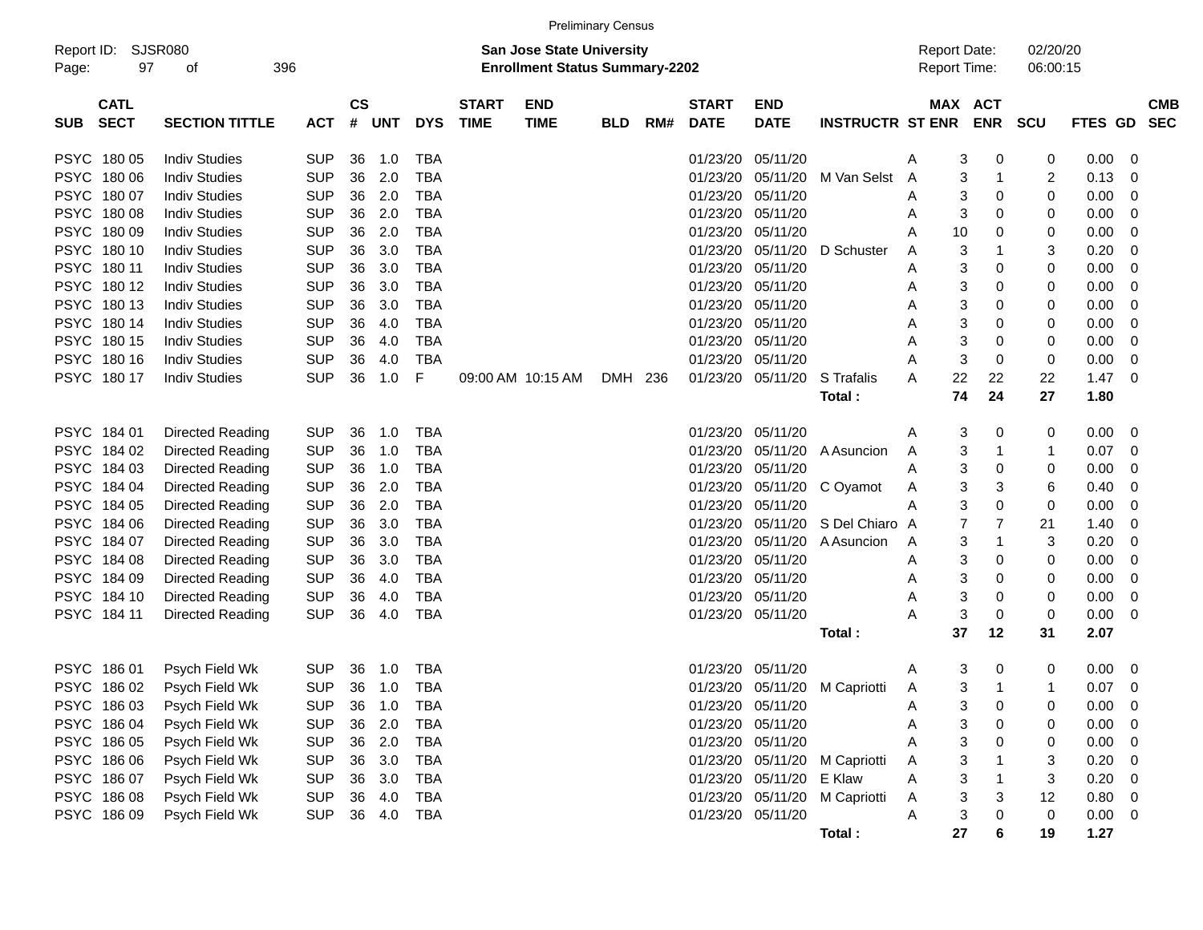Preliminary Census

Report ID: SJSR080

**San Jose State University**
**Enrollment Status Summary-2202**

Report Date: 02/20/20
Report Time: 06:00:15

| SUB | CATL SECT | SECTION TITTLE | ACT | CS # | UNT | DYS | START TIME | END TIME | BLD | RM# | START DATE | END DATE | INSTRUCTR | ST | MAX ENR | ACT ENR | SCU | FTES | GD | CMB SEC |
|---|---|---|---|---|---|---|---|---|---|---|---|---|---|---|---|---|---|---|---|---|
| PSYC | 180 05 | Indiv Studies | SUP | 36 | 1.0 | TBA | | | | | 01/23/20 | 05/11/20 | | A | 3 | 0 | 0 | 0.00 | 0 | |
| PSYC | 180 06 | Indiv Studies | SUP | 36 | 2.0 | TBA | | | | | 01/23/20 | 05/11/20 | M Van Selst | A | 3 | 1 | 2 | 0.13 | 0 | |
| PSYC | 180 07 | Indiv Studies | SUP | 36 | 2.0 | TBA | | | | | 01/23/20 | 05/11/20 | | A | 3 | 0 | 0 | 0.00 | 0 | |
| PSYC | 180 08 | Indiv Studies | SUP | 36 | 2.0 | TBA | | | | | 01/23/20 | 05/11/20 | | A | 3 | 0 | 0 | 0.00 | 0 | |
| PSYC | 180 09 | Indiv Studies | SUP | 36 | 2.0 | TBA | | | | | 01/23/20 | 05/11/20 | | A | 10 | 0 | 0 | 0.00 | 0 | |
| PSYC | 180 10 | Indiv Studies | SUP | 36 | 3.0 | TBA | | | | | 01/23/20 | 05/11/20 | D Schuster | A | 3 | 1 | 3 | 0.20 | 0 | |
| PSYC | 180 11 | Indiv Studies | SUP | 36 | 3.0 | TBA | | | | | 01/23/20 | 05/11/20 | | A | 3 | 0 | 0 | 0.00 | 0 | |
| PSYC | 180 12 | Indiv Studies | SUP | 36 | 3.0 | TBA | | | | | 01/23/20 | 05/11/20 | | A | 3 | 0 | 0 | 0.00 | 0 | |
| PSYC | 180 13 | Indiv Studies | SUP | 36 | 3.0 | TBA | | | | | 01/23/20 | 05/11/20 | | A | 3 | 0 | 0 | 0.00 | 0 | |
| PSYC | 180 14 | Indiv Studies | SUP | 36 | 4.0 | TBA | | | | | 01/23/20 | 05/11/20 | | A | 3 | 0 | 0 | 0.00 | 0 | |
| PSYC | 180 15 | Indiv Studies | SUP | 36 | 4.0 | TBA | | | | | 01/23/20 | 05/11/20 | | A | 3 | 0 | 0 | 0.00 | 0 | |
| PSYC | 180 16 | Indiv Studies | SUP | 36 | 4.0 | TBA | | | | | 01/23/20 | 05/11/20 | | A | 3 | 0 | 0 | 0.00 | 0 | |
| PSYC | 180 17 | Indiv Studies | SUP | 36 | 1.0 | F | 09:00 AM | 10:15 AM | DMH | 236 | 01/23/20 | 05/11/20 | S Trafalis | A | 22 | 22 | 22 | 1.47 | 0 | |
| | | | | | | | | | | | | | **Total :** | | **74** | **24** | **27** | **1.80** | | |
| PSYC | 184 01 | Directed Reading | SUP | 36 | 1.0 | TBA | | | | | 01/23/20 | 05/11/20 | | A | 3 | 0 | 0 | 0.00 | 0 | |
| PSYC | 184 02 | Directed Reading | SUP | 36 | 1.0 | TBA | | | | | 01/23/20 | 05/11/20 | A Asuncion | A | 3 | 1 | 1 | 0.07 | 0 | |
| PSYC | 184 03 | Directed Reading | SUP | 36 | 1.0 | TBA | | | | | 01/23/20 | 05/11/20 | | A | 3 | 0 | 0 | 0.00 | 0 | |
| PSYC | 184 04 | Directed Reading | SUP | 36 | 2.0 | TBA | | | | | 01/23/20 | 05/11/20 | C Oyamot | A | 3 | 3 | 6 | 0.40 | 0 | |
| PSYC | 184 05 | Directed Reading | SUP | 36 | 2.0 | TBA | | | | | 01/23/20 | 05/11/20 | | A | 3 | 0 | 0 | 0.00 | 0 | |
| PSYC | 184 06 | Directed Reading | SUP | 36 | 3.0 | TBA | | | | | 01/23/20 | 05/11/20 | S Del Chiaro | A | 7 | 7 | 21 | 1.40 | 0 | |
| PSYC | 184 07 | Directed Reading | SUP | 36 | 3.0 | TBA | | | | | 01/23/20 | 05/11/20 | A Asuncion | A | 3 | 1 | 3 | 0.20 | 0 | |
| PSYC | 184 08 | Directed Reading | SUP | 36 | 3.0 | TBA | | | | | 01/23/20 | 05/11/20 | | A | 3 | 0 | 0 | 0.00 | 0 | |
| PSYC | 184 09 | Directed Reading | SUP | 36 | 4.0 | TBA | | | | | 01/23/20 | 05/11/20 | | A | 3 | 0 | 0 | 0.00 | 0 | |
| PSYC | 184 10 | Directed Reading | SUP | 36 | 4.0 | TBA | | | | | 01/23/20 | 05/11/20 | | A | 3 | 0 | 0 | 0.00 | 0 | |
| PSYC | 184 11 | Directed Reading | SUP | 36 | 4.0 | TBA | | | | | 01/23/20 | 05/11/20 | | A | 3 | 0 | 0 | 0.00 | 0 | |
| | | | | | | | | | | | | | **Total :** | | **37** | **12** | **31** | **2.07** | | |
| PSYC | 186 01 | Psych Field Wk | SUP | 36 | 1.0 | TBA | | | | | 01/23/20 | 05/11/20 | | A | 3 | 0 | 0 | 0.00 | 0 | |
| PSYC | 186 02 | Psych Field Wk | SUP | 36 | 1.0 | TBA | | | | | 01/23/20 | 05/11/20 | M Capriotti | A | 3 | 1 | 1 | 0.07 | 0 | |
| PSYC | 186 03 | Psych Field Wk | SUP | 36 | 1.0 | TBA | | | | | 01/23/20 | 05/11/20 | | A | 3 | 0 | 0 | 0.00 | 0 | |
| PSYC | 186 04 | Psych Field Wk | SUP | 36 | 2.0 | TBA | | | | | 01/23/20 | 05/11/20 | | A | 3 | 0 | 0 | 0.00 | 0 | |
| PSYC | 186 05 | Psych Field Wk | SUP | 36 | 2.0 | TBA | | | | | 01/23/20 | 05/11/20 | | A | 3 | 0 | 0 | 0.00 | 0 | |
| PSYC | 186 06 | Psych Field Wk | SUP | 36 | 3.0 | TBA | | | | | 01/23/20 | 05/11/20 | M Capriotti | A | 3 | 1 | 3 | 0.20 | 0 | |
| PSYC | 186 07 | Psych Field Wk | SUP | 36 | 3.0 | TBA | | | | | 01/23/20 | 05/11/20 | E Klaw | A | 3 | 1 | 3 | 0.20 | 0 | |
| PSYC | 186 08 | Psych Field Wk | SUP | 36 | 4.0 | TBA | | | | | 01/23/20 | 05/11/20 | M Capriotti | A | 3 | 3 | 12 | 0.80 | 0 | |
| PSYC | 186 09 | Psych Field Wk | SUP | 36 | 4.0 | TBA | | | | | 01/23/20 | 05/11/20 | | A | 3 | 0 | 0 | 0.00 | 0 | |
| | | | | | | | | | | | | | **Total :** | | **27** | **6** | **19** | **1.27** | | |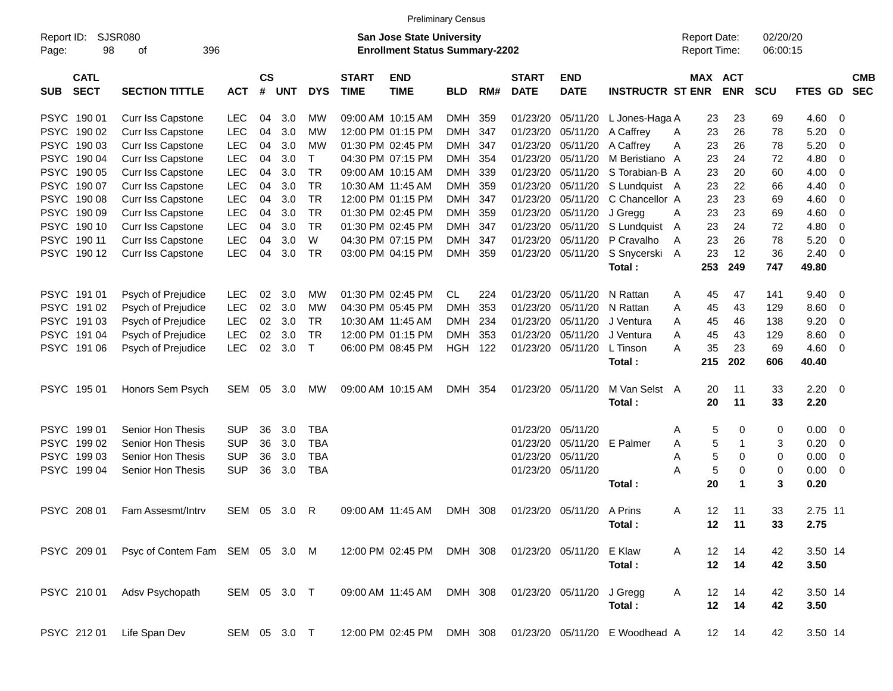Preliminary Census

Report ID: SJSR080

**San Jose State University**
**Enrollment Status Summary-2202**

Report Date: 02/20/20
Report Time: 06:00:15

| SUB | CATL SECT | SECTION TITTLE | ACT | CS # | UNT | DYS | START TIME | END TIME | BLD | RM# | START DATE | END DATE | INSTRUCTR | ST | MAX ENR | ACT ENR | SCU | FTES | GD | CMB SEC |
|---|---|---|---|---|---|---|---|---|---|---|---|---|---|---|---|---|---|---|---|---|
| PSYC | 190 01 | Curr Iss Capstone | LEC | 04 | 3.0 | MW | 09:00 AM | 10:15 AM | DMH | 359 | 01/23/20 | 05/11/20 | L Jones-Haga | A | 23 | 23 | 69 | 4.60 | 0 | |
| PSYC | 190 02 | Curr Iss Capstone | LEC | 04 | 3.0 | MW | 12:00 PM | 01:15 PM | DMH | 347 | 01/23/20 | 05/11/20 | A Caffrey | A | 23 | 26 | 78 | 5.20 | 0 | |
| PSYC | 190 03 | Curr Iss Capstone | LEC | 04 | 3.0 | MW | 01:30 PM | 02:45 PM | DMH | 347 | 01/23/20 | 05/11/20 | A Caffrey | A | 23 | 26 | 78 | 5.20 | 0 | |
| PSYC | 190 04 | Curr Iss Capstone | LEC | 04 | 3.0 | T | 04:30 PM | 07:15 PM | DMH | 354 | 01/23/20 | 05/11/20 | M Beristiano | A | 23 | 24 | 72 | 4.80 | 0 | |
| PSYC | 190 05 | Curr Iss Capstone | LEC | 04 | 3.0 | TR | 09:00 AM | 10:15 AM | DMH | 339 | 01/23/20 | 05/11/20 | S Torabian-B | A | 23 | 20 | 60 | 4.00 | 0 | |
| PSYC | 190 07 | Curr Iss Capstone | LEC | 04 | 3.0 | TR | 10:30 AM | 11:45 AM | DMH | 359 | 01/23/20 | 05/11/20 | S Lundquist | A | 23 | 22 | 66 | 4.40 | 0 | |
| PSYC | 190 08 | Curr Iss Capstone | LEC | 04 | 3.0 | TR | 12:00 PM | 01:15 PM | DMH | 347 | 01/23/20 | 05/11/20 | C Chancellor | A | 23 | 23 | 69 | 4.60 | 0 | |
| PSYC | 190 09 | Curr Iss Capstone | LEC | 04 | 3.0 | TR | 01:30 PM | 02:45 PM | DMH | 359 | 01/23/20 | 05/11/20 | J Gregg | A | 23 | 23 | 69 | 4.60 | 0 | |
| PSYC | 190 10 | Curr Iss Capstone | LEC | 04 | 3.0 | TR | 01:30 PM | 02:45 PM | DMH | 347 | 01/23/20 | 05/11/20 | S Lundquist | A | 23 | 24 | 72 | 4.80 | 0 | |
| PSYC | 190 11 | Curr Iss Capstone | LEC | 04 | 3.0 | W | 04:30 PM | 07:15 PM | DMH | 347 | 01/23/20 | 05/11/20 | P Cravalho | A | 23 | 26 | 78 | 5.20 | 0 | |
| PSYC | 190 12 | Curr Iss Capstone | LEC | 04 | 3.0 | TR | 03:00 PM | 04:15 PM | DMH | 359 | 01/23/20 | 05/11/20 | S Snycerski | A | 23 | 12 | 36 | 2.40 | 0 | |
| | | | | | | | | | | | | | **Total :** | | **253** | **249** | **747** | **49.80** | | |
| PSYC | 191 01 | Psych of Prejudice | LEC | 02 | 3.0 | MW | 01:30 PM | 02:45 PM | CL | 224 | 01/23/20 | 05/11/20 | N Rattan | A | 45 | 47 | 141 | 9.40 | 0 | |
| PSYC | 191 02 | Psych of Prejudice | LEC | 02 | 3.0 | MW | 04:30 PM | 05:45 PM | DMH | 353 | 01/23/20 | 05/11/20 | N Rattan | A | 45 | 43 | 129 | 8.60 | 0 | |
| PSYC | 191 03 | Psych of Prejudice | LEC | 02 | 3.0 | TR | 10:30 AM | 11:45 AM | DMH | 234 | 01/23/20 | 05/11/20 | J Ventura | A | 45 | 46 | 138 | 9.20 | 0 | |
| PSYC | 191 04 | Psych of Prejudice | LEC | 02 | 3.0 | TR | 12:00 PM | 01:15 PM | DMH | 353 | 01/23/20 | 05/11/20 | J Ventura | A | 45 | 43 | 129 | 8.60 | 0 | |
| PSYC | 191 06 | Psych of Prejudice | LEC | 02 | 3.0 | T | 06:00 PM | 08:45 PM | HGH | 122 | 01/23/20 | 05/11/20 | L Tinson | A | 35 | 23 | 69 | 4.60 | 0 | |
| | | | | | | | | | | | | | **Total :** | | **215** | **202** | **606** | **40.40** | | |
| PSYC | 195 01 | Honors Sem Psych | SEM | 05 | 3.0 | MW | 09:00 AM | 10:15 AM | DMH | 354 | 01/23/20 | 05/11/20 | M Van Selst | A | 20 | 11 | 33 | 2.20 | 0 | |
| | | | | | | | | | | | | | **Total :** | | **20** | **11** | **33** | **2.20** | | |
| PSYC | 199 01 | Senior Hon Thesis | SUP | 36 | 3.0 | TBA | | | | | 01/23/20 | 05/11/20 | | A | 5 | 0 | 0 | 0.00 | 0 | |
| PSYC | 199 02 | Senior Hon Thesis | SUP | 36 | 3.0 | TBA | | | | | 01/23/20 | 05/11/20 | E Palmer | A | 5 | 1 | 3 | 0.20 | 0 | |
| PSYC | 199 03 | Senior Hon Thesis | SUP | 36 | 3.0 | TBA | | | | | 01/23/20 | 05/11/20 | | A | 5 | 0 | 0 | 0.00 | 0 | |
| PSYC | 199 04 | Senior Hon Thesis | SUP | 36 | 3.0 | TBA | | | | | 01/23/20 | 05/11/20 | | A | 5 | 0 | 0 | 0.00 | 0 | |
| | | | | | | | | | | | | | **Total :** | | **20** | **1** | **3** | **0.20** | | |
| PSYC | 208 01 | Fam Assesmt/Intrv | SEM | 05 | 3.0 | R | 09:00 AM | 11:45 AM | DMH | 308 | 01/23/20 | 05/11/20 | A Prins | A | 12 | 11 | 33 | 2.75 | 11 | |
| | | | | | | | | | | | | | **Total :** | | **12** | **11** | **33** | **2.75** | | |
| PSYC | 209 01 | Psyc of Contem Fam | SEM | 05 | 3.0 | M | 12:00 PM | 02:45 PM | DMH | 308 | 01/23/20 | 05/11/20 | E Klaw | A | 12 | 14 | 42 | 3.50 | 14 | |
| | | | | | | | | | | | | | **Total :** | | **12** | **14** | **42** | **3.50** | | |
| PSYC | 210 01 | Adsv Psychopath | SEM | 05 | 3.0 | T | 09:00 AM | 11:45 AM | DMH | 308 | 01/23/20 | 05/11/20 | J Gregg | A | 12 | 14 | 42 | 3.50 | 14 | |
| | | | | | | | | | | | | | **Total :** | | **12** | **14** | **42** | **3.50** | | |
| PSYC | 212 01 | Life Span Dev | SEM | 05 | 3.0 | T | 12:00 PM | 02:45 PM | DMH | 308 | 01/23/20 | 05/11/20 | E Woodhead | A | 12 | 14 | 42 | 3.50 | 14 | |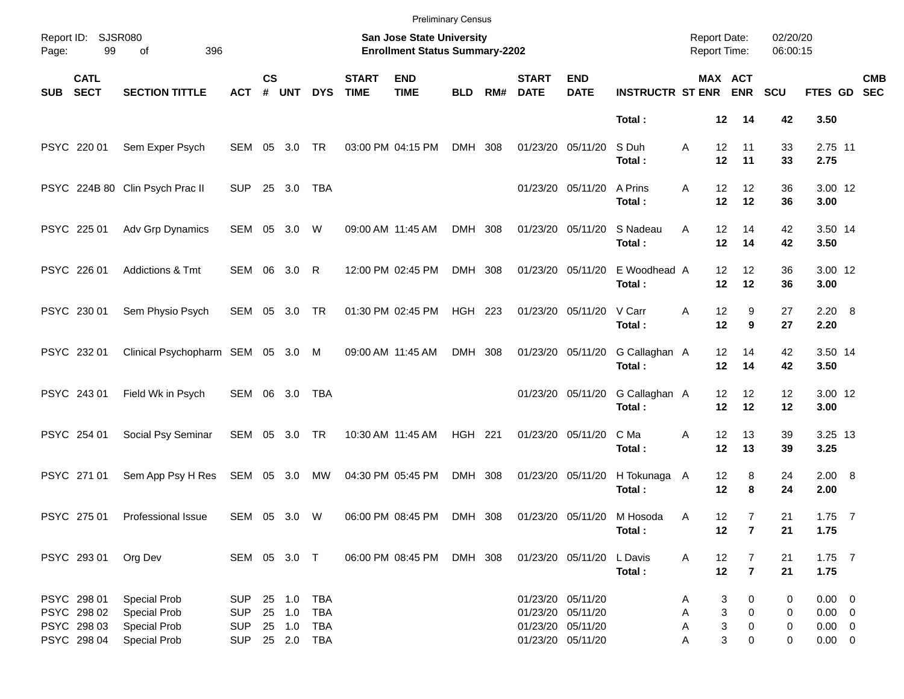| SUB | CATL SECT | SECTION TITTLE | ACT | CS # | UNT | DYS | START TIME | END TIME | BLD | RM# | START DATE | END DATE | INSTRUCTR | ST | MAX ENR | ACT ENR | SCU | FTES | GD | CMB SEC |
|---|---|---|---|---|---|---|---|---|---|---|---|---|---|---|---|---|---|---|---|---|
| | | | | | | | | | | | | | **Total :** | | **12** | **14** | **42** | **3.50** | | |
| PSYC | 220 01 | Sem Exper Psych | SEM | 05 | 3.0 | TR | 03:00 PM | 04:15 PM | DMH | 308 | 01/23/20 | 05/11/20 | S Duh | A | 12 | 11 | 33 | 2.75 | 11 | |
| | | | | | | | | | | | | | **Total :** | | **12** | **11** | **33** | **2.75** | | |
| PSYC | 224B 80 | Clin Psych Prac II | SUP | 25 | 3.0 | TBA | | | | | 01/23/20 | 05/11/20 | A Prins | A | 12 | 12 | 36 | 3.00 | 12 | |
| | | | | | | | | | | | | | **Total :** | | **12** | **12** | **36** | **3.00** | | |
| PSYC | 225 01 | Adv Grp Dynamics | SEM | 05 | 3.0 | W | 09:00 AM | 11:45 AM | DMH | 308 | 01/23/20 | 05/11/20 | S Nadeau | A | 12 | 14 | 42 | 3.50 | 14 | |
| | | | | | | | | | | | | | **Total :** | | **12** | **14** | **42** | **3.50** | | |
| PSYC | 226 01 | Addictions & Tmt | SEM | 06 | 3.0 | R | 12:00 PM | 02:45 PM | DMH | 308 | 01/23/20 | 05/11/20 | E Woodhead | A | 12 | 12 | 36 | 3.00 | 12 | |
| | | | | | | | | | | | | | **Total :** | | **12** | **12** | **36** | **3.00** | | |
| PSYC | 230 01 | Sem Physio Psych | SEM | 05 | 3.0 | TR | 01:30 PM | 02:45 PM | HGH | 223 | 01/23/20 | 05/11/20 | V Carr | A | 12 | 9 | 27 | 2.20 | 8 | |
| | | | | | | | | | | | | | **Total :** | | **12** | **9** | **27** | **2.20** | | |
| PSYC | 232 01 | Clinical Psychopharm | SEM | 05 | 3.0 | M | 09:00 AM | 11:45 AM | DMH | 308 | 01/23/20 | 05/11/20 | G Callaghan | A | 12 | 14 | 42 | 3.50 | 14 | |
| | | | | | | | | | | | | | **Total :** | | **12** | **14** | **42** | **3.50** | | |
| PSYC | 243 01 | Field Wk in Psych | SEM | 06 | 3.0 | TBA | | | | | 01/23/20 | 05/11/20 | G Callaghan | A | 12 | 12 | 12 | 3.00 | 12 | |
| | | | | | | | | | | | | | **Total :** | | **12** | **12** | **12** | **3.00** | | |
| PSYC | 254 01 | Social Psy Seminar | SEM | 05 | 3.0 | TR | 10:30 AM | 11:45 AM | HGH | 221 | 01/23/20 | 05/11/20 | C Ma | A | 12 | 13 | 39 | 3.25 | 13 | |
| | | | | | | | | | | | | | **Total :** | | **12** | **13** | **39** | **3.25** | | |
| PSYC | 271 01 | Sem App Psy H Res | SEM | 05 | 3.0 | MW | 04:30 PM | 05:45 PM | DMH | 308 | 01/23/20 | 05/11/20 | H Tokunaga | A | 12 | 8 | 24 | 2.00 | 8 | |
| | | | | | | | | | | | | | **Total :** | | **12** | **8** | **24** | **2.00** | | |
| PSYC | 275 01 | Professional Issue | SEM | 05 | 3.0 | W | 06:00 PM | 08:45 PM | DMH | 308 | 01/23/20 | 05/11/20 | M Hosoda | A | 12 | 7 | 21 | 1.75 | 7 | |
| | | | | | | | | | | | | | **Total :** | | **12** | **7** | **21** | **1.75** | | |
| PSYC | 293 01 | Org Dev | SEM | 05 | 3.0 | T | 06:00 PM | 08:45 PM | DMH | 308 | 01/23/20 | 05/11/20 | L Davis | A | 12 | 7 | 21 | 1.75 | 7 | |
| | | | | | | | | | | | | | **Total :** | | **12** | **7** | **21** | **1.75** | | |
| PSYC | 298 01 | Special Prob | SUP | 25 | 1.0 | TBA | | | | | 01/23/20 | 05/11/20 | | A | 3 | 0 | 0 | 0.00 | 0 | |
| PSYC | 298 02 | Special Prob | SUP | 25 | 1.0 | TBA | | | | | 01/23/20 | 05/11/20 | | A | 3 | 0 | 0 | 0.00 | 0 | |
| PSYC | 298 03 | Special Prob | SUP | 25 | 1.0 | TBA | | | | | 01/23/20 | 05/11/20 | | A | 3 | 0 | 0 | 0.00 | 0 | |
| PSYC | 298 04 | Special Prob | SUP | 25 | 2.0 | TBA | | | | | 01/23/20 | 05/11/20 | | A | 3 | 0 | 0 | 0.00 | 0 | |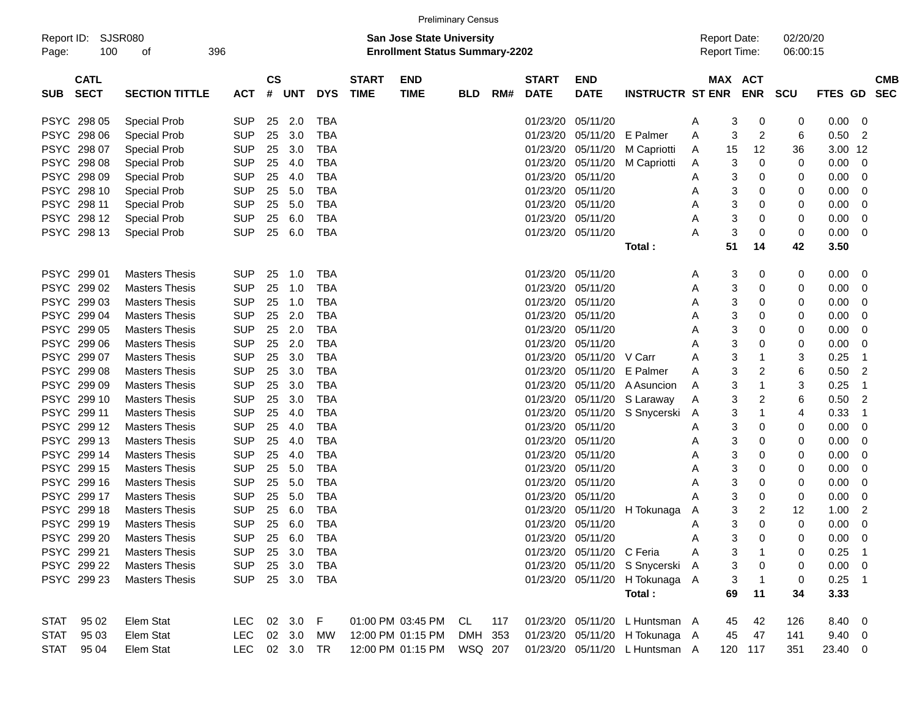Preliminary Census

Report ID: SJSR080

**San Jose State University**
**Enrollment Status Summary-2202**

Report Date: 02/20/20
Report Time: 06:00:15

| SUB | CATL SECT | SECTION TITTLE | ACT | CS # | UNT | DYS | START TIME | END TIME | BLD | RM# | START DATE | END DATE | INSTRUCTR | ST | MAX ENR | ACT ENR | SCU | FTES | GD | CMB SEC |
|---|---|---|---|---|---|---|---|---|---|---|---|---|---|---|---|---|---|---|---|---|
| PSYC | 298 05 | Special Prob | SUP | 25 | 2.0 | TBA | | | | | 01/23/20 | 05/11/20 | | A | 3 | 0 | 0 | 0.00 | 0 | |
| PSYC | 298 06 | Special Prob | SUP | 25 | 3.0 | TBA | | | | | 01/23/20 | 05/11/20 | E Palmer | A | 3 | 2 | 6 | 0.50 | 2 | |
| PSYC | 298 07 | Special Prob | SUP | 25 | 3.0 | TBA | | | | | 01/23/20 | 05/11/20 | M Capriotti | A | 15 | 12 | 36 | 3.00 | 12 | |
| PSYC | 298 08 | Special Prob | SUP | 25 | 4.0 | TBA | | | | | 01/23/20 | 05/11/20 | M Capriotti | A | 3 | 0 | 0 | 0.00 | 0 | |
| PSYC | 298 09 | Special Prob | SUP | 25 | 4.0 | TBA | | | | | 01/23/20 | 05/11/20 | | A | 3 | 0 | 0 | 0.00 | 0 | |
| PSYC | 298 10 | Special Prob | SUP | 25 | 5.0 | TBA | | | | | 01/23/20 | 05/11/20 | | A | 3 | 0 | 0 | 0.00 | 0 | |
| PSYC | 298 11 | Special Prob | SUP | 25 | 5.0 | TBA | | | | | 01/23/20 | 05/11/20 | | A | 3 | 0 | 0 | 0.00 | 0 | |
| PSYC | 298 12 | Special Prob | SUP | 25 | 6.0 | TBA | | | | | 01/23/20 | 05/11/20 | | A | 3 | 0 | 0 | 0.00 | 0 | |
| PSYC | 298 13 | Special Prob | SUP | 25 | 6.0 | TBA | | | | | 01/23/20 | 05/11/20 | | A | 3 | 0 | 0 | 0.00 | 0 | |
| | | | | | | | | | | | | | **Total :** | | **51** | **14** | **42** | **3.50** | | |
| PSYC | 299 01 | Masters Thesis | SUP | 25 | 1.0 | TBA | | | | | 01/23/20 | 05/11/20 | | A | 3 | 0 | 0 | 0.00 | 0 | |
| PSYC | 299 02 | Masters Thesis | SUP | 25 | 1.0 | TBA | | | | | 01/23/20 | 05/11/20 | | A | 3 | 0 | 0 | 0.00 | 0 | |
| PSYC | 299 03 | Masters Thesis | SUP | 25 | 1.0 | TBA | | | | | 01/23/20 | 05/11/20 | | A | 3 | 0 | 0 | 0.00 | 0 | |
| PSYC | 299 04 | Masters Thesis | SUP | 25 | 2.0 | TBA | | | | | 01/23/20 | 05/11/20 | | A | 3 | 0 | 0 | 0.00 | 0 | |
| PSYC | 299 05 | Masters Thesis | SUP | 25 | 2.0 | TBA | | | | | 01/23/20 | 05/11/20 | | A | 3 | 0 | 0 | 0.00 | 0 | |
| PSYC | 299 06 | Masters Thesis | SUP | 25 | 2.0 | TBA | | | | | 01/23/20 | 05/11/20 | | A | 3 | 0 | 0 | 0.00 | 0 | |
| PSYC | 299 07 | Masters Thesis | SUP | 25 | 3.0 | TBA | | | | | 01/23/20 | 05/11/20 | V Carr | A | 3 | 1 | 3 | 0.25 | 1 | |
| PSYC | 299 08 | Masters Thesis | SUP | 25 | 3.0 | TBA | | | | | 01/23/20 | 05/11/20 | E Palmer | A | 3 | 2 | 6 | 0.50 | 2 | |
| PSYC | 299 09 | Masters Thesis | SUP | 25 | 3.0 | TBA | | | | | 01/23/20 | 05/11/20 | A Asuncion | A | 3 | 1 | 3 | 0.25 | 1 | |
| PSYC | 299 10 | Masters Thesis | SUP | 25 | 3.0 | TBA | | | | | 01/23/20 | 05/11/20 | S Laraway | A | 3 | 2 | 6 | 0.50 | 2 | |
| PSYC | 299 11 | Masters Thesis | SUP | 25 | 4.0 | TBA | | | | | 01/23/20 | 05/11/20 | S Snycerski | A | 3 | 1 | 4 | 0.33 | 1 | |
| PSYC | 299 12 | Masters Thesis | SUP | 25 | 4.0 | TBA | | | | | 01/23/20 | 05/11/20 | | A | 3 | 0 | 0 | 0.00 | 0 | |
| PSYC | 299 13 | Masters Thesis | SUP | 25 | 4.0 | TBA | | | | | 01/23/20 | 05/11/20 | | A | 3 | 0 | 0 | 0.00 | 0 | |
| PSYC | 299 14 | Masters Thesis | SUP | 25 | 4.0 | TBA | | | | | 01/23/20 | 05/11/20 | | A | 3 | 0 | 0 | 0.00 | 0 | |
| PSYC | 299 15 | Masters Thesis | SUP | 25 | 5.0 | TBA | | | | | 01/23/20 | 05/11/20 | | A | 3 | 0 | 0 | 0.00 | 0 | |
| PSYC | 299 16 | Masters Thesis | SUP | 25 | 5.0 | TBA | | | | | 01/23/20 | 05/11/20 | | A | 3 | 0 | 0 | 0.00 | 0 | |
| PSYC | 299 17 | Masters Thesis | SUP | 25 | 5.0 | TBA | | | | | 01/23/20 | 05/11/20 | | A | 3 | 0 | 0 | 0.00 | 0 | |
| PSYC | 299 18 | Masters Thesis | SUP | 25 | 6.0 | TBA | | | | | 01/23/20 | 05/11/20 | H Tokunaga | A | 3 | 2 | 12 | 1.00 | 2 | |
| PSYC | 299 19 | Masters Thesis | SUP | 25 | 6.0 | TBA | | | | | 01/23/20 | 05/11/20 | | A | 3 | 0 | 0 | 0.00 | 0 | |
| PSYC | 299 20 | Masters Thesis | SUP | 25 | 6.0 | TBA | | | | | 01/23/20 | 05/11/20 | | A | 3 | 0 | 0 | 0.00 | 0 | |
| PSYC | 299 21 | Masters Thesis | SUP | 25 | 3.0 | TBA | | | | | 01/23/20 | 05/11/20 | C Feria | A | 3 | 1 | 0 | 0.25 | 1 | |
| PSYC | 299 22 | Masters Thesis | SUP | 25 | 3.0 | TBA | | | | | 01/23/20 | 05/11/20 | S Snycerski | A | 3 | 0 | 0 | 0.00 | 0 | |
| PSYC | 299 23 | Masters Thesis | SUP | 25 | 3.0 | TBA | | | | | 01/23/20 | 05/11/20 | H Tokunaga | A | 3 | 1 | 0 | 0.25 | 1 | |
| | | | | | | | | | | | | | **Total :** | | **69** | **11** | **34** | **3.33** | | |
| STAT | 95 02 | Elem Stat | LEC | 02 | 3.0 | F | 01:00 PM | 03:45 PM | CL | 117 | 01/23/20 | 05/11/20 | L Huntsman | A | 45 | 42 | 126 | 8.40 | 0 | |
| STAT | 95 03 | Elem Stat | LEC | 02 | 3.0 | MW | 12:00 PM | 01:15 PM | DMH | 353 | 01/23/20 | 05/11/20 | H Tokunaga | A | 45 | 47 | 141 | 9.40 | 0 | |
| STAT | 95 04 | Elem Stat | LEC | 02 | 3.0 | TR | 12:00 PM | 01:15 PM | WSQ | 207 | 01/23/20 | 05/11/20 | L Huntsman | A | 120 | 117 | 351 | 23.40 | 0 | |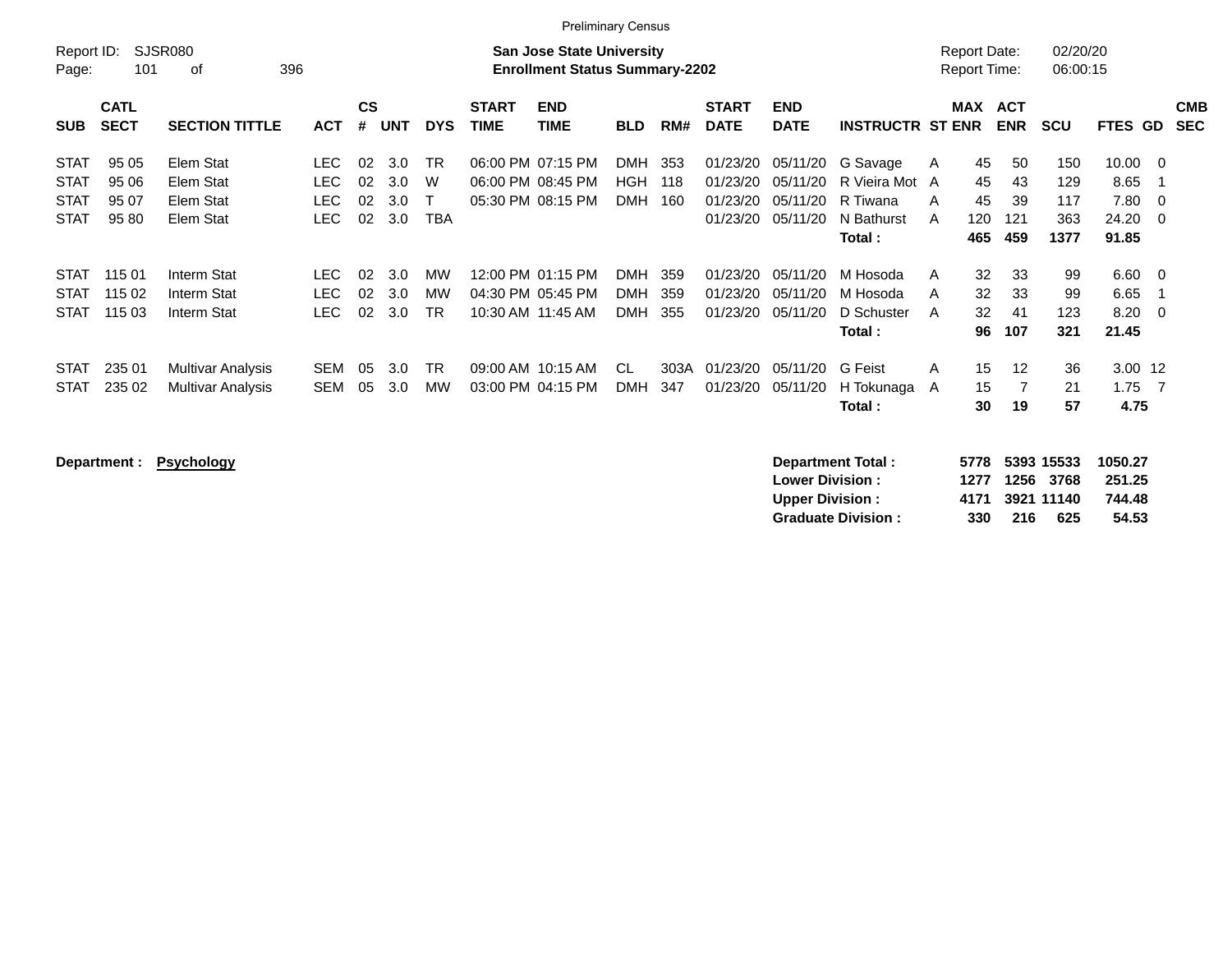Preliminary Census

Report ID: SJSR080

**San Jose State University**
**Enrollment Status Summary-2202**

Report Date: 02/20/20
Report Time: 06:00:15

| SUB | CATL SECT | SECTION TITTLE | ACT | CS # | UNT | DYS | START TIME | END TIME | BLD | RM# | START DATE | END DATE | INSTRUCTR | ST | MAX ENR | ACT ENR | SCU | FTES | GD | CMB SEC |
|---|---|---|---|---|---|---|---|---|---|---|---|---|---|---|---|---|---|---|---|---|
| STAT | 95 05 | Elem Stat | LEC | 02 | 3.0 | TR | 06:00 PM | 07:15 PM | DMH | 353 | 01/23/20 | 05/11/20 | G Savage | A | 45 | 50 | 150 | 10.00 | 0 | |
| STAT | 95 06 | Elem Stat | LEC | 02 | 3.0 | W | 06:00 PM | 08:45 PM | HGH | 118 | 01/23/20 | 05/11/20 | R Vieira Mot | A | 45 | 43 | 129 | 8.65 | 1 | |
| STAT | 95 07 | Elem Stat | LEC | 02 | 3.0 | T | 05:30 PM | 08:15 PM | DMH | 160 | 01/23/20 | 05/11/20 | R Tiwana | A | 45 | 39 | 117 | 7.80 | 0 | |
| STAT | 95 80 | Elem Stat | LEC | 02 | 3.0 | TBA | | | | | 01/23/20 | 05/11/20 | N Bathurst | A | 120 | 121 | 363 | 24.20 | 0 | |
| | | | | | | | | | | | | | **Total :** | | **465** | **459** | **1377** | **91.85** | | |
| STAT | 115 01 | Interm Stat | LEC | 02 | 3.0 | MW | 12:00 PM | 01:15 PM | DMH | 359 | 01/23/20 | 05/11/20 | M Hosoda | A | 32 | 33 | 99 | 6.60 | 0 | |
| STAT | 115 02 | Interm Stat | LEC | 02 | 3.0 | MW | 04:30 PM | 05:45 PM | DMH | 359 | 01/23/20 | 05/11/20 | M Hosoda | A | 32 | 33 | 99 | 6.65 | 1 | |
| STAT | 115 03 | Interm Stat | LEC | 02 | 3.0 | TR | 10:30 AM | 11:45 AM | DMH | 355 | 01/23/20 | 05/11/20 | D Schuster | A | 32 | 41 | 123 | 8.20 | 0 | |
| | | | | | | | | | | | | | **Total :** | | **96** | **107** | **321** | **21.45** | | |
| STAT | 235 01 | Multivar Analysis | SEM | 05 | 3.0 | TR | 09:00 AM | 10:15 AM | CL | 303A | 01/23/20 | 05/11/20 | G Feist | A | 15 | 12 | 36 | 3.00 | 12 | |
| STAT | 235 02 | Multivar Analysis | SEM | 05 | 3.0 | MW | 03:00 PM | 04:15 PM | DMH | 347 | 01/23/20 | 05/11/20 | H Tokunaga | A | 15 | 7 | 21 | 1.75 | 7 | |
| | | | | | | | | | | | | | **Total :** | | **30** | **19** | **57** | **4.75** | | |

**Department :** **Psychology**

| | MAX ENR | ACT ENR | SCU | FTES |
|---|---|---|---|---|
| **Department Total :** | **5778** | **5393** | **15533** | **1050.27** |
| **Lower Division :** | **1277** | **1256** | **3768** | **251.25** |
| **Upper Division :** | **4171** | **3921** | **11140** | **744.48** |
| **Graduate Division :** | **330** | **216** | **625** | **54.53** |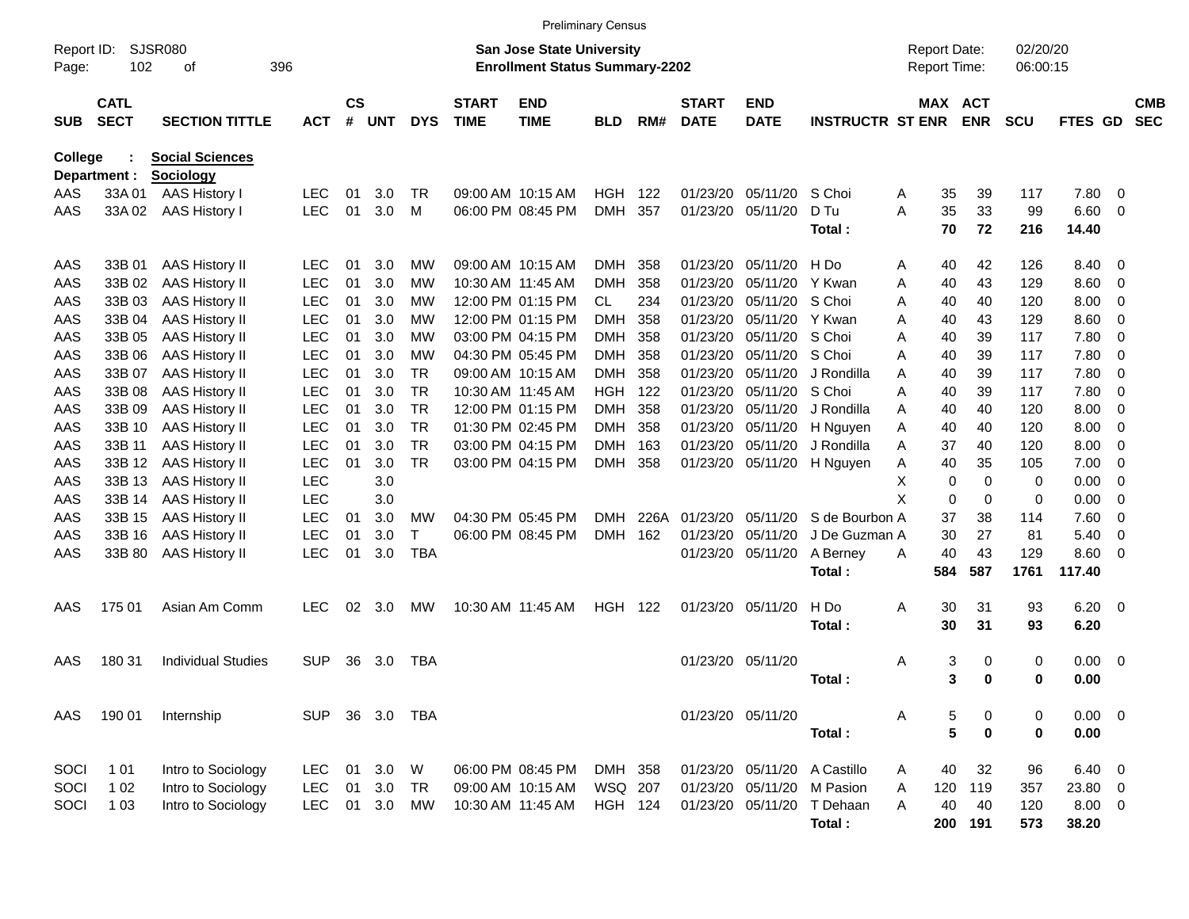Preliminary Census

Report ID: SJSR080
Page: 102 of 396

**San Jose State University**
**Enrollment Status Summary-2202**

Report Date: 02/20/20
Report Time: 06:00:15

**College : Social Sciences**
**Department : Sociology**

| SUB | CATL SECT | SECTION TITTLE | ACT | CS # | UNT | DYS | START TIME | END TIME | BLD | RM# | START DATE | END DATE | INSTRUCTR | ST | MAX ENR | ACT ENR | SCU | FTES | GD | CMB SEC |
|---|---|---|---|---|---|---|---|---|---|---|---|---|---|---|---|---|---|---|---|---|
| AAS | 33A 01 | AAS History I | LEC | 01 | 3.0 | TR | 09:00 AM | 10:15 AM | HGH | 122 | 01/23/20 | 05/11/20 | S Choi | A | 35 | 39 | 117 | 7.80 | 0 | |
| AAS | 33A 02 | AAS History I | LEC | 01 | 3.0 | M | 06:00 PM | 08:45 PM | DMH | 357 | 01/23/20 | 05/11/20 | D Tu | A | 35 | 33 | 99 | 6.60 | 0 | |
| | | | | | | | | | | | | | **Total :** | | **70** | **72** | **216** | **14.40** | | |
| AAS | 33B 01 | AAS History II | LEC | 01 | 3.0 | MW | 09:00 AM | 10:15 AM | DMH | 358 | 01/23/20 | 05/11/20 | H Do | A | 40 | 42 | 126 | 8.40 | 0 | |
| AAS | 33B 02 | AAS History II | LEC | 01 | 3.0 | MW | 10:30 AM | 11:45 AM | DMH | 358 | 01/23/20 | 05/11/20 | Y Kwan | A | 40 | 43 | 129 | 8.60 | 0 | |
| AAS | 33B 03 | AAS History II | LEC | 01 | 3.0 | MW | 12:00 PM | 01:15 PM | CL | 234 | 01/23/20 | 05/11/20 | S Choi | A | 40 | 40 | 120 | 8.00 | 0 | |
| AAS | 33B 04 | AAS History II | LEC | 01 | 3.0 | MW | 12:00 PM | 01:15 PM | DMH | 358 | 01/23/20 | 05/11/20 | Y Kwan | A | 40 | 43 | 129 | 8.60 | 0 | |
| AAS | 33B 05 | AAS History II | LEC | 01 | 3.0 | MW | 03:00 PM | 04:15 PM | DMH | 358 | 01/23/20 | 05/11/20 | S Choi | A | 40 | 39 | 117 | 7.80 | 0 | |
| AAS | 33B 06 | AAS History II | LEC | 01 | 3.0 | MW | 04:30 PM | 05:45 PM | DMH | 358 | 01/23/20 | 05/11/20 | S Choi | A | 40 | 39 | 117 | 7.80 | 0 | |
| AAS | 33B 07 | AAS History II | LEC | 01 | 3.0 | TR | 09:00 AM | 10:15 AM | DMH | 358 | 01/23/20 | 05/11/20 | J Rondilla | A | 40 | 39 | 117 | 7.80 | 0 | |
| AAS | 33B 08 | AAS History II | LEC | 01 | 3.0 | TR | 10:30 AM | 11:45 AM | HGH | 122 | 01/23/20 | 05/11/20 | S Choi | A | 40 | 39 | 117 | 7.80 | 0 | |
| AAS | 33B 09 | AAS History II | LEC | 01 | 3.0 | TR | 12:00 PM | 01:15 PM | DMH | 358 | 01/23/20 | 05/11/20 | J Rondilla | A | 40 | 40 | 120 | 8.00 | 0 | |
| AAS | 33B 10 | AAS History II | LEC | 01 | 3.0 | TR | 01:30 PM | 02:45 PM | DMH | 358 | 01/23/20 | 05/11/20 | H Nguyen | A | 40 | 40 | 120 | 8.00 | 0 | |
| AAS | 33B 11 | AAS History II | LEC | 01 | 3.0 | TR | 03:00 PM | 04:15 PM | DMH | 163 | 01/23/20 | 05/11/20 | J Rondilla | A | 37 | 40 | 120 | 8.00 | 0 | |
| AAS | 33B 12 | AAS History II | LEC | 01 | 3.0 | TR | 03:00 PM | 04:15 PM | DMH | 358 | 01/23/20 | 05/11/20 | H Nguyen | A | 40 | 35 | 105 | 7.00 | 0 | |
| AAS | 33B 13 | AAS History II | LEC | | 3.0 | | | | | | | | | X | 0 | 0 | 0 | 0.00 | 0 | |
| AAS | 33B 14 | AAS History II | LEC | | 3.0 | | | | | | | | | X | 0 | 0 | 0 | 0.00 | 0 | |
| AAS | 33B 15 | AAS History II | LEC | 01 | 3.0 | MW | 04:30 PM | 05:45 PM | DMH | 226A | 01/23/20 | 05/11/20 | S de Bourbon | A | 37 | 38 | 114 | 7.60 | 0 | |
| AAS | 33B 16 | AAS History II | LEC | 01 | 3.0 | T | 06:00 PM | 08:45 PM | DMH | 162 | 01/23/20 | 05/11/20 | J De Guzman | A | 30 | 27 | 81 | 5.40 | 0 | |
| AAS | 33B 80 | AAS History II | LEC | 01 | 3.0 | TBA | | | | | 01/23/20 | 05/11/20 | A Berney | A | 40 | 43 | 129 | 8.60 | 0 | |
| | | | | | | | | | | | | | **Total :** | | **584** | **587** | **1761** | **117.40** | | |
| AAS | 175 01 | Asian Am Comm | LEC | 02 | 3.0 | MW | 10:30 AM | 11:45 AM | HGH | 122 | 01/23/20 | 05/11/20 | H Do | A | 30 | 31 | 93 | 6.20 | 0 | |
| | | | | | | | | | | | | | **Total :** | | **30** | **31** | **93** | **6.20** | | |
| AAS | 180 31 | Individual Studies | SUP | 36 | 3.0 | TBA | | | | | 01/23/20 | 05/11/20 | | A | 3 | 0 | 0 | 0.00 | 0 | |
| | | | | | | | | | | | | | **Total :** | | **3** | **0** | **0** | **0.00** | | |
| AAS | 190 01 | Internship | SUP | 36 | 3.0 | TBA | | | | | 01/23/20 | 05/11/20 | | A | 5 | 0 | 0 | 0.00 | 0 | |
| | | | | | | | | | | | | | **Total :** | | **5** | **0** | **0** | **0.00** | | |
| SOCI | 1 01 | Intro to Sociology | LEC | 01 | 3.0 | W | 06:00 PM | 08:45 PM | DMH | 358 | 01/23/20 | 05/11/20 | A Castillo | A | 40 | 32 | 96 | 6.40 | 0 | |
| SOCI | 1 02 | Intro to Sociology | LEC | 01 | 3.0 | TR | 09:00 AM | 10:15 AM | WSQ | 207 | 01/23/20 | 05/11/20 | M Pasion | A | 120 | 119 | 357 | 23.80 | 0 | |
| SOCI | 1 03 | Intro to Sociology | LEC | 01 | 3.0 | MW | 10:30 AM | 11:45 AM | HGH | 124 | 01/23/20 | 05/11/20 | T Dehaan | A | 40 | 40 | 120 | 8.00 | 0 | |
| | | | | | | | | | | | | | **Total :** | | **200** | **191** | **573** | **38.20** | | |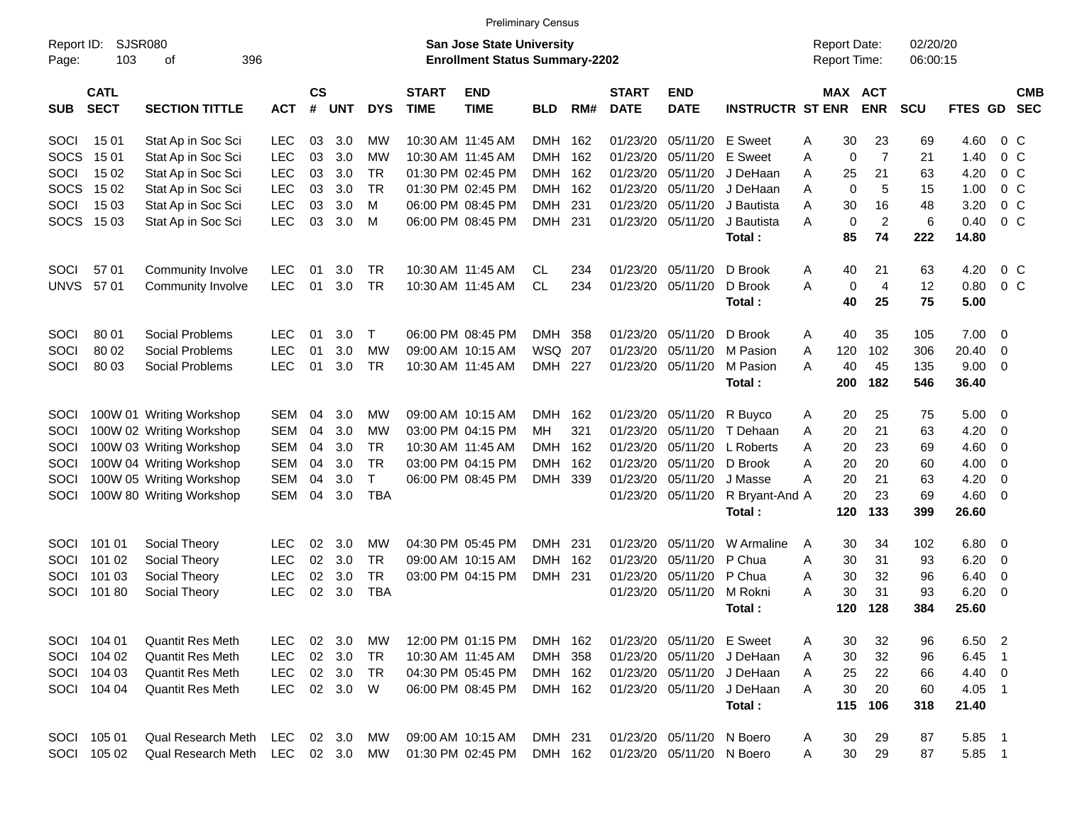Preliminary Census

Report ID: SJSR080

**San Jose State University**
**Enrollment Status Summary-2202**

Report Date: 02/20/20
Report Time: 06:00:15

| SUB | CATL SECT | SECTION TITTLE | ACT | CS # | UNT | DYS | START TIME | END TIME | BLD | RM# | START DATE | END DATE | INSTRUCTR | ST | MAX ENR | ACT ENR | SCU | FTES | GD | CMB SEC |
|---|---|---|---|---|---|---|---|---|---|---|---|---|---|---|---|---|---|---|---|---|
| SOCI | 15 01 | Stat Ap in Soc Sci | LEC | 03 | 3.0 | MW | 10:30 AM | 11:45 AM | DMH | 162 | 01/23/20 | 05/11/20 | E Sweet | A | 30 | 23 | 69 | 4.60 | 0 | C |
| SOCS | 15 01 | Stat Ap in Soc Sci | LEC | 03 | 3.0 | MW | 10:30 AM | 11:45 AM | DMH | 162 | 01/23/20 | 05/11/20 | E Sweet | A | 0 | 7 | 21 | 1.40 | 0 | C |
| SOCI | 15 02 | Stat Ap in Soc Sci | LEC | 03 | 3.0 | TR | 01:30 PM | 02:45 PM | DMH | 162 | 01/23/20 | 05/11/20 | J DeHaan | A | 25 | 21 | 63 | 4.20 | 0 | C |
| SOCS | 15 02 | Stat Ap in Soc Sci | LEC | 03 | 3.0 | TR | 01:30 PM | 02:45 PM | DMH | 162 | 01/23/20 | 05/11/20 | J DeHaan | A | 0 | 5 | 15 | 1.00 | 0 | C |
| SOCI | 15 03 | Stat Ap in Soc Sci | LEC | 03 | 3.0 | M | 06:00 PM | 08:45 PM | DMH | 231 | 01/23/20 | 05/11/20 | J Bautista | A | 30 | 16 | 48 | 3.20 | 0 | C |
| SOCS | 15 03 | Stat Ap in Soc Sci | LEC | 03 | 3.0 | M | 06:00 PM | 08:45 PM | DMH | 231 | 01/23/20 | 05/11/20 | J Bautista | A | 0 | 2 | 6 | 0.40 | 0 | C |
| | | | | | | | | | | | | | **Total :** | | **85** | **74** | **222** | **14.80** | | |
| SOCI | 57 01 | Community Involve | LEC | 01 | 3.0 | TR | 10:30 AM | 11:45 AM | CL | 234 | 01/23/20 | 05/11/20 | D Brook | A | 40 | 21 | 63 | 4.20 | 0 | C |
| UNVS | 57 01 | Community Involve | LEC | 01 | 3.0 | TR | 10:30 AM | 11:45 AM | CL | 234 | 01/23/20 | 05/11/20 | D Brook | A | 0 | 4 | 12 | 0.80 | 0 | C |
| | | | | | | | | | | | | | **Total :** | | **40** | **25** | **75** | **5.00** | | |
| SOCI | 80 01 | Social Problems | LEC | 01 | 3.0 | T | 06:00 PM | 08:45 PM | DMH | 358 | 01/23/20 | 05/11/20 | D Brook | A | 40 | 35 | 105 | 7.00 | 0 | |
| SOCI | 80 02 | Social Problems | LEC | 01 | 3.0 | MW | 09:00 AM | 10:15 AM | WSQ | 207 | 01/23/20 | 05/11/20 | M Pasion | A | 120 | 102 | 306 | 20.40 | 0 | |
| SOCI | 80 03 | Social Problems | LEC | 01 | 3.0 | TR | 10:30 AM | 11:45 AM | DMH | 227 | 01/23/20 | 05/11/20 | M Pasion | A | 40 | 45 | 135 | 9.00 | 0 | |
| | | | | | | | | | | | | | **Total :** | | **200** | **182** | **546** | **36.40** | | |
| SOCI | 100W 01 | Writing Workshop | SEM | 04 | 3.0 | MW | 09:00 AM | 10:15 AM | DMH | 162 | 01/23/20 | 05/11/20 | R Buyco | A | 20 | 25 | 75 | 5.00 | 0 | |
| SOCI | 100W 02 | Writing Workshop | SEM | 04 | 3.0 | MW | 03:00 PM | 04:15 PM | MH | 321 | 01/23/20 | 05/11/20 | T Dehaan | A | 20 | 21 | 63 | 4.20 | 0 | |
| SOCI | 100W 03 | Writing Workshop | SEM | 04 | 3.0 | TR | 10:30 AM | 11:45 AM | DMH | 162 | 01/23/20 | 05/11/20 | L Roberts | A | 20 | 23 | 69 | 4.60 | 0 | |
| SOCI | 100W 04 | Writing Workshop | SEM | 04 | 3.0 | TR | 03:00 PM | 04:15 PM | DMH | 162 | 01/23/20 | 05/11/20 | D Brook | A | 20 | 20 | 60 | 4.00 | 0 | |
| SOCI | 100W 05 | Writing Workshop | SEM | 04 | 3.0 | T | 06:00 PM | 08:45 PM | DMH | 339 | 01/23/20 | 05/11/20 | J Masse | A | 20 | 21 | 63 | 4.20 | 0 | |
| SOCI | 100W 80 | Writing Workshop | SEM | 04 | 3.0 | TBA | | | | | 01/23/20 | 05/11/20 | R Bryant-And | A | 20 | 23 | 69 | 4.60 | 0 | |
| | | | | | | | | | | | | | **Total :** | | **120** | **133** | **399** | **26.60** | | |
| SOCI | 101 01 | Social Theory | LEC | 02 | 3.0 | MW | 04:30 PM | 05:45 PM | DMH | 231 | 01/23/20 | 05/11/20 | W Armaline | A | 30 | 34 | 102 | 6.80 | 0 | |
| SOCI | 101 02 | Social Theory | LEC | 02 | 3.0 | TR | 09:00 AM | 10:15 AM | DMH | 162 | 01/23/20 | 05/11/20 | P Chua | A | 30 | 31 | 93 | 6.20 | 0 | |
| SOCI | 101 03 | Social Theory | LEC | 02 | 3.0 | TR | 03:00 PM | 04:15 PM | DMH | 231 | 01/23/20 | 05/11/20 | P Chua | A | 30 | 32 | 96 | 6.40 | 0 | |
| SOCI | 101 80 | Social Theory | LEC | 02 | 3.0 | TBA | | | | | 01/23/20 | 05/11/20 | M Rokni | A | 30 | 31 | 93 | 6.20 | 0 | |
| | | | | | | | | | | | | | **Total :** | | **120** | **128** | **384** | **25.60** | | |
| SOCI | 104 01 | Quantit Res Meth | LEC | 02 | 3.0 | MW | 12:00 PM | 01:15 PM | DMH | 162 | 01/23/20 | 05/11/20 | E Sweet | A | 30 | 32 | 96 | 6.50 | 2 | |
| SOCI | 104 02 | Quantit Res Meth | LEC | 02 | 3.0 | TR | 10:30 AM | 11:45 AM | DMH | 358 | 01/23/20 | 05/11/20 | J DeHaan | A | 30 | 32 | 96 | 6.45 | 1 | |
| SOCI | 104 03 | Quantit Res Meth | LEC | 02 | 3.0 | TR | 04:30 PM | 05:45 PM | DMH | 162 | 01/23/20 | 05/11/20 | J DeHaan | A | 25 | 22 | 66 | 4.40 | 0 | |
| SOCI | 104 04 | Quantit Res Meth | LEC | 02 | 3.0 | W | 06:00 PM | 08:45 PM | DMH | 162 | 01/23/20 | 05/11/20 | J DeHaan | A | 30 | 20 | 60 | 4.05 | 1 | |
| | | | | | | | | | | | | | **Total :** | | **115** | **106** | **318** | **21.40** | | |
| SOCI | 105 01 | Qual Research Meth | LEC | 02 | 3.0 | MW | 09:00 AM | 10:15 AM | DMH | 231 | 01/23/20 | 05/11/20 | N Boero | A | 30 | 29 | 87 | 5.85 | 1 | |
| SOCI | 105 02 | Qual Research Meth | LEC | 02 | 3.0 | MW | 01:30 PM | 02:45 PM | DMH | 162 | 01/23/20 | 05/11/20 | N Boero | A | 30 | 29 | 87 | 5.85 | 1 | |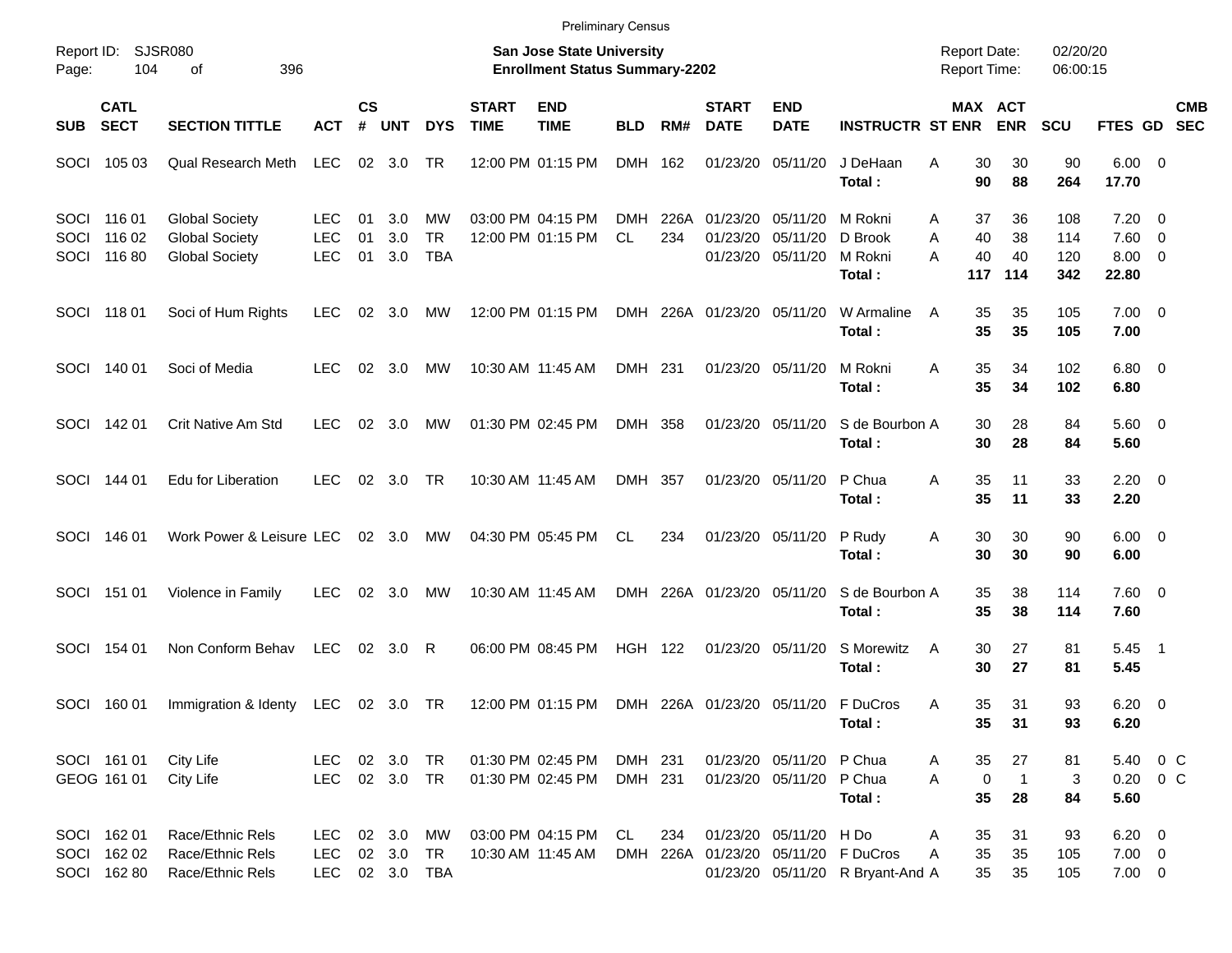Preliminary Census

Report ID: SJSR080

**San Jose State University**
**Enrollment Status Summary-2202**

Report Date: 02/20/20
Report Time: 06:00:15

| SUB | CATL SECT | SECTION TITTLE | ACT | CS # | UNT | DYS | START TIME | END TIME | BLD | RM# | START DATE | END DATE | INSTRUCTR | ST | MAX ENR | ACT ENR | SCU | FTES | GD | CMB SEC |
|---|---|---|---|---|---|---|---|---|---|---|---|---|---|---|---|---|---|---|---|---|
| SOCI | 105 03 | Qual Research Meth | LEC | 02 | 3.0 | TR | 12:00 PM | 01:15 PM | DMH | 162 | 01/23/20 | 05/11/20 | J DeHaan | A | 30 | 30 | 90 | 6.00 | 0 | |
| | | | | | | | | | | | | | **Total :** | | **90** | **88** | **264** | **17.70** | | |
| SOCI | 116 01 | Global Society | LEC | 01 | 3.0 | MW | 03:00 PM | 04:15 PM | DMH | 226A | 01/23/20 | 05/11/20 | M Rokni | A | 37 | 36 | 108 | 7.20 | 0 | |
| SOCI | 116 02 | Global Society | LEC | 01 | 3.0 | TR | 12:00 PM | 01:15 PM | CL | 234 | 01/23/20 | 05/11/20 | D Brook | A | 40 | 38 | 114 | 7.60 | 0 | |
| SOCI | 116 80 | Global Society | LEC | 01 | 3.0 | TBA | | | | | 01/23/20 | 05/11/20 | M Rokni | A | 40 | 40 | 120 | 8.00 | 0 | |
| | | | | | | | | | | | | | **Total :** | | **117** | **114** | **342** | **22.80** | | |
| SOCI | 118 01 | Soci of Hum Rights | LEC | 02 | 3.0 | MW | 12:00 PM | 01:15 PM | DMH | 226A | 01/23/20 | 05/11/20 | W Armaline | A | 35 | 35 | 105 | 7.00 | 0 | |
| | | | | | | | | | | | | | **Total :** | | **35** | **35** | **105** | **7.00** | | |
| SOCI | 140 01 | Soci of Media | LEC | 02 | 3.0 | MW | 10:30 AM | 11:45 AM | DMH | 231 | 01/23/20 | 05/11/20 | M Rokni | A | 35 | 34 | 102 | 6.80 | 0 | |
| | | | | | | | | | | | | | **Total :** | | **35** | **34** | **102** | **6.80** | | |
| SOCI | 142 01 | Crit Native Am Std | LEC | 02 | 3.0 | MW | 01:30 PM | 02:45 PM | DMH | 358 | 01/23/20 | 05/11/20 | S de Bourbon | A | 30 | 28 | 84 | 5.60 | 0 | |
| | | | | | | | | | | | | | **Total :** | | **30** | **28** | **84** | **5.60** | | |
| SOCI | 144 01 | Edu for Liberation | LEC | 02 | 3.0 | TR | 10:30 AM | 11:45 AM | DMH | 357 | 01/23/20 | 05/11/20 | P Chua | A | 35 | 11 | 33 | 2.20 | 0 | |
| | | | | | | | | | | | | | **Total :** | | **35** | **11** | **33** | **2.20** | | |
| SOCI | 146 01 | Work Power & Leisure | LEC | 02 | 3.0 | MW | 04:30 PM | 05:45 PM | CL | 234 | 01/23/20 | 05/11/20 | P Rudy | A | 30 | 30 | 90 | 6.00 | 0 | |
| | | | | | | | | | | | | | **Total :** | | **30** | **30** | **90** | **6.00** | | |
| SOCI | 151 01 | Violence in Family | LEC | 02 | 3.0 | MW | 10:30 AM | 11:45 AM | DMH | 226A | 01/23/20 | 05/11/20 | S de Bourbon | A | 35 | 38 | 114 | 7.60 | 0 | |
| | | | | | | | | | | | | | **Total :** | | **35** | **38** | **114** | **7.60** | | |
| SOCI | 154 01 | Non Conform Behav | LEC | 02 | 3.0 | R | 06:00 PM | 08:45 PM | HGH | 122 | 01/23/20 | 05/11/20 | S Morewitz | A | 30 | 27 | 81 | 5.45 | 1 | |
| | | | | | | | | | | | | | **Total :** | | **30** | **27** | **81** | **5.45** | | |
| SOCI | 160 01 | Immigration & Identy | LEC | 02 | 3.0 | TR | 12:00 PM | 01:15 PM | DMH | 226A | 01/23/20 | 05/11/20 | F DuCros | A | 35 | 31 | 93 | 6.20 | 0 | |
| | | | | | | | | | | | | | **Total :** | | **35** | **31** | **93** | **6.20** | | |
| SOCI | 161 01 | City Life | LEC | 02 | 3.0 | TR | 01:30 PM | 02:45 PM | DMH | 231 | 01/23/20 | 05/11/20 | P Chua | A | 35 | 27 | 81 | 5.40 | 0 | C |
| GEOG | 161 01 | City Life | LEC | 02 | 3.0 | TR | 01:30 PM | 02:45 PM | DMH | 231 | 01/23/20 | 05/11/20 | P Chua | A | 0 | 1 | 3 | 0.20 | 0 | C |
| | | | | | | | | | | | | | **Total :** | | **35** | **28** | **84** | **5.60** | | |
| SOCI | 162 01 | Race/Ethnic Rels | LEC | 02 | 3.0 | MW | 03:00 PM | 04:15 PM | CL | 234 | 01/23/20 | 05/11/20 | H Do | A | 35 | 31 | 93 | 6.20 | 0 | |
| SOCI | 162 02 | Race/Ethnic Rels | LEC | 02 | 3.0 | TR | 10:30 AM | 11:45 AM | DMH | 226A | 01/23/20 | 05/11/20 | F DuCros | A | 35 | 35 | 105 | 7.00 | 0 | |
| SOCI | 162 80 | Race/Ethnic Rels | LEC | 02 | 3.0 | TBA | | | | | 01/23/20 | 05/11/20 | R Bryant-And | A | 35 | 35 | 105 | 7.00 | 0 | |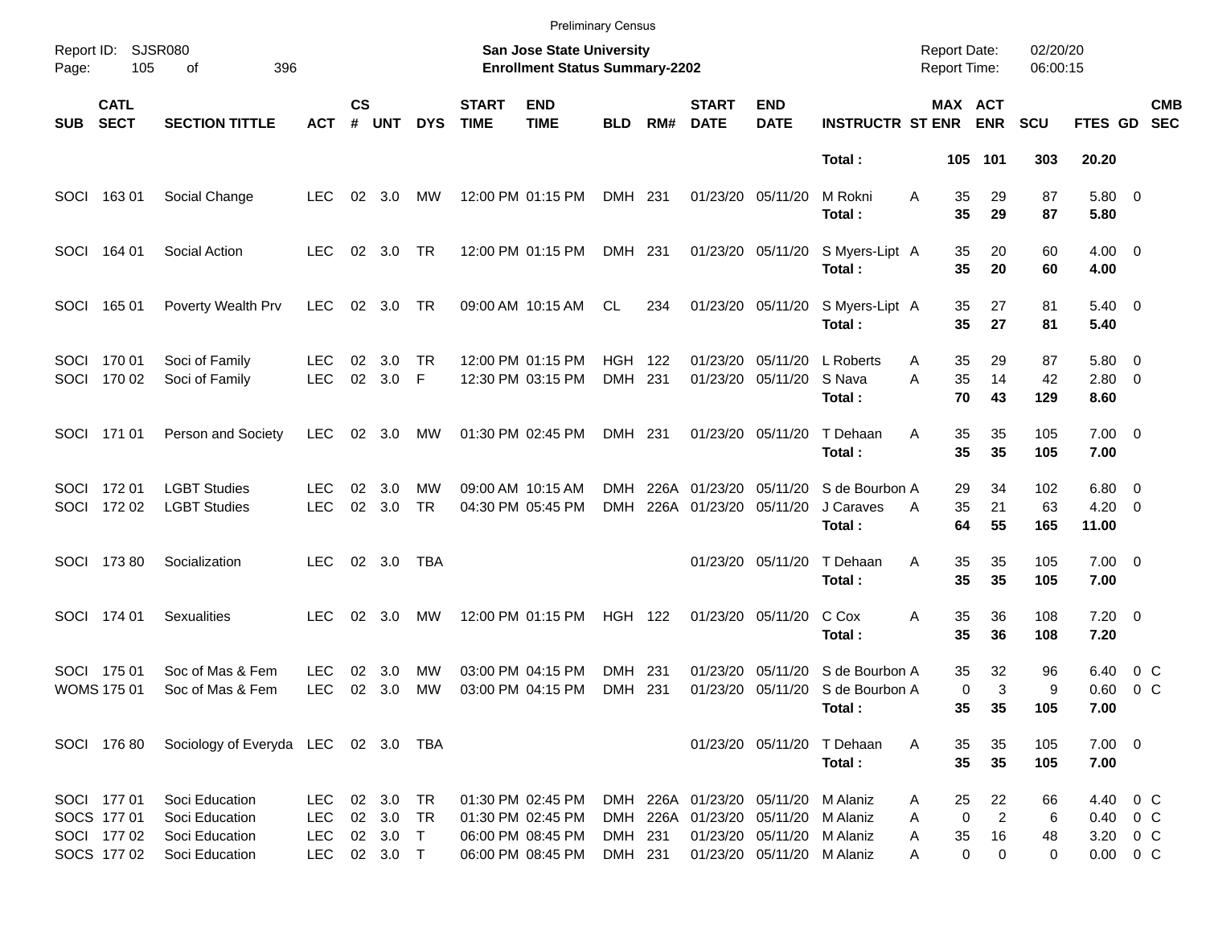Preliminary Census

Report ID: SJSR080 **San Jose State University** Report Date: 02/20/20
Page: 105 of 396 **Enrollment Status Summary-2202** Report Time: 06:00:15

| SUB | CATL SECT | SECTION TITTLE | ACT | CS # | UNT | DYS | START TIME | END TIME | BLD | RM# | START DATE | END DATE | INSTRUCTR | ST | MAX ENR | ACT ENR | SCU | FTES | GD | CMB SEC |
|---|---|---|---|---|---|---|---|---|---|---|---|---|---|---|---|---|---|---|---|---|
| | | | | | | | | | | | | | **Total :** | | **105** | **101** | **303** | **20.20** | | |
| SOCI | 163 01 | Social Change | LEC | 02 | 3.0 | MW | 12:00 PM | 01:15 PM | DMH | 231 | 01/23/20 | 05/11/20 | M Rokni | A | 35 | 29 | 87 | 5.80 | 0 | |
| | | | | | | | | | | | | | **Total :** | | **35** | **29** | **87** | **5.80** | | |
| SOCI | 164 01 | Social Action | LEC | 02 | 3.0 | TR | 12:00 PM | 01:15 PM | DMH | 231 | 01/23/20 | 05/11/20 | S Myers-Lipt | A | 35 | 20 | 60 | 4.00 | 0 | |
| | | | | | | | | | | | | | **Total :** | | **35** | **20** | **60** | **4.00** | | |
| SOCI | 165 01 | Poverty Wealth Prv | LEC | 02 | 3.0 | TR | 09:00 AM | 10:15 AM | CL | 234 | 01/23/20 | 05/11/20 | S Myers-Lipt | A | 35 | 27 | 81 | 5.40 | 0 | |
| | | | | | | | | | | | | | **Total :** | | **35** | **27** | **81** | **5.40** | | |
| SOCI | 170 01 | Soci of Family | LEC | 02 | 3.0 | TR | 12:00 PM | 01:15 PM | HGH | 122 | 01/23/20 | 05/11/20 | L Roberts | A | 35 | 29 | 87 | 5.80 | 0 | |
| SOCI | 170 02 | Soci of Family | LEC | 02 | 3.0 | F | 12:30 PM | 03:15 PM | DMH | 231 | 01/23/20 | 05/11/20 | S Nava | A | 35 | 14 | 42 | 2.80 | 0 | |
| | | | | | | | | | | | | | **Total :** | | **70** | **43** | **129** | **8.60** | | |
| SOCI | 171 01 | Person and Society | LEC | 02 | 3.0 | MW | 01:30 PM | 02:45 PM | DMH | 231 | 01/23/20 | 05/11/20 | T Dehaan | A | 35 | 35 | 105 | 7.00 | 0 | |
| | | | | | | | | | | | | | **Total :** | | **35** | **35** | **105** | **7.00** | | |
| SOCI | 172 01 | LGBT Studies | LEC | 02 | 3.0 | MW | 09:00 AM | 10:15 AM | DMH | 226A | 01/23/20 | 05/11/20 | S de Bourbon | A | 29 | 34 | 102 | 6.80 | 0 | |
| SOCI | 172 02 | LGBT Studies | LEC | 02 | 3.0 | TR | 04:30 PM | 05:45 PM | DMH | 226A | 01/23/20 | 05/11/20 | J Caraves | A | 35 | 21 | 63 | 4.20 | 0 | |
| | | | | | | | | | | | | | **Total :** | | **64** | **55** | **165** | **11.00** | | |
| SOCI | 173 80 | Socialization | LEC | 02 | 3.0 | TBA | | | | | 01/23/20 | 05/11/20 | T Dehaan | A | 35 | 35 | 105 | 7.00 | 0 | |
| | | | | | | | | | | | | | **Total :** | | **35** | **35** | **105** | **7.00** | | |
| SOCI | 174 01 | Sexualities | LEC | 02 | 3.0 | MW | 12:00 PM | 01:15 PM | HGH | 122 | 01/23/20 | 05/11/20 | C Cox | A | 35 | 36 | 108 | 7.20 | 0 | |
| | | | | | | | | | | | | | **Total :** | | **35** | **36** | **108** | **7.20** | | |
| SOCI | 175 01 | Soc of Mas & Fem | LEC | 02 | 3.0 | MW | 03:00 PM | 04:15 PM | DMH | 231 | 01/23/20 | 05/11/20 | S de Bourbon | A | 35 | 32 | 96 | 6.40 | 0 | C |
| WOMS | 175 01 | Soc of Mas & Fem | LEC | 02 | 3.0 | MW | 03:00 PM | 04:15 PM | DMH | 231 | 01/23/20 | 05/11/20 | S de Bourbon | A | 0 | 3 | 9 | 0.60 | 0 | C |
| | | | | | | | | | | | | | **Total :** | | **35** | **35** | **105** | **7.00** | | |
| SOCI | 176 80 | Sociology of Everyda | LEC | 02 | 3.0 | TBA | | | | | 01/23/20 | 05/11/20 | T Dehaan | A | 35 | 35 | 105 | 7.00 | 0 | |
| | | | | | | | | | | | | | **Total :** | | **35** | **35** | **105** | **7.00** | | |
| SOCI | 177 01 | Soci Education | LEC | 02 | 3.0 | TR | 01:30 PM | 02:45 PM | DMH | 226A | 01/23/20 | 05/11/20 | M Alaniz | A | 25 | 22 | 66 | 4.40 | 0 | C |
| SOCS | 177 01 | Soci Education | LEC | 02 | 3.0 | TR | 01:30 PM | 02:45 PM | DMH | 226A | 01/23/20 | 05/11/20 | M Alaniz | A | 0 | 2 | 6 | 0.40 | 0 | C |
| SOCI | 177 02 | Soci Education | LEC | 02 | 3.0 | T | 06:00 PM | 08:45 PM | DMH | 231 | 01/23/20 | 05/11/20 | M Alaniz | A | 35 | 16 | 48 | 3.20 | 0 | C |
| SOCS | 177 02 | Soci Education | LEC | 02 | 3.0 | T | 06:00 PM | 08:45 PM | DMH | 231 | 01/23/20 | 05/11/20 | M Alaniz | A | 0 | 0 | 0 | 0.00 | 0 | C |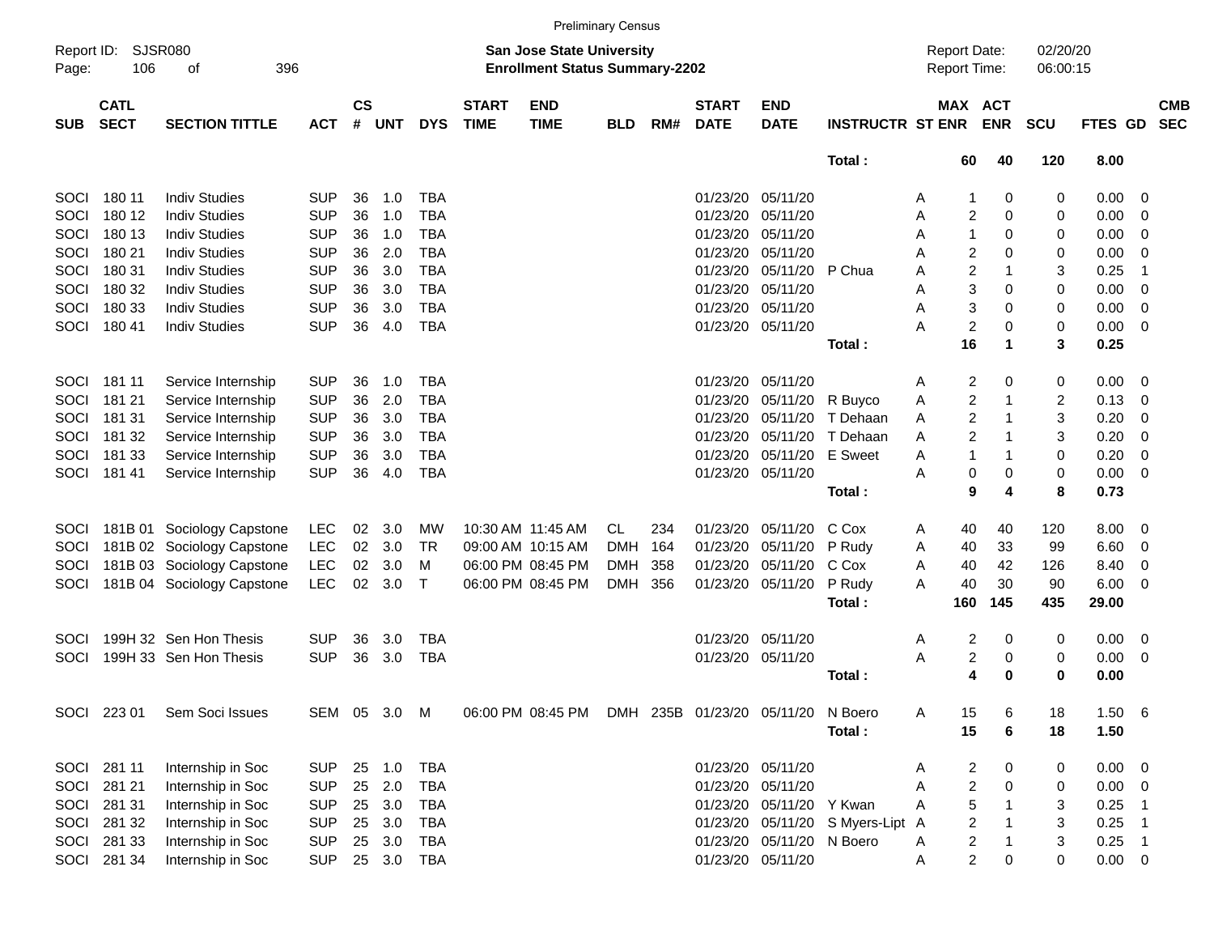Preliminary Census

Report ID: SJSR080

**San Jose State University**
**Enrollment Status Summary-2202**

Report Date: 02/20/20
Report Time: 06:00:15

| SUB | CATL SECT | SECTION TITTLE | ACT | CS # | UNT | DYS | START TIME | END TIME | BLD | RM# | START DATE | END DATE | INSTRUCTR | ST | MAX ENR | ACT ENR | SCU | FTES | GD | CMB SEC |
|---|---|---|---|---|---|---|---|---|---|---|---|---|---|---|---|---|---|---|---|---|
| | | | | | | | | | | | | | **Total :** | | **60** | **40** | **120** | **8.00** | | |
| SOCI | 180 11 | Indiv Studies | SUP | 36 | 1.0 | TBA | | | | | 01/23/20 | 05/11/20 | | A | 1 | 0 | 0 | 0.00 | 0 | |
| SOCI | 180 12 | Indiv Studies | SUP | 36 | 1.0 | TBA | | | | | 01/23/20 | 05/11/20 | | A | 2 | 0 | 0 | 0.00 | 0 | |
| SOCI | 180 13 | Indiv Studies | SUP | 36 | 1.0 | TBA | | | | | 01/23/20 | 05/11/20 | | A | 1 | 0 | 0 | 0.00 | 0 | |
| SOCI | 180 21 | Indiv Studies | SUP | 36 | 2.0 | TBA | | | | | 01/23/20 | 05/11/20 | | A | 2 | 0 | 0 | 0.00 | 0 | |
| SOCI | 180 31 | Indiv Studies | SUP | 36 | 3.0 | TBA | | | | | 01/23/20 | 05/11/20 | P Chua | A | 2 | 1 | 3 | 0.25 | 1 | |
| SOCI | 180 32 | Indiv Studies | SUP | 36 | 3.0 | TBA | | | | | 01/23/20 | 05/11/20 | | A | 3 | 0 | 0 | 0.00 | 0 | |
| SOCI | 180 33 | Indiv Studies | SUP | 36 | 3.0 | TBA | | | | | 01/23/20 | 05/11/20 | | A | 3 | 0 | 0 | 0.00 | 0 | |
| SOCI | 180 41 | Indiv Studies | SUP | 36 | 4.0 | TBA | | | | | 01/23/20 | 05/11/20 | | A | 2 | 0 | 0 | 0.00 | 0 | |
| | | | | | | | | | | | | | **Total :** | | **16** | **1** | **3** | **0.25** | | |
| SOCI | 181 11 | Service Internship | SUP | 36 | 1.0 | TBA | | | | | 01/23/20 | 05/11/20 | | A | 2 | 0 | 0 | 0.00 | 0 | |
| SOCI | 181 21 | Service Internship | SUP | 36 | 2.0 | TBA | | | | | 01/23/20 | 05/11/20 | R Buyco | A | 2 | 1 | 2 | 0.13 | 0 | |
| SOCI | 181 31 | Service Internship | SUP | 36 | 3.0 | TBA | | | | | 01/23/20 | 05/11/20 | T Dehaan | A | 2 | 1 | 3 | 0.20 | 0 | |
| SOCI | 181 32 | Service Internship | SUP | 36 | 3.0 | TBA | | | | | 01/23/20 | 05/11/20 | T Dehaan | A | 2 | 1 | 3 | 0.20 | 0 | |
| SOCI | 181 33 | Service Internship | SUP | 36 | 3.0 | TBA | | | | | 01/23/20 | 05/11/20 | E Sweet | A | 1 | 1 | 0 | 0.20 | 0 | |
| SOCI | 181 41 | Service Internship | SUP | 36 | 4.0 | TBA | | | | | 01/23/20 | 05/11/20 | | A | 0 | 0 | 0 | 0.00 | 0 | |
| | | | | | | | | | | | | | **Total :** | | **9** | **4** | **8** | **0.73** | | |
| SOCI | 181B 01 | Sociology Capstone | LEC | 02 | 3.0 | MW | 10:30 AM | 11:45 AM | CL | 234 | 01/23/20 | 05/11/20 | C Cox | A | 40 | 40 | 120 | 8.00 | 0 | |
| SOCI | 181B 02 | Sociology Capstone | LEC | 02 | 3.0 | TR | 09:00 AM | 10:15 AM | DMH | 164 | 01/23/20 | 05/11/20 | P Rudy | A | 40 | 33 | 99 | 6.60 | 0 | |
| SOCI | 181B 03 | Sociology Capstone | LEC | 02 | 3.0 | M | 06:00 PM | 08:45 PM | DMH | 358 | 01/23/20 | 05/11/20 | C Cox | A | 40 | 42 | 126 | 8.40 | 0 | |
| SOCI | 181B 04 | Sociology Capstone | LEC | 02 | 3.0 | T | 06:00 PM | 08:45 PM | DMH | 356 | 01/23/20 | 05/11/20 | P Rudy | A | 40 | 30 | 90 | 6.00 | 0 | |
| | | | | | | | | | | | | | **Total :** | | **160** | **145** | **435** | **29.00** | | |
| SOCI | 199H 32 | Sen Hon Thesis | SUP | 36 | 3.0 | TBA | | | | | 01/23/20 | 05/11/20 | | A | 2 | 0 | 0 | 0.00 | 0 | |
| SOCI | 199H 33 | Sen Hon Thesis | SUP | 36 | 3.0 | TBA | | | | | 01/23/20 | 05/11/20 | | A | 2 | 0 | 0 | 0.00 | 0 | |
| | | | | | | | | | | | | | **Total :** | | **4** | **0** | **0** | **0.00** | | |
| SOCI | 223 01 | Sem Soci Issues | SEM | 05 | 3.0 | M | 06:00 PM | 08:45 PM | DMH | 235B | 01/23/20 | 05/11/20 | N Boero | A | 15 | 6 | 18 | 1.50 | 6 | |
| | | | | | | | | | | | | | **Total :** | | **15** | **6** | **18** | **1.50** | | |
| SOCI | 281 11 | Internship in Soc | SUP | 25 | 1.0 | TBA | | | | | 01/23/20 | 05/11/20 | | A | 2 | 0 | 0 | 0.00 | 0 | |
| SOCI | 281 21 | Internship in Soc | SUP | 25 | 2.0 | TBA | | | | | 01/23/20 | 05/11/20 | | A | 2 | 0 | 0 | 0.00 | 0 | |
| SOCI | 281 31 | Internship in Soc | SUP | 25 | 3.0 | TBA | | | | | 01/23/20 | 05/11/20 | Y Kwan | A | 5 | 1 | 3 | 0.25 | 1 | |
| SOCI | 281 32 | Internship in Soc | SUP | 25 | 3.0 | TBA | | | | | 01/23/20 | 05/11/20 | S Myers-Lipt | A | 2 | 1 | 3 | 0.25 | 1 | |
| SOCI | 281 33 | Internship in Soc | SUP | 25 | 3.0 | TBA | | | | | 01/23/20 | 05/11/20 | N Boero | A | 2 | 1 | 3 | 0.25 | 1 | |
| SOCI | 281 34 | Internship in Soc | SUP | 25 | 3.0 | TBA | | | | | 01/23/20 | 05/11/20 | | A | 2 | 0 | 0 | 0.00 | 0 | |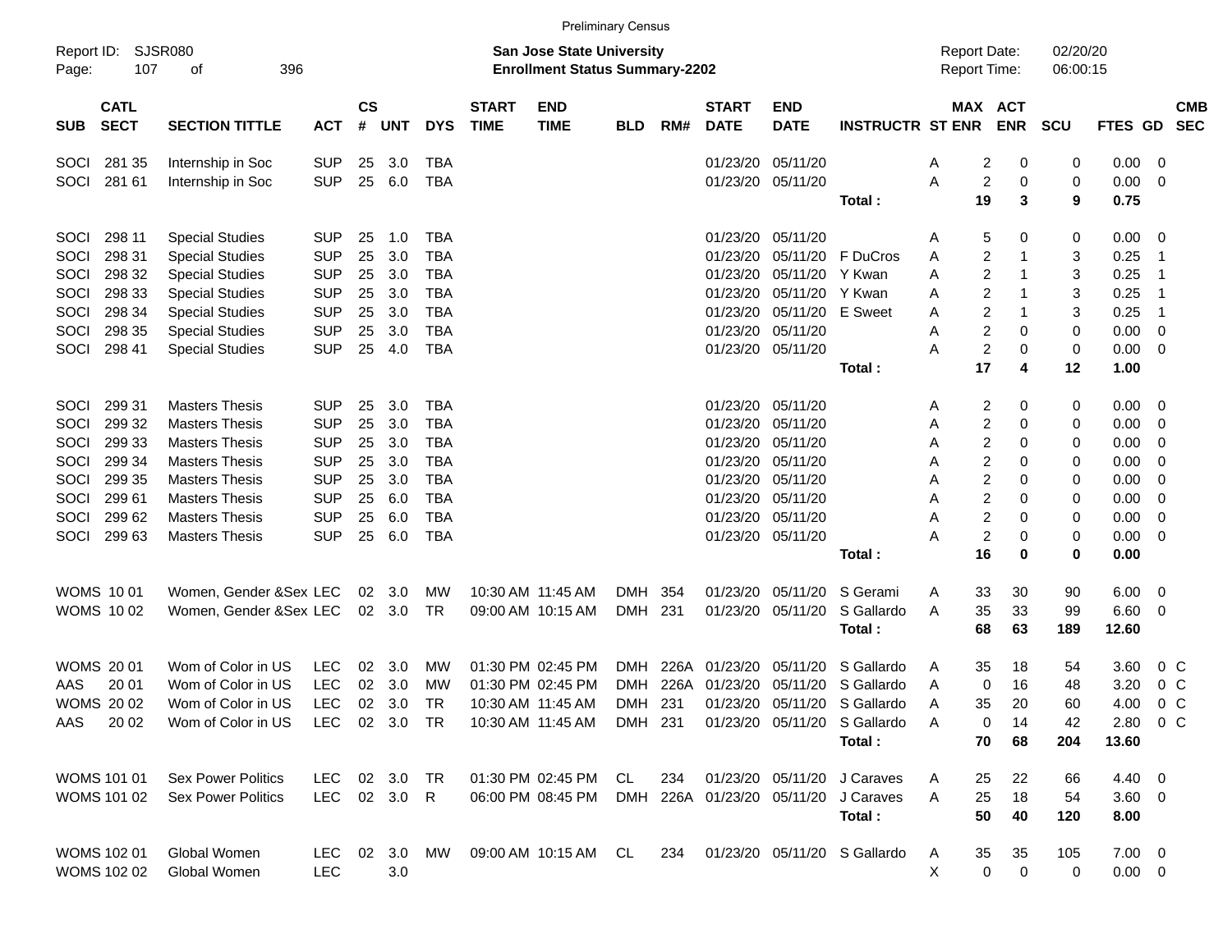Preliminary Census

Report ID: SJSR080
Page: 107 of 396

**San Jose State University**
**Enrollment Status Summary-2202**

Report Date: 02/20/20
Report Time: 06:00:15

| SUB | CATL SECT | SECTION TITTLE | ACT | CS # | UNT | DYS | START TIME | END TIME | BLD | RM# | START DATE | END DATE | INSTRUCTR | ST | MAX ENR | ACT ENR | SCU | FTES | GD | CMB SEC |
|---|---|---|---|---|---|---|---|---|---|---|---|---|---|---|---|---|---|---|---|---|
| SOCI | 281 35 | Internship in Soc | SUP | 25 | 3.0 | TBA | | | | | 01/23/20 | 05/11/20 | | A | 2 | 0 | 0 | 0.00 | 0 | |
| SOCI | 281 61 | Internship in Soc | SUP | 25 | 6.0 | TBA | | | | | 01/23/20 | 05/11/20 | | A | 2 | 0 | 0 | 0.00 | 0 | |
| | | | | | | | | | | | | | **Total :** | | **19** | **3** | **9** | **0.75** | | |
| SOCI | 298 11 | Special Studies | SUP | 25 | 1.0 | TBA | | | | | 01/23/20 | 05/11/20 | | A | 5 | 0 | 0 | 0.00 | 0 | |
| SOCI | 298 31 | Special Studies | SUP | 25 | 3.0 | TBA | | | | | 01/23/20 | 05/11/20 | F DuCros | A | 2 | 1 | 3 | 0.25 | 1 | |
| SOCI | 298 32 | Special Studies | SUP | 25 | 3.0 | TBA | | | | | 01/23/20 | 05/11/20 | Y Kwan | A | 2 | 1 | 3 | 0.25 | 1 | |
| SOCI | 298 33 | Special Studies | SUP | 25 | 3.0 | TBA | | | | | 01/23/20 | 05/11/20 | Y Kwan | A | 2 | 1 | 3 | 0.25 | 1 | |
| SOCI | 298 34 | Special Studies | SUP | 25 | 3.0 | TBA | | | | | 01/23/20 | 05/11/20 | E Sweet | A | 2 | 1 | 3 | 0.25 | 1 | |
| SOCI | 298 35 | Special Studies | SUP | 25 | 3.0 | TBA | | | | | 01/23/20 | 05/11/20 | | A | 2 | 0 | 0 | 0.00 | 0 | |
| SOCI | 298 41 | Special Studies | SUP | 25 | 4.0 | TBA | | | | | 01/23/20 | 05/11/20 | | A | 2 | 0 | 0 | 0.00 | 0 | |
| | | | | | | | | | | | | | **Total :** | | **17** | **4** | **12** | **1.00** | | |
| SOCI | 299 31 | Masters Thesis | SUP | 25 | 3.0 | TBA | | | | | 01/23/20 | 05/11/20 | | A | 2 | 0 | 0 | 0.00 | 0 | |
| SOCI | 299 32 | Masters Thesis | SUP | 25 | 3.0 | TBA | | | | | 01/23/20 | 05/11/20 | | A | 2 | 0 | 0 | 0.00 | 0 | |
| SOCI | 299 33 | Masters Thesis | SUP | 25 | 3.0 | TBA | | | | | 01/23/20 | 05/11/20 | | A | 2 | 0 | 0 | 0.00 | 0 | |
| SOCI | 299 34 | Masters Thesis | SUP | 25 | 3.0 | TBA | | | | | 01/23/20 | 05/11/20 | | A | 2 | 0 | 0 | 0.00 | 0 | |
| SOCI | 299 35 | Masters Thesis | SUP | 25 | 3.0 | TBA | | | | | 01/23/20 | 05/11/20 | | A | 2 | 0 | 0 | 0.00 | 0 | |
| SOCI | 299 61 | Masters Thesis | SUP | 25 | 6.0 | TBA | | | | | 01/23/20 | 05/11/20 | | A | 2 | 0 | 0 | 0.00 | 0 | |
| SOCI | 299 62 | Masters Thesis | SUP | 25 | 6.0 | TBA | | | | | 01/23/20 | 05/11/20 | | A | 2 | 0 | 0 | 0.00 | 0 | |
| SOCI | 299 63 | Masters Thesis | SUP | 25 | 6.0 | TBA | | | | | 01/23/20 | 05/11/20 | | A | 2 | 0 | 0 | 0.00 | 0 | |
| | | | | | | | | | | | | | **Total :** | | **16** | **0** | **0** | **0.00** | | |
| WOMS | 10 01 | Women, Gender &Sex | LEC | 02 | 3.0 | MW | 10:30 AM | 11:45 AM | DMH | 354 | 01/23/20 | 05/11/20 | S Gerami | A | 33 | 30 | 90 | 6.00 | 0 | |
| WOMS | 10 02 | Women, Gender &Sex | LEC | 02 | 3.0 | TR | 09:00 AM | 10:15 AM | DMH | 231 | 01/23/20 | 05/11/20 | S Gallardo | A | 35 | 33 | 99 | 6.60 | 0 | |
| | | | | | | | | | | | | | **Total :** | | **68** | **63** | **189** | **12.60** | | |
| WOMS | 20 01 | Wom of Color in US | LEC | 02 | 3.0 | MW | 01:30 PM | 02:45 PM | DMH | 226A | 01/23/20 | 05/11/20 | S Gallardo | A | 35 | 18 | 54 | 3.60 | 0 | C |
| AAS | 20 01 | Wom of Color in US | LEC | 02 | 3.0 | MW | 01:30 PM | 02:45 PM | DMH | 226A | 01/23/20 | 05/11/20 | S Gallardo | A | 0 | 16 | 48 | 3.20 | 0 | C |
| WOMS | 20 02 | Wom of Color in US | LEC | 02 | 3.0 | TR | 10:30 AM | 11:45 AM | DMH | 231 | 01/23/20 | 05/11/20 | S Gallardo | A | 35 | 20 | 60 | 4.00 | 0 | C |
| AAS | 20 02 | Wom of Color in US | LEC | 02 | 3.0 | TR | 10:30 AM | 11:45 AM | DMH | 231 | 01/23/20 | 05/11/20 | S Gallardo | A | 0 | 14 | 42 | 2.80 | 0 | C |
| | | | | | | | | | | | | | **Total :** | | **70** | **68** | **204** | **13.60** | | |
| WOMS | 101 01 | Sex Power Politics | LEC | 02 | 3.0 | TR | 01:30 PM | 02:45 PM | CL | 234 | 01/23/20 | 05/11/20 | J Caraves | A | 25 | 22 | 66 | 4.40 | 0 | |
| WOMS | 101 02 | Sex Power Politics | LEC | 02 | 3.0 | R | 06:00 PM | 08:45 PM | DMH | 226A | 01/23/20 | 05/11/20 | J Caraves | A | 25 | 18 | 54 | 3.60 | 0 | |
| | | | | | | | | | | | | | **Total :** | | **50** | **40** | **120** | **8.00** | | |
| WOMS | 102 01 | Global Women | LEC | 02 | 3.0 | MW | 09:00 AM | 10:15 AM | CL | 234 | 01/23/20 | 05/11/20 | S Gallardo | A | 35 | 35 | 105 | 7.00 | 0 | |
| WOMS | 102 02 | Global Women | LEC | | 3.0 | | | | | | | | | X | 0 | 0 | 0 | 0.00 | 0 | |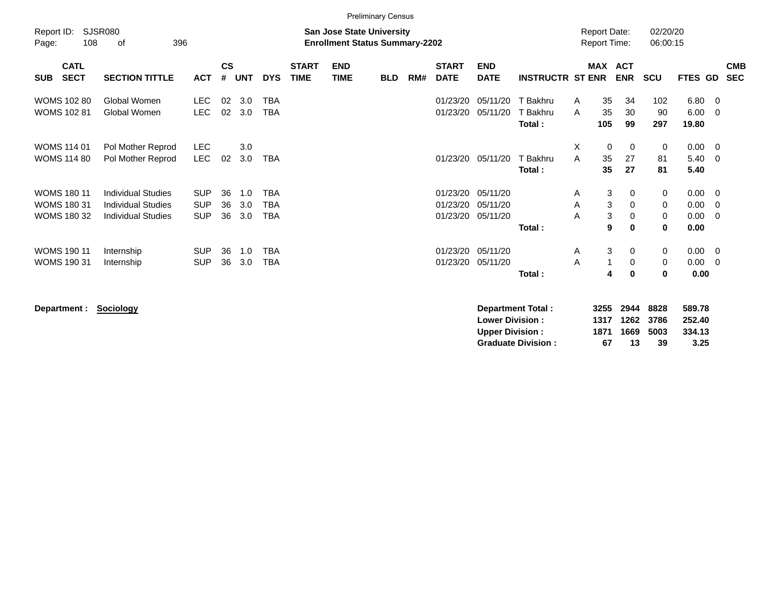Preliminary Census

Report ID: SJSR080
Page: 108 of 396

**San Jose State University**
**Enrollment Status Summary-2202**

Report Date: 02/20/20
Report Time: 06:00:15

| SUB | CATL SECT | SECTION TITTLE | ACT | CS # | UNT | DYS | START TIME | END TIME | BLD | RM# | START DATE | END DATE | INSTRUCTR | ST | MAX ENR | ACT ENR | SCU | FTES | GD | CMB SEC |
|---|---|---|---|---|---|---|---|---|---|---|---|---|---|---|---|---|---|---|---|---|
| WOMS | 102 80 | Global Women | LEC | 02 | 3.0 | TBA | | | | | 01/23/20 | 05/11/20 | T Bakhru | A | 35 | 34 | 102 | 6.80 | 0 | |
| WOMS | 102 81 | Global Women | LEC | 02 | 3.0 | TBA | | | | | 01/23/20 | 05/11/20 | T Bakhru | A | 35 | 30 | 90 | 6.00 | 0 | |
| | | | | | | | | | | | | | **Total :** | | **105** | **99** | **297** | **19.80** | | |
| WOMS | 114 01 | Pol Mother Reprod | LEC | | 3.0 | | | | | | | | | X | 0 | 0 | 0 | 0.00 | 0 | |
| WOMS | 114 80 | Pol Mother Reprod | LEC | 02 | 3.0 | TBA | | | | | 01/23/20 | 05/11/20 | T Bakhru | A | 35 | 27 | 81 | 5.40 | 0 | |
| | | | | | | | | | | | | | **Total :** | | **35** | **27** | **81** | **5.40** | | |
| WOMS | 180 11 | Individual Studies | SUP | 36 | 1.0 | TBA | | | | | 01/23/20 | 05/11/20 | | A | 3 | 0 | 0 | 0.00 | 0 | |
| WOMS | 180 31 | Individual Studies | SUP | 36 | 3.0 | TBA | | | | | 01/23/20 | 05/11/20 | | A | 3 | 0 | 0 | 0.00 | 0 | |
| WOMS | 180 32 | Individual Studies | SUP | 36 | 3.0 | TBA | | | | | 01/23/20 | 05/11/20 | | A | 3 | 0 | 0 | 0.00 | 0 | |
| | | | | | | | | | | | | | **Total :** | | **9** | **0** | **0** | **0.00** | | |
| WOMS | 190 11 | Internship | SUP | 36 | 1.0 | TBA | | | | | 01/23/20 | 05/11/20 | | A | 3 | 0 | 0 | 0.00 | 0 | |
| WOMS | 190 31 | Internship | SUP | 36 | 3.0 | TBA | | | | | 01/23/20 | 05/11/20 | | A | 1 | 0 | 0 | 0.00 | 0 | |
| | | | | | | | | | | | | | **Total :** | | **4** | **0** | **0** | **0.00** | | |

**Department : Sociology**

| | MAX ENR | ACT ENR | SCU | FTES |
|---|---|---|---|---|
| **Department Total :** | **3255** | **2944** | **8828** | **589.78** |
| **Lower Division :** | **1317** | **1262** | **3786** | **252.40** |
| **Upper Division :** | **1871** | **1669** | **5003** | **334.13** |
| **Graduate Division :** | **67** | **13** | **39** | **3.25** |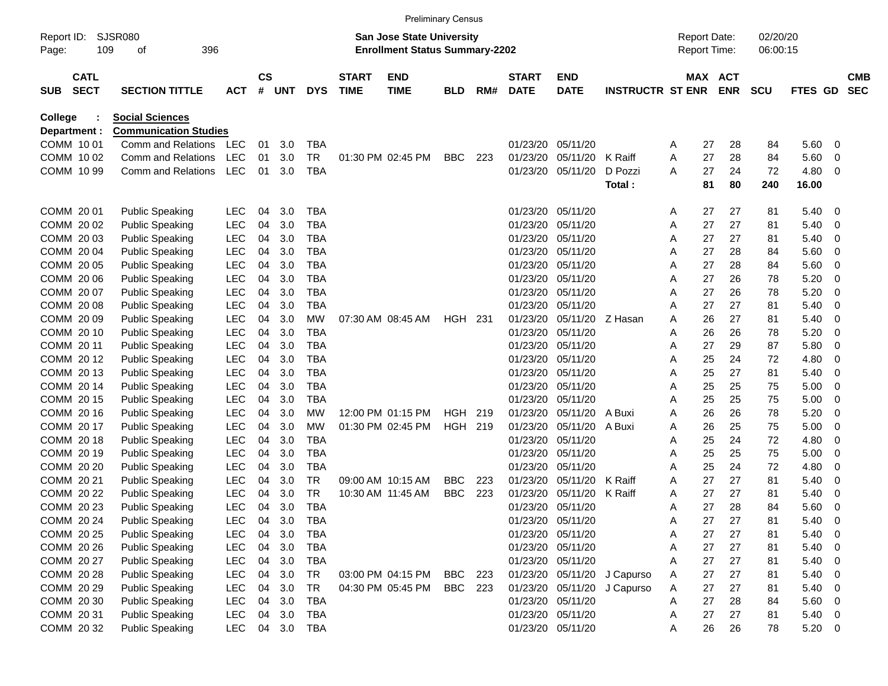Preliminary Census

Report ID: SJSR080
Page: 109 of 396

**San Jose State University**
**Enrollment Status Summary-2202**

Report Date: 02/20/20
Report Time: 06:00:15

**College : Social Sciences**
**Department : Communication Studies**

| SUB | CATL SECT | SECTION TITTLE | ACT | CS # | UNT | DYS | START TIME | END TIME | BLD | RM# | START DATE | END DATE | INSTRUCTR | ST | MAX ENR | ACT ENR | SCU | FTES | GD | CMB SEC |
|---|---|---|---|---|---|---|---|---|---|---|---|---|---|---|---|---|---|---|---|---|
| COMM | 10 01 | Comm and Relations | LEC | 01 | 3.0 | TBA | | | | | 01/23/20 | 05/11/20 | | A | 27 | 28 | 84 | 5.60 | 0 | |
| COMM | 10 02 | Comm and Relations | LEC | 01 | 3.0 | TR | 01:30 PM | 02:45 PM | BBC | 223 | 01/23/20 | 05/11/20 | K Raiff | A | 27 | 28 | 84 | 5.60 | 0 | |
| COMM | 10 99 | Comm and Relations | LEC | 01 | 3.0 | TBA | | | | | 01/23/20 | 05/11/20 | D Pozzi | A | 27 | 24 | 72 | 4.80 | 0 | |
| | | | | | | | | | | | | | **Total :** | | **81** | **80** | **240** | **16.00** | | |
| COMM | 20 01 | Public Speaking | LEC | 04 | 3.0 | TBA | | | | | 01/23/20 | 05/11/20 | | A | 27 | 27 | 81 | 5.40 | 0 | |
| COMM | 20 02 | Public Speaking | LEC | 04 | 3.0 | TBA | | | | | 01/23/20 | 05/11/20 | | A | 27 | 27 | 81 | 5.40 | 0 | |
| COMM | 20 03 | Public Speaking | LEC | 04 | 3.0 | TBA | | | | | 01/23/20 | 05/11/20 | | A | 27 | 27 | 81 | 5.40 | 0 | |
| COMM | 20 04 | Public Speaking | LEC | 04 | 3.0 | TBA | | | | | 01/23/20 | 05/11/20 | | A | 27 | 28 | 84 | 5.60 | 0 | |
| COMM | 20 05 | Public Speaking | LEC | 04 | 3.0 | TBA | | | | | 01/23/20 | 05/11/20 | | A | 27 | 28 | 84 | 5.60 | 0 | |
| COMM | 20 06 | Public Speaking | LEC | 04 | 3.0 | TBA | | | | | 01/23/20 | 05/11/20 | | A | 27 | 26 | 78 | 5.20 | 0 | |
| COMM | 20 07 | Public Speaking | LEC | 04 | 3.0 | TBA | | | | | 01/23/20 | 05/11/20 | | A | 27 | 26 | 78 | 5.20 | 0 | |
| COMM | 20 08 | Public Speaking | LEC | 04 | 3.0 | TBA | | | | | 01/23/20 | 05/11/20 | | A | 27 | 27 | 81 | 5.40 | 0 | |
| COMM | 20 09 | Public Speaking | LEC | 04 | 3.0 | MW | 07:30 AM | 08:45 AM | HGH | 231 | 01/23/20 | 05/11/20 | Z Hasan | A | 26 | 27 | 81 | 5.40 | 0 | |
| COMM | 20 10 | Public Speaking | LEC | 04 | 3.0 | TBA | | | | | 01/23/20 | 05/11/20 | | A | 26 | 26 | 78 | 5.20 | 0 | |
| COMM | 20 11 | Public Speaking | LEC | 04 | 3.0 | TBA | | | | | 01/23/20 | 05/11/20 | | A | 27 | 29 | 87 | 5.80 | 0 | |
| COMM | 20 12 | Public Speaking | LEC | 04 | 3.0 | TBA | | | | | 01/23/20 | 05/11/20 | | A | 25 | 24 | 72 | 4.80 | 0 | |
| COMM | 20 13 | Public Speaking | LEC | 04 | 3.0 | TBA | | | | | 01/23/20 | 05/11/20 | | A | 25 | 27 | 81 | 5.40 | 0 | |
| COMM | 20 14 | Public Speaking | LEC | 04 | 3.0 | TBA | | | | | 01/23/20 | 05/11/20 | | A | 25 | 25 | 75 | 5.00 | 0 | |
| COMM | 20 15 | Public Speaking | LEC | 04 | 3.0 | TBA | | | | | 01/23/20 | 05/11/20 | | A | 25 | 25 | 75 | 5.00 | 0 | |
| COMM | 20 16 | Public Speaking | LEC | 04 | 3.0 | MW | 12:00 PM | 01:15 PM | HGH | 219 | 01/23/20 | 05/11/20 | A Buxi | A | 26 | 26 | 78 | 5.20 | 0 | |
| COMM | 20 17 | Public Speaking | LEC | 04 | 3.0 | MW | 01:30 PM | 02:45 PM | HGH | 219 | 01/23/20 | 05/11/20 | A Buxi | A | 26 | 25 | 75 | 5.00 | 0 | |
| COMM | 20 18 | Public Speaking | LEC | 04 | 3.0 | TBA | | | | | 01/23/20 | 05/11/20 | | A | 25 | 24 | 72 | 4.80 | 0 | |
| COMM | 20 19 | Public Speaking | LEC | 04 | 3.0 | TBA | | | | | 01/23/20 | 05/11/20 | | A | 25 | 25 | 75 | 5.00 | 0 | |
| COMM | 20 20 | Public Speaking | LEC | 04 | 3.0 | TBA | | | | | 01/23/20 | 05/11/20 | | A | 25 | 24 | 72 | 4.80 | 0 | |
| COMM | 20 21 | Public Speaking | LEC | 04 | 3.0 | TR | 09:00 AM | 10:15 AM | BBC | 223 | 01/23/20 | 05/11/20 | K Raiff | A | 27 | 27 | 81 | 5.40 | 0 | |
| COMM | 20 22 | Public Speaking | LEC | 04 | 3.0 | TR | 10:30 AM | 11:45 AM | BBC | 223 | 01/23/20 | 05/11/20 | K Raiff | A | 27 | 27 | 81 | 5.40 | 0 | |
| COMM | 20 23 | Public Speaking | LEC | 04 | 3.0 | TBA | | | | | 01/23/20 | 05/11/20 | | A | 27 | 28 | 84 | 5.60 | 0 | |
| COMM | 20 24 | Public Speaking | LEC | 04 | 3.0 | TBA | | | | | 01/23/20 | 05/11/20 | | A | 27 | 27 | 81 | 5.40 | 0 | |
| COMM | 20 25 | Public Speaking | LEC | 04 | 3.0 | TBA | | | | | 01/23/20 | 05/11/20 | | A | 27 | 27 | 81 | 5.40 | 0 | |
| COMM | 20 26 | Public Speaking | LEC | 04 | 3.0 | TBA | | | | | 01/23/20 | 05/11/20 | | A | 27 | 27 | 81 | 5.40 | 0 | |
| COMM | 20 27 | Public Speaking | LEC | 04 | 3.0 | TBA | | | | | 01/23/20 | 05/11/20 | | A | 27 | 27 | 81 | 5.40 | 0 | |
| COMM | 20 28 | Public Speaking | LEC | 04 | 3.0 | TR | 03:00 PM | 04:15 PM | BBC | 223 | 01/23/20 | 05/11/20 | J Capurso | A | 27 | 27 | 81 | 5.40 | 0 | |
| COMM | 20 29 | Public Speaking | LEC | 04 | 3.0 | TR | 04:30 PM | 05:45 PM | BBC | 223 | 01/23/20 | 05/11/20 | J Capurso | A | 27 | 27 | 81 | 5.40 | 0 | |
| COMM | 20 30 | Public Speaking | LEC | 04 | 3.0 | TBA | | | | | 01/23/20 | 05/11/20 | | A | 27 | 28 | 84 | 5.60 | 0 | |
| COMM | 20 31 | Public Speaking | LEC | 04 | 3.0 | TBA | | | | | 01/23/20 | 05/11/20 | | A | 27 | 27 | 81 | 5.40 | 0 | |
| COMM | 20 32 | Public Speaking | LEC | 04 | 3.0 | TBA | | | | | 01/23/20 | 05/11/20 | | A | 26 | 26 | 78 | 5.20 | 0 | |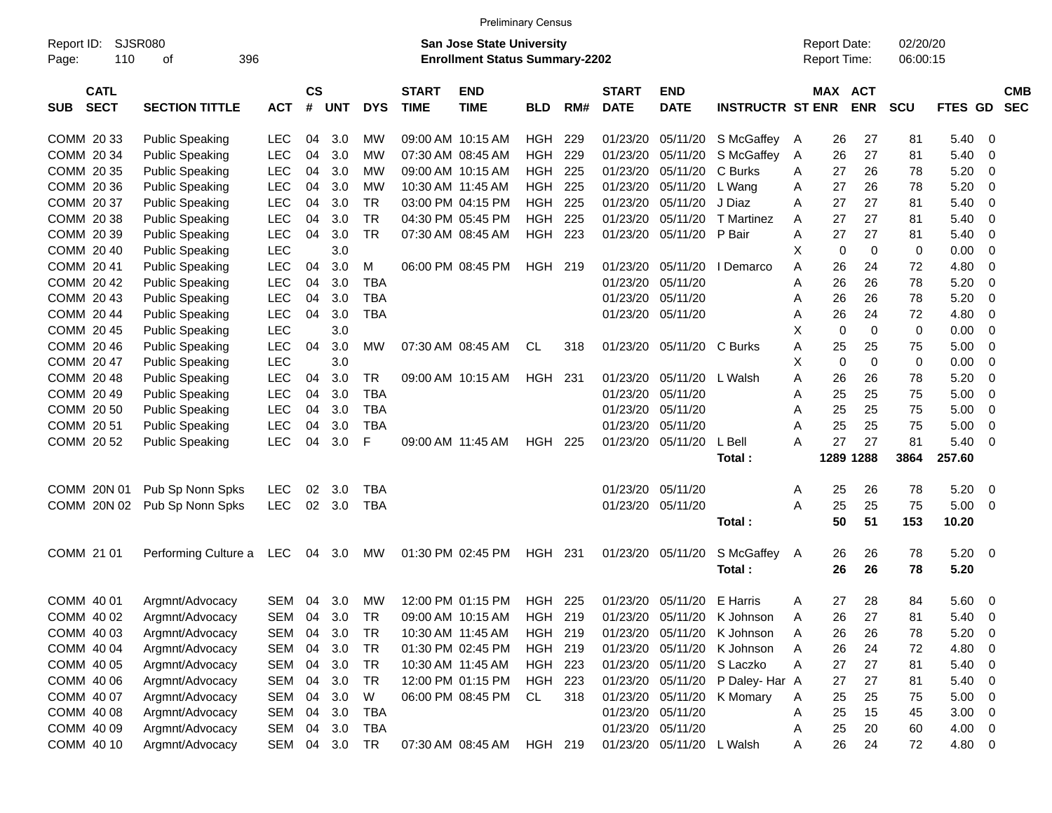Preliminary Census

Report ID: SJSR080
Page: 110 of 396

**San Jose State University**
**Enrollment Status Summary-2202**

Report Date: 02/20/20
Report Time: 06:00:15

| SUB | CATL SECT | SECTION TITTLE | ACT | CS # | UNT | DYS | START TIME | END TIME | BLD | RM# | START DATE | END DATE | INSTRUCTR | ST | MAX ENR | ACT ENR | SCU | FTES | GD | CMB SEC |
|---|---|---|---|---|---|---|---|---|---|---|---|---|---|---|---|---|---|---|---|---|
| COMM | 20 33 | Public Speaking | LEC | 04 | 3.0 | MW | 09:00 AM | 10:15 AM | HGH | 229 | 01/23/20 | 05/11/20 | S McGaffey | A | 26 | 27 | 81 | 5.40 | 0 | |
| COMM | 20 34 | Public Speaking | LEC | 04 | 3.0 | MW | 07:30 AM | 08:45 AM | HGH | 229 | 01/23/20 | 05/11/20 | S McGaffey | A | 26 | 27 | 81 | 5.40 | 0 | |
| COMM | 20 35 | Public Speaking | LEC | 04 | 3.0 | MW | 09:00 AM | 10:15 AM | HGH | 225 | 01/23/20 | 05/11/20 | C Burks | A | 27 | 26 | 78 | 5.20 | 0 | |
| COMM | 20 36 | Public Speaking | LEC | 04 | 3.0 | MW | 10:30 AM | 11:45 AM | HGH | 225 | 01/23/20 | 05/11/20 | L Wang | A | 27 | 26 | 78 | 5.20 | 0 | |
| COMM | 20 37 | Public Speaking | LEC | 04 | 3.0 | TR | 03:00 PM | 04:15 PM | HGH | 225 | 01/23/20 | 05/11/20 | J Diaz | A | 27 | 27 | 81 | 5.40 | 0 | |
| COMM | 20 38 | Public Speaking | LEC | 04 | 3.0 | TR | 04:30 PM | 05:45 PM | HGH | 225 | 01/23/20 | 05/11/20 | T Martinez | A | 27 | 27 | 81 | 5.40 | 0 | |
| COMM | 20 39 | Public Speaking | LEC | 04 | 3.0 | TR | 07:30 AM | 08:45 AM | HGH | 223 | 01/23/20 | 05/11/20 | P Bair | A | 27 | 27 | 81 | 5.40 | 0 | |
| COMM | 20 40 | Public Speaking | LEC | | 3.0 | | | | | | | | | X | 0 | 0 | 0 | 0.00 | 0 | |
| COMM | 20 41 | Public Speaking | LEC | 04 | 3.0 | M | 06:00 PM | 08:45 PM | HGH | 219 | 01/23/20 | 05/11/20 | I Demarco | A | 26 | 24 | 72 | 4.80 | 0 | |
| COMM | 20 42 | Public Speaking | LEC | 04 | 3.0 | TBA | | | | | 01/23/20 | 05/11/20 | | A | 26 | 26 | 78 | 5.20 | 0 | |
| COMM | 20 43 | Public Speaking | LEC | 04 | 3.0 | TBA | | | | | 01/23/20 | 05/11/20 | | A | 26 | 26 | 78 | 5.20 | 0 | |
| COMM | 20 44 | Public Speaking | LEC | 04 | 3.0 | TBA | | | | | 01/23/20 | 05/11/20 | | A | 26 | 24 | 72 | 4.80 | 0 | |
| COMM | 20 45 | Public Speaking | LEC | | 3.0 | | | | | | | | | X | 0 | 0 | 0 | 0.00 | 0 | |
| COMM | 20 46 | Public Speaking | LEC | 04 | 3.0 | MW | 07:30 AM | 08:45 AM | CL | 318 | 01/23/20 | 05/11/20 | C Burks | A | 25 | 25 | 75 | 5.00 | 0 | |
| COMM | 20 47 | Public Speaking | LEC | | 3.0 | | | | | | | | | X | 0 | 0 | 0 | 0.00 | 0 | |
| COMM | 20 48 | Public Speaking | LEC | 04 | 3.0 | TR | 09:00 AM | 10:15 AM | HGH | 231 | 01/23/20 | 05/11/20 | L Walsh | A | 26 | 26 | 78 | 5.20 | 0 | |
| COMM | 20 49 | Public Speaking | LEC | 04 | 3.0 | TBA | | | | | 01/23/20 | 05/11/20 | | A | 25 | 25 | 75 | 5.00 | 0 | |
| COMM | 20 50 | Public Speaking | LEC | 04 | 3.0 | TBA | | | | | 01/23/20 | 05/11/20 | | A | 25 | 25 | 75 | 5.00 | 0 | |
| COMM | 20 51 | Public Speaking | LEC | 04 | 3.0 | TBA | | | | | 01/23/20 | 05/11/20 | | A | 25 | 25 | 75 | 5.00 | 0 | |
| COMM | 20 52 | Public Speaking | LEC | 04 | 3.0 | F | 09:00 AM | 11:45 AM | HGH | 225 | 01/23/20 | 05/11/20 | L Bell | A | 27 | 27 | 81 | 5.40 | 0 | |
| | | | | | | | | | | | | | **Total :** | | **1289** | **1288** | **3864** | **257.60** | | |
| COMM | 20N 01 | Pub Sp Nonn Spks | LEC | 02 | 3.0 | TBA | | | | | 01/23/20 | 05/11/20 | | A | 25 | 26 | 78 | 5.20 | 0 | |
| COMM | 20N 02 | Pub Sp Nonn Spks | LEC | 02 | 3.0 | TBA | | | | | 01/23/20 | 05/11/20 | | A | 25 | 25 | 75 | 5.00 | 0 | |
| | | | | | | | | | | | | | **Total :** | | **50** | **51** | **153** | **10.20** | | |
| COMM | 21 01 | Performing Culture a | LEC | 04 | 3.0 | MW | 01:30 PM | 02:45 PM | HGH | 231 | 01/23/20 | 05/11/20 | S McGaffey | A | 26 | 26 | 78 | 5.20 | 0 | |
| | | | | | | | | | | | | | **Total :** | | **26** | **26** | **78** | **5.20** | | |
| COMM | 40 01 | Argmnt/Advocacy | SEM | 04 | 3.0 | MW | 12:00 PM | 01:15 PM | HGH | 225 | 01/23/20 | 05/11/20 | E Harris | A | 27 | 28 | 84 | 5.60 | 0 | |
| COMM | 40 02 | Argmnt/Advocacy | SEM | 04 | 3.0 | TR | 09:00 AM | 10:15 AM | HGH | 219 | 01/23/20 | 05/11/20 | K Johnson | A | 26 | 27 | 81 | 5.40 | 0 | |
| COMM | 40 03 | Argmnt/Advocacy | SEM | 04 | 3.0 | TR | 10:30 AM | 11:45 AM | HGH | 219 | 01/23/20 | 05/11/20 | K Johnson | A | 26 | 26 | 78 | 5.20 | 0 | |
| COMM | 40 04 | Argmnt/Advocacy | SEM | 04 | 3.0 | TR | 01:30 PM | 02:45 PM | HGH | 219 | 01/23/20 | 05/11/20 | K Johnson | A | 26 | 24 | 72 | 4.80 | 0 | |
| COMM | 40 05 | Argmnt/Advocacy | SEM | 04 | 3.0 | TR | 10:30 AM | 11:45 AM | HGH | 223 | 01/23/20 | 05/11/20 | S Laczko | A | 27 | 27 | 81 | 5.40 | 0 | |
| COMM | 40 06 | Argmnt/Advocacy | SEM | 04 | 3.0 | TR | 12:00 PM | 01:15 PM | HGH | 223 | 01/23/20 | 05/11/20 | P Daley- Har | A | 27 | 27 | 81 | 5.40 | 0 | |
| COMM | 40 07 | Argmnt/Advocacy | SEM | 04 | 3.0 | W | 06:00 PM | 08:45 PM | CL | 318 | 01/23/20 | 05/11/20 | K Momary | A | 25 | 25 | 75 | 5.00 | 0 | |
| COMM | 40 08 | Argmnt/Advocacy | SEM | 04 | 3.0 | TBA | | | | | 01/23/20 | 05/11/20 | | A | 25 | 15 | 45 | 3.00 | 0 | |
| COMM | 40 09 | Argmnt/Advocacy | SEM | 04 | 3.0 | TBA | | | | | 01/23/20 | 05/11/20 | | A | 25 | 20 | 60 | 4.00 | 0 | |
| COMM | 40 10 | Argmnt/Advocacy | SEM | 04 | 3.0 | TR | 07:30 AM | 08:45 AM | HGH | 219 | 01/23/20 | 05/11/20 | L Walsh | A | 26 | 24 | 72 | 4.80 | 0 | |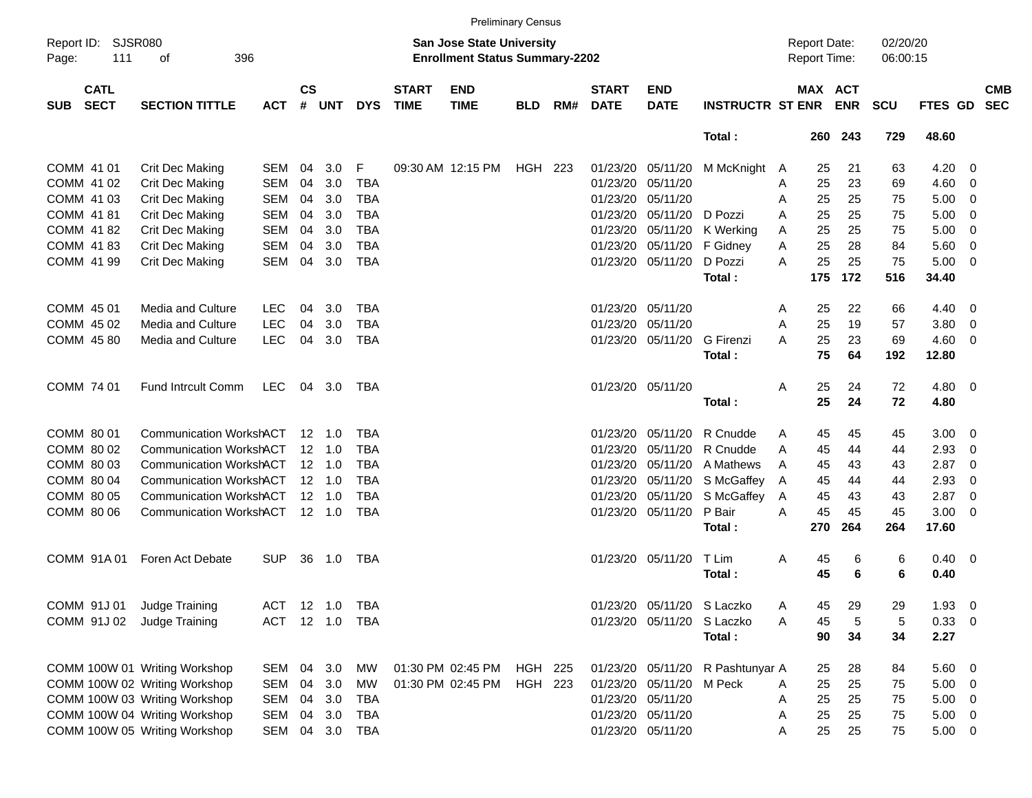Preliminary Census

Report ID: SJSR080

**San Jose State University**
**Enrollment Status Summary-2202**

Report Date: 02/20/20
Report Time: 06:00:15

| SUB | CATL SECT | SECTION TITTLE | ACT | CS # | UNT | DYS | START TIME | END TIME | BLD | RM# | START DATE | END DATE | INSTRUCTR | ST | MAX ENR | ACT ENR | SCU | FTES | GD | CMB SEC |
|---|---|---|---|---|---|---|---|---|---|---|---|---|---|---|---|---|---|---|---|---|
| | | | | | | | | | | | | | **Total :** | | **260** | **243** | **729** | **48.60** | | |
| COMM | 41 01 | Crit Dec Making | SEM | 04 | 3.0 | F | 09:30 AM | 12:15 PM | HGH | 223 | 01/23/20 | 05/11/20 | M McKnight | A | 25 | 21 | 63 | 4.20 | 0 | |
| COMM | 41 02 | Crit Dec Making | SEM | 04 | 3.0 | TBA | | | | | 01/23/20 | 05/11/20 | | A | 25 | 23 | 69 | 4.60 | 0 | |
| COMM | 41 03 | Crit Dec Making | SEM | 04 | 3.0 | TBA | | | | | 01/23/20 | 05/11/20 | | A | 25 | 25 | 75 | 5.00 | 0 | |
| COMM | 41 81 | Crit Dec Making | SEM | 04 | 3.0 | TBA | | | | | 01/23/20 | 05/11/20 | D Pozzi | A | 25 | 25 | 75 | 5.00 | 0 | |
| COMM | 41 82 | Crit Dec Making | SEM | 04 | 3.0 | TBA | | | | | 01/23/20 | 05/11/20 | K Werking | A | 25 | 25 | 75 | 5.00 | 0 | |
| COMM | 41 83 | Crit Dec Making | SEM | 04 | 3.0 | TBA | | | | | 01/23/20 | 05/11/20 | F Gidney | A | 25 | 28 | 84 | 5.60 | 0 | |
| COMM | 41 99 | Crit Dec Making | SEM | 04 | 3.0 | TBA | | | | | 01/23/20 | 05/11/20 | D Pozzi | A | 25 | 25 | 75 | 5.00 | 0 | |
| | | | | | | | | | | | | | **Total :** | | **175** | **172** | **516** | **34.40** | | |
| COMM | 45 01 | Media and Culture | LEC | 04 | 3.0 | TBA | | | | | 01/23/20 | 05/11/20 | | A | 25 | 22 | 66 | 4.40 | 0 | |
| COMM | 45 02 | Media and Culture | LEC | 04 | 3.0 | TBA | | | | | 01/23/20 | 05/11/20 | | A | 25 | 19 | 57 | 3.80 | 0 | |
| COMM | 45 80 | Media and Culture | LEC | 04 | 3.0 | TBA | | | | | 01/23/20 | 05/11/20 | G Firenzi | A | 25 | 23 | 69 | 4.60 | 0 | |
| | | | | | | | | | | | | | **Total :** | | **75** | **64** | **192** | **12.80** | | |
| COMM | 74 01 | Fund Intrcult Comm | LEC | 04 | 3.0 | TBA | | | | | 01/23/20 | 05/11/20 | | A | 25 | 24 | 72 | 4.80 | 0 | |
| | | | | | | | | | | | | | **Total :** | | **25** | **24** | **72** | **4.80** | | |
| COMM | 80 01 | Communication Worksh | ACT | 12 | 1.0 | TBA | | | | | 01/23/20 | 05/11/20 | R Cnudde | A | 45 | 45 | 45 | 3.00 | 0 | |
| COMM | 80 02 | Communication Worksh | ACT | 12 | 1.0 | TBA | | | | | 01/23/20 | 05/11/20 | R Cnudde | A | 45 | 44 | 44 | 2.93 | 0 | |
| COMM | 80 03 | Communication Worksh | ACT | 12 | 1.0 | TBA | | | | | 01/23/20 | 05/11/20 | A Mathews | A | 45 | 43 | 43 | 2.87 | 0 | |
| COMM | 80 04 | Communication Worksh | ACT | 12 | 1.0 | TBA | | | | | 01/23/20 | 05/11/20 | S McGaffey | A | 45 | 44 | 44 | 2.93 | 0 | |
| COMM | 80 05 | Communication Worksh | ACT | 12 | 1.0 | TBA | | | | | 01/23/20 | 05/11/20 | S McGaffey | A | 45 | 43 | 43 | 2.87 | 0 | |
| COMM | 80 06 | Communication Worksh | ACT | 12 | 1.0 | TBA | | | | | 01/23/20 | 05/11/20 | P Bair | A | 45 | 45 | 45 | 3.00 | 0 | |
| | | | | | | | | | | | | | **Total :** | | **270** | **264** | **264** | **17.60** | | |
| COMM | 91A 01 | Foren Act Debate | SUP | 36 | 1.0 | TBA | | | | | 01/23/20 | 05/11/20 | T Lim | A | 45 | 6 | 6 | 0.40 | 0 | |
| | | | | | | | | | | | | | **Total :** | | **45** | **6** | **6** | **0.40** | | |
| COMM | 91J 01 | Judge Training | ACT | 12 | 1.0 | TBA | | | | | 01/23/20 | 05/11/20 | S Laczko | A | 45 | 29 | 29 | 1.93 | 0 | |
| COMM | 91J 02 | Judge Training | ACT | 12 | 1.0 | TBA | | | | | 01/23/20 | 05/11/20 | S Laczko | A | 45 | 5 | 5 | 0.33 | 0 | |
| | | | | | | | | | | | | | **Total :** | | **90** | **34** | **34** | **2.27** | | |
| COMM | 100W 01 | Writing Workshop | SEM | 04 | 3.0 | MW | 01:30 PM | 02:45 PM | HGH | 225 | 01/23/20 | 05/11/20 | R Pashtunyar | A | 25 | 28 | 84 | 5.60 | 0 | |
| COMM | 100W 02 | Writing Workshop | SEM | 04 | 3.0 | MW | 01:30 PM | 02:45 PM | HGH | 223 | 01/23/20 | 05/11/20 | M Peck | A | 25 | 25 | 75 | 5.00 | 0 | |
| COMM | 100W 03 | Writing Workshop | SEM | 04 | 3.0 | TBA | | | | | 01/23/20 | 05/11/20 | | A | 25 | 25 | 75 | 5.00 | 0 | |
| COMM | 100W 04 | Writing Workshop | SEM | 04 | 3.0 | TBA | | | | | 01/23/20 | 05/11/20 | | A | 25 | 25 | 75 | 5.00 | 0 | |
| COMM | 100W 05 | Writing Workshop | SEM | 04 | 3.0 | TBA | | | | | 01/23/20 | 05/11/20 | | A | 25 | 25 | 75 | 5.00 | 0 | |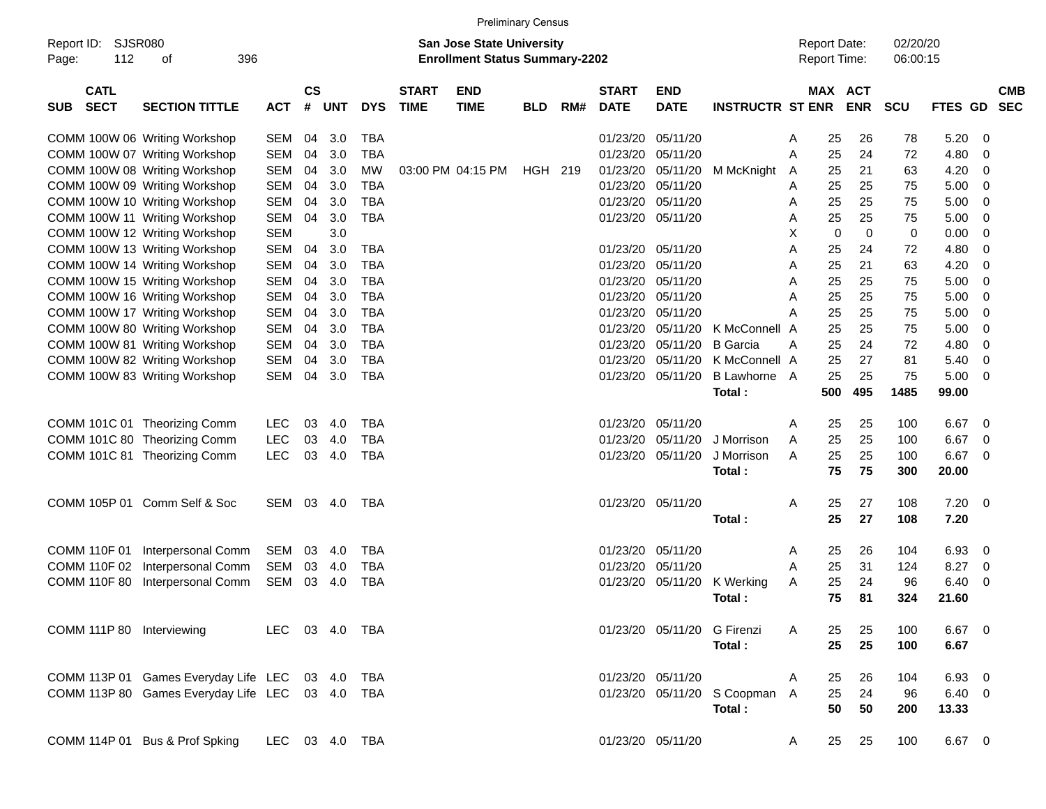Preliminary Census

Report ID: SJSR080

**San Jose State University**
**Enrollment Status Summary-2202**

Report Date: 02/20/20
Report Time: 06:00:15

| SUB | CATL SECT | SECTION TITTLE | ACT | CS # | UNT | DYS | START TIME | END TIME | BLD | RM# | START DATE | END DATE | INSTRUCTR | ST | MAX ENR | ACT ENR | SCU | FTES | GD | CMB SEC |
|---|---|---|---|---|---|---|---|---|---|---|---|---|---|---|---|---|---|---|---|---|
| COMM | 100W 06 | Writing Workshop | SEM | 04 | 3.0 | TBA | | | | | 01/23/20 | 05/11/20 | | A | 25 | 26 | 78 | 5.20 | 0 | |
| COMM | 100W 07 | Writing Workshop | SEM | 04 | 3.0 | TBA | | | | | 01/23/20 | 05/11/20 | | A | 25 | 24 | 72 | 4.80 | 0 | |
| COMM | 100W 08 | Writing Workshop | SEM | 04 | 3.0 | MW | 03:00 PM | 04:15 PM | HGH | 219 | 01/23/20 | 05/11/20 | M McKnight | A | 25 | 21 | 63 | 4.20 | 0 | |
| COMM | 100W 09 | Writing Workshop | SEM | 04 | 3.0 | TBA | | | | | 01/23/20 | 05/11/20 | | A | 25 | 25 | 75 | 5.00 | 0 | |
| COMM | 100W 10 | Writing Workshop | SEM | 04 | 3.0 | TBA | | | | | 01/23/20 | 05/11/20 | | A | 25 | 25 | 75 | 5.00 | 0 | |
| COMM | 100W 11 | Writing Workshop | SEM | 04 | 3.0 | TBA | | | | | 01/23/20 | 05/11/20 | | A | 25 | 25 | 75 | 5.00 | 0 | |
| COMM | 100W 12 | Writing Workshop | SEM | | 3.0 | | | | | | | | | X | 0 | 0 | 0 | 0.00 | 0 | |
| COMM | 100W 13 | Writing Workshop | SEM | 04 | 3.0 | TBA | | | | | 01/23/20 | 05/11/20 | | A | 25 | 24 | 72 | 4.80 | 0 | |
| COMM | 100W 14 | Writing Workshop | SEM | 04 | 3.0 | TBA | | | | | 01/23/20 | 05/11/20 | | A | 25 | 21 | 63 | 4.20 | 0 | |
| COMM | 100W 15 | Writing Workshop | SEM | 04 | 3.0 | TBA | | | | | 01/23/20 | 05/11/20 | | A | 25 | 25 | 75 | 5.00 | 0 | |
| COMM | 100W 16 | Writing Workshop | SEM | 04 | 3.0 | TBA | | | | | 01/23/20 | 05/11/20 | | A | 25 | 25 | 75 | 5.00 | 0 | |
| COMM | 100W 17 | Writing Workshop | SEM | 04 | 3.0 | TBA | | | | | 01/23/20 | 05/11/20 | | A | 25 | 25 | 75 | 5.00 | 0 | |
| COMM | 100W 80 | Writing Workshop | SEM | 04 | 3.0 | TBA | | | | | 01/23/20 | 05/11/20 | K McConnell | A | 25 | 25 | 75 | 5.00 | 0 | |
| COMM | 100W 81 | Writing Workshop | SEM | 04 | 3.0 | TBA | | | | | 01/23/20 | 05/11/20 | B Garcia | A | 25 | 24 | 72 | 4.80 | 0 | |
| COMM | 100W 82 | Writing Workshop | SEM | 04 | 3.0 | TBA | | | | | 01/23/20 | 05/11/20 | K McConnell | A | 25 | 27 | 81 | 5.40 | 0 | |
| COMM | 100W 83 | Writing Workshop | SEM | 04 | 3.0 | TBA | | | | | 01/23/20 | 05/11/20 | B Lawhorne | A | 25 | 25 | 75 | 5.00 | 0 | |
| | | | | | | | | | | | | | **Total :** | | **500** | **495** | **1485** | **99.00** | | |
| COMM | 101C 01 | Theorizing Comm | LEC | 03 | 4.0 | TBA | | | | | 01/23/20 | 05/11/20 | | A | 25 | 25 | 100 | 6.67 | 0 | |
| COMM | 101C 80 | Theorizing Comm | LEC | 03 | 4.0 | TBA | | | | | 01/23/20 | 05/11/20 | J Morrison | A | 25 | 25 | 100 | 6.67 | 0 | |
| COMM | 101C 81 | Theorizing Comm | LEC | 03 | 4.0 | TBA | | | | | 01/23/20 | 05/11/20 | J Morrison | A | 25 | 25 | 100 | 6.67 | 0 | |
| | | | | | | | | | | | | | **Total :** | | **75** | **75** | **300** | **20.00** | | |
| COMM | 105P 01 | Comm Self & Soc | SEM | 03 | 4.0 | TBA | | | | | 01/23/20 | 05/11/20 | | A | 25 | 27 | 108 | 7.20 | 0 | |
| | | | | | | | | | | | | | **Total :** | | **25** | **27** | **108** | **7.20** | | |
| COMM | 110F 01 | Interpersonal Comm | SEM | 03 | 4.0 | TBA | | | | | 01/23/20 | 05/11/20 | | A | 25 | 26 | 104 | 6.93 | 0 | |
| COMM | 110F 02 | Interpersonal Comm | SEM | 03 | 4.0 | TBA | | | | | 01/23/20 | 05/11/20 | | A | 25 | 31 | 124 | 8.27 | 0 | |
| COMM | 110F 80 | Interpersonal Comm | SEM | 03 | 4.0 | TBA | | | | | 01/23/20 | 05/11/20 | K Werking | A | 25 | 24 | 96 | 6.40 | 0 | |
| | | | | | | | | | | | | | **Total :** | | **75** | **81** | **324** | **21.60** | | |
| COMM | 111P 80 | Interviewing | LEC | 03 | 4.0 | TBA | | | | | 01/23/20 | 05/11/20 | G Firenzi | A | 25 | 25 | 100 | 6.67 | 0 | |
| | | | | | | | | | | | | | **Total :** | | **25** | **25** | **100** | **6.67** | | |
| COMM | 113P 01 | Games Everyday Life | LEC | 03 | 4.0 | TBA | | | | | 01/23/20 | 05/11/20 | | A | 25 | 26 | 104 | 6.93 | 0 | |
| COMM | 113P 80 | Games Everyday Life | LEC | 03 | 4.0 | TBA | | | | | 01/23/20 | 05/11/20 | S Coopman | A | 25 | 24 | 96 | 6.40 | 0 | |
| | | | | | | | | | | | | | **Total :** | | **50** | **50** | **200** | **13.33** | | |
| COMM | 114P 01 | Bus & Prof Spking | LEC | 03 | 4.0 | TBA | | | | | 01/23/20 | 05/11/20 | | A | 25 | 25 | 100 | 6.67 | 0 | |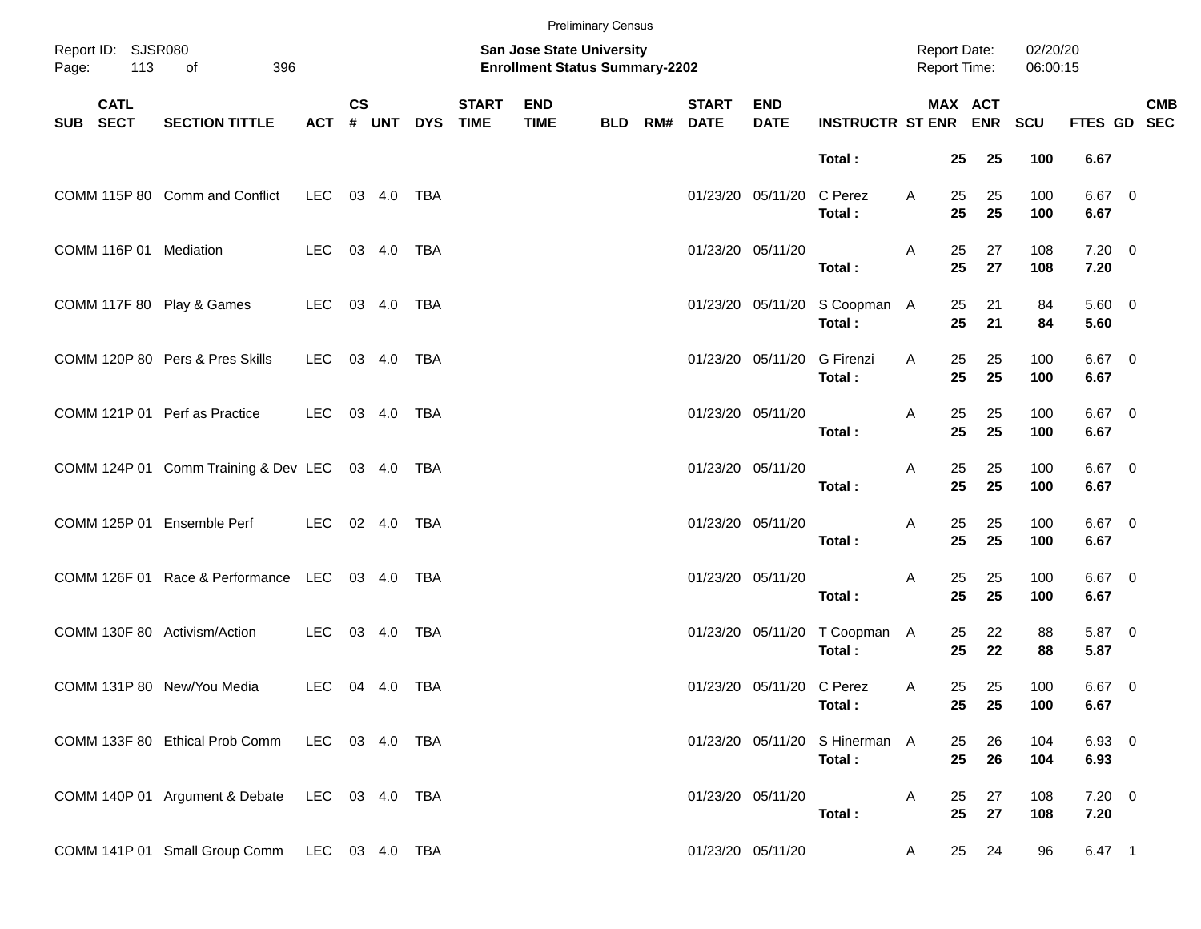Preliminary Census

Report ID: SJSR080

**San Jose State University**
**Enrollment Status Summary-2202**

Report Date: 02/20/20
Report Time: 06:00:15

| SUB | CATL SECT | SECTION TITTLE | ACT | CS # | UNT | DYS | START TIME | END TIME | BLD | RM# | START DATE | END DATE | INSTRUCTR | ST | MAX ENR | ACT ENR | SCU | FTES | GD | CMB SEC |
|---|---|---|---|---|---|---|---|---|---|---|---|---|---|---|---|---|---|---|---|---|
| | | | | | | | | | | | | | **Total :** | | **25** | **25** | **100** | **6.67** | | |
| COMM | 115P 80 | Comm and Conflict | LEC | 03 | 4.0 | TBA | | | | | 01/23/20 | 05/11/20 | C Perez | A | 25 | 25 | 100 | 6.67 | 0 | |
| | | | | | | | | | | | | | **Total :** | | **25** | **25** | **100** | **6.67** | | |
| COMM | 116P 01 | Mediation | LEC | 03 | 4.0 | TBA | | | | | 01/23/20 | 05/11/20 | | A | 25 | 27 | 108 | 7.20 | 0 | |
| | | | | | | | | | | | | | **Total :** | | **25** | **27** | **108** | **7.20** | | |
| COMM | 117F 80 | Play & Games | LEC | 03 | 4.0 | TBA | | | | | 01/23/20 | 05/11/20 | S Coopman | A | 25 | 21 | 84 | 5.60 | 0 | |
| | | | | | | | | | | | | | **Total :** | | **25** | **21** | **84** | **5.60** | | |
| COMM | 120P 80 | Pers & Pres Skills | LEC | 03 | 4.0 | TBA | | | | | 01/23/20 | 05/11/20 | G Firenzi | A | 25 | 25 | 100 | 6.67 | 0 | |
| | | | | | | | | | | | | | **Total :** | | **25** | **25** | **100** | **6.67** | | |
| COMM | 121P 01 | Perf as Practice | LEC | 03 | 4.0 | TBA | | | | | 01/23/20 | 05/11/20 | | A | 25 | 25 | 100 | 6.67 | 0 | |
| | | | | | | | | | | | | | **Total :** | | **25** | **25** | **100** | **6.67** | | |
| COMM | 124P 01 | Comm Training & Dev | LEC | 03 | 4.0 | TBA | | | | | 01/23/20 | 05/11/20 | | A | 25 | 25 | 100 | 6.67 | 0 | |
| | | | | | | | | | | | | | **Total :** | | **25** | **25** | **100** | **6.67** | | |
| COMM | 125P 01 | Ensemble Perf | LEC | 02 | 4.0 | TBA | | | | | 01/23/20 | 05/11/20 | | A | 25 | 25 | 100 | 6.67 | 0 | |
| | | | | | | | | | | | | | **Total :** | | **25** | **25** | **100** | **6.67** | | |
| COMM | 126F 01 | Race & Performance | LEC | 03 | 4.0 | TBA | | | | | 01/23/20 | 05/11/20 | | A | 25 | 25 | 100 | 6.67 | 0 | |
| | | | | | | | | | | | | | **Total :** | | **25** | **25** | **100** | **6.67** | | |
| COMM | 130F 80 | Activism/Action | LEC | 03 | 4.0 | TBA | | | | | 01/23/20 | 05/11/20 | T Coopman | A | 25 | 22 | 88 | 5.87 | 0 | |
| | | | | | | | | | | | | | **Total :** | | **25** | **22** | **88** | **5.87** | | |
| COMM | 131P 80 | New/You Media | LEC | 04 | 4.0 | TBA | | | | | 01/23/20 | 05/11/20 | C Perez | A | 25 | 25 | 100 | 6.67 | 0 | |
| | | | | | | | | | | | | | **Total :** | | **25** | **25** | **100** | **6.67** | | |
| COMM | 133F 80 | Ethical Prob Comm | LEC | 03 | 4.0 | TBA | | | | | 01/23/20 | 05/11/20 | S Hinerman | A | 25 | 26 | 104 | 6.93 | 0 | |
| | | | | | | | | | | | | | **Total :** | | **25** | **26** | **104** | **6.93** | | |
| COMM | 140P 01 | Argument & Debate | LEC | 03 | 4.0 | TBA | | | | | 01/23/20 | 05/11/20 | | A | 25 | 27 | 108 | 7.20 | 0 | |
| | | | | | | | | | | | | | **Total :** | | **25** | **27** | **108** | **7.20** | | |
| COMM | 141P 01 | Small Group Comm | LEC | 03 | 4.0 | TBA | | | | | 01/23/20 | 05/11/20 | | A | 25 | 24 | 96 | 6.47 | 1 | |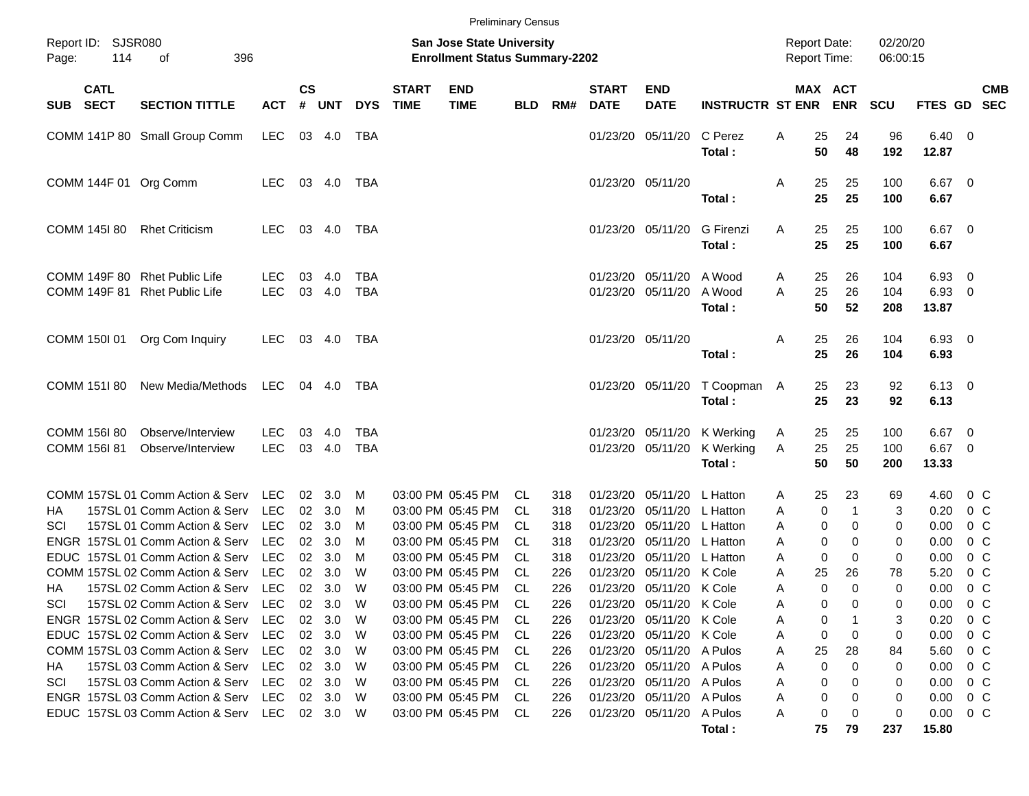Preliminary Census

Report ID: SJSR080
Page: 114 of 396

**San Jose State University**
**Enrollment Status Summary-2202**

Report Date: 02/20/20
Report Time: 06:00:15

| SUB | CATL SECT | SECTION TITTLE | ACT | CS # | UNT | DYS | START TIME | END TIME | BLD | RM# | START DATE | END DATE | INSTRUCTR | ST | MAX ENR | ACT ENR | SCU | FTES | GD | CMB SEC |
|---|---|---|---|---|---|---|---|---|---|---|---|---|---|---|---|---|---|---|---|---|
| COMM | 141P 80 | Small Group Comm | LEC | 03 | 4.0 | TBA | | | | | 01/23/20 | 05/11/20 | C Perez | A | 25 | 24 | 96 | 6.40 | 0 | |
| | | | | | | | | | | | | | **Total :** | | **50** | **48** | **192** | **12.87** | | |
| COMM | 144F 01 | Org Comm | LEC | 03 | 4.0 | TBA | | | | | 01/23/20 | 05/11/20 | | A | 25 | 25 | 100 | 6.67 | 0 | |
| | | | | | | | | | | | | | **Total :** | | **25** | **25** | **100** | **6.67** | | |
| COMM | 145I 80 | Rhet Criticism | LEC | 03 | 4.0 | TBA | | | | | 01/23/20 | 05/11/20 | G Firenzi | A | 25 | 25 | 100 | 6.67 | 0 | |
| | | | | | | | | | | | | | **Total :** | | **25** | **25** | **100** | **6.67** | | |
| COMM | 149F 80 | Rhet Public Life | LEC | 03 | 4.0 | TBA | | | | | 01/23/20 | 05/11/20 | A Wood | A | 25 | 26 | 104 | 6.93 | 0 | |
| COMM | 149F 81 | Rhet Public Life | LEC | 03 | 4.0 | TBA | | | | | 01/23/20 | 05/11/20 | A Wood | A | 25 | 26 | 104 | 6.93 | 0 | |
| | | | | | | | | | | | | | **Total :** | | **50** | **52** | **208** | **13.87** | | |
| COMM | 150I 01 | Org Com Inquiry | LEC | 03 | 4.0 | TBA | | | | | 01/23/20 | 05/11/20 | | A | 25 | 26 | 104 | 6.93 | 0 | |
| | | | | | | | | | | | | | **Total :** | | **25** | **26** | **104** | **6.93** | | |
| COMM | 151I 80 | New Media/Methods | LEC | 04 | 4.0 | TBA | | | | | 01/23/20 | 05/11/20 | T Coopman | A | 25 | 23 | 92 | 6.13 | 0 | |
| | | | | | | | | | | | | | **Total :** | | **25** | **23** | **92** | **6.13** | | |
| COMM | 156I 80 | Observe/Interview | LEC | 03 | 4.0 | TBA | | | | | 01/23/20 | 05/11/20 | K Werking | A | 25 | 25 | 100 | 6.67 | 0 | |
| COMM | 156I 81 | Observe/Interview | LEC | 03 | 4.0 | TBA | | | | | 01/23/20 | 05/11/20 | K Werking | A | 25 | 25 | 100 | 6.67 | 0 | |
| | | | | | | | | | | | | | **Total :** | | **50** | **50** | **200** | **13.33** | | |
| COMM | 157SL 01 | Comm Action & Serv | LEC | 02 | 3.0 | M | 03:00 PM | 05:45 PM | CL | 318 | 01/23/20 | 05/11/20 | L Hatton | A | 25 | 23 | 69 | 4.60 | 0 | C |
| HA | 157SL 01 | Comm Action & Serv | LEC | 02 | 3.0 | M | 03:00 PM | 05:45 PM | CL | 318 | 01/23/20 | 05/11/20 | L Hatton | A | 0 | 1 | 3 | 0.20 | 0 | C |
| SCI | 157SL 01 | Comm Action & Serv | LEC | 02 | 3.0 | M | 03:00 PM | 05:45 PM | CL | 318 | 01/23/20 | 05/11/20 | L Hatton | A | 0 | 0 | 0 | 0.00 | 0 | C |
| ENGR | 157SL 01 | Comm Action & Serv | LEC | 02 | 3.0 | M | 03:00 PM | 05:45 PM | CL | 318 | 01/23/20 | 05/11/20 | L Hatton | A | 0 | 0 | 0 | 0.00 | 0 | C |
| EDUC | 157SL 01 | Comm Action & Serv | LEC | 02 | 3.0 | M | 03:00 PM | 05:45 PM | CL | 318 | 01/23/20 | 05/11/20 | L Hatton | A | 0 | 0 | 0 | 0.00 | 0 | C |
| COMM | 157SL 02 | Comm Action & Serv | LEC | 02 | 3.0 | W | 03:00 PM | 05:45 PM | CL | 226 | 01/23/20 | 05/11/20 | K Cole | A | 25 | 26 | 78 | 5.20 | 0 | C |
| HA | 157SL 02 | Comm Action & Serv | LEC | 02 | 3.0 | W | 03:00 PM | 05:45 PM | CL | 226 | 01/23/20 | 05/11/20 | K Cole | A | 0 | 0 | 0 | 0.00 | 0 | C |
| SCI | 157SL 02 | Comm Action & Serv | LEC | 02 | 3.0 | W | 03:00 PM | 05:45 PM | CL | 226 | 01/23/20 | 05/11/20 | K Cole | A | 0 | 0 | 0 | 0.00 | 0 | C |
| ENGR | 157SL 02 | Comm Action & Serv | LEC | 02 | 3.0 | W | 03:00 PM | 05:45 PM | CL | 226 | 01/23/20 | 05/11/20 | K Cole | A | 0 | 1 | 3 | 0.20 | 0 | C |
| EDUC | 157SL 02 | Comm Action & Serv | LEC | 02 | 3.0 | W | 03:00 PM | 05:45 PM | CL | 226 | 01/23/20 | 05/11/20 | K Cole | A | 0 | 0 | 0 | 0.00 | 0 | C |
| COMM | 157SL 03 | Comm Action & Serv | LEC | 02 | 3.0 | W | 03:00 PM | 05:45 PM | CL | 226 | 01/23/20 | 05/11/20 | A Pulos | A | 25 | 28 | 84 | 5.60 | 0 | C |
| HA | 157SL 03 | Comm Action & Serv | LEC | 02 | 3.0 | W | 03:00 PM | 05:45 PM | CL | 226 | 01/23/20 | 05/11/20 | A Pulos | A | 0 | 0 | 0 | 0.00 | 0 | C |
| SCI | 157SL 03 | Comm Action & Serv | LEC | 02 | 3.0 | W | 03:00 PM | 05:45 PM | CL | 226 | 01/23/20 | 05/11/20 | A Pulos | A | 0 | 0 | 0 | 0.00 | 0 | C |
| ENGR | 157SL 03 | Comm Action & Serv | LEC | 02 | 3.0 | W | 03:00 PM | 05:45 PM | CL | 226 | 01/23/20 | 05/11/20 | A Pulos | A | 0 | 0 | 0 | 0.00 | 0 | C |
| EDUC | 157SL 03 | Comm Action & Serv | LEC | 02 | 3.0 | W | 03:00 PM | 05:45 PM | CL | 226 | 01/23/20 | 05/11/20 | A Pulos | A | 0 | 0 | 0 | 0.00 | 0 | C |
| | | | | | | | | | | | | | **Total :** | | **75** | **79** | **237** | **15.80** | | |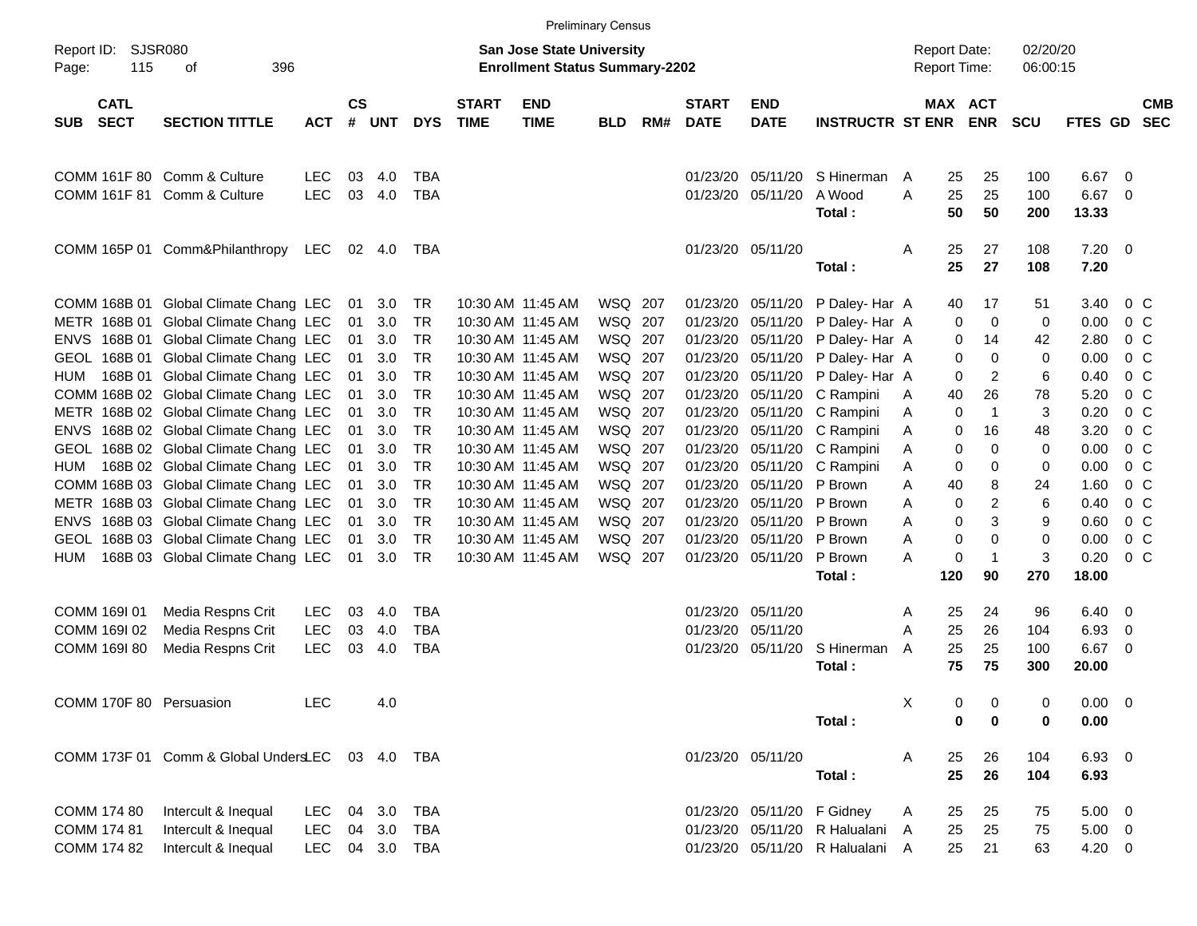Preliminary Census

Report ID: SJSR080
Page: 115 of 396

**San Jose State University**
**Enrollment Status Summary-2202**

Report Date: 02/20/20
Report Time: 06:00:15

| SUB | CATL SECT | SECTION TITTLE | ACT | CS # | UNT | DYS | START TIME | END TIME | BLD | RM# | START DATE | END DATE | INSTRUCTR | ST | MAX ENR | ACT ENR | SCU | FTES | GD | CMB SEC |
|---|---|---|---|---|---|---|---|---|---|---|---|---|---|---|---|---|---|---|---|---|
| COMM | 161F 80 | Comm & Culture | LEC | 03 | 4.0 | TBA | | | | | 01/23/20 | 05/11/20 | S Hinerman | A | 25 | 25 | 100 | 6.67 | 0 | |
| COMM | 161F 81 | Comm & Culture | LEC | 03 | 4.0 | TBA | | | | | 01/23/20 | 05/11/20 | A Wood | A | 25 | 25 | 100 | 6.67 | 0 | |
| | | | | | | | | | | | | | **Total :** | | **50** | **50** | **200** | **13.33** | | |
| COMM | 165P 01 | Comm&Philanthropy | LEC | 02 | 4.0 | TBA | | | | | 01/23/20 | 05/11/20 | | A | 25 | 27 | 108 | 7.20 | 0 | |
| | | | | | | | | | | | | | **Total :** | | **25** | **27** | **108** | **7.20** | | |
| COMM | 168B 01 | Global Climate Chang | LEC | 01 | 3.0 | TR | 10:30 AM | 11:45 AM | WSQ | 207 | 01/23/20 | 05/11/20 | P Daley- Har | A | 40 | 17 | 51 | 3.40 | 0 | C |
| METR | 168B 01 | Global Climate Chang | LEC | 01 | 3.0 | TR | 10:30 AM | 11:45 AM | WSQ | 207 | 01/23/20 | 05/11/20 | P Daley- Har | A | 0 | 0 | 0 | 0.00 | 0 | C |
| ENVS | 168B 01 | Global Climate Chang | LEC | 01 | 3.0 | TR | 10:30 AM | 11:45 AM | WSQ | 207 | 01/23/20 | 05/11/20 | P Daley- Har | A | 0 | 14 | 42 | 2.80 | 0 | C |
| GEOL | 168B 01 | Global Climate Chang | LEC | 01 | 3.0 | TR | 10:30 AM | 11:45 AM | WSQ | 207 | 01/23/20 | 05/11/20 | P Daley- Har | A | 0 | 0 | 0 | 0.00 | 0 | C |
| HUM | 168B 01 | Global Climate Chang | LEC | 01 | 3.0 | TR | 10:30 AM | 11:45 AM | WSQ | 207 | 01/23/20 | 05/11/20 | P Daley- Har | A | 0 | 2 | 6 | 0.40 | 0 | C |
| COMM | 168B 02 | Global Climate Chang | LEC | 01 | 3.0 | TR | 10:30 AM | 11:45 AM | WSQ | 207 | 01/23/20 | 05/11/20 | C Rampini | A | 40 | 26 | 78 | 5.20 | 0 | C |
| METR | 168B 02 | Global Climate Chang | LEC | 01 | 3.0 | TR | 10:30 AM | 11:45 AM | WSQ | 207 | 01/23/20 | 05/11/20 | C Rampini | A | 0 | 1 | 3 | 0.20 | 0 | C |
| ENVS | 168B 02 | Global Climate Chang | LEC | 01 | 3.0 | TR | 10:30 AM | 11:45 AM | WSQ | 207 | 01/23/20 | 05/11/20 | C Rampini | A | 0 | 16 | 48 | 3.20 | 0 | C |
| GEOL | 168B 02 | Global Climate Chang | LEC | 01 | 3.0 | TR | 10:30 AM | 11:45 AM | WSQ | 207 | 01/23/20 | 05/11/20 | C Rampini | A | 0 | 0 | 0 | 0.00 | 0 | C |
| HUM | 168B 02 | Global Climate Chang | LEC | 01 | 3.0 | TR | 10:30 AM | 11:45 AM | WSQ | 207 | 01/23/20 | 05/11/20 | C Rampini | A | 0 | 0 | 0 | 0.00 | 0 | C |
| COMM | 168B 03 | Global Climate Chang | LEC | 01 | 3.0 | TR | 10:30 AM | 11:45 AM | WSQ | 207 | 01/23/20 | 05/11/20 | P Brown | A | 40 | 8 | 24 | 1.60 | 0 | C |
| METR | 168B 03 | Global Climate Chang | LEC | 01 | 3.0 | TR | 10:30 AM | 11:45 AM | WSQ | 207 | 01/23/20 | 05/11/20 | P Brown | A | 0 | 2 | 6 | 0.40 | 0 | C |
| ENVS | 168B 03 | Global Climate Chang | LEC | 01 | 3.0 | TR | 10:30 AM | 11:45 AM | WSQ | 207 | 01/23/20 | 05/11/20 | P Brown | A | 0 | 3 | 9 | 0.60 | 0 | C |
| GEOL | 168B 03 | Global Climate Chang | LEC | 01 | 3.0 | TR | 10:30 AM | 11:45 AM | WSQ | 207 | 01/23/20 | 05/11/20 | P Brown | A | 0 | 0 | 0 | 0.00 | 0 | C |
| HUM | 168B 03 | Global Climate Chang | LEC | 01 | 3.0 | TR | 10:30 AM | 11:45 AM | WSQ | 207 | 01/23/20 | 05/11/20 | P Brown | A | 0 | 1 | 3 | 0.20 | 0 | C |
| | | | | | | | | | | | | | **Total :** | | **120** | **90** | **270** | **18.00** | | |
| COMM | 169I 01 | Media Respns Crit | LEC | 03 | 4.0 | TBA | | | | | 01/23/20 | 05/11/20 | | A | 25 | 24 | 96 | 6.40 | 0 | |
| COMM | 169I 02 | Media Respns Crit | LEC | 03 | 4.0 | TBA | | | | | 01/23/20 | 05/11/20 | | A | 25 | 26 | 104 | 6.93 | 0 | |
| COMM | 169I 80 | Media Respns Crit | LEC | 03 | 4.0 | TBA | | | | | 01/23/20 | 05/11/20 | S Hinerman | A | 25 | 25 | 100 | 6.67 | 0 | |
| | | | | | | | | | | | | | **Total :** | | **75** | **75** | **300** | **20.00** | | |
| COMM | 170F 80 | Persuasion | LEC | | 4.0 | | | | | | | | | X | 0 | 0 | 0 | 0.00 | 0 | |
| | | | | | | | | | | | | | **Total :** | | **0** | **0** | **0** | **0.00** | | |
| COMM | 173F 01 | Comm & Global Unders | LEC | 03 | 4.0 | TBA | | | | | 01/23/20 | 05/11/20 | | A | 25 | 26 | 104 | 6.93 | 0 | |
| | | | | | | | | | | | | | **Total :** | | **25** | **26** | **104** | **6.93** | | |
| COMM | 174 80 | Intercult & Inequal | LEC | 04 | 3.0 | TBA | | | | | 01/23/20 | 05/11/20 | F Gidney | A | 25 | 25 | 75 | 5.00 | 0 | |
| COMM | 174 81 | Intercult & Inequal | LEC | 04 | 3.0 | TBA | | | | | 01/23/20 | 05/11/20 | R Halualani | A | 25 | 25 | 75 | 5.00 | 0 | |
| COMM | 174 82 | Intercult & Inequal | LEC | 04 | 3.0 | TBA | | | | | 01/23/20 | 05/11/20 | R Halualani | A | 25 | 21 | 63 | 4.20 | 0 | |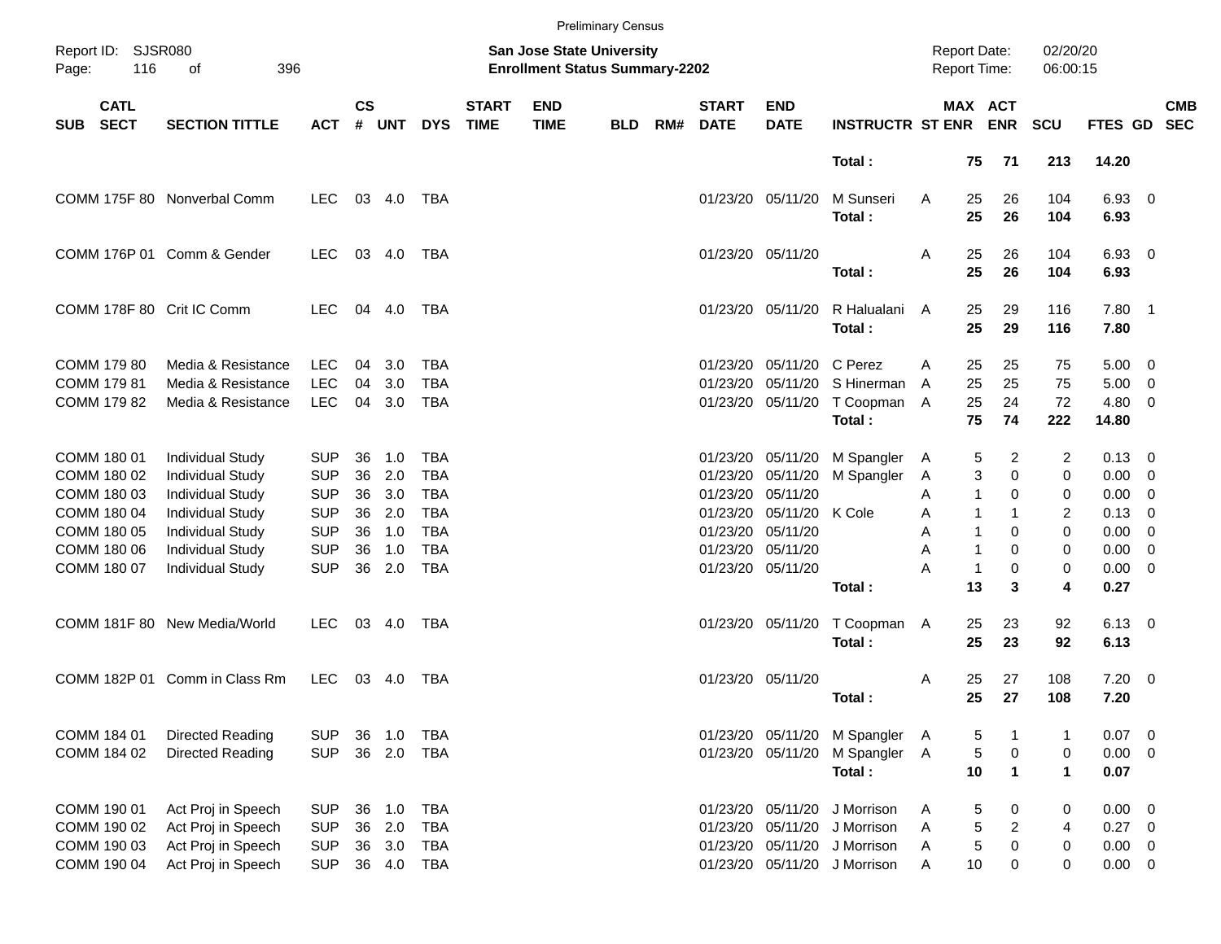Preliminary Census

Report ID: SJSR080 | San Jose State University | Report Date: 02/20/20
Page: 116 of 396 | **Enrollment Status Summary-2202** | Report Time: 06:00:15

| SUB | CATL SECT | SECTION TITTLE | ACT | CS # | UNT | DYS | START TIME | END TIME | BLD | RM# | START DATE | END DATE | INSTRUCTR | ST | MAX ENR | ACT ENR | SCU | FTES | GD | CMB SEC |
|---|---|---|---|---|---|---|---|---|---|---|---|---|---|---|---|---|---|---|---|---|
| | | | | | | | | | | | | | **Total :** | | **75** | **71** | **213** | **14.20** | | |
| COMM | 175F 80 | Nonverbal Comm | LEC | 03 | 4.0 | TBA | | | | | 01/23/20 | 05/11/20 | M Sunseri | A | 25 | 26 | 104 | 6.93 | 0 | |
| | | | | | | | | | | | | | **Total :** | | **25** | **26** | **104** | **6.93** | | |
| COMM | 176P 01 | Comm & Gender | LEC | 03 | 4.0 | TBA | | | | | 01/23/20 | 05/11/20 | | A | 25 | 26 | 104 | 6.93 | 0 | |
| | | | | | | | | | | | | | **Total :** | | **25** | **26** | **104** | **6.93** | | |
| COMM | 178F 80 | Crit IC Comm | LEC | 04 | 4.0 | TBA | | | | | 01/23/20 | 05/11/20 | R Halualani | A | 25 | 29 | 116 | 7.80 | 1 | |
| | | | | | | | | | | | | | **Total :** | | **25** | **29** | **116** | **7.80** | | |
| COMM | 179 80 | Media & Resistance | LEC | 04 | 3.0 | TBA | | | | | 01/23/20 | 05/11/20 | C Perez | A | 25 | 25 | 75 | 5.00 | 0 | |
| COMM | 179 81 | Media & Resistance | LEC | 04 | 3.0 | TBA | | | | | 01/23/20 | 05/11/20 | S Hinerman | A | 25 | 25 | 75 | 5.00 | 0 | |
| COMM | 179 82 | Media & Resistance | LEC | 04 | 3.0 | TBA | | | | | 01/23/20 | 05/11/20 | T Coopman | A | 25 | 24 | 72 | 4.80 | 0 | |
| | | | | | | | | | | | | | **Total :** | | **75** | **74** | **222** | **14.80** | | |
| COMM | 180 01 | Individual Study | SUP | 36 | 1.0 | TBA | | | | | 01/23/20 | 05/11/20 | M Spangler | A | 5 | 2 | 2 | 0.13 | 0 | |
| COMM | 180 02 | Individual Study | SUP | 36 | 2.0 | TBA | | | | | 01/23/20 | 05/11/20 | M Spangler | A | 3 | 0 | 0 | 0.00 | 0 | |
| COMM | 180 03 | Individual Study | SUP | 36 | 3.0 | TBA | | | | | 01/23/20 | 05/11/20 | | A | 1 | 0 | 0 | 0.00 | 0 | |
| COMM | 180 04 | Individual Study | SUP | 36 | 2.0 | TBA | | | | | 01/23/20 | 05/11/20 | K Cole | A | 1 | 1 | 2 | 0.13 | 0 | |
| COMM | 180 05 | Individual Study | SUP | 36 | 1.0 | TBA | | | | | 01/23/20 | 05/11/20 | | A | 1 | 0 | 0 | 0.00 | 0 | |
| COMM | 180 06 | Individual Study | SUP | 36 | 1.0 | TBA | | | | | 01/23/20 | 05/11/20 | | A | 1 | 0 | 0 | 0.00 | 0 | |
| COMM | 180 07 | Individual Study | SUP | 36 | 2.0 | TBA | | | | | 01/23/20 | 05/11/20 | | A | 1 | 0 | 0 | 0.00 | 0 | |
| | | | | | | | | | | | | | **Total :** | | **13** | **3** | **4** | **0.27** | | |
| COMM | 181F 80 | New Media/World | LEC | 03 | 4.0 | TBA | | | | | 01/23/20 | 05/11/20 | T Coopman | A | 25 | 23 | 92 | 6.13 | 0 | |
| | | | | | | | | | | | | | **Total :** | | **25** | **23** | **92** | **6.13** | | |
| COMM | 182P 01 | Comm in Class Rm | LEC | 03 | 4.0 | TBA | | | | | 01/23/20 | 05/11/20 | | A | 25 | 27 | 108 | 7.20 | 0 | |
| | | | | | | | | | | | | | **Total :** | | **25** | **27** | **108** | **7.20** | | |
| COMM | 184 01 | Directed Reading | SUP | 36 | 1.0 | TBA | | | | | 01/23/20 | 05/11/20 | M Spangler | A | 5 | 1 | 1 | 0.07 | 0 | |
| COMM | 184 02 | Directed Reading | SUP | 36 | 2.0 | TBA | | | | | 01/23/20 | 05/11/20 | M Spangler | A | 5 | 0 | 0 | 0.00 | 0 | |
| | | | | | | | | | | | | | **Total :** | | **10** | **1** | **1** | **0.07** | | |
| COMM | 190 01 | Act Proj in Speech | SUP | 36 | 1.0 | TBA | | | | | 01/23/20 | 05/11/20 | J Morrison | A | 5 | 0 | 0 | 0.00 | 0 | |
| COMM | 190 02 | Act Proj in Speech | SUP | 36 | 2.0 | TBA | | | | | 01/23/20 | 05/11/20 | J Morrison | A | 5 | 2 | 4 | 0.27 | 0 | |
| COMM | 190 03 | Act Proj in Speech | SUP | 36 | 3.0 | TBA | | | | | 01/23/20 | 05/11/20 | J Morrison | A | 5 | 0 | 0 | 0.00 | 0 | |
| COMM | 190 04 | Act Proj in Speech | SUP | 36 | 4.0 | TBA | | | | | 01/23/20 | 05/11/20 | J Morrison | A | 10 | 0 | 0 | 0.00 | 0 | |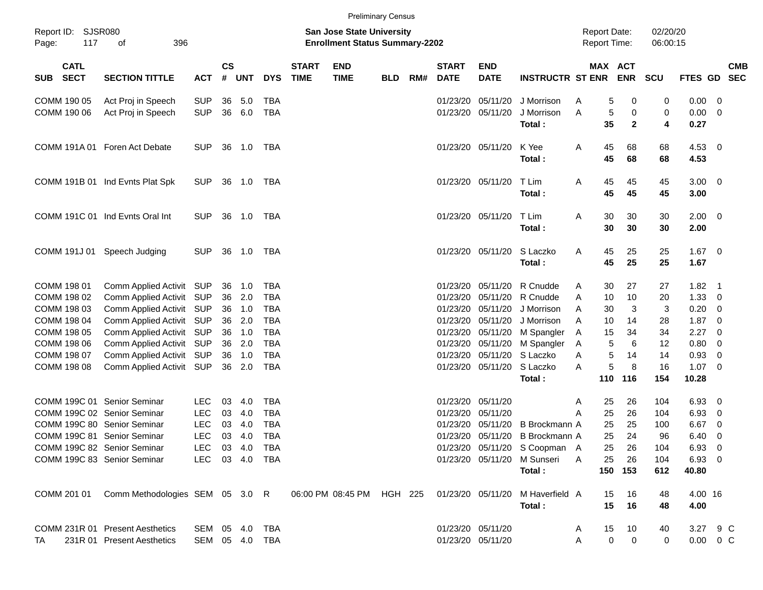Preliminary Census

Report ID: SJSR080

**San Jose State University**
**Enrollment Status Summary-2202**

Report Date: 02/20/20
Report Time: 06:00:15

| SUB | CATL SECT | SECTION TITTLE | ACT | CS # | UNT | DYS | START TIME | END TIME | BLD | RM# | START DATE | END DATE | INSTRUCTR | ST | MAX ENR | ACT ENR | SCU | FTES | GD | CMB SEC |
|---|---|---|---|---|---|---|---|---|---|---|---|---|---|---|---|---|---|---|---|---|
| COMM | 190 05 | Act Proj in Speech | SUP | 36 | 5.0 | TBA | | | | | 01/23/20 | 05/11/20 | J Morrison | A | 5 | 0 | 0 | 0.00 | 0 | |
| COMM | 190 06 | Act Proj in Speech | SUP | 36 | 6.0 | TBA | | | | | 01/23/20 | 05/11/20 | J Morrison | A | 5 | 0 | 0 | 0.00 | 0 | |
| | | | | | | | | | | | | | **Total :** | | **35** | **2** | **4** | **0.27** | | |
| COMM | 191A 01 | Foren Act Debate | SUP | 36 | 1.0 | TBA | | | | | 01/23/20 | 05/11/20 | K Yee | A | 45 | 68 | 68 | 4.53 | 0 | |
| | | | | | | | | | | | | | **Total :** | | **45** | **68** | **68** | **4.53** | | |
| COMM | 191B 01 | Ind Evnts Plat Spk | SUP | 36 | 1.0 | TBA | | | | | 01/23/20 | 05/11/20 | T Lim | A | 45 | 45 | 45 | 3.00 | 0 | |
| | | | | | | | | | | | | | **Total :** | | **45** | **45** | **45** | **3.00** | | |
| COMM | 191C 01 | Ind Evnts Oral Int | SUP | 36 | 1.0 | TBA | | | | | 01/23/20 | 05/11/20 | T Lim | A | 30 | 30 | 30 | 2.00 | 0 | |
| | | | | | | | | | | | | | **Total :** | | **30** | **30** | **30** | **2.00** | | |
| COMM | 191J 01 | Speech Judging | SUP | 36 | 1.0 | TBA | | | | | 01/23/20 | 05/11/20 | S Laczko | A | 45 | 25 | 25 | 1.67 | 0 | |
| | | | | | | | | | | | | | **Total :** | | **45** | **25** | **25** | **1.67** | | |
| COMM | 198 01 | Comm Applied Activit | SUP | 36 | 1.0 | TBA | | | | | 01/23/20 | 05/11/20 | R Cnudde | A | 30 | 27 | 27 | 1.82 | 1 | |
| COMM | 198 02 | Comm Applied Activit | SUP | 36 | 2.0 | TBA | | | | | 01/23/20 | 05/11/20 | R Cnudde | A | 10 | 10 | 20 | 1.33 | 0 | |
| COMM | 198 03 | Comm Applied Activit | SUP | 36 | 1.0 | TBA | | | | | 01/23/20 | 05/11/20 | J Morrison | A | 30 | 3 | 3 | 0.20 | 0 | |
| COMM | 198 04 | Comm Applied Activit | SUP | 36 | 2.0 | TBA | | | | | 01/23/20 | 05/11/20 | J Morrison | A | 10 | 14 | 28 | 1.87 | 0 | |
| COMM | 198 05 | Comm Applied Activit | SUP | 36 | 1.0 | TBA | | | | | 01/23/20 | 05/11/20 | M Spangler | A | 15 | 34 | 34 | 2.27 | 0 | |
| COMM | 198 06 | Comm Applied Activit | SUP | 36 | 2.0 | TBA | | | | | 01/23/20 | 05/11/20 | M Spangler | A | 5 | 6 | 12 | 0.80 | 0 | |
| COMM | 198 07 | Comm Applied Activit | SUP | 36 | 1.0 | TBA | | | | | 01/23/20 | 05/11/20 | S Laczko | A | 5 | 14 | 14 | 0.93 | 0 | |
| COMM | 198 08 | Comm Applied Activit | SUP | 36 | 2.0 | TBA | | | | | 01/23/20 | 05/11/20 | S Laczko | A | 5 | 8 | 16 | 1.07 | 0 | |
| | | | | | | | | | | | | | **Total :** | | **110** | **116** | **154** | **10.28** | | |
| COMM | 199C 01 | Senior Seminar | LEC | 03 | 4.0 | TBA | | | | | 01/23/20 | 05/11/20 | | A | 25 | 26 | 104 | 6.93 | 0 | |
| COMM | 199C 02 | Senior Seminar | LEC | 03 | 4.0 | TBA | | | | | 01/23/20 | 05/11/20 | | A | 25 | 26 | 104 | 6.93 | 0 | |
| COMM | 199C 80 | Senior Seminar | LEC | 03 | 4.0 | TBA | | | | | 01/23/20 | 05/11/20 | B Brockmann | A | 25 | 25 | 100 | 6.67 | 0 | |
| COMM | 199C 81 | Senior Seminar | LEC | 03 | 4.0 | TBA | | | | | 01/23/20 | 05/11/20 | B Brockmann | A | 25 | 24 | 96 | 6.40 | 0 | |
| COMM | 199C 82 | Senior Seminar | LEC | 03 | 4.0 | TBA | | | | | 01/23/20 | 05/11/20 | S Coopman | A | 25 | 26 | 104 | 6.93 | 0 | |
| COMM | 199C 83 | Senior Seminar | LEC | 03 | 4.0 | TBA | | | | | 01/23/20 | 05/11/20 | M Sunseri | A | 25 | 26 | 104 | 6.93 | 0 | |
| | | | | | | | | | | | | | **Total :** | | **150** | **153** | **612** | **40.80** | | |
| COMM | 201 01 | Comm Methodologies | SEM | 05 | 3.0 | R | 06:00 PM | 08:45 PM | HGH | 225 | 01/23/20 | 05/11/20 | M Haverfield | A | 15 | 16 | 48 | 4.00 | 16 | |
| | | | | | | | | | | | | | **Total :** | | **15** | **16** | **48** | **4.00** | | |
| COMM | 231R 01 | Present Aesthetics | SEM | 05 | 4.0 | TBA | | | | | 01/23/20 | 05/11/20 | | A | 15 | 10 | 40 | 3.27 | 9 | C |
| TA | 231R 01 | Present Aesthetics | SEM | 05 | 4.0 | TBA | | | | | 01/23/20 | 05/11/20 | | A | 0 | 0 | 0 | 0.00 | 0 | C |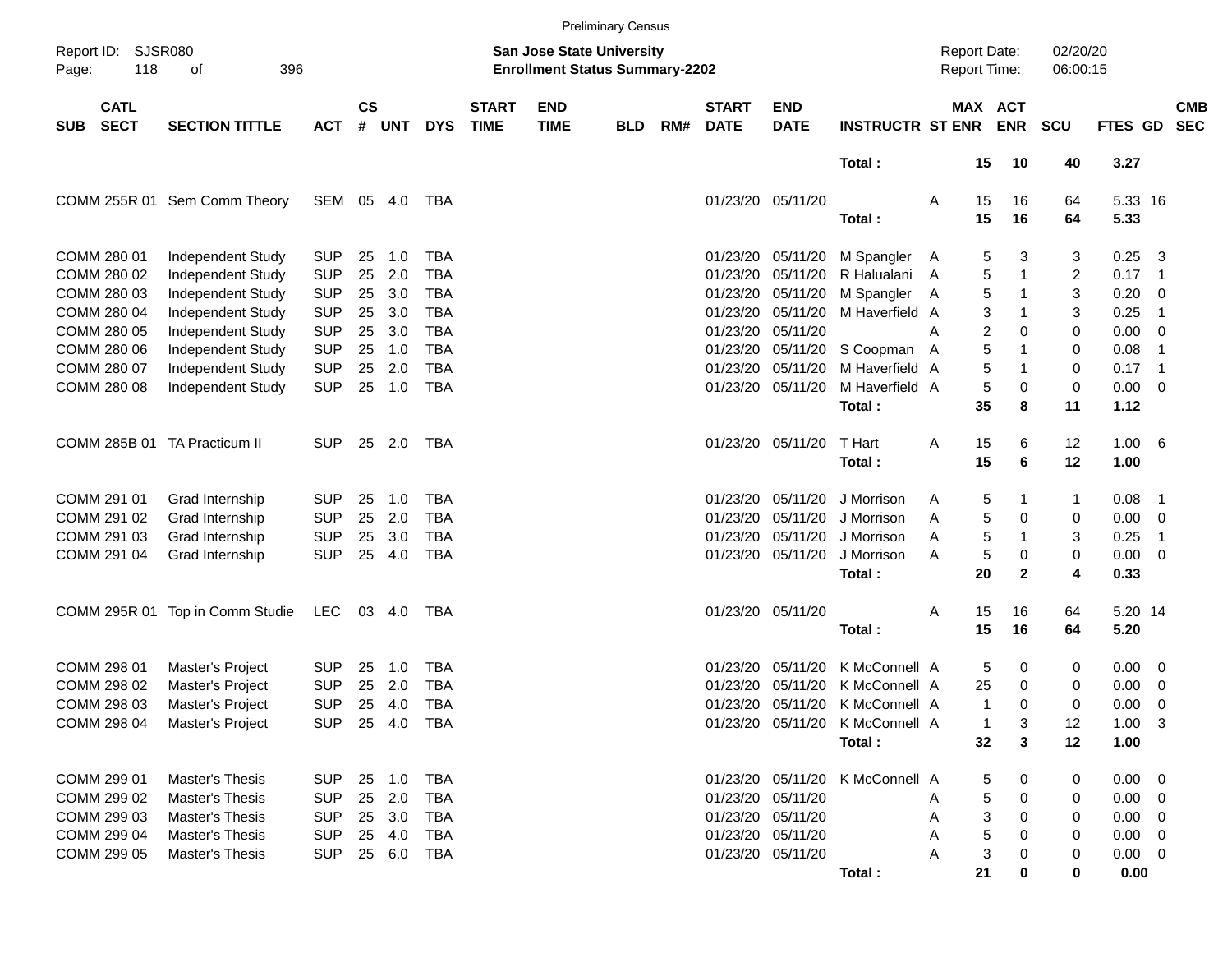Preliminary Census

Report ID: SJSR080

**San Jose State University**
**Enrollment Status Summary-2202**

Report Date: 02/20/20
Report Time: 06:00:15

| SUB | CATL SECT | SECTION TITTLE | ACT | CS # | UNT | DYS | START TIME | END TIME | BLD | RM# | START DATE | END DATE | INSTRUCTR | ST | MAX ENR | ACT ENR | SCU | FTES | GD | CMB SEC |
|---|---|---|---|---|---|---|---|---|---|---|---|---|---|---|---|---|---|---|---|---|
| | | | | | | | | | | | | | **Total :** | | **15** | **10** | **40** | **3.27** | | |
| COMM | 255R 01 | Sem Comm Theory | SEM | 05 | 4.0 | TBA | | | | | 01/23/20 | 05/11/20 | | A | 15 | 16 | 64 | 5.33 | 16 | |
| | | | | | | | | | | | | | **Total :** | | **15** | **16** | **64** | **5.33** | | |
| COMM | 280 01 | Independent Study | SUP | 25 | 1.0 | TBA | | | | | 01/23/20 | 05/11/20 | M Spangler | A | 5 | 3 | 3 | 0.25 | 3 | |
| COMM | 280 02 | Independent Study | SUP | 25 | 2.0 | TBA | | | | | 01/23/20 | 05/11/20 | R Halualani | A | 5 | 1 | 2 | 0.17 | 1 | |
| COMM | 280 03 | Independent Study | SUP | 25 | 3.0 | TBA | | | | | 01/23/20 | 05/11/20 | M Spangler | A | 5 | 1 | 3 | 0.20 | 0 | |
| COMM | 280 04 | Independent Study | SUP | 25 | 3.0 | TBA | | | | | 01/23/20 | 05/11/20 | M Haverfield | A | 3 | 1 | 3 | 0.25 | 1 | |
| COMM | 280 05 | Independent Study | SUP | 25 | 3.0 | TBA | | | | | 01/23/20 | 05/11/20 | | A | 2 | 0 | 0 | 0.00 | 0 | |
| COMM | 280 06 | Independent Study | SUP | 25 | 1.0 | TBA | | | | | 01/23/20 | 05/11/20 | S Coopman | A | 5 | 1 | 0 | 0.08 | 1 | |
| COMM | 280 07 | Independent Study | SUP | 25 | 2.0 | TBA | | | | | 01/23/20 | 05/11/20 | M Haverfield | A | 5 | 1 | 0 | 0.17 | 1 | |
| COMM | 280 08 | Independent Study | SUP | 25 | 1.0 | TBA | | | | | 01/23/20 | 05/11/20 | M Haverfield | A | 5 | 0 | 0 | 0.00 | 0 | |
| | | | | | | | | | | | | | **Total :** | | **35** | **8** | **11** | **1.12** | | |
| COMM | 285B 01 | TA Practicum II | SUP | 25 | 2.0 | TBA | | | | | 01/23/20 | 05/11/20 | T Hart | A | 15 | 6 | 12 | 1.00 | 6 | |
| | | | | | | | | | | | | | **Total :** | | **15** | **6** | **12** | **1.00** | | |
| COMM | 291 01 | Grad Internship | SUP | 25 | 1.0 | TBA | | | | | 01/23/20 | 05/11/20 | J Morrison | A | 5 | 1 | 1 | 0.08 | 1 | |
| COMM | 291 02 | Grad Internship | SUP | 25 | 2.0 | TBA | | | | | 01/23/20 | 05/11/20 | J Morrison | A | 5 | 0 | 0 | 0.00 | 0 | |
| COMM | 291 03 | Grad Internship | SUP | 25 | 3.0 | TBA | | | | | 01/23/20 | 05/11/20 | J Morrison | A | 5 | 1 | 3 | 0.25 | 1 | |
| COMM | 291 04 | Grad Internship | SUP | 25 | 4.0 | TBA | | | | | 01/23/20 | 05/11/20 | J Morrison | A | 5 | 0 | 0 | 0.00 | 0 | |
| | | | | | | | | | | | | | **Total :** | | **20** | **2** | **4** | **0.33** | | |
| COMM | 295R 01 | Top in Comm Studie | LEC | 03 | 4.0 | TBA | | | | | 01/23/20 | 05/11/20 | | A | 15 | 16 | 64 | 5.20 | 14 | |
| | | | | | | | | | | | | | **Total :** | | **15** | **16** | **64** | **5.20** | | |
| COMM | 298 01 | Master's Project | SUP | 25 | 1.0 | TBA | | | | | 01/23/20 | 05/11/20 | K McConnell | A | 5 | 0 | 0 | 0.00 | 0 | |
| COMM | 298 02 | Master's Project | SUP | 25 | 2.0 | TBA | | | | | 01/23/20 | 05/11/20 | K McConnell | A | 25 | 0 | 0 | 0.00 | 0 | |
| COMM | 298 03 | Master's Project | SUP | 25 | 4.0 | TBA | | | | | 01/23/20 | 05/11/20 | K McConnell | A | 1 | 0 | 0 | 0.00 | 0 | |
| COMM | 298 04 | Master's Project | SUP | 25 | 4.0 | TBA | | | | | 01/23/20 | 05/11/20 | K McConnell | A | 1 | 3 | 12 | 1.00 | 3 | |
| | | | | | | | | | | | | | **Total :** | | **32** | **3** | **12** | **1.00** | | |
| COMM | 299 01 | Master's Thesis | SUP | 25 | 1.0 | TBA | | | | | 01/23/20 | 05/11/20 | K McConnell | A | 5 | 0 | 0 | 0.00 | 0 | |
| COMM | 299 02 | Master's Thesis | SUP | 25 | 2.0 | TBA | | | | | 01/23/20 | 05/11/20 | | A | 5 | 0 | 0 | 0.00 | 0 | |
| COMM | 299 03 | Master's Thesis | SUP | 25 | 3.0 | TBA | | | | | 01/23/20 | 05/11/20 | | A | 3 | 0 | 0 | 0.00 | 0 | |
| COMM | 299 04 | Master's Thesis | SUP | 25 | 4.0 | TBA | | | | | 01/23/20 | 05/11/20 | | A | 5 | 0 | 0 | 0.00 | 0 | |
| COMM | 299 05 | Master's Thesis | SUP | 25 | 6.0 | TBA | | | | | 01/23/20 | 05/11/20 | | A | 3 | 0 | 0 | 0.00 | 0 | |
| | | | | | | | | | | | | | **Total :** | | **21** | **0** | **0** | **0.00** | | |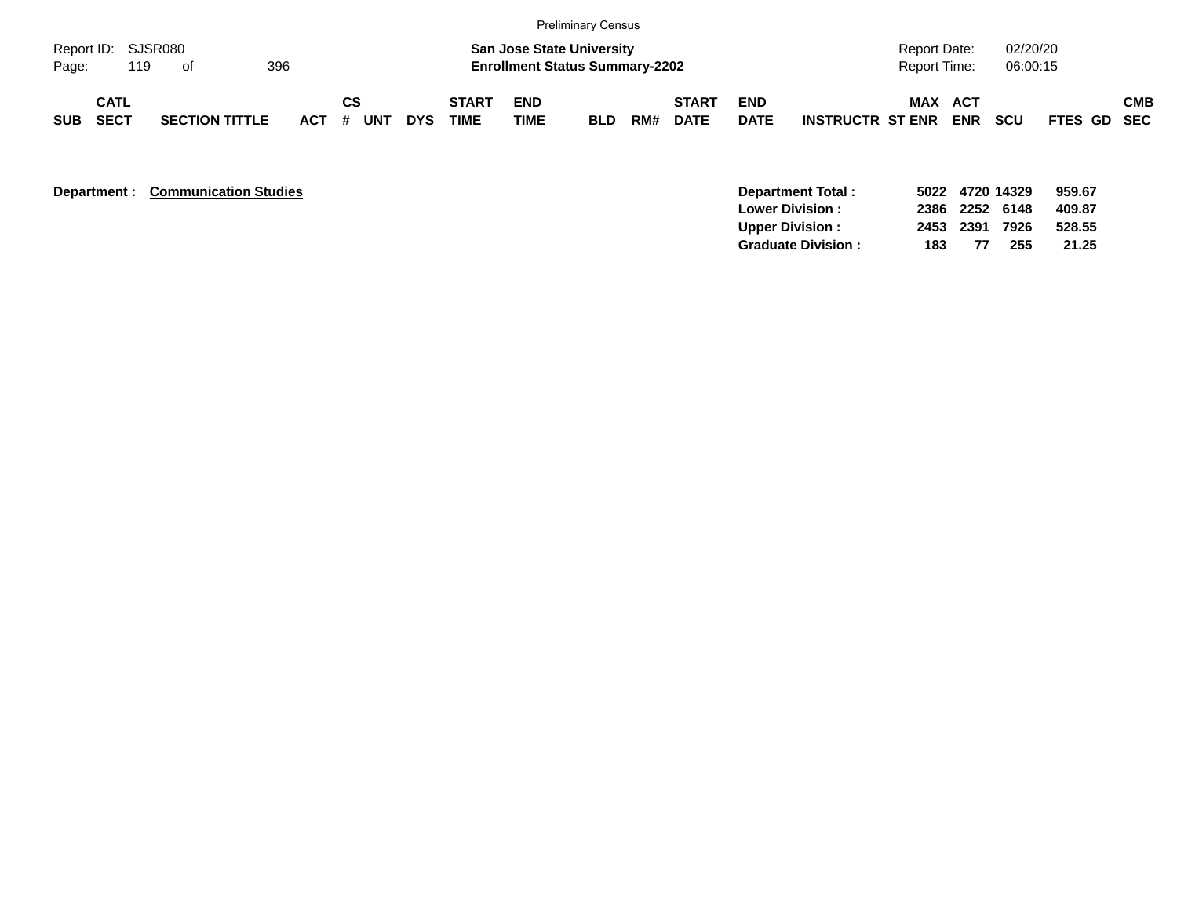Preliminary Census

Report ID: SJSR080

**San Jose State University**
**Enrollment Status Summary-2202**

Report Date: 02/20/20
Report Time: 06:00:15

| SUB | CATL SECT | SECTION TITTLE | ACT | CS # | UNT | DYS | START TIME | END TIME | BLD | RM# | START DATE | END DATE | INSTRUCTR | MAX ST ENR | ACT ENR | SCU | FTES | GD | CMB SEC |
|---|---|---|---|---|---|---|---|---|---|---|---|---|---|---|---|---|---|---|---|

**Department :** **Communication Studies**

| | | | | |
|---|---|---|---|---|
| **Department Total :** | **5022** | **4720** | **14329** | **959.67** |
| **Lower Division :** | **2386** | **2252** | **6148** | **409.87** |
| **Upper Division :** | **2453** | **2391** | **7926** | **528.55** |
| **Graduate Division :** | **183** | **77** | **255** | **21.25** |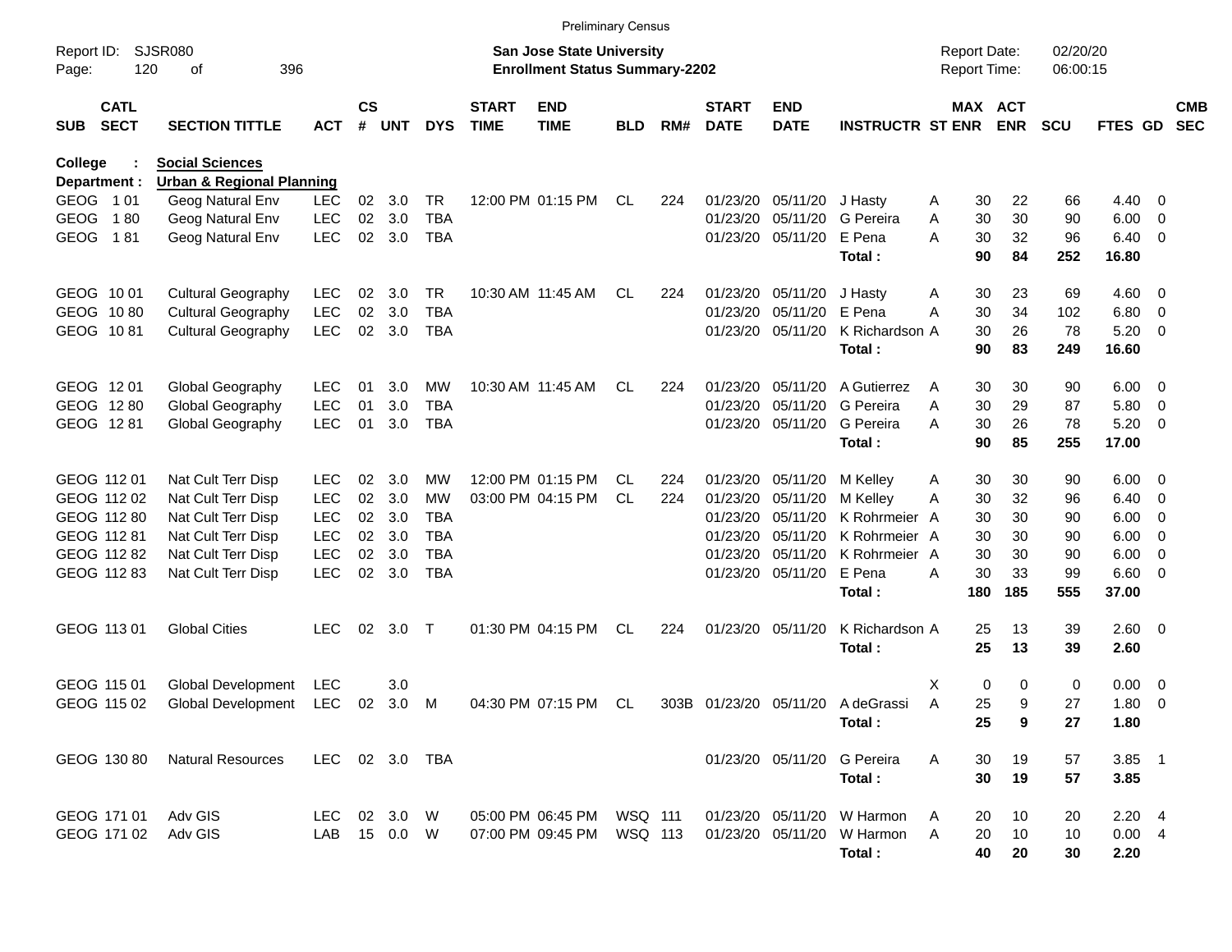Preliminary Census

Report ID: SJSR080
Page: 120 of 396

**San Jose State University**
**Enrollment Status Summary-2202**

Report Date: 02/20/20
Report Time: 06:00:15

| SUB | CATL SECT | SECTION TITTLE | ACT | CS # | UNT | DYS | START TIME | END TIME | BLD | RM# | START DATE | END DATE | INSTRUCTR | ST | MAX ENR | ACT ENR | SCU | FTES | GD | CMB SEC |
|---|---|---|---|---|---|---|---|---|---|---|---|---|---|---|---|---|---|---|---|---|
| **College :** | | **Social Sciences** | | | | | | | | | | | | | | | | | | |
| **Department :** | | **Urban & Regional Planning** | | | | | | | | | | | | | | | | | | |
| GEOG | 1 01 | Geog Natural Env | LEC | 02 | 3.0 | TR | 12:00 PM | 01:15 PM | CL | 224 | 01/23/20 | 05/11/20 | J Hasty | A | 30 | 22 | 66 | 4.40 | 0 | |
| GEOG | 1 80 | Geog Natural Env | LEC | 02 | 3.0 | TBA | | | | | 01/23/20 | 05/11/20 | G Pereira | A | 30 | 30 | 90 | 6.00 | 0 | |
| GEOG | 1 81 | Geog Natural Env | LEC | 02 | 3.0 | TBA | | | | | 01/23/20 | 05/11/20 | E Pena | A | 30 | 32 | 96 | 6.40 | 0 | |
| | | | | | | | | | | | | | **Total :** | | **90** | **84** | **252** | **16.80** | | |
| GEOG | 10 01 | Cultural Geography | LEC | 02 | 3.0 | TR | 10:30 AM | 11:45 AM | CL | 224 | 01/23/20 | 05/11/20 | J Hasty | A | 30 | 23 | 69 | 4.60 | 0 | |
| GEOG | 10 80 | Cultural Geography | LEC | 02 | 3.0 | TBA | | | | | 01/23/20 | 05/11/20 | E Pena | A | 30 | 34 | 102 | 6.80 | 0 | |
| GEOG | 10 81 | Cultural Geography | LEC | 02 | 3.0 | TBA | | | | | 01/23/20 | 05/11/20 | K Richardson | A | 30 | 26 | 78 | 5.20 | 0 | |
| | | | | | | | | | | | | | **Total :** | | **90** | **83** | **249** | **16.60** | | |
| GEOG | 12 01 | Global Geography | LEC | 01 | 3.0 | MW | 10:30 AM | 11:45 AM | CL | 224 | 01/23/20 | 05/11/20 | A Gutierrez | A | 30 | 30 | 90 | 6.00 | 0 | |
| GEOG | 12 80 | Global Geography | LEC | 01 | 3.0 | TBA | | | | | 01/23/20 | 05/11/20 | G Pereira | A | 30 | 29 | 87 | 5.80 | 0 | |
| GEOG | 12 81 | Global Geography | LEC | 01 | 3.0 | TBA | | | | | 01/23/20 | 05/11/20 | G Pereira | A | 30 | 26 | 78 | 5.20 | 0 | |
| | | | | | | | | | | | | | **Total :** | | **90** | **85** | **255** | **17.00** | | |
| GEOG | 112 01 | Nat Cult Terr Disp | LEC | 02 | 3.0 | MW | 12:00 PM | 01:15 PM | CL | 224 | 01/23/20 | 05/11/20 | M Kelley | A | 30 | 30 | 90 | 6.00 | 0 | |
| GEOG | 112 02 | Nat Cult Terr Disp | LEC | 02 | 3.0 | MW | 03:00 PM | 04:15 PM | CL | 224 | 01/23/20 | 05/11/20 | M Kelley | A | 30 | 32 | 96 | 6.40 | 0 | |
| GEOG | 112 80 | Nat Cult Terr Disp | LEC | 02 | 3.0 | TBA | | | | | 01/23/20 | 05/11/20 | K Rohrmeier | A | 30 | 30 | 90 | 6.00 | 0 | |
| GEOG | 112 81 | Nat Cult Terr Disp | LEC | 02 | 3.0 | TBA | | | | | 01/23/20 | 05/11/20 | K Rohrmeier | A | 30 | 30 | 90 | 6.00 | 0 | |
| GEOG | 112 82 | Nat Cult Terr Disp | LEC | 02 | 3.0 | TBA | | | | | 01/23/20 | 05/11/20 | K Rohrmeier | A | 30 | 30 | 90 | 6.00 | 0 | |
| GEOG | 112 83 | Nat Cult Terr Disp | LEC | 02 | 3.0 | TBA | | | | | 01/23/20 | 05/11/20 | E Pena | A | 30 | 33 | 99 | 6.60 | 0 | |
| | | | | | | | | | | | | | **Total :** | | **180** | **185** | **555** | **37.00** | | |
| GEOG | 113 01 | Global Cities | LEC | 02 | 3.0 | T | 01:30 PM | 04:15 PM | CL | 224 | 01/23/20 | 05/11/20 | K Richardson | A | 25 | 13 | 39 | 2.60 | 0 | |
| | | | | | | | | | | | | | **Total :** | | **25** | **13** | **39** | **2.60** | | |
| GEOG | 115 01 | Global Development | LEC | | 3.0 | | | | | | | | | X | 0 | 0 | 0 | 0.00 | 0 | |
| GEOG | 115 02 | Global Development | LEC | 02 | 3.0 | M | 04:30 PM | 07:15 PM | CL | 303B | 01/23/20 | 05/11/20 | A deGrassi | A | 25 | 9 | 27 | 1.80 | 0 | |
| | | | | | | | | | | | | | **Total :** | | **25** | **9** | **27** | **1.80** | | |
| GEOG | 130 80 | Natural Resources | LEC | 02 | 3.0 | TBA | | | | | 01/23/20 | 05/11/20 | G Pereira | A | 30 | 19 | 57 | 3.85 | 1 | |
| | | | | | | | | | | | | | **Total :** | | **30** | **19** | **57** | **3.85** | | |
| GEOG | 171 01 | Adv GIS | LEC | 02 | 3.0 | W | 05:00 PM | 06:45 PM | WSQ | 111 | 01/23/20 | 05/11/20 | W Harmon | A | 20 | 10 | 20 | 2.20 | 4 | |
| GEOG | 171 02 | Adv GIS | LAB | 15 | 0.0 | W | 07:00 PM | 09:45 PM | WSQ | 113 | 01/23/20 | 05/11/20 | W Harmon | A | 20 | 10 | 10 | 0.00 | 4 | |
| | | | | | | | | | | | | | **Total :** | | **40** | **20** | **30** | **2.20** | | |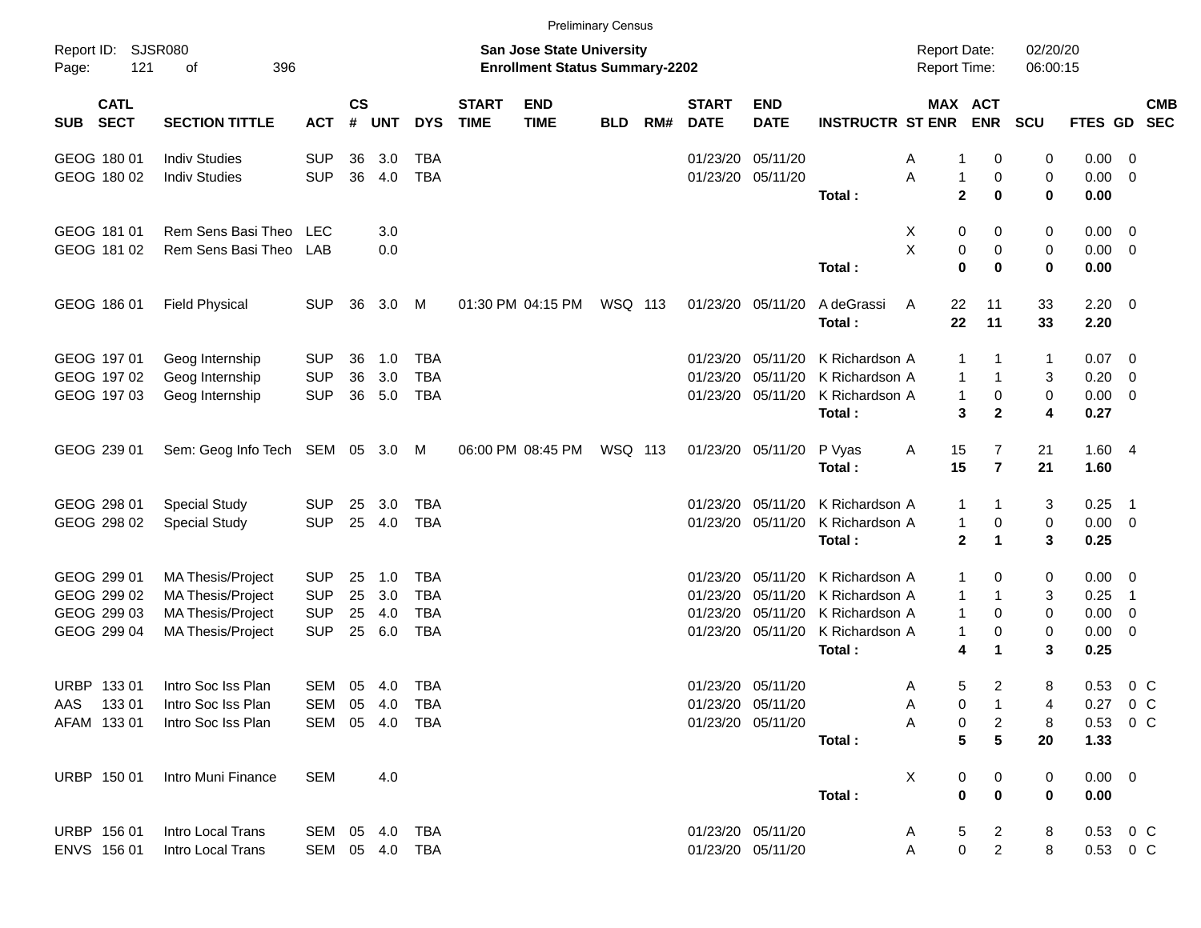Preliminary Census

Report ID: SJSR080

**San Jose State University**
**Enrollment Status Summary-2202**

Report Date: 02/20/20
Report Time: 06:00:15

| SUB | CATL SECT | SECTION TITTLE | ACT | CS # | UNT | DYS | START TIME | END TIME | BLD | RM# | START DATE | END DATE | INSTRUCTR | ST | MAX ENR | ACT ENR | SCU | FTES | GD | CMB SEC |
|---|---|---|---|---|---|---|---|---|---|---|---|---|---|---|---|---|---|---|---|---|
| GEOG | 180 01 | Indiv Studies | SUP | 36 | 3.0 | TBA | | | | | 01/23/20 | 05/11/20 | | A | 1 | 0 | 0 | 0.00 | 0 | |
| GEOG | 180 02 | Indiv Studies | SUP | 36 | 4.0 | TBA | | | | | 01/23/20 | 05/11/20 | | A | 1 | 0 | 0 | 0.00 | 0 | |
| | | | | | | | | | | | | | **Total :** | | **2** | **0** | **0** | **0.00** | | |
| GEOG | 181 01 | Rem Sens Basi Theo | LEC | | 3.0 | | | | | | | | | X | 0 | 0 | 0 | 0.00 | 0 | |
| GEOG | 181 02 | Rem Sens Basi Theo | LAB | | 0.0 | | | | | | | | | X | 0 | 0 | 0 | 0.00 | 0 | |
| | | | | | | | | | | | | | **Total :** | | **0** | **0** | **0** | **0.00** | | |
| GEOG | 186 01 | Field Physical | SUP | 36 | 3.0 | M | 01:30 PM | 04:15 PM | WSQ | 113 | 01/23/20 | 05/11/20 | A deGrassi | A | 22 | 11 | 33 | 2.20 | 0 | |
| | | | | | | | | | | | | | **Total :** | | **22** | **11** | **33** | **2.20** | | |
| GEOG | 197 01 | Geog Internship | SUP | 36 | 1.0 | TBA | | | | | 01/23/20 | 05/11/20 | K Richardson | A | 1 | 1 | 1 | 0.07 | 0 | |
| GEOG | 197 02 | Geog Internship | SUP | 36 | 3.0 | TBA | | | | | 01/23/20 | 05/11/20 | K Richardson | A | 1 | 1 | 3 | 0.20 | 0 | |
| GEOG | 197 03 | Geog Internship | SUP | 36 | 5.0 | TBA | | | | | 01/23/20 | 05/11/20 | K Richardson | A | 1 | 0 | 0 | 0.00 | 0 | |
| | | | | | | | | | | | | | **Total :** | | **3** | **2** | **4** | **0.27** | | |
| GEOG | 239 01 | Sem: Geog Info Tech | SEM | 05 | 3.0 | M | 06:00 PM | 08:45 PM | WSQ | 113 | 01/23/20 | 05/11/20 | P Vyas | A | 15 | 7 | 21 | 1.60 | 4 | |
| | | | | | | | | | | | | | **Total :** | | **15** | **7** | **21** | **1.60** | | |
| GEOG | 298 01 | Special Study | SUP | 25 | 3.0 | TBA | | | | | 01/23/20 | 05/11/20 | K Richardson | A | 1 | 1 | 3 | 0.25 | 1 | |
| GEOG | 298 02 | Special Study | SUP | 25 | 4.0 | TBA | | | | | 01/23/20 | 05/11/20 | K Richardson | A | 1 | 0 | 0 | 0.00 | 0 | |
| | | | | | | | | | | | | | **Total :** | | **2** | **1** | **3** | **0.25** | | |
| GEOG | 299 01 | MA Thesis/Project | SUP | 25 | 1.0 | TBA | | | | | 01/23/20 | 05/11/20 | K Richardson | A | 1 | 0 | 0 | 0.00 | 0 | |
| GEOG | 299 02 | MA Thesis/Project | SUP | 25 | 3.0 | TBA | | | | | 01/23/20 | 05/11/20 | K Richardson | A | 1 | 1 | 3 | 0.25 | 1 | |
| GEOG | 299 03 | MA Thesis/Project | SUP | 25 | 4.0 | TBA | | | | | 01/23/20 | 05/11/20 | K Richardson | A | 1 | 0 | 0 | 0.00 | 0 | |
| GEOG | 299 04 | MA Thesis/Project | SUP | 25 | 6.0 | TBA | | | | | 01/23/20 | 05/11/20 | K Richardson | A | 1 | 0 | 0 | 0.00 | 0 | |
| | | | | | | | | | | | | | **Total :** | | **4** | **1** | **3** | **0.25** | | |
| URBP | 133 01 | Intro Soc Iss Plan | SEM | 05 | 4.0 | TBA | | | | | 01/23/20 | 05/11/20 | | A | 5 | 2 | 8 | 0.53 | 0 | C |
| AAS | 133 01 | Intro Soc Iss Plan | SEM | 05 | 4.0 | TBA | | | | | 01/23/20 | 05/11/20 | | A | 0 | 1 | 4 | 0.27 | 0 | C |
| AFAM | 133 01 | Intro Soc Iss Plan | SEM | 05 | 4.0 | TBA | | | | | 01/23/20 | 05/11/20 | | A | 0 | 2 | 8 | 0.53 | 0 | C |
| | | | | | | | | | | | | | **Total :** | | **5** | **5** | **20** | **1.33** | | |
| URBP | 150 01 | Intro Muni Finance | SEM | | 4.0 | | | | | | | | | X | 0 | 0 | 0 | 0.00 | 0 | |
| | | | | | | | | | | | | | **Total :** | | **0** | **0** | **0** | **0.00** | | |
| URBP | 156 01 | Intro Local Trans | SEM | 05 | 4.0 | TBA | | | | | 01/23/20 | 05/11/20 | | A | 5 | 2 | 8 | 0.53 | 0 | C |
| ENVS | 156 01 | Intro Local Trans | SEM | 05 | 4.0 | TBA | | | | | 01/23/20 | 05/11/20 | | A | 0 | 2 | 8 | 0.53 | 0 | C |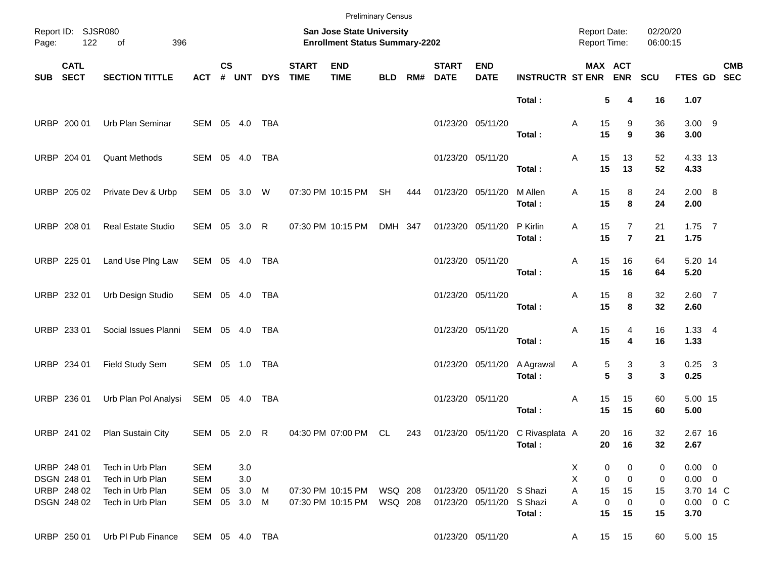Preliminary Census

Report ID: SJSR080

**San Jose State University**
**Enrollment Status Summary-2202**

Report Date: 02/20/20
Report Time: 06:00:15

| SUB | CATL SECT | SECTION TITTLE | ACT | CS # | UNT | DYS | START TIME | END TIME | BLD | RM# | START DATE | END DATE | INSTRUCTR | ST | MAX ENR | ACT ENR | SCU | FTES | GD | CMB SEC |
|---|---|---|---|---|---|---|---|---|---|---|---|---|---|---|---|---|---|---|---|---|
| | | | | | | | | | | | | | **Total :** | | **5** | **4** | **16** | **1.07** | | |
| URBP | 200 01 | Urb Plan Seminar | SEM | 05 | 4.0 | TBA | | | | | 01/23/20 | 05/11/20 | | A | 15 | 9 | 36 | 3.00 | 9 | |
| | | | | | | | | | | | | | **Total :** | | **15** | **9** | **36** | **3.00** | | |
| URBP | 204 01 | Quant Methods | SEM | 05 | 4.0 | TBA | | | | | 01/23/20 | 05/11/20 | | A | 15 | 13 | 52 | 4.33 | 13 | |
| | | | | | | | | | | | | | **Total :** | | **15** | **13** | **52** | **4.33** | | |
| URBP | 205 02 | Private Dev & Urbp | SEM | 05 | 3.0 | W | 07:30 PM | 10:15 PM | SH | 444 | 01/23/20 | 05/11/20 | M Allen | A | 15 | 8 | 24 | 2.00 | 8 | |
| | | | | | | | | | | | | | **Total :** | | **15** | **8** | **24** | **2.00** | | |
| URBP | 208 01 | Real Estate Studio | SEM | 05 | 3.0 | R | 07:30 PM | 10:15 PM | DMH | 347 | 01/23/20 | 05/11/20 | P Kirlin | A | 15 | 7 | 21 | 1.75 | 7 | |
| | | | | | | | | | | | | | **Total :** | | **15** | **7** | **21** | **1.75** | | |
| URBP | 225 01 | Land Use Plng Law | SEM | 05 | 4.0 | TBA | | | | | 01/23/20 | 05/11/20 | | A | 15 | 16 | 64 | 5.20 | 14 | |
| | | | | | | | | | | | | | **Total :** | | **15** | **16** | **64** | **5.20** | | |
| URBP | 232 01 | Urb Design Studio | SEM | 05 | 4.0 | TBA | | | | | 01/23/20 | 05/11/20 | | A | 15 | 8 | 32 | 2.60 | 7 | |
| | | | | | | | | | | | | | **Total :** | | **15** | **8** | **32** | **2.60** | | |
| URBP | 233 01 | Social Issues Planni | SEM | 05 | 4.0 | TBA | | | | | 01/23/20 | 05/11/20 | | A | 15 | 4 | 16 | 1.33 | 4 | |
| | | | | | | | | | | | | | **Total :** | | **15** | **4** | **16** | **1.33** | | |
| URBP | 234 01 | Field Study Sem | SEM | 05 | 1.0 | TBA | | | | | 01/23/20 | 05/11/20 | A Agrawal | A | 5 | 3 | 3 | 0.25 | 3 | |
| | | | | | | | | | | | | | **Total :** | | **5** | **3** | **3** | **0.25** | | |
| URBP | 236 01 | Urb Plan Pol Analysi | SEM | 05 | 4.0 | TBA | | | | | 01/23/20 | 05/11/20 | | A | 15 | 15 | 60 | 5.00 | 15 | |
| | | | | | | | | | | | | | **Total :** | | **15** | **15** | **60** | **5.00** | | |
| URBP | 241 02 | Plan Sustain City | SEM | 05 | 2.0 | R | 04:30 PM | 07:00 PM | CL | 243 | 01/23/20 | 05/11/20 | C Rivasplata | A | 20 | 16 | 32 | 2.67 | 16 | |
| | | | | | | | | | | | | | **Total :** | | **20** | **16** | **32** | **2.67** | | |
| URBP | 248 01 | Tech in Urb Plan | SEM | | 3.0 | | | | | | | | | X | 0 | 0 | 0 | 0.00 | 0 | |
| DSGN | 248 01 | Tech in Urb Plan | SEM | | 3.0 | | | | | | | | | X | 0 | 0 | 0 | 0.00 | 0 | |
| URBP | 248 02 | Tech in Urb Plan | SEM | 05 | 3.0 | M | 07:30 PM | 10:15 PM | WSQ | 208 | 01/23/20 | 05/11/20 | S Shazi | A | 15 | 15 | 15 | 3.70 | 14 | C |
| DSGN | 248 02 | Tech in Urb Plan | SEM | 05 | 3.0 | M | 07:30 PM | 10:15 PM | WSQ | 208 | 01/23/20 | 05/11/20 | S Shazi | A | 0 | 0 | 0 | 0.00 | 0 | C |
| | | | | | | | | | | | | | **Total :** | | **15** | **15** | **15** | **3.70** | | |
| URBP | 250 01 | Urb Pl Pub Finance | SEM | 05 | 4.0 | TBA | | | | | 01/23/20 | 05/11/20 | | A | 15 | 15 | 60 | 5.00 | 15 | |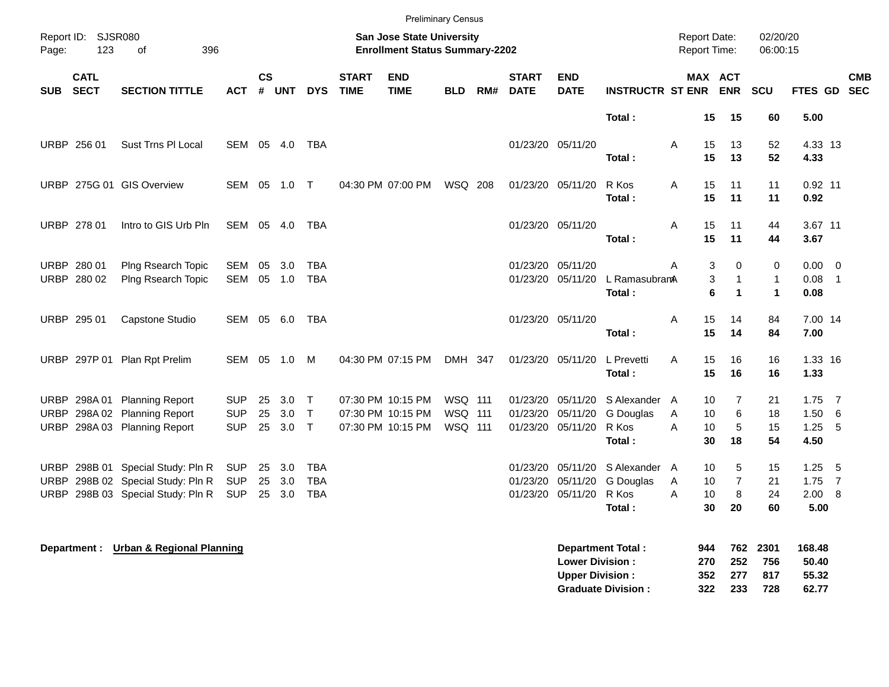Preliminary Census

Report ID: SJSR080

**San Jose State University**
**Enrollment Status Summary-2202**

Report Date: 02/20/20
Report Time: 06:00:15

| SUB | CATL SECT | SECTION TITTLE | ACT | CS # | UNT | DYS | START TIME | END TIME | BLD | RM# | START DATE | END DATE | INSTRUCTR | ST | MAX ENR | ACT ENR | SCU | FTES | GD | CMB SEC |
|---|---|---|---|---|---|---|---|---|---|---|---|---|---|---|---|---|---|---|---|---|
| | | | | | | | | | | | | | **Total :** | | **15** | **15** | **60** | **5.00** | | |
| URBP | 256 01 | Sust Trns Pl Local | SEM | 05 | 4.0 | TBA | | | | | 01/23/20 | 05/11/20 | | A | 15 | 13 | 52 | 4.33 | 13 | |
| | | | | | | | | | | | | | **Total :** | | **15** | **13** | **52** | **4.33** | | |
| URBP | 275G 01 | GIS Overview | SEM | 05 | 1.0 | T | 04:30 PM | 07:00 PM | WSQ | 208 | 01/23/20 | 05/11/20 | R Kos | A | 15 | 11 | 11 | 0.92 | 11 | |
| | | | | | | | | | | | | | **Total :** | | **15** | **11** | **11** | **0.92** | | |
| URBP | 278 01 | Intro to GIS Urb Pln | SEM | 05 | 4.0 | TBA | | | | | 01/23/20 | 05/11/20 | | A | 15 | 11 | 44 | 3.67 | 11 | |
| | | | | | | | | | | | | | **Total :** | | **15** | **11** | **44** | **3.67** | | |
| URBP | 280 01 | Plng Rsearch Topic | SEM | 05 | 3.0 | TBA | | | | | 01/23/20 | 05/11/20 | | A | 3 | 0 | 0 | 0.00 | 0 | |
| URBP | 280 02 | Plng Rsearch Topic | SEM | 05 | 1.0 | TBA | | | | | 01/23/20 | 05/11/20 | L Ramasubram | A | 3 | 1 | 1 | 0.08 | 1 | |
| | | | | | | | | | | | | | **Total :** | | **6** | **1** | **1** | **0.08** | | |
| URBP | 295 01 | Capstone Studio | SEM | 05 | 6.0 | TBA | | | | | 01/23/20 | 05/11/20 | | A | 15 | 14 | 84 | 7.00 | 14 | |
| | | | | | | | | | | | | | **Total :** | | **15** | **14** | **84** | **7.00** | | |
| URBP | 297P 01 | Plan Rpt Prelim | SEM | 05 | 1.0 | M | 04:30 PM | 07:15 PM | DMH | 347 | 01/23/20 | 05/11/20 | L Prevetti | A | 15 | 16 | 16 | 1.33 | 16 | |
| | | | | | | | | | | | | | **Total :** | | **15** | **16** | **16** | **1.33** | | |
| URBP | 298A 01 | Planning Report | SUP | 25 | 3.0 | T | 07:30 PM | 10:15 PM | WSQ | 111 | 01/23/20 | 05/11/20 | S Alexander | A | 10 | 7 | 21 | 1.75 | 7 | |
| URBP | 298A 02 | Planning Report | SUP | 25 | 3.0 | T | 07:30 PM | 10:15 PM | WSQ | 111 | 01/23/20 | 05/11/20 | G Douglas | A | 10 | 6 | 18 | 1.50 | 6 | |
| URBP | 298A 03 | Planning Report | SUP | 25 | 3.0 | T | 07:30 PM | 10:15 PM | WSQ | 111 | 01/23/20 | 05/11/20 | R Kos | A | 10 | 5 | 15 | 1.25 | 5 | |
| | | | | | | | | | | | | | **Total :** | | **30** | **18** | **54** | **4.50** | | |
| URBP | 298B 01 | Special Study: Pln R | SUP | 25 | 3.0 | TBA | | | | | 01/23/20 | 05/11/20 | S Alexander | A | 10 | 5 | 15 | 1.25 | 5 | |
| URBP | 298B 02 | Special Study: Pln R | SUP | 25 | 3.0 | TBA | | | | | 01/23/20 | 05/11/20 | G Douglas | A | 10 | 7 | 21 | 1.75 | 7 | |
| URBP | 298B 03 | Special Study: Pln R | SUP | 25 | 3.0 | TBA | | | | | 01/23/20 | 05/11/20 | R Kos | A | 10 | 8 | 24 | 2.00 | 8 | |
| | | | | | | | | | | | | | **Total :** | | **30** | **20** | **60** | **5.00** | | |

**Department : Urban & Regional Planning**

| | MAX ENR | ACT ENR | SCU | FTES |
|---|---|---|---|---|
| **Department Total :** | **944** | **762** | **2301** | **168.48** |
| **Lower Division :** | **270** | **252** | **756** | **50.40** |
| **Upper Division :** | **352** | **277** | **817** | **55.32** |
| **Graduate Division :** | **322** | **233** | **728** | **62.77** |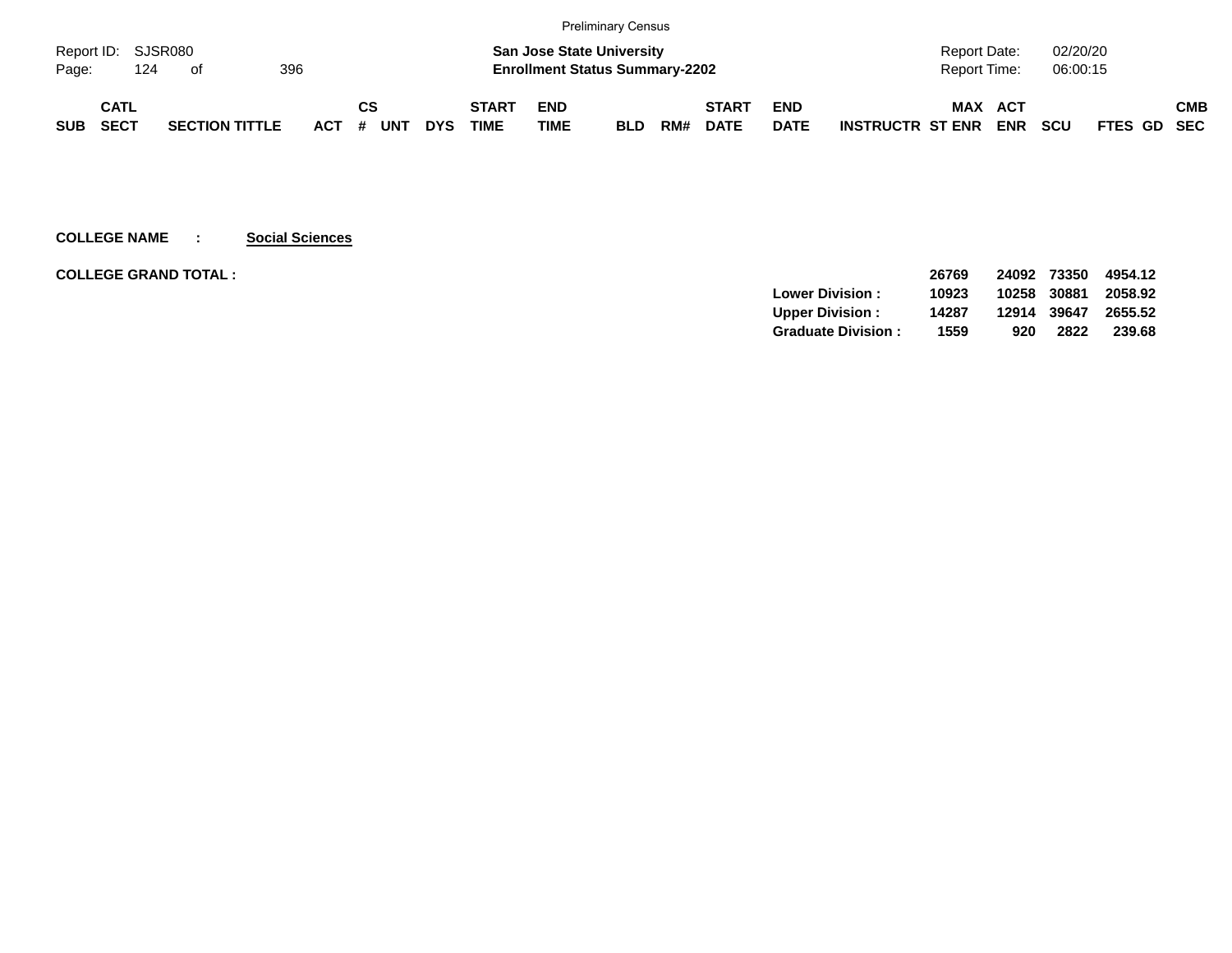Preliminary Census

Report ID: SJSR080

**San Jose State University**
**Enrollment Status Summary-2202**

Report Date: 02/20/20
Report Time: 06:00:15

| SUB | CATL SECT | SECTION TITTLE | ACT | CS # | UNT | DYS | START TIME | END TIME | BLD | RM# | START DATE | END DATE | INSTRUCTR | MAX ST ENR | ACT ENR | SCU | FTES | GD | CMB SEC |
|---|---|---|---|---|---|---|---|---|---|---|---|---|---|---|---|---|---|---|---|

**COLLEGE NAME : Social Sciences**

**COLLEGE GRAND TOTAL :**

| | MAX ST ENR | ACT ENR | SCU | FTES |
|---|---|---|---|---|
| **Total** | **26769** | **24092** | **73350** | **4954.12** |
| **Lower Division :** | **10923** | **10258** | **30881** | **2058.92** |
| **Upper Division :** | **14287** | **12914** | **39647** | **2655.52** |
| **Graduate Division :** | **1559** | **920** | **2822** | **239.68** |